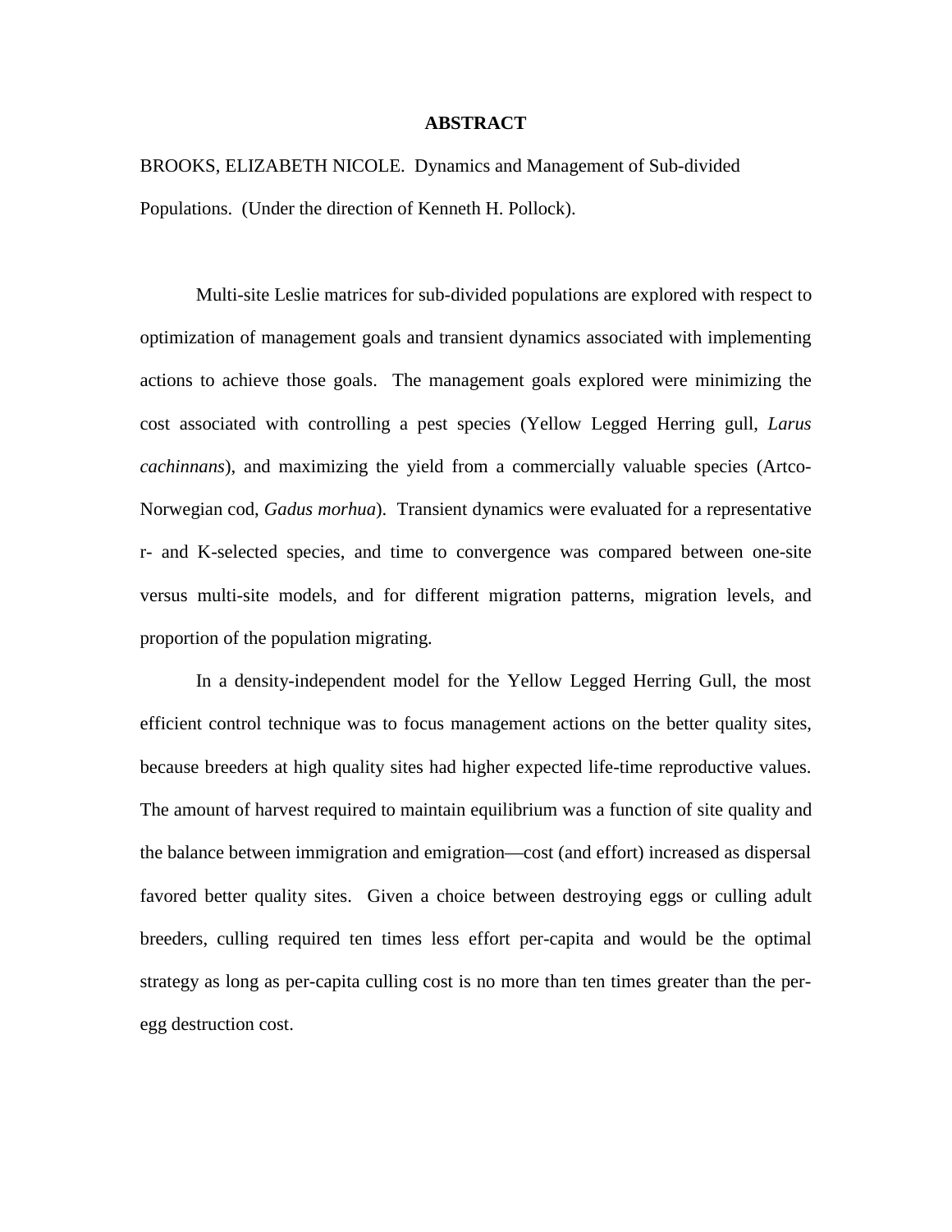**ABSTRACT**

BROOKS, ELIZABETH NICOLE. Dynamics and Management of Sub-divided Populations. (Under the direction of Kenneth H. Pollock).

Multi-site Leslie matrices for sub-divided populations are explored with respect to optimization of management goals and transient dynamics associated with implementing actions to achieve those goals. The management goals explored were minimizing the cost associated with controlling a pest species (Yellow Legged Herring gull, *Larus cachinnans*), and maximizing the yield from a commercially valuable species (Artco-Norwegian cod, *Gadus morhua*). Transient dynamics were evaluated for a representative r- and K-selected species, and time to convergence was compared between one-site versus multi-site models, and for different migration patterns, migration levels, and proportion of the population migrating.

In a density-independent model for the Yellow Legged Herring Gull, the most efficient control technique was to focus management actions on the better quality sites, because breeders at high quality sites had higher expected life-time reproductive values. The amount of harvest required to maintain equilibrium was a function of site quality and the balance between immigration and emigration—cost (and effort) increased as dispersal favored better quality sites. Given a choice between destroying eggs or culling adult breeders, culling required ten times less effort per-capita and would be the optimal strategy as long as per-capita culling cost is no more than ten times greater than the per-egg destruction cost.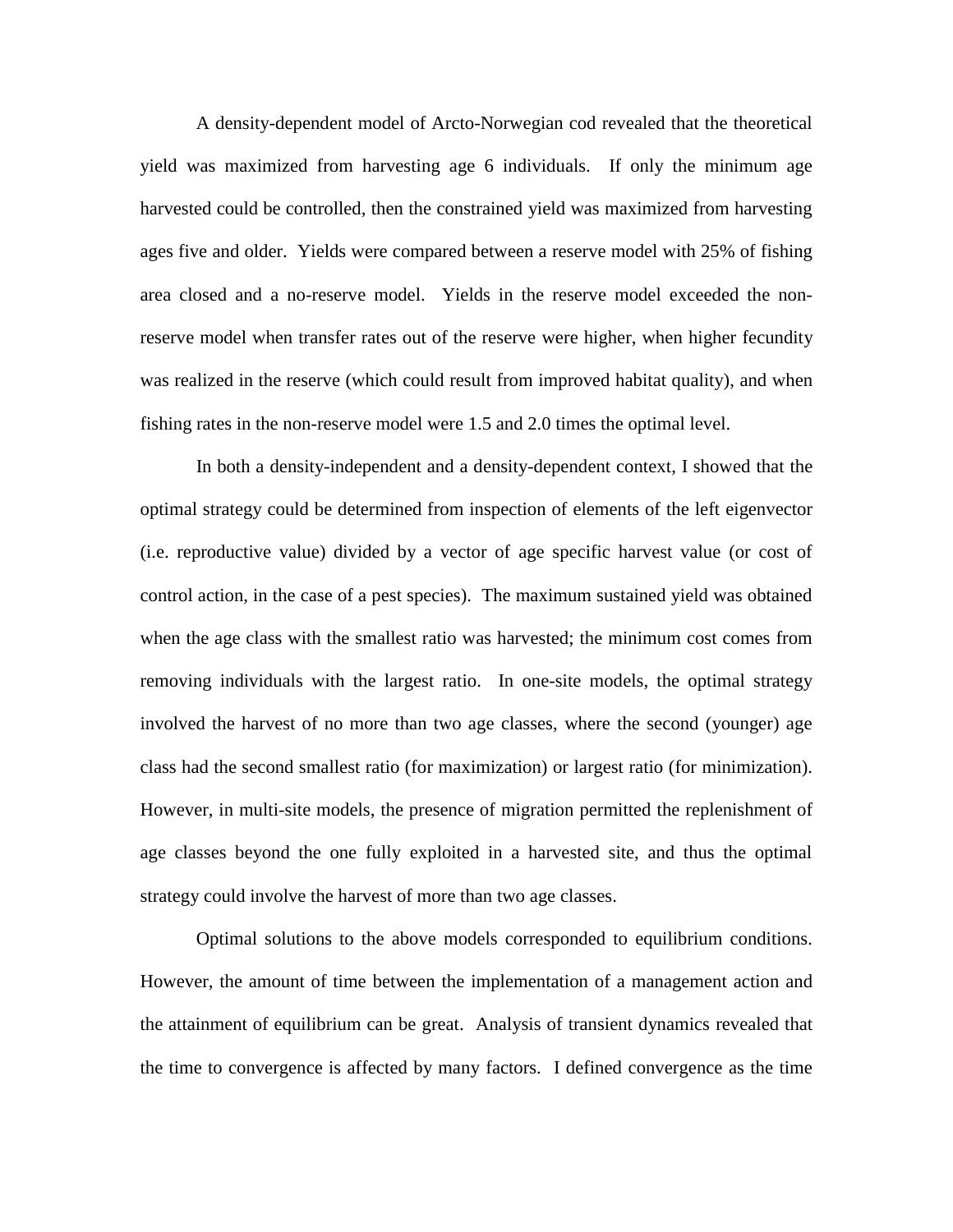A density-dependent model of Arcto-Norwegian cod revealed that the theoretical yield was maximized from harvesting age 6 individuals. If only the minimum age harvested could be controlled, then the constrained yield was maximized from harvesting ages five and older. Yields were compared between a reserve model with 25% of fishing area closed and a no-reserve model. Yields in the reserve model exceeded the non-reserve model when transfer rates out of the reserve were higher, when higher fecundity was realized in the reserve (which could result from improved habitat quality), and when fishing rates in the non-reserve model were 1.5 and 2.0 times the optimal level.

In both a density-independent and a density-dependent context, I showed that the optimal strategy could be determined from inspection of elements of the left eigenvector (i.e. reproductive value) divided by a vector of age specific harvest value (or cost of control action, in the case of a pest species). The maximum sustained yield was obtained when the age class with the smallest ratio was harvested; the minimum cost comes from removing individuals with the largest ratio. In one-site models, the optimal strategy involved the harvest of no more than two age classes, where the second (younger) age class had the second smallest ratio (for maximization) or largest ratio (for minimization). However, in multi-site models, the presence of migration permitted the replenishment of age classes beyond the one fully exploited in a harvested site, and thus the optimal strategy could involve the harvest of more than two age classes.

Optimal solutions to the above models corresponded to equilibrium conditions. However, the amount of time between the implementation of a management action and the attainment of equilibrium can be great. Analysis of transient dynamics revealed that the time to convergence is affected by many factors. I defined convergence as the time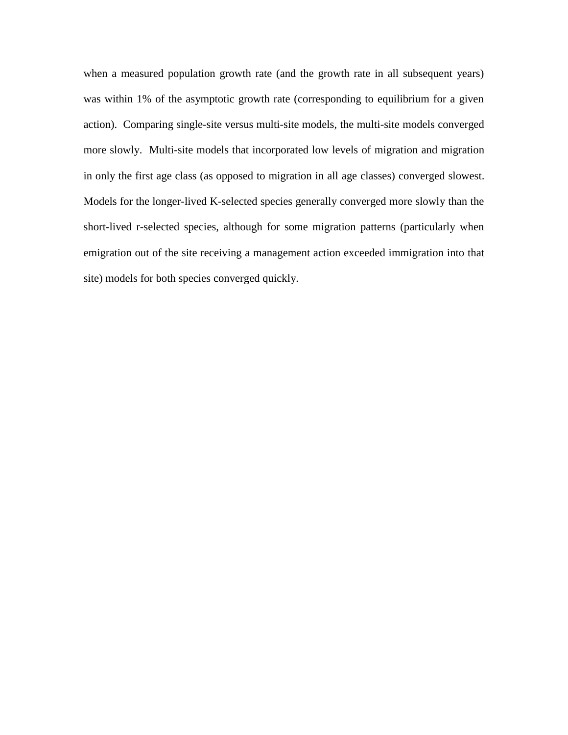when a measured population growth rate (and the growth rate in all subsequent years) was within 1% of the asymptotic growth rate (corresponding to equilibrium for a given action). Comparing single-site versus multi-site models, the multi-site models converged more slowly. Multi-site models that incorporated low levels of migration and migration in only the first age class (as opposed to migration in all age classes) converged slowest. Models for the longer-lived K-selected species generally converged more slowly than the short-lived r-selected species, although for some migration patterns (particularly when emigration out of the site receiving a management action exceeded immigration into that site) models for both species converged quickly.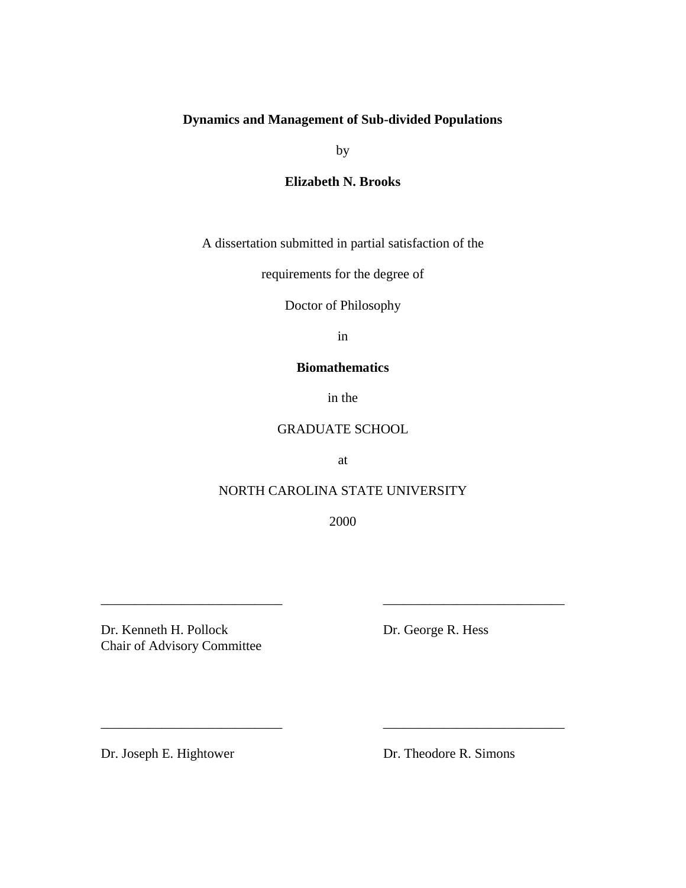**Dynamics and Management of Sub-divided Populations**

by

**Elizabeth N. Brooks**

A dissertation submitted in partial satisfaction of the

requirements for the degree of

Doctor of Philosophy

in

**Biomathematics**

in the

GRADUATE SCHOOL

at

NORTH CAROLINA STATE UNIVERSITY

2000

___________________________

Dr. Kenneth H. Pollock
Chair of Advisory Committee

___________________________

Dr. George R. Hess

___________________________

Dr. Joseph E. Hightower

___________________________

Dr. Theodore R. Simons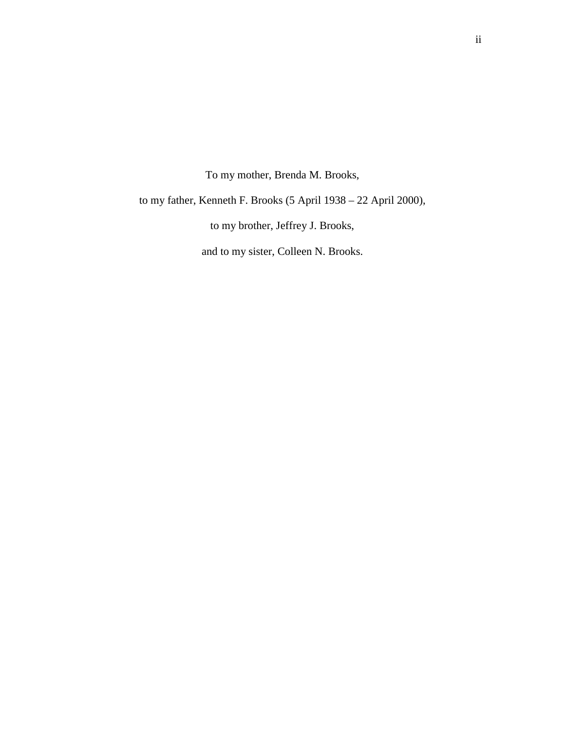To my mother, Brenda M. Brooks,

to my father, Kenneth F. Brooks (5 April 1938 – 22 April 2000),

to my brother, Jeffrey J. Brooks,

and to my sister, Colleen N. Brooks.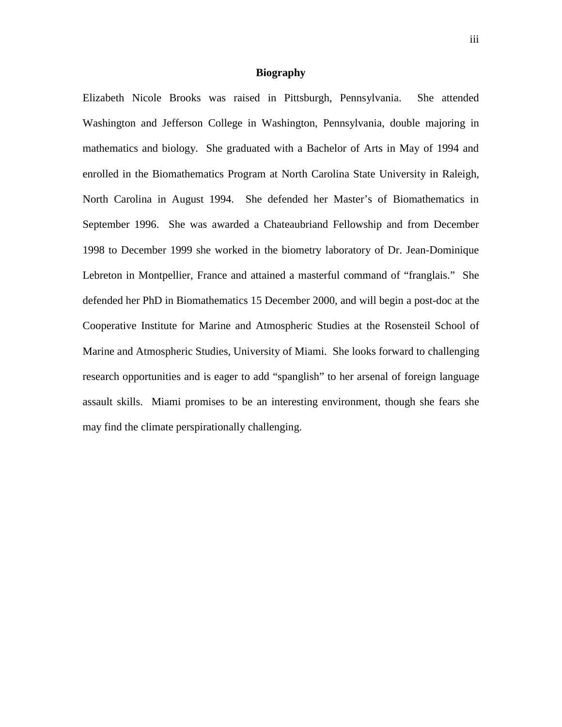## Biography

Elizabeth Nicole Brooks was raised in Pittsburgh, Pennsylvania. She attended Washington and Jefferson College in Washington, Pennsylvania, double majoring in mathematics and biology. She graduated with a Bachelor of Arts in May of 1994 and enrolled in the Biomathematics Program at North Carolina State University in Raleigh, North Carolina in August 1994. She defended her Master's of Biomathematics in September 1996. She was awarded a Chateaubriand Fellowship and from December 1998 to December 1999 she worked in the biometry laboratory of Dr. Jean-Dominique Lebreton in Montpellier, France and attained a masterful command of "franglais." She defended her PhD in Biomathematics 15 December 2000, and will begin a post-doc at the Cooperative Institute for Marine and Atmospheric Studies at the Rosensteil School of Marine and Atmospheric Studies, University of Miami. She looks forward to challenging research opportunities and is eager to add "spanglish" to her arsenal of foreign language assault skills. Miami promises to be an interesting environment, though she fears she may find the climate perspirationally challenging.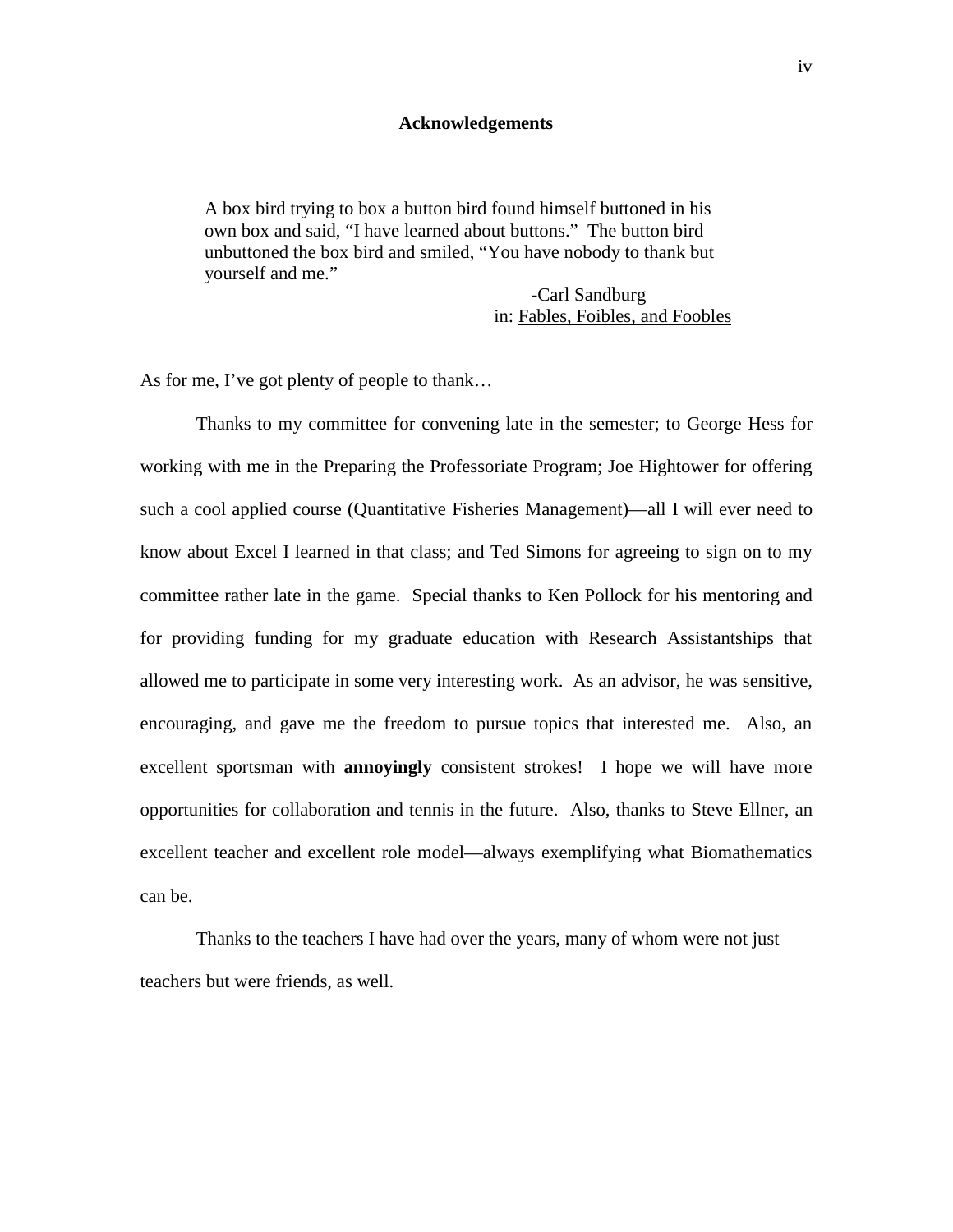## Acknowledgements

> A box bird trying to box a button bird found himself buttoned in his own box and said, "I have learned about buttons." The button bird unbuttoned the box bird and smiled, "You have nobody to thank but yourself and me."
>
> -Carl Sandburg
> in: Fables, Foibles, and Foobles

As for me, I've got plenty of people to thank…

Thanks to my committee for convening late in the semester; to George Hess for working with me in the Preparing the Professoriate Program; Joe Hightower for offering such a cool applied course (Quantitative Fisheries Management)—all I will ever need to know about Excel I learned in that class; and Ted Simons for agreeing to sign on to my committee rather late in the game. Special thanks to Ken Pollock for his mentoring and for providing funding for my graduate education with Research Assistantships that allowed me to participate in some very interesting work. As an advisor, he was sensitive, encouraging, and gave me the freedom to pursue topics that interested me. Also, an excellent sportsman with **annoyingly** consistent strokes! I hope we will have more opportunities for collaboration and tennis in the future. Also, thanks to Steve Ellner, an excellent teacher and excellent role model—always exemplifying what Biomathematics can be.

Thanks to the teachers I have had over the years, many of whom were not just teachers but were friends, as well.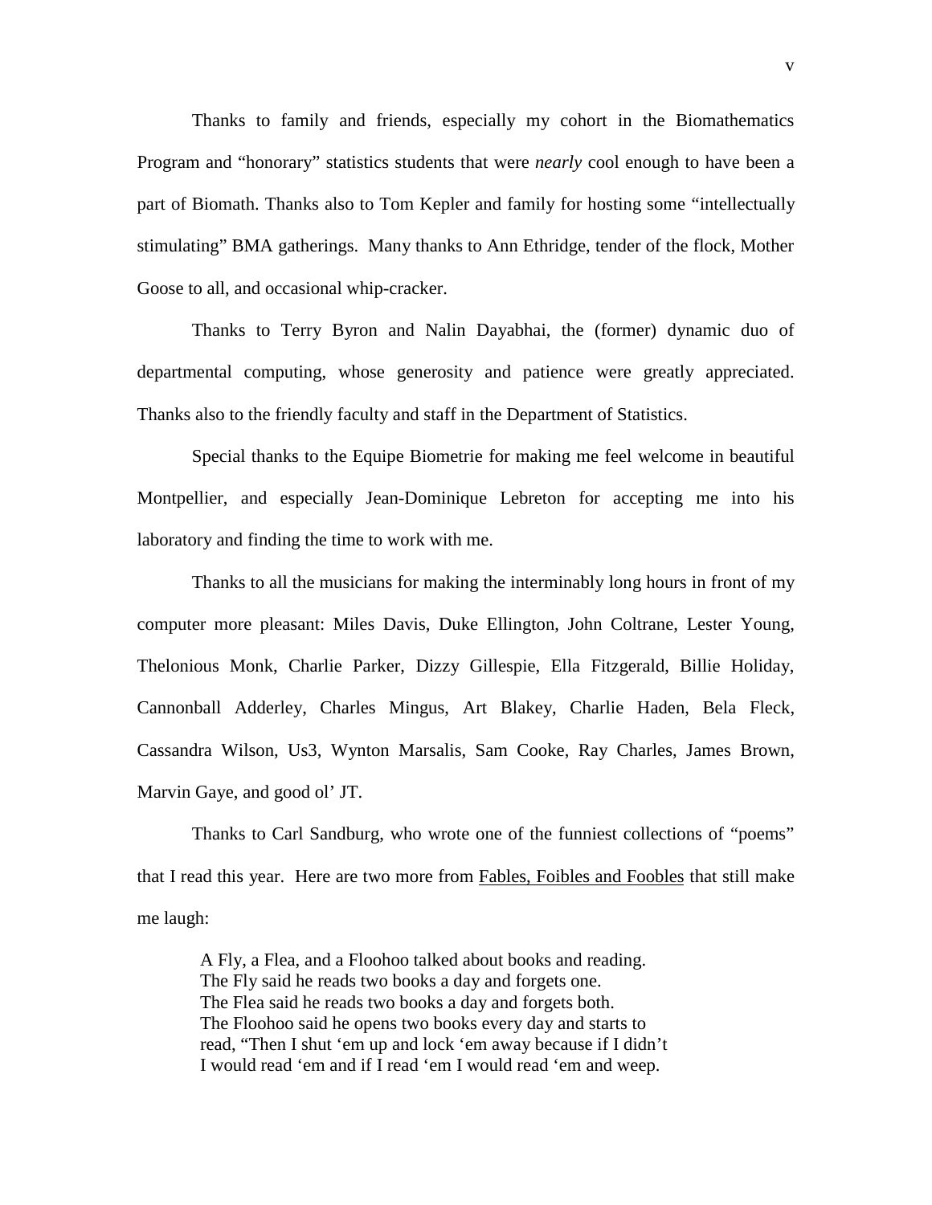Thanks to family and friends, especially my cohort in the Biomathematics Program and "honorary" statistics students that were *nearly* cool enough to have been a part of Biomath. Thanks also to Tom Kepler and family for hosting some "intellectually stimulating" BMA gatherings. Many thanks to Ann Ethridge, tender of the flock, Mother Goose to all, and occasional whip-cracker.

Thanks to Terry Byron and Nalin Dayabhai, the (former) dynamic duo of departmental computing, whose generosity and patience were greatly appreciated. Thanks also to the friendly faculty and staff in the Department of Statistics.

Special thanks to the Equipe Biometrie for making me feel welcome in beautiful Montpellier, and especially Jean-Dominique Lebreton for accepting me into his laboratory and finding the time to work with me.

Thanks to all the musicians for making the interminably long hours in front of my computer more pleasant: Miles Davis, Duke Ellington, John Coltrane, Lester Young, Thelonious Monk, Charlie Parker, Dizzy Gillespie, Ella Fitzgerald, Billie Holiday, Cannonball Adderley, Charles Mingus, Art Blakey, Charlie Haden, Bela Fleck, Cassandra Wilson, Us3, Wynton Marsalis, Sam Cooke, Ray Charles, James Brown, Marvin Gaye, and good ol' JT.

Thanks to Carl Sandburg, who wrote one of the funniest collections of "poems" that I read this year. Here are two more from Fables, Foibles and Foobles that still make me laugh:

> A Fly, a Flea, and a Floohoo talked about books and reading.
> The Fly said he reads two books a day and forgets one.
> The Flea said he reads two books a day and forgets both.
> The Floohoo said he opens two books every day and starts to
> read, "Then I shut 'em up and lock 'em away because if I didn't
> I would read 'em and if I read 'em I would read 'em and weep.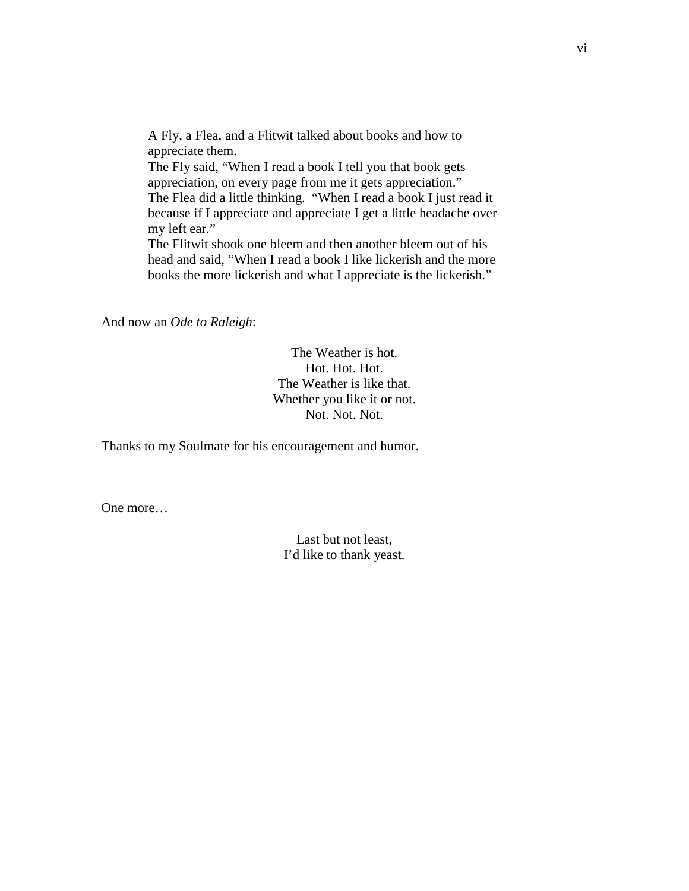> A Fly, a Flea, and a Flitwit talked about books and how to appreciate them.
> The Fly said, "When I read a book I tell you that book gets appreciation, on every page from me it gets appreciation."
> The Flea did a little thinking. "When I read a book I just read it because if I appreciate and appreciate I get a little headache over my left ear."
> The Flitwit shook one bleem and then another bleem out of his head and said, "When I read a book I like lickerish and the more books the more lickerish and what I appreciate is the lickerish."

And now an *Ode to Raleigh*:

The Weather is hot.
Hot. Hot. Hot.
The Weather is like that.
Whether you like it or not.
Not. Not. Not.

Thanks to my Soulmate for his encouragement and humor.

One more…

Last but not least,
I'd like to thank yeast.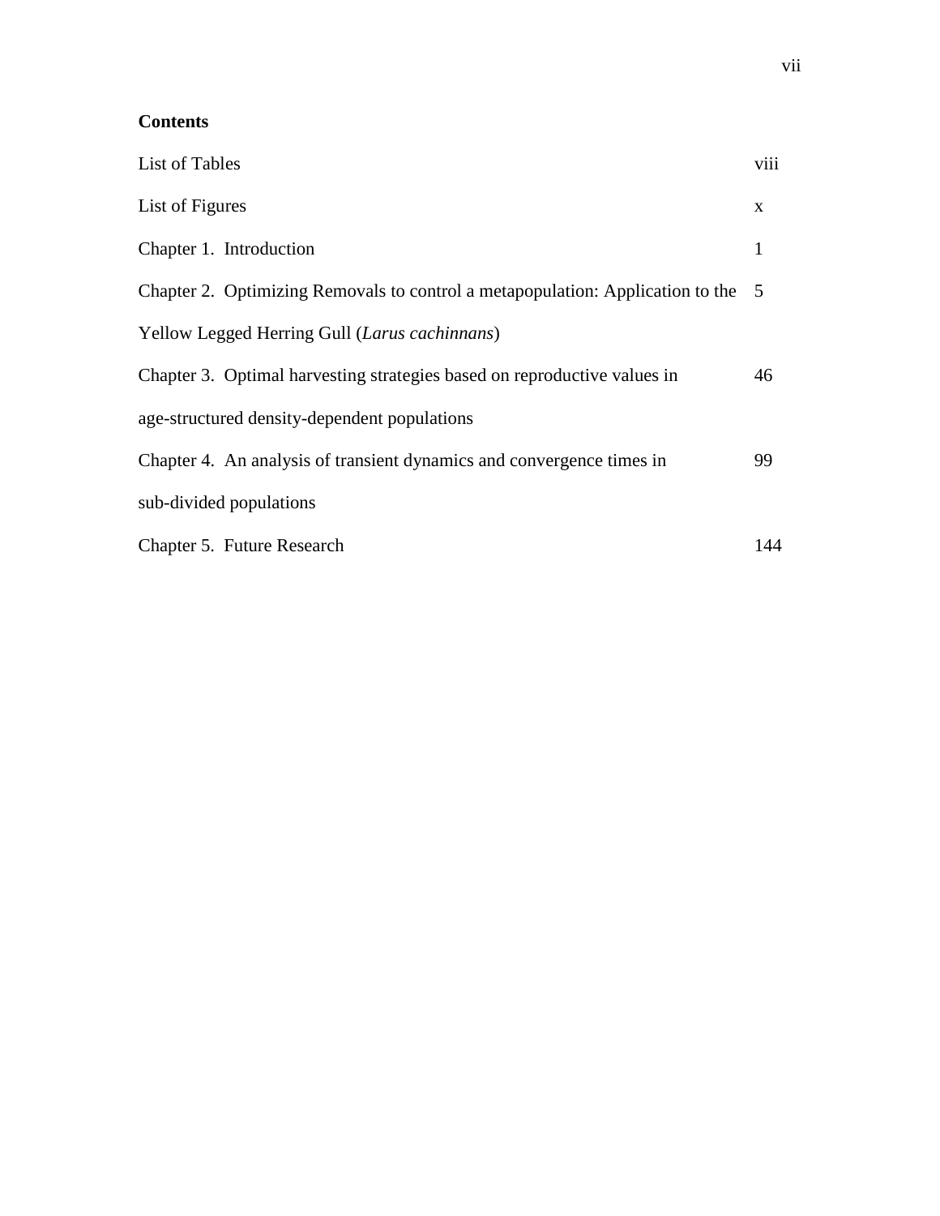**Contents**

| | |
|---|---|
| List of Tables | viii |
| List of Figures | x |
| Chapter 1. Introduction | 1 |
| Chapter 2. Optimizing Removals to control a metapopulation: Application to the Yellow Legged Herring Gull (*Larus cachinnans*) | 5 |
| Chapter 3. Optimal harvesting strategies based on reproductive values in age-structured density-dependent populations | 46 |
| Chapter 4. An analysis of transient dynamics and convergence times in sub-divided populations | 99 |
| Chapter 5. Future Research | 144 |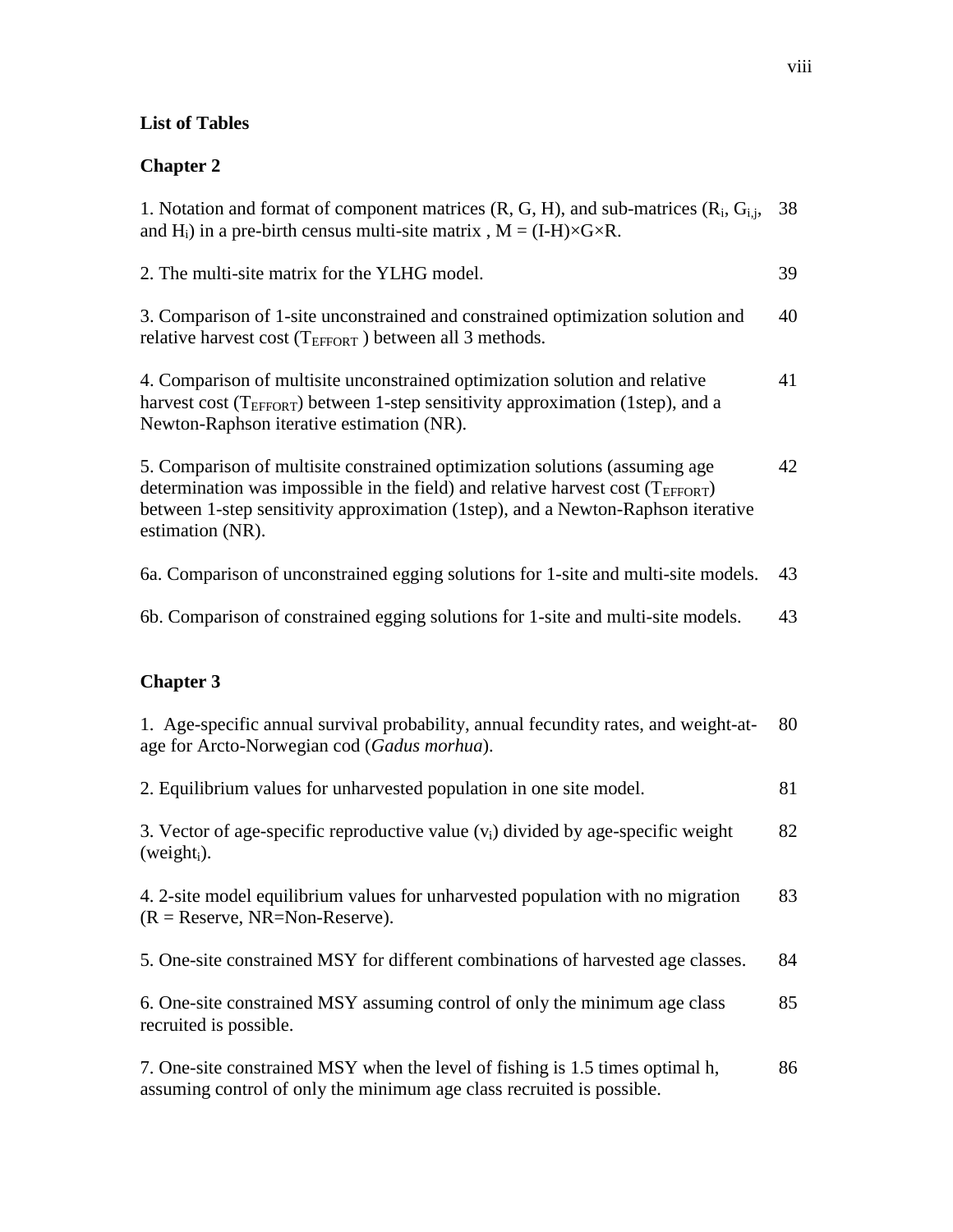## List of Tables

### Chapter 2

| | |
|---|---|
| 1. Notation and format of component matrices (R, G, H), and sub-matrices ($R_i$, $G_{i,j}$, and $H_i$) in a pre-birth census multi-site matrix , $M = (I\text{-}H) \times G \times R$. | 38 |
| 2. The multi-site matrix for the YLHG model. | 39 |
| 3. Comparison of 1-site unconstrained and constrained optimization solution and relative harvest cost ($T_{EFFORT}$ ) between all 3 methods. | 40 |
| 4. Comparison of multisite unconstrained optimization solution and relative harvest cost ($T_{EFFORT}$) between 1-step sensitivity approximation (1step), and a Newton-Raphson iterative estimation (NR). | 41 |
| 5. Comparison of multisite constrained optimization solutions (assuming age determination was impossible in the field) and relative harvest cost ($T_{EFFORT}$) between 1-step sensitivity approximation (1step), and a Newton-Raphson iterative estimation (NR). | 42 |
| 6a. Comparison of unconstrained egging solutions for 1-site and multi-site models. | 43 |
| 6b. Comparison of constrained egging solutions for 1-site and multi-site models. | 43 |

### Chapter 3

| | |
|---|---|
| 1. Age-specific annual survival probability, annual fecundity rates, and weight-at-age for Arcto-Norwegian cod (*Gadus morhua*). | 80 |
| 2. Equilibrium values for unharvested population in one site model. | 81 |
| 3. Vector of age-specific reproductive value ($v_i$) divided by age-specific weight ($\text{weight}_i$). | 82 |
| 4. 2-site model equilibrium values for unharvested population with no migration (R = Reserve, NR=Non-Reserve). | 83 |
| 5. One-site constrained MSY for different combinations of harvested age classes. | 84 |
| 6. One-site constrained MSY assuming control of only the minimum age class recruited is possible. | 85 |
| 7. One-site constrained MSY when the level of fishing is 1.5 times optimal h, assuming control of only the minimum age class recruited is possible. | 86 |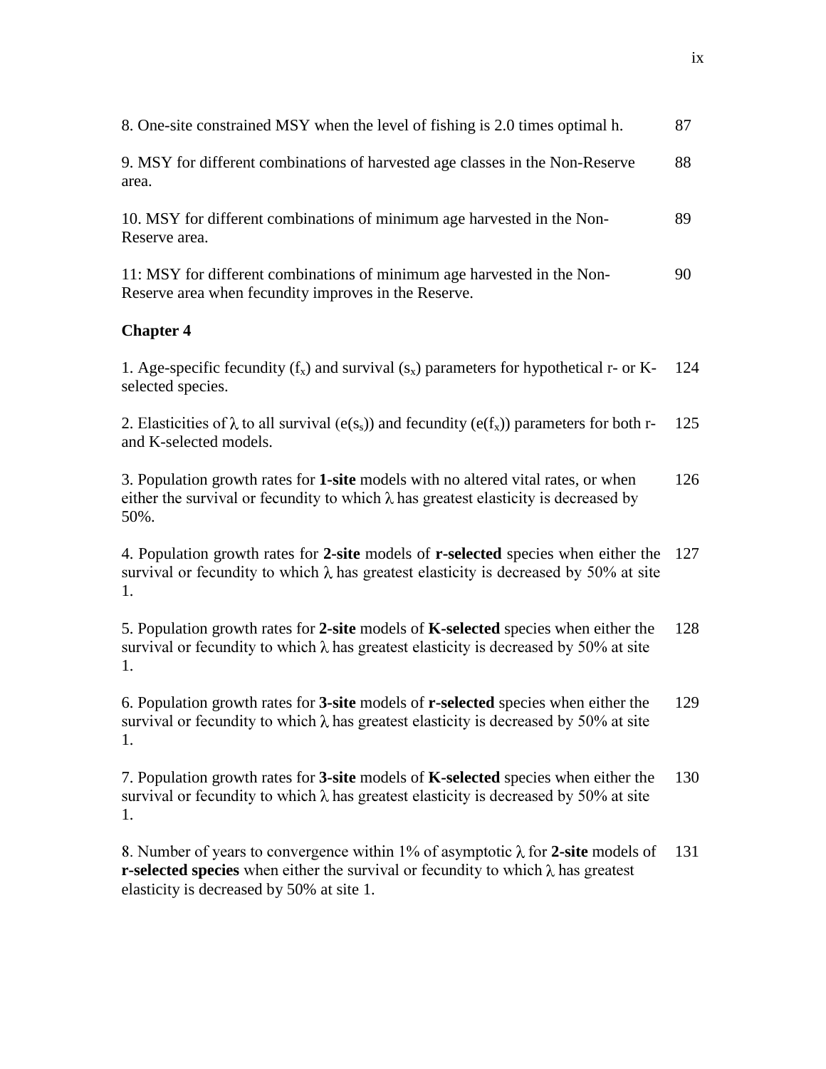8. One-site constrained MSY when the level of fishing is 2.0 times optimal h. 87

9. MSY for different combinations of harvested age classes in the Non-Reserve area. 88

10. MSY for different combinations of minimum age harvested in the Non-Reserve area. 89

11: MSY for different combinations of minimum age harvested in the Non-Reserve area when fecundity improves in the Reserve. 90

**Chapter 4**

1. Age-specific fecundity ($f_x$) and survival ($s_x$) parameters for hypothetical r- or K-selected species. 124

2. Elasticities of $\lambda$ to all survival ($e(s_s)$) and fecundity ($e(f_x)$) parameters for both r- and K-selected models. 125

3. Population growth rates for **1-site** models with no altered vital rates, or when either the survival or fecundity to which $\lambda$ has greatest elasticity is decreased by 50%. 126

4. Population growth rates for **2-site** models of **r-selected** species when either the survival or fecundity to which $\lambda$ has greatest elasticity is decreased by 50% at site 1. 127

5. Population growth rates for **2-site** models of **K-selected** species when either the survival or fecundity to which $\lambda$ has greatest elasticity is decreased by 50% at site 1. 128

6. Population growth rates for **3-site** models of **r-selected** species when either the survival or fecundity to which $\lambda$ has greatest elasticity is decreased by 50% at site 1. 129

7. Population growth rates for **3-site** models of **K-selected** species when either the survival or fecundity to which $\lambda$ has greatest elasticity is decreased by 50% at site 1. 130

8. Number of years to convergence within 1% of asymptotic $\lambda$ for **2-site** models of **r-selected species** when either the survival or fecundity to which $\lambda$ has greatest elasticity is decreased by 50% at site 1. 131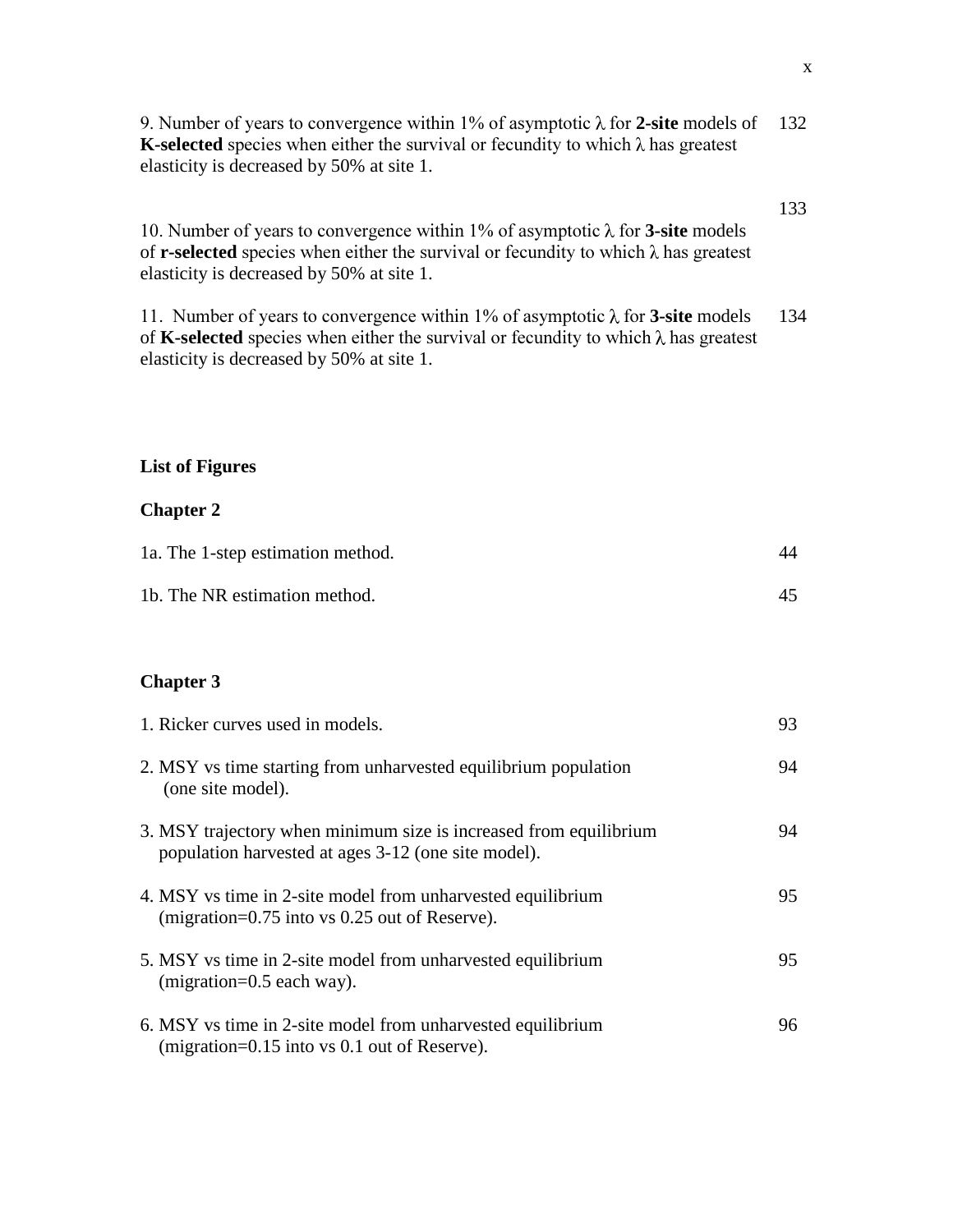9. Number of years to convergence within 1% of asymptotic $\lambda$ for **2-site** models of **K-selected** species when either the survival or fecundity to which $\lambda$ has greatest elasticity is decreased by 50% at site 1. 132

10. Number of years to convergence within 1% of asymptotic $\lambda$ for **3-site** models of **r-selected** species when either the survival or fecundity to which $\lambda$ has greatest elasticity is decreased by 50% at site 1. 133

11. Number of years to convergence within 1% of asymptotic $\lambda$ for **3-site** models of **K-selected** species when either the survival or fecundity to which $\lambda$ has greatest elasticity is decreased by 50% at site 1. 134

## List of Figures

### Chapter 2

1a. The 1-step estimation method. 44

1b. The NR estimation method. 45

### Chapter 3

1. Ricker curves used in models. 93

2. MSY vs time starting from unharvested equilibrium population (one site model). 94

3. MSY trajectory when minimum size is increased from equilibrium population harvested at ages 3-12 (one site model). 94

4. MSY vs time in 2-site model from unharvested equilibrium (migration=0.75 into vs 0.25 out of Reserve). 95

5. MSY vs time in 2-site model from unharvested equilibrium (migration=0.5 each way). 95

6. MSY vs time in 2-site model from unharvested equilibrium (migration=0.15 into vs 0.1 out of Reserve). 96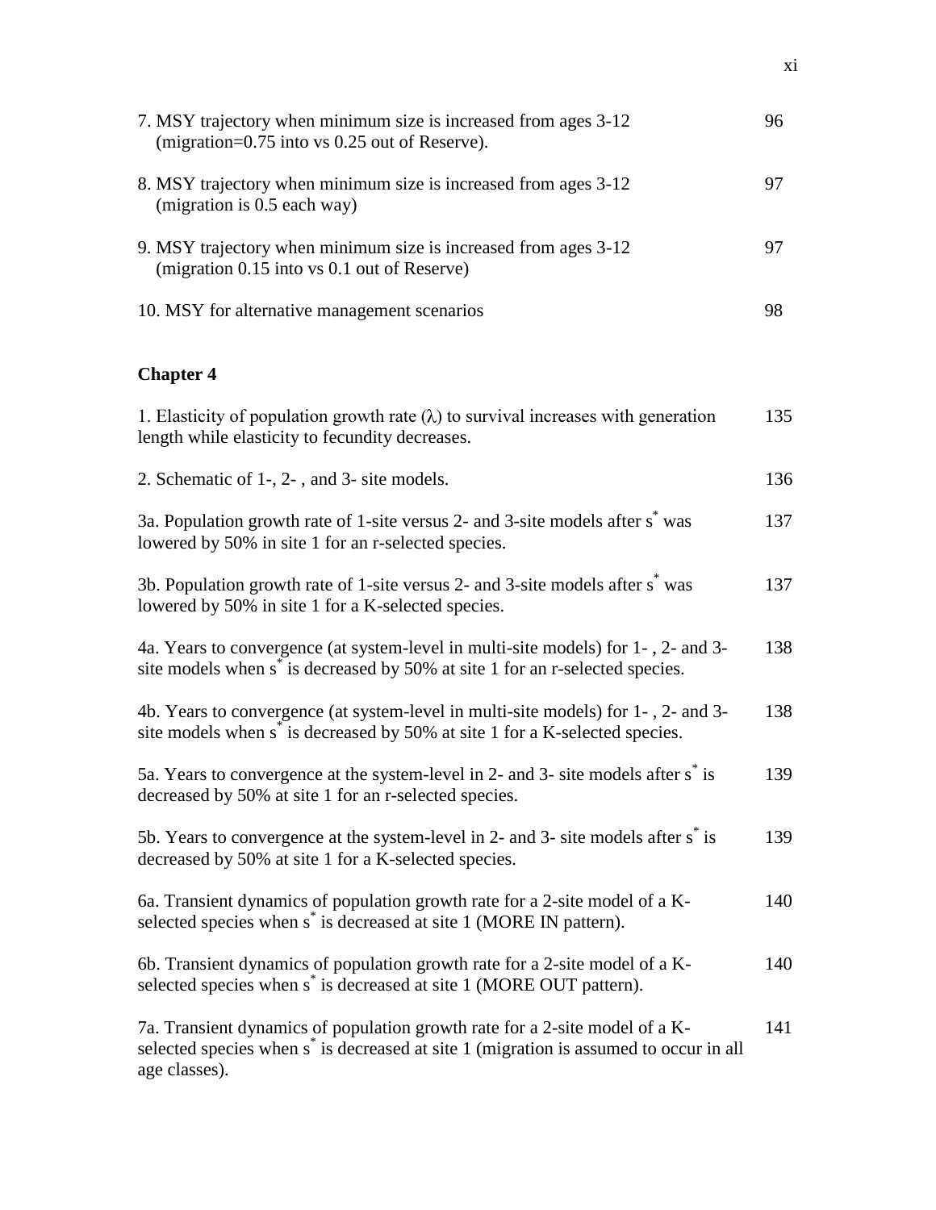7. MSY trajectory when minimum size is increased from ages 3-12 (migration=0.75 into vs 0.25 out of Reserve). 96

8. MSY trajectory when minimum size is increased from ages 3-12 (migration is 0.5 each way) 97

9. MSY trajectory when minimum size is increased from ages 3-12 (migration 0.15 into vs 0.1 out of Reserve) 97

10. MSY for alternative management scenarios 98

**Chapter 4**

1. Elasticity of population growth rate (λ) to survival increases with generation length while elasticity to fecundity decreases. 135

2. Schematic of 1-, 2- , and 3- site models. 136

3a. Population growth rate of 1-site versus 2- and 3-site models after $s^*$ was lowered by 50% in site 1 for an r-selected species. 137

3b. Population growth rate of 1-site versus 2- and 3-site models after $s^*$ was lowered by 50% in site 1 for a K-selected species. 137

4a. Years to convergence (at system-level in multi-site models) for 1- , 2- and 3-site models when $s^*$ is decreased by 50% at site 1 for an r-selected species. 138

4b. Years to convergence (at system-level in multi-site models) for 1- , 2- and 3-site models when $s^*$ is decreased by 50% at site 1 for a K-selected species. 138

5a. Years to convergence at the system-level in 2- and 3- site models after $s^*$ is decreased by 50% at site 1 for an r-selected species. 139

5b. Years to convergence at the system-level in 2- and 3- site models after $s^*$ is decreased by 50% at site 1 for a K-selected species. 139

6a. Transient dynamics of population growth rate for a 2-site model of a K-selected species when $s^*$ is decreased at site 1 (MORE IN pattern). 140

6b. Transient dynamics of population growth rate for a 2-site model of a K-selected species when $s^*$ is decreased at site 1 (MORE OUT pattern). 140

7a. Transient dynamics of population growth rate for a 2-site model of a K-selected species when $s^*$ is decreased at site 1 (migration is assumed to occur in all age classes). 141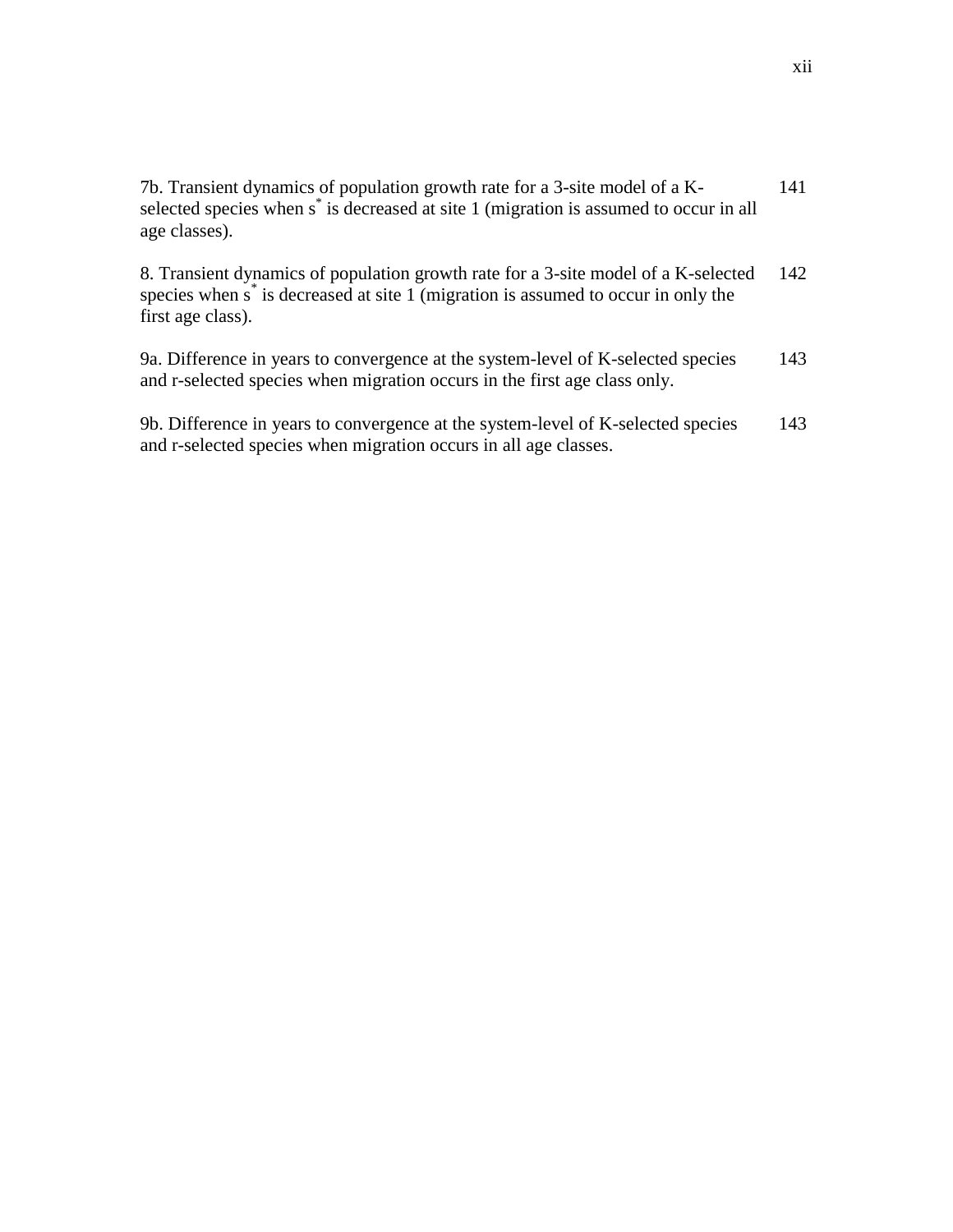7b. Transient dynamics of population growth rate for a 3-site model of a K-selected species when $s^*$ is decreased at site 1 (migration is assumed to occur in all age classes). 141

8. Transient dynamics of population growth rate for a 3-site model of a K-selected species when $s^*$ is decreased at site 1 (migration is assumed to occur in only the first age class). 142

9a. Difference in years to convergence at the system-level of K-selected species and r-selected species when migration occurs in the first age class only. 143

9b. Difference in years to convergence at the system-level of K-selected species and r-selected species when migration occurs in all age classes. 143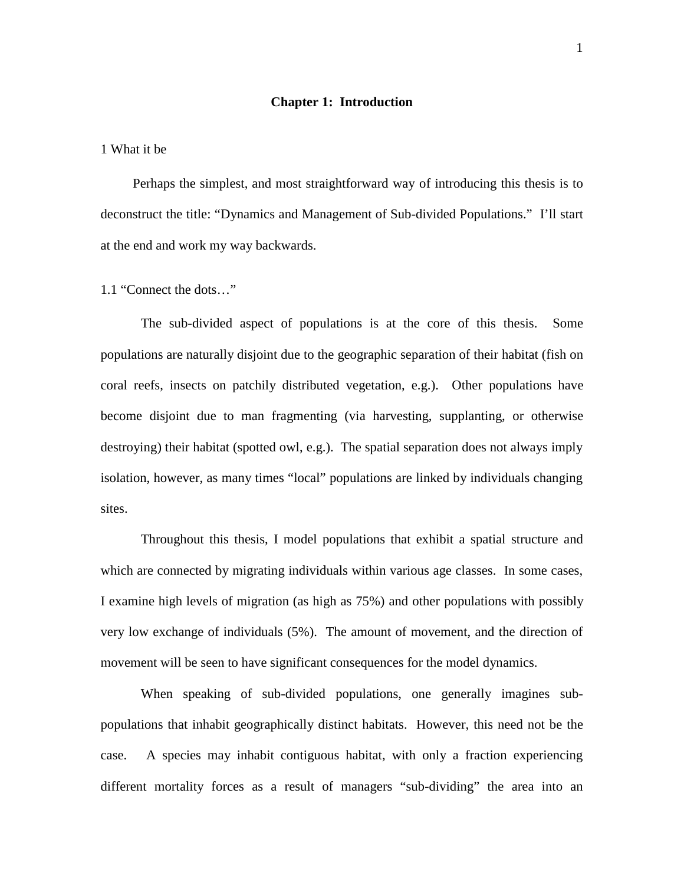# Chapter 1: Introduction

## 1 What it be

Perhaps the simplest, and most straightforward way of introducing this thesis is to deconstruct the title: "Dynamics and Management of Sub-divided Populations." I'll start at the end and work my way backwards.

### 1.1 "Connect the dots…"

The sub-divided aspect of populations is at the core of this thesis. Some populations are naturally disjoint due to the geographic separation of their habitat (fish on coral reefs, insects on patchily distributed vegetation, e.g.). Other populations have become disjoint due to man fragmenting (via harvesting, supplanting, or otherwise destroying) their habitat (spotted owl, e.g.). The spatial separation does not always imply isolation, however, as many times "local" populations are linked by individuals changing sites.

Throughout this thesis, I model populations that exhibit a spatial structure and which are connected by migrating individuals within various age classes. In some cases, I examine high levels of migration (as high as 75%) and other populations with possibly very low exchange of individuals (5%). The amount of movement, and the direction of movement will be seen to have significant consequences for the model dynamics.

When speaking of sub-divided populations, one generally imagines sub-populations that inhabit geographically distinct habitats. However, this need not be the case. A species may inhabit contiguous habitat, with only a fraction experiencing different mortality forces as a result of managers "sub-dividing" the area into an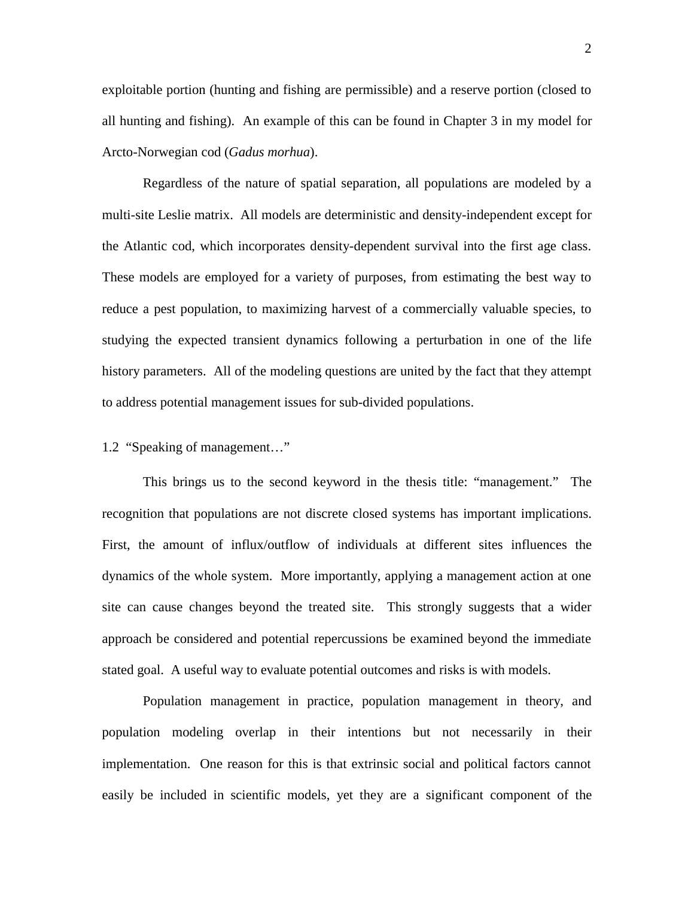exploitable portion (hunting and fishing are permissible) and a reserve portion (closed to all hunting and fishing). An example of this can be found in Chapter 3 in my model for Arcto-Norwegian cod (*Gadus morhua*).

Regardless of the nature of spatial separation, all populations are modeled by a multi-site Leslie matrix. All models are deterministic and density-independent except for the Atlantic cod, which incorporates density-dependent survival into the first age class. These models are employed for a variety of purposes, from estimating the best way to reduce a pest population, to maximizing harvest of a commercially valuable species, to studying the expected transient dynamics following a perturbation in one of the life history parameters. All of the modeling questions are united by the fact that they attempt to address potential management issues for sub-divided populations.

## 1.2 "Speaking of management…"

This brings us to the second keyword in the thesis title: "management." The recognition that populations are not discrete closed systems has important implications. First, the amount of influx/outflow of individuals at different sites influences the dynamics of the whole system. More importantly, applying a management action at one site can cause changes beyond the treated site. This strongly suggests that a wider approach be considered and potential repercussions be examined beyond the immediate stated goal. A useful way to evaluate potential outcomes and risks is with models.

Population management in practice, population management in theory, and population modeling overlap in their intentions but not necessarily in their implementation. One reason for this is that extrinsic social and political factors cannot easily be included in scientific models, yet they are a significant component of the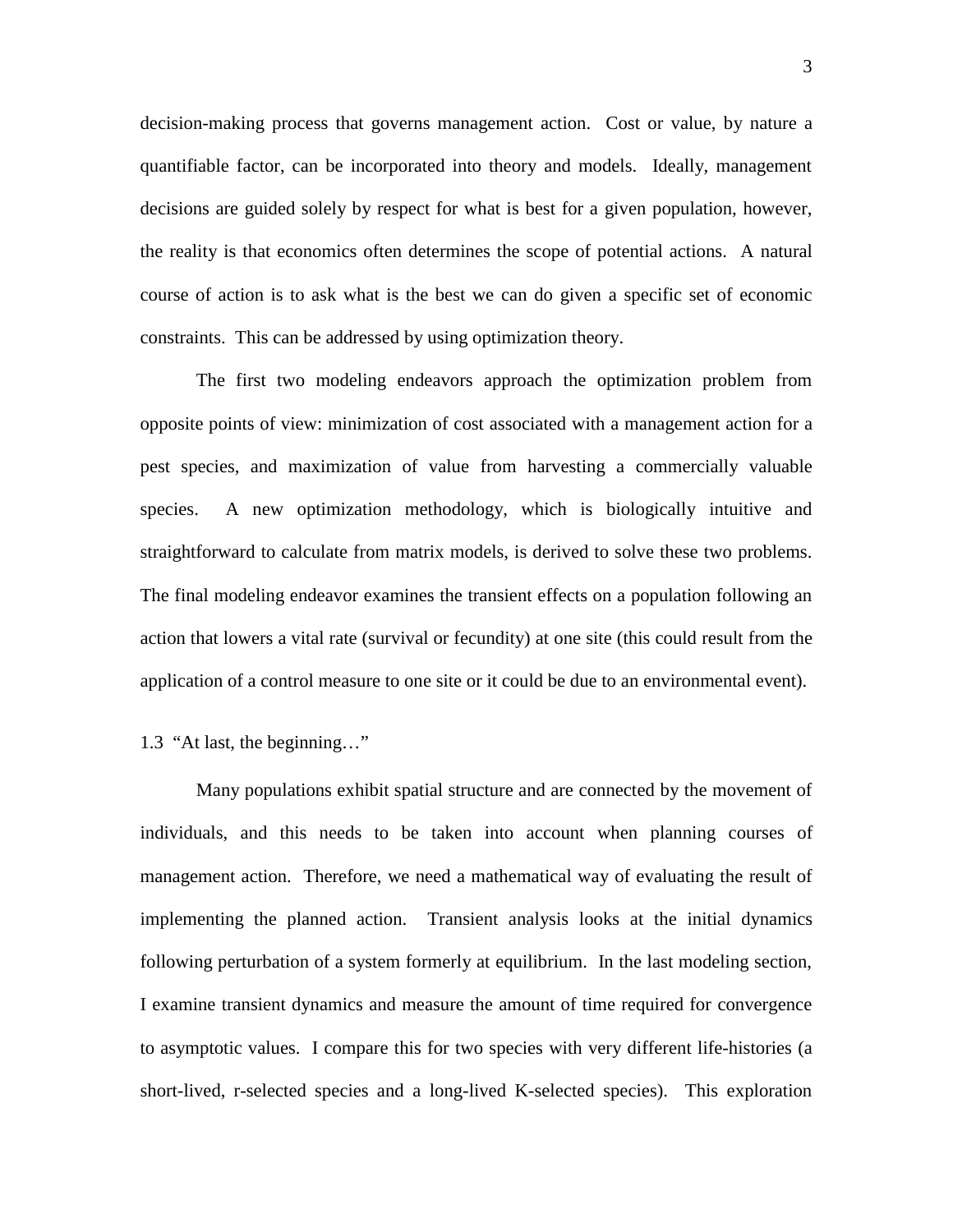decision-making process that governs management action. Cost or value, by nature a quantifiable factor, can be incorporated into theory and models. Ideally, management decisions are guided solely by respect for what is best for a given population, however, the reality is that economics often determines the scope of potential actions. A natural course of action is to ask what is the best we can do given a specific set of economic constraints. This can be addressed by using optimization theory.

The first two modeling endeavors approach the optimization problem from opposite points of view: minimization of cost associated with a management action for a pest species, and maximization of value from harvesting a commercially valuable species. A new optimization methodology, which is biologically intuitive and straightforward to calculate from matrix models, is derived to solve these two problems. The final modeling endeavor examines the transient effects on a population following an action that lowers a vital rate (survival or fecundity) at one site (this could result from the application of a control measure to one site or it could be due to an environmental event).

## 1.3 "At last, the beginning…"

Many populations exhibit spatial structure and are connected by the movement of individuals, and this needs to be taken into account when planning courses of management action. Therefore, we need a mathematical way of evaluating the result of implementing the planned action. Transient analysis looks at the initial dynamics following perturbation of a system formerly at equilibrium. In the last modeling section, I examine transient dynamics and measure the amount of time required for convergence to asymptotic values. I compare this for two species with very different life-histories (a short-lived, r-selected species and a long-lived K-selected species). This exploration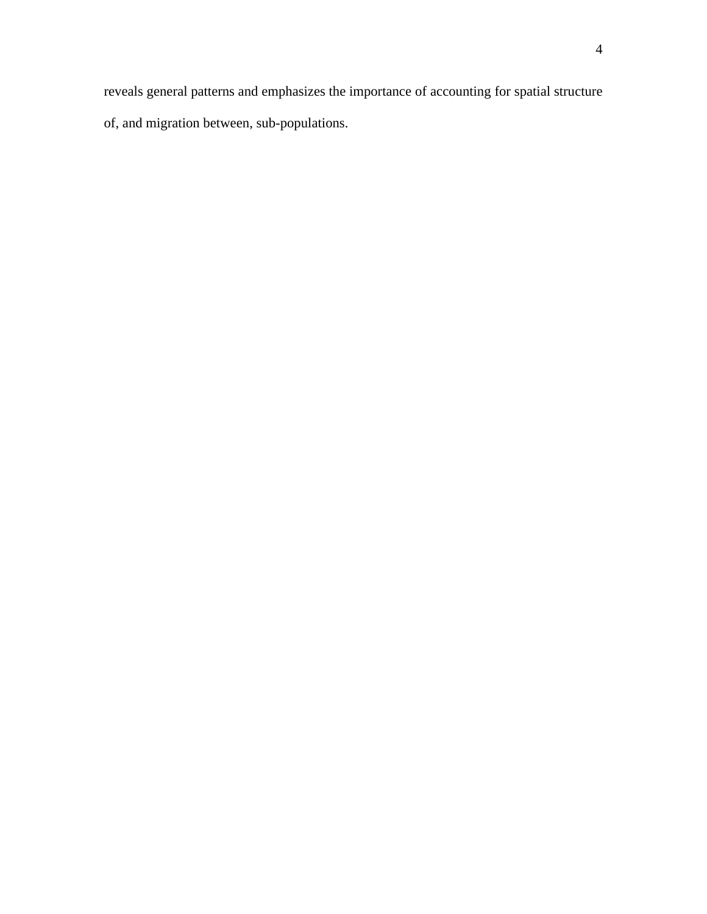reveals general patterns and emphasizes the importance of accounting for spatial structure of, and migration between, sub-populations.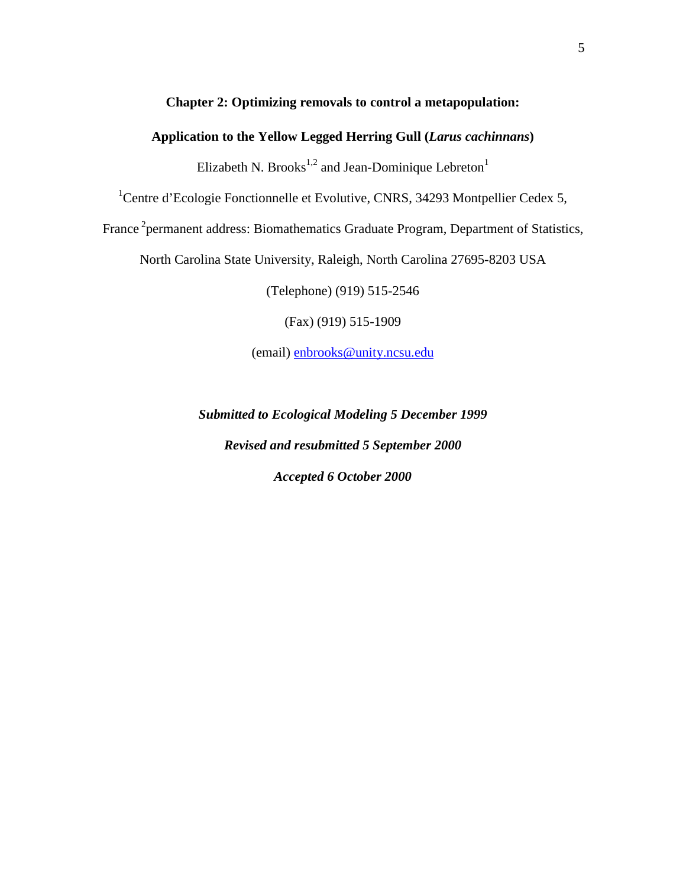# Chapter 2: Optimizing removals to control a metapopulation:

## Application to the Yellow Legged Herring Gull (*Larus cachinnans*)

Elizabeth N. Brooks[1,2] and Jean-Dominique Lebreton[1]

[1]Centre d'Ecologie Fonctionnelle et Evolutive, CNRS, 34293 Montpellier Cedex 5, France [2]permanent address: Biomathematics Graduate Program, Department of Statistics, North Carolina State University, Raleigh, North Carolina 27695-8203 USA

(Telephone) (919) 515-2546

(Fax) (919) 515-1909

(email) enbrooks@unity.ncsu.edu

***Submitted to Ecological Modeling 5 December 1999***

***Revised and resubmitted 5 September 2000***

***Accepted 6 October 2000***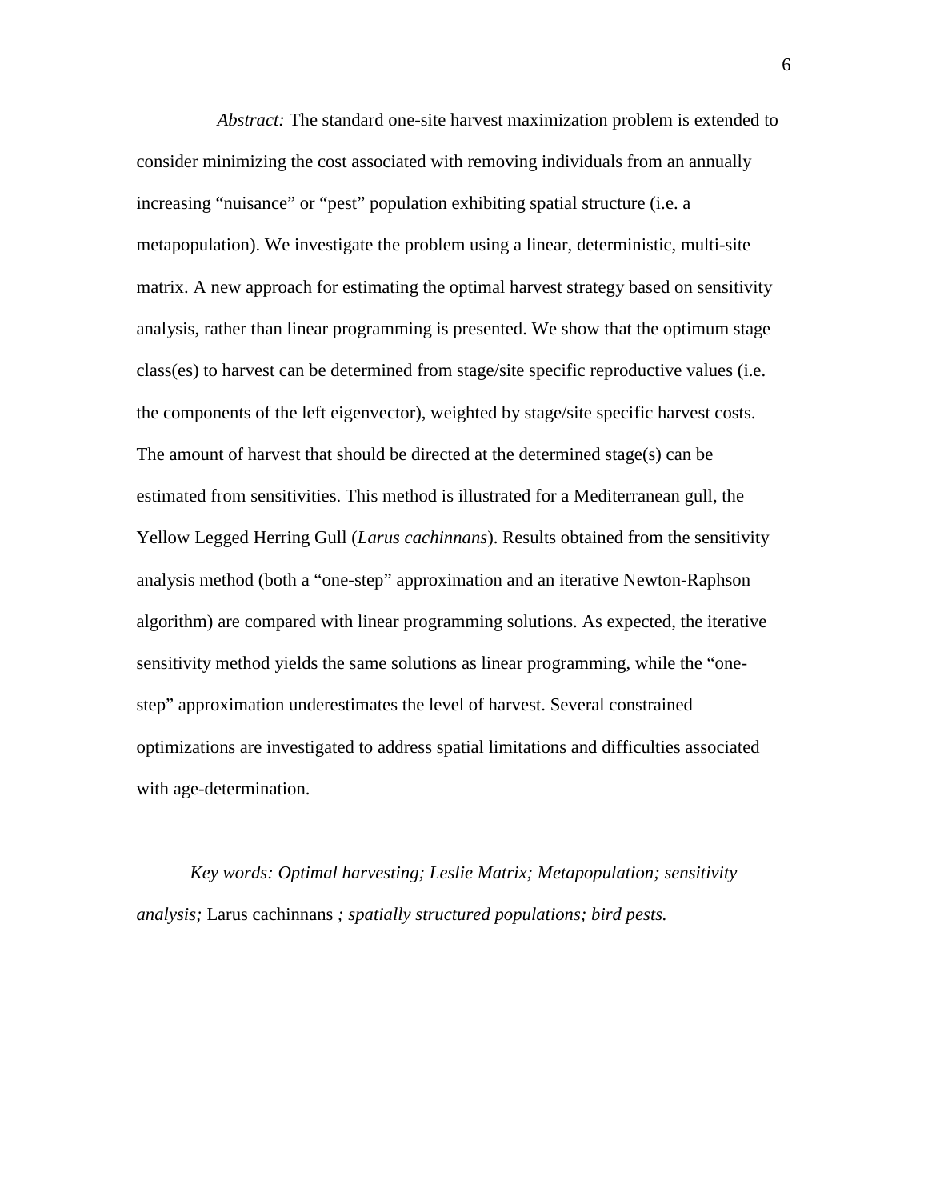*Abstract:* The standard one-site harvest maximization problem is extended to consider minimizing the cost associated with removing individuals from an annually increasing "nuisance" or "pest" population exhibiting spatial structure (i.e. a metapopulation). We investigate the problem using a linear, deterministic, multi-site matrix. A new approach for estimating the optimal harvest strategy based on sensitivity analysis, rather than linear programming is presented. We show that the optimum stage class(es) to harvest can be determined from stage/site specific reproductive values (i.e. the components of the left eigenvector), weighted by stage/site specific harvest costs. The amount of harvest that should be directed at the determined stage(s) can be estimated from sensitivities. This method is illustrated for a Mediterranean gull, the Yellow Legged Herring Gull (*Larus cachinnans*). Results obtained from the sensitivity analysis method (both a "one-step" approximation and an iterative Newton-Raphson algorithm) are compared with linear programming solutions. As expected, the iterative sensitivity method yields the same solutions as linear programming, while the "one-step" approximation underestimates the level of harvest. Several constrained optimizations are investigated to address spatial limitations and difficulties associated with age-determination.

*Key words: Optimal harvesting; Leslie Matrix; Metapopulation; sensitivity analysis;* Larus cachinnans *; spatially structured populations; bird pests.*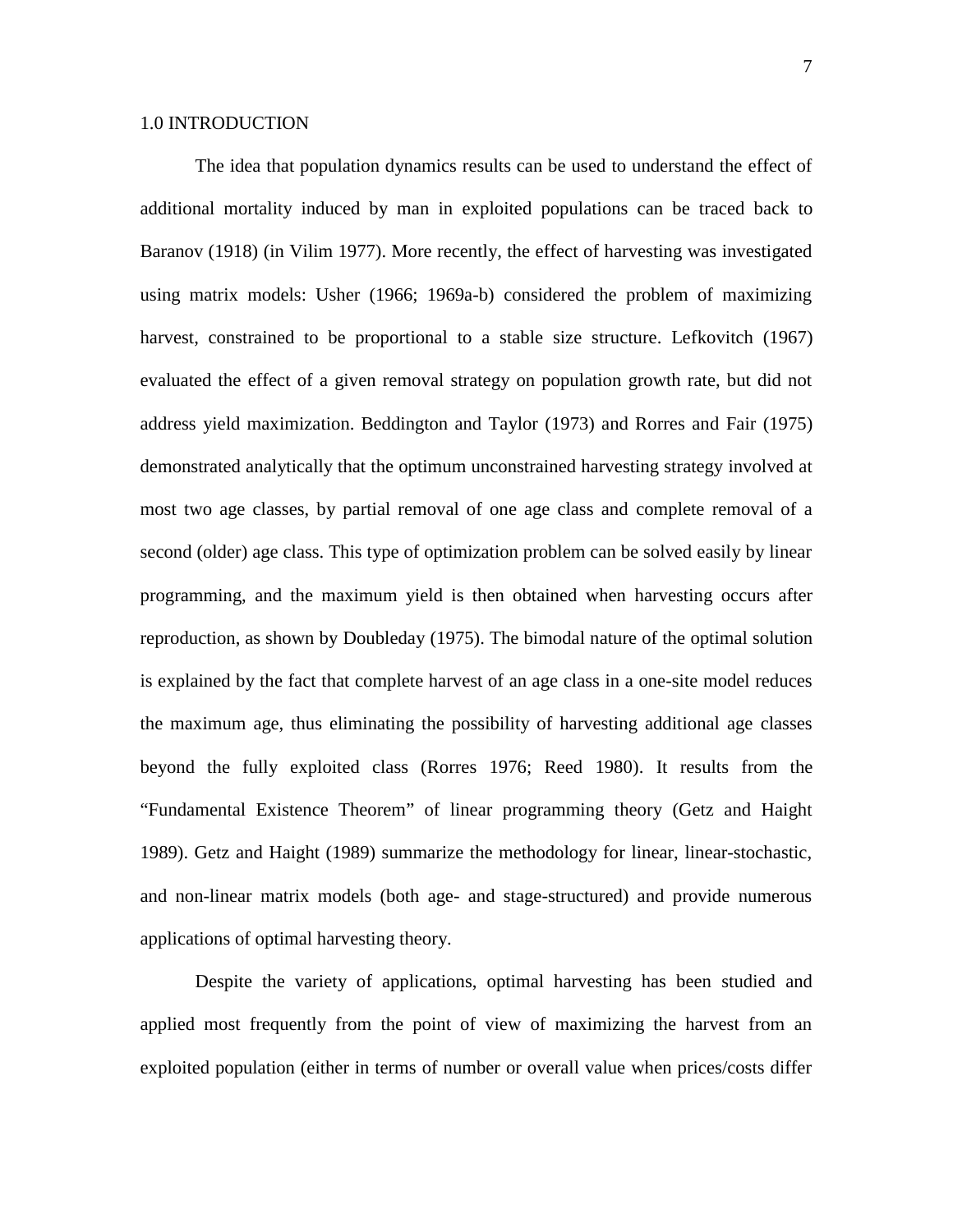# 1.0 INTRODUCTION

The idea that population dynamics results can be used to understand the effect of additional mortality induced by man in exploited populations can be traced back to Baranov (1918) (in Vilim 1977). More recently, the effect of harvesting was investigated using matrix models: Usher (1966; 1969a-b) considered the problem of maximizing harvest, constrained to be proportional to a stable size structure. Lefkovitch (1967) evaluated the effect of a given removal strategy on population growth rate, but did not address yield maximization. Beddington and Taylor (1973) and Rorres and Fair (1975) demonstrated analytically that the optimum unconstrained harvesting strategy involved at most two age classes, by partial removal of one age class and complete removal of a second (older) age class. This type of optimization problem can be solved easily by linear programming, and the maximum yield is then obtained when harvesting occurs after reproduction, as shown by Doubleday (1975). The bimodal nature of the optimal solution is explained by the fact that complete harvest of an age class in a one-site model reduces the maximum age, thus eliminating the possibility of harvesting additional age classes beyond the fully exploited class (Rorres 1976; Reed 1980). It results from the "Fundamental Existence Theorem" of linear programming theory (Getz and Haight 1989). Getz and Haight (1989) summarize the methodology for linear, linear-stochastic, and non-linear matrix models (both age- and stage-structured) and provide numerous applications of optimal harvesting theory.

Despite the variety of applications, optimal harvesting has been studied and applied most frequently from the point of view of maximizing the harvest from an exploited population (either in terms of number or overall value when prices/costs differ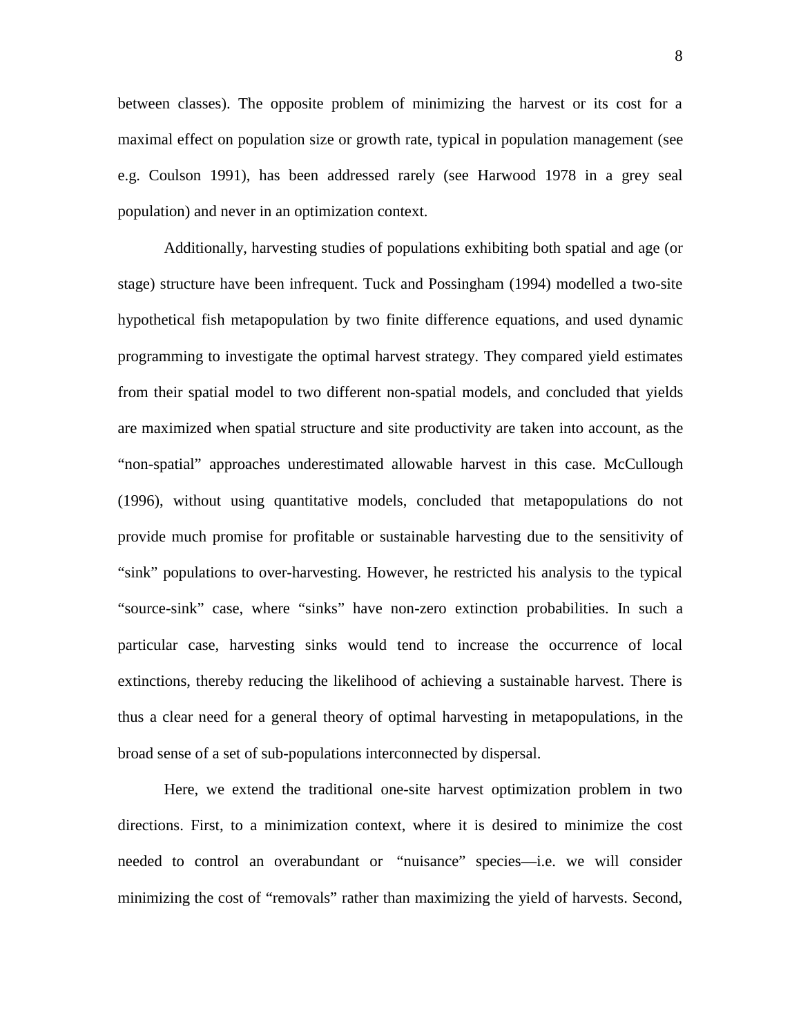between classes). The opposite problem of minimizing the harvest or its cost for a maximal effect on population size or growth rate, typical in population management (see e.g. Coulson 1991), has been addressed rarely (see Harwood 1978 in a grey seal population) and never in an optimization context.

Additionally, harvesting studies of populations exhibiting both spatial and age (or stage) structure have been infrequent. Tuck and Possingham (1994) modelled a two-site hypothetical fish metapopulation by two finite difference equations, and used dynamic programming to investigate the optimal harvest strategy. They compared yield estimates from their spatial model to two different non-spatial models, and concluded that yields are maximized when spatial structure and site productivity are taken into account, as the "non-spatial" approaches underestimated allowable harvest in this case. McCullough (1996), without using quantitative models, concluded that metapopulations do not provide much promise for profitable or sustainable harvesting due to the sensitivity of "sink" populations to over-harvesting. However, he restricted his analysis to the typical "source-sink" case, where "sinks" have non-zero extinction probabilities. In such a particular case, harvesting sinks would tend to increase the occurrence of local extinctions, thereby reducing the likelihood of achieving a sustainable harvest. There is thus a clear need for a general theory of optimal harvesting in metapopulations, in the broad sense of a set of sub-populations interconnected by dispersal.

Here, we extend the traditional one-site harvest optimization problem in two directions. First, to a minimization context, where it is desired to minimize the cost needed to control an overabundant or "nuisance" species—i.e. we will consider minimizing the cost of "removals" rather than maximizing the yield of harvests. Second,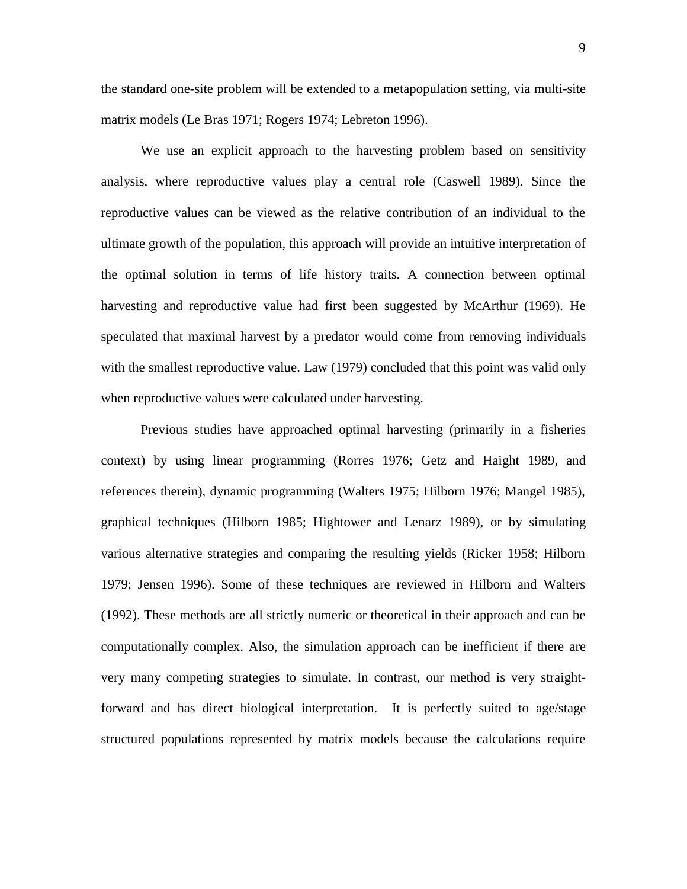the standard one-site problem will be extended to a metapopulation setting, via multi-site matrix models (Le Bras 1971; Rogers 1974; Lebreton 1996).

We use an explicit approach to the harvesting problem based on sensitivity analysis, where reproductive values play a central role (Caswell 1989). Since the reproductive values can be viewed as the relative contribution of an individual to the ultimate growth of the population, this approach will provide an intuitive interpretation of the optimal solution in terms of life history traits. A connection between optimal harvesting and reproductive value had first been suggested by McArthur (1969). He speculated that maximal harvest by a predator would come from removing individuals with the smallest reproductive value. Law (1979) concluded that this point was valid only when reproductive values were calculated under harvesting.

Previous studies have approached optimal harvesting (primarily in a fisheries context) by using linear programming (Rorres 1976; Getz and Haight 1989, and references therein), dynamic programming (Walters 1975; Hilborn 1976; Mangel 1985), graphical techniques (Hilborn 1985; Hightower and Lenarz 1989), or by simulating various alternative strategies and comparing the resulting yields (Ricker 1958; Hilborn 1979; Jensen 1996). Some of these techniques are reviewed in Hilborn and Walters (1992). These methods are all strictly numeric or theoretical in their approach and can be computationally complex. Also, the simulation approach can be inefficient if there are very many competing strategies to simulate. In contrast, our method is very straight-forward and has direct biological interpretation. It is perfectly suited to age/stage structured populations represented by matrix models because the calculations require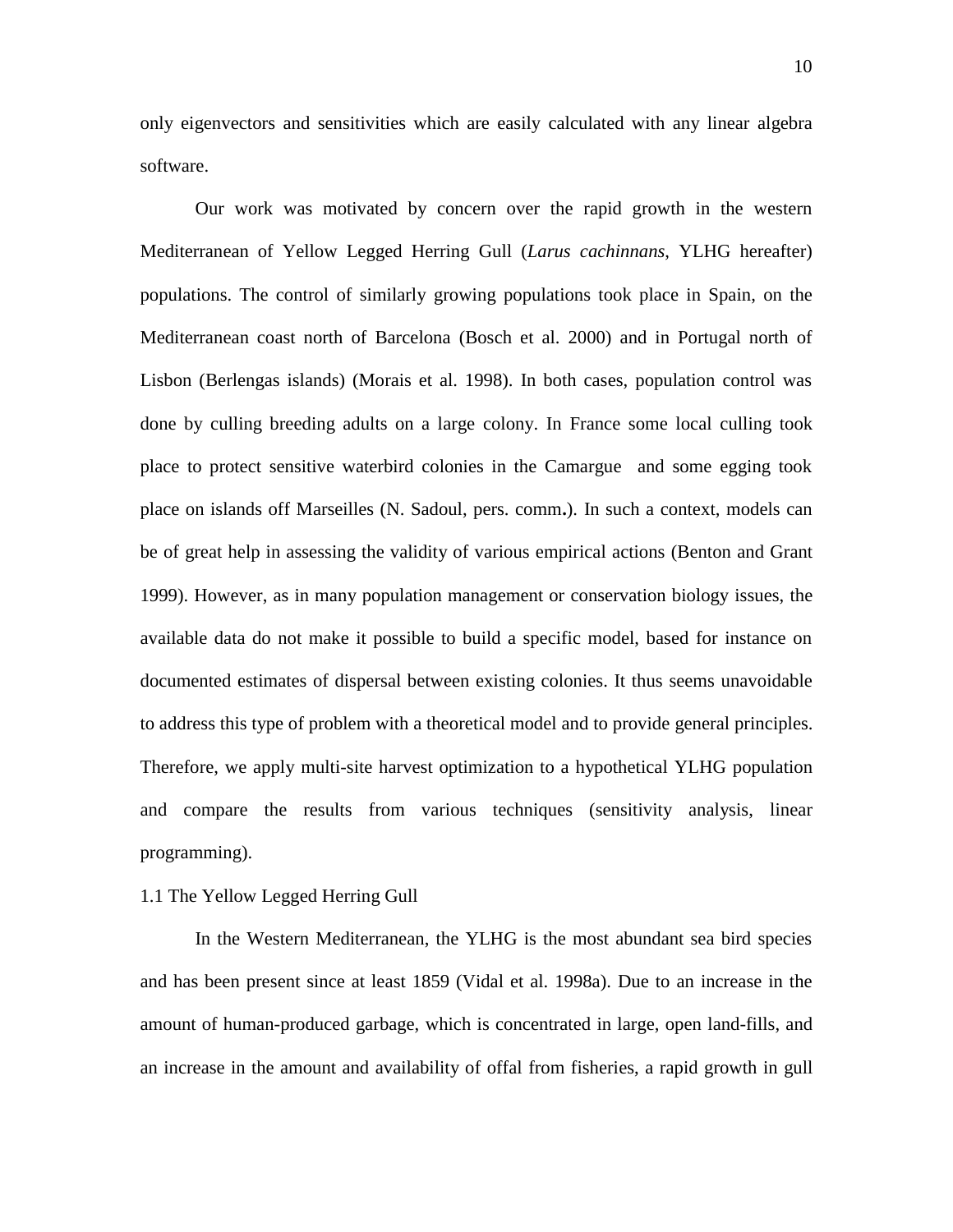only eigenvectors and sensitivities which are easily calculated with any linear algebra software.

Our work was motivated by concern over the rapid growth in the western Mediterranean of Yellow Legged Herring Gull (*Larus cachinnans*, YLHG hereafter) populations. The control of similarly growing populations took place in Spain, on the Mediterranean coast north of Barcelona (Bosch et al. 2000) and in Portugal north of Lisbon (Berlengas islands) (Morais et al. 1998). In both cases, population control was done by culling breeding adults on a large colony. In France some local culling took place to protect sensitive waterbird colonies in the Camargue and some egging took place on islands off Marseilles (N. Sadoul, pers. comm.). In such a context, models can be of great help in assessing the validity of various empirical actions (Benton and Grant 1999). However, as in many population management or conservation biology issues, the available data do not make it possible to build a specific model, based for instance on documented estimates of dispersal between existing colonies. It thus seems unavoidable to address this type of problem with a theoretical model and to provide general principles. Therefore, we apply multi-site harvest optimization to a hypothetical YLHG population and compare the results from various techniques (sensitivity analysis, linear programming).

## 1.1 The Yellow Legged Herring Gull

In the Western Mediterranean, the YLHG is the most abundant sea bird species and has been present since at least 1859 (Vidal et al. 1998a). Due to an increase in the amount of human-produced garbage, which is concentrated in large, open land-fills, and an increase in the amount and availability of offal from fisheries, a rapid growth in gull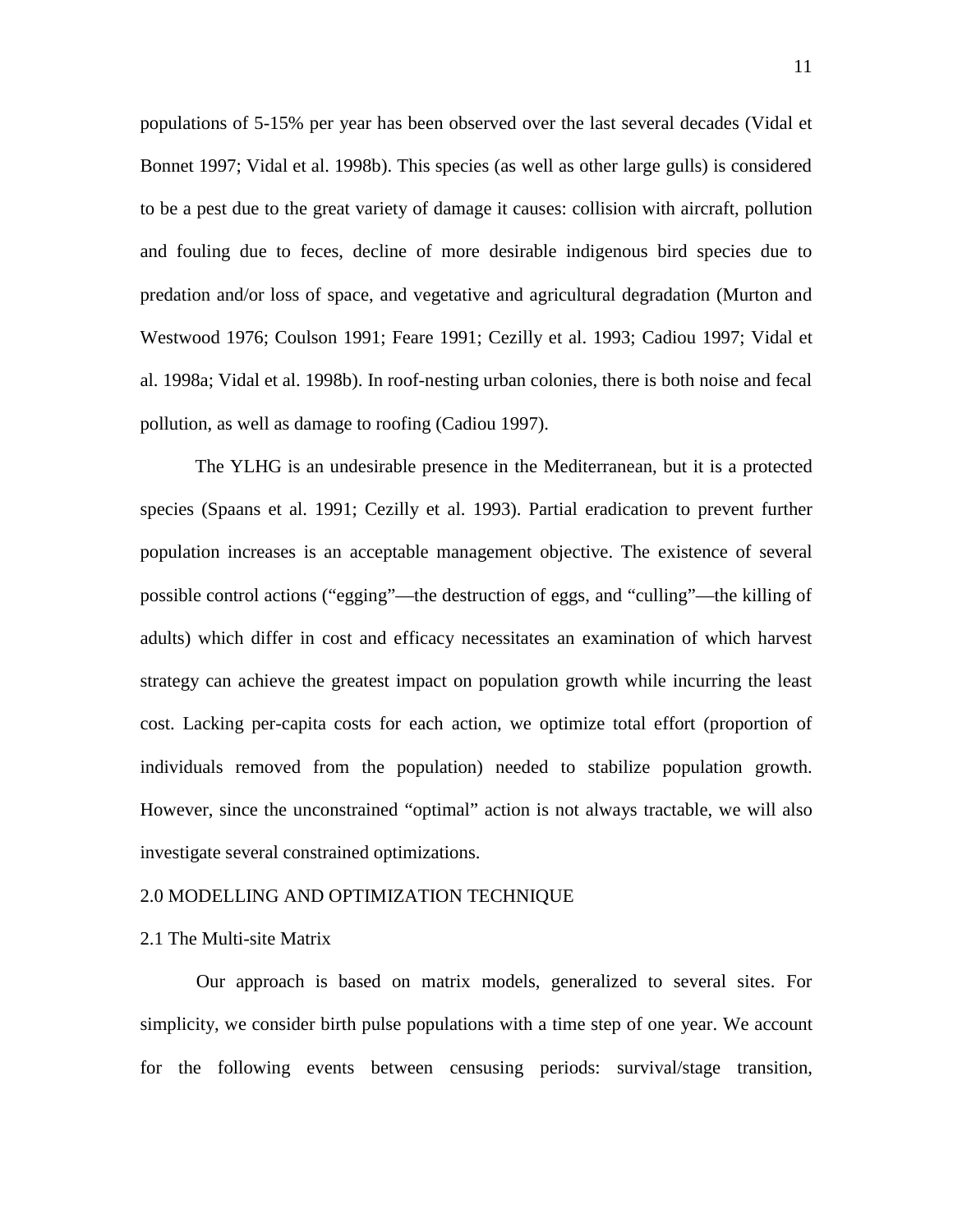populations of 5-15% per year has been observed over the last several decades (Vidal et Bonnet 1997; Vidal et al. 1998b). This species (as well as other large gulls) is considered to be a pest due to the great variety of damage it causes: collision with aircraft, pollution and fouling due to feces, decline of more desirable indigenous bird species due to predation and/or loss of space, and vegetative and agricultural degradation (Murton and Westwood 1976; Coulson 1991; Feare 1991; Cezilly et al. 1993; Cadiou 1997; Vidal et al. 1998a; Vidal et al. 1998b). In roof-nesting urban colonies, there is both noise and fecal pollution, as well as damage to roofing (Cadiou 1997).

The YLHG is an undesirable presence in the Mediterranean, but it is a protected species (Spaans et al. 1991; Cezilly et al. 1993). Partial eradication to prevent further population increases is an acceptable management objective. The existence of several possible control actions ("egging"—the destruction of eggs, and "culling"—the killing of adults) which differ in cost and efficacy necessitates an examination of which harvest strategy can achieve the greatest impact on population growth while incurring the least cost. Lacking per-capita costs for each action, we optimize total effort (proportion of individuals removed from the population) needed to stabilize population growth. However, since the unconstrained "optimal" action is not always tractable, we will also investigate several constrained optimizations.

## 2.0 MODELLING AND OPTIMIZATION TECHNIQUE

### 2.1 The Multi-site Matrix

Our approach is based on matrix models, generalized to several sites. For simplicity, we consider birth pulse populations with a time step of one year. We account for the following events between censusing periods: survival/stage transition,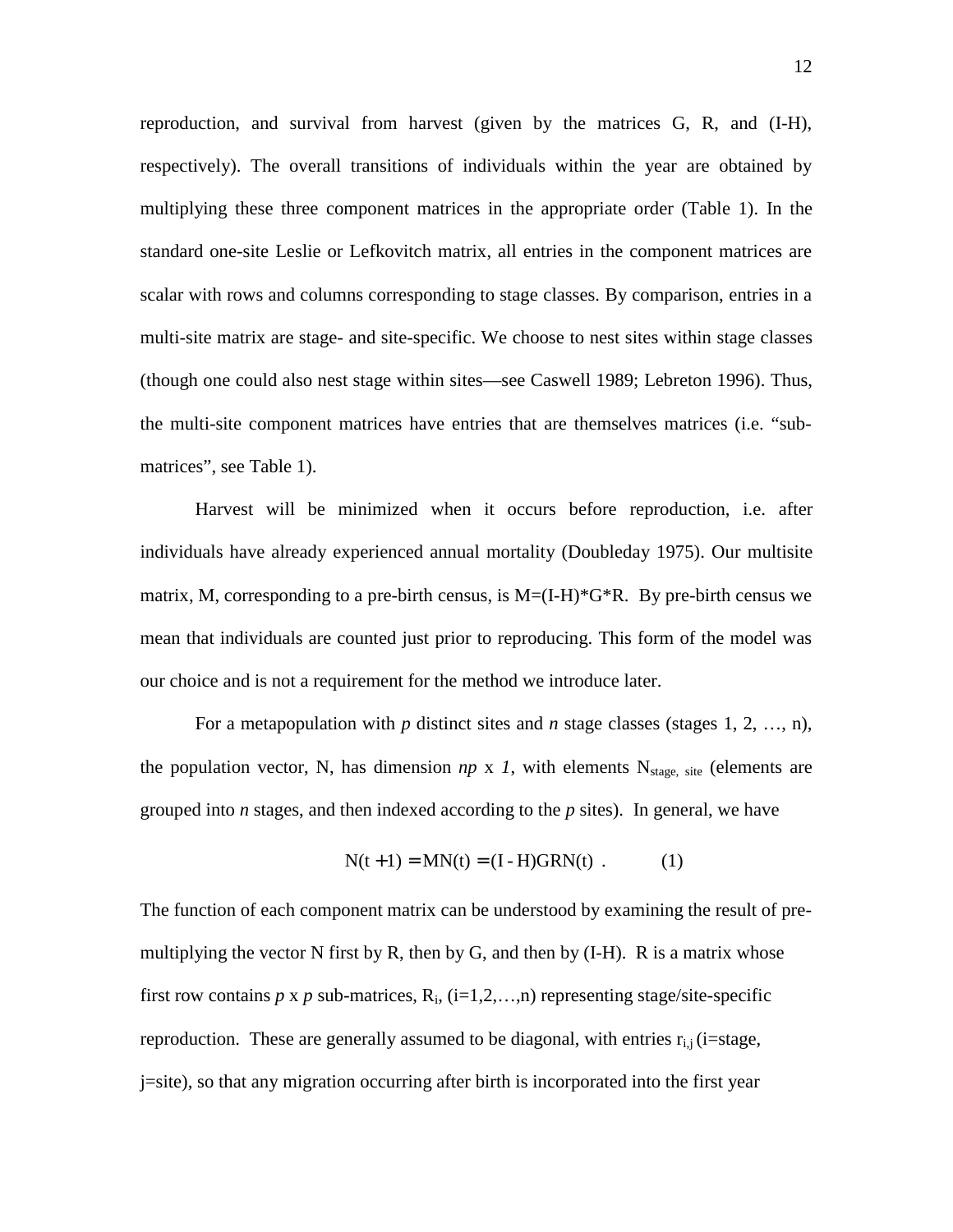reproduction, and survival from harvest (given by the matrices G, R, and (I-H), respectively). The overall transitions of individuals within the year are obtained by multiplying these three component matrices in the appropriate order (Table 1). In the standard one-site Leslie or Lefkovitch matrix, all entries in the component matrices are scalar with rows and columns corresponding to stage classes. By comparison, entries in a multi-site matrix are stage- and site-specific. We choose to nest sites within stage classes (though one could also nest stage within sites—see Caswell 1989; Lebreton 1996). Thus, the multi-site component matrices have entries that are themselves matrices (i.e. "sub-matrices", see Table 1).

Harvest will be minimized when it occurs before reproduction, i.e. after individuals have already experienced annual mortality (Doubleday 1975). Our multisite matrix, M, corresponding to a pre-birth census, is M=(I-H)*G*R. By pre-birth census we mean that individuals are counted just prior to reproducing. This form of the model was our choice and is not a requirement for the method we introduce later.

For a metapopulation with *p* distinct sites and *n* stage classes (stages 1, 2, …, n), the population vector, N, has dimension $np \times 1$, with elements $N_{stage,\ site}$ (elements are grouped into *n* stages, and then indexed according to the *p* sites). In general, we have

$$N(t+1) = MN(t) = (I - H)GRN(t) \ . \qquad (1)$$

The function of each component matrix can be understood by examining the result of pre-multiplying the vector N first by R, then by G, and then by (I-H). R is a matrix whose first row contains $p \times p$ sub-matrices, $R_i$, (i=1,2,…,n) representing stage/site-specific reproduction. These are generally assumed to be diagonal, with entries $r_{i,j}$ (i=stage, j=site), so that any migration occurring after birth is incorporated into the first year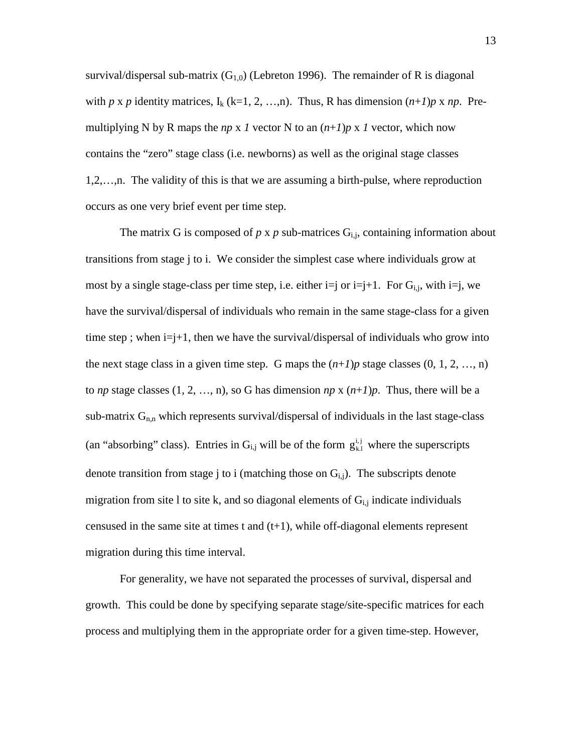survival/dispersal sub-matrix ($G_{1,0}$) (Lebreton 1996). The remainder of R is diagonal with $p$ x $p$ identity matrices, $I_k$ (k=1, 2, …,n). Thus, R has dimension $(n+1)p$ x $np$. Pre-multiplying N by R maps the $np$ x $1$ vector N to an $(n+1)p$ x $1$ vector, which now contains the "zero" stage class (i.e. newborns) as well as the original stage classes 1,2,…,n. The validity of this is that we are assuming a birth-pulse, where reproduction occurs as one very brief event per time step.

The matrix G is composed of $p$ x $p$ sub-matrices $G_{i,j}$, containing information about transitions from stage j to i. We consider the simplest case where individuals grow at most by a single stage-class per time step, i.e. either i=j or i=j+1. For $G_{i,j}$, with i=j, we have the survival/dispersal of individuals who remain in the same stage-class for a given time step ; when i=j+1, then we have the survival/dispersal of individuals who grow into the next stage class in a given time step. G maps the $(n+1)p$ stage classes (0, 1, 2, …, n) to $np$ stage classes (1, 2, …, n), so G has dimension $np$ x $(n+1)p$. Thus, there will be a sub-matrix $G_{n,n}$ which represents survival/dispersal of individuals in the last stage-class (an "absorbing" class). Entries in $G_{i,j}$ will be of the form $g_{k,l}^{i,j}$ where the superscripts denote transition from stage j to i (matching those on $G_{i,j}$). The subscripts denote migration from site l to site k, and so diagonal elements of $G_{i,j}$ indicate individuals censused in the same site at times t and (t+1), while off-diagonal elements represent migration during this time interval.

For generality, we have not separated the processes of survival, dispersal and growth. This could be done by specifying separate stage/site-specific matrices for each process and multiplying them in the appropriate order for a given time-step. However,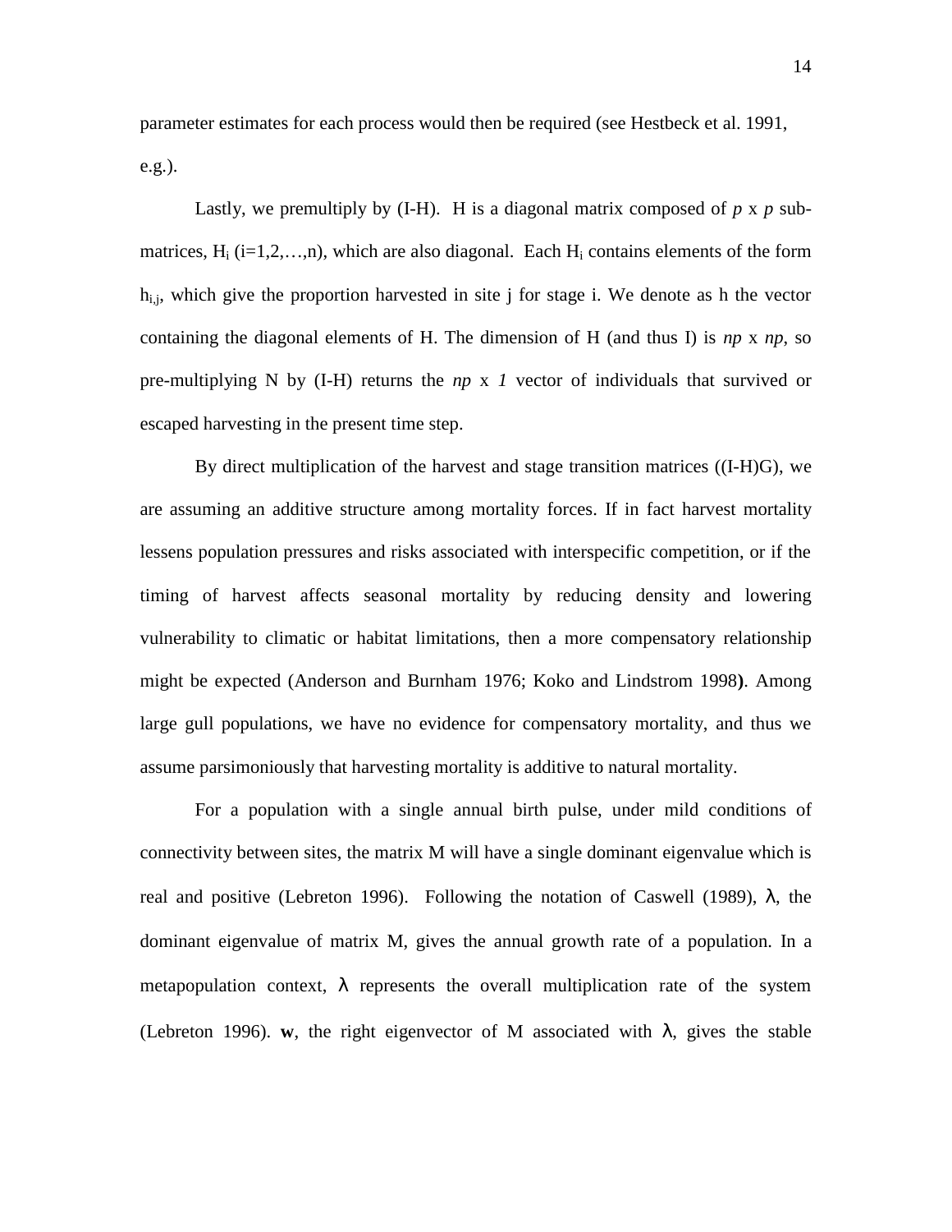parameter estimates for each process would then be required (see Hestbeck et al. 1991, e.g.).

Lastly, we premultiply by (I-H). H is a diagonal matrix composed of *p* x *p* sub-matrices, $H_i$ (i=1,2,…,n), which are also diagonal. Each $H_i$ contains elements of the form $h_{i,j}$, which give the proportion harvested in site j for stage i. We denote as h the vector containing the diagonal elements of H. The dimension of H (and thus I) is *np* x *np*, so pre-multiplying N by (I-H) returns the *np* x *1* vector of individuals that survived or escaped harvesting in the present time step.

By direct multiplication of the harvest and stage transition matrices ((I-H)G), we are assuming an additive structure among mortality forces. If in fact harvest mortality lessens population pressures and risks associated with interspecific competition, or if the timing of harvest affects seasonal mortality by reducing density and lowering vulnerability to climatic or habitat limitations, then a more compensatory relationship might be expected (Anderson and Burnham 1976; Koko and Lindstrom 1998**)**. Among large gull populations, we have no evidence for compensatory mortality, and thus we assume parsimoniously that harvesting mortality is additive to natural mortality.

For a population with a single annual birth pulse, under mild conditions of connectivity between sites, the matrix M will have a single dominant eigenvalue which is real and positive (Lebreton 1996). Following the notation of Caswell (1989), $\lambda$, the dominant eigenvalue of matrix M, gives the annual growth rate of a population. In a metapopulation context, $\lambda$ represents the overall multiplication rate of the system (Lebreton 1996). **w**, the right eigenvector of M associated with $\lambda$, gives the stable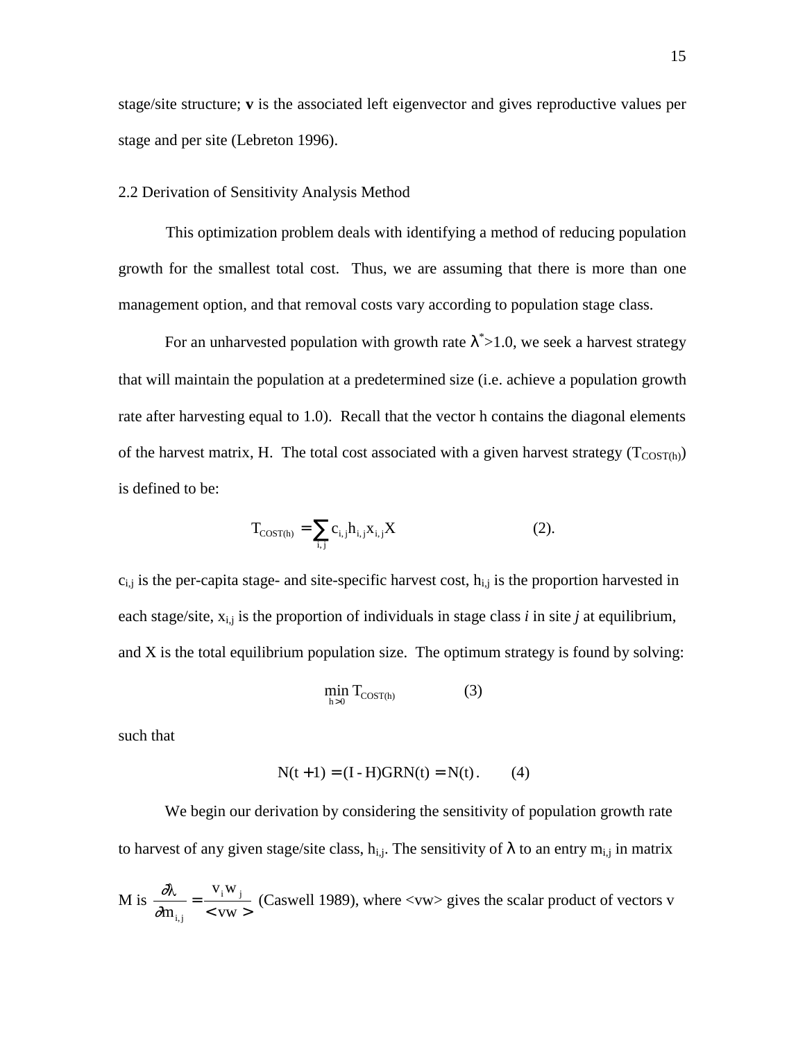stage/site structure; **v** is the associated left eigenvector and gives reproductive values per stage and per site (Lebreton 1996).

## 2.2 Derivation of Sensitivity Analysis Method

This optimization problem deals with identifying a method of reducing population growth for the smallest total cost. Thus, we are assuming that there is more than one management option, and that removal costs vary according to population stage class.

For an unharvested population with growth rate $\lambda^*>1.0$, we seek a harvest strategy that will maintain the population at a predetermined size (i.e. achieve a population growth rate after harvesting equal to 1.0). Recall that the vector h contains the diagonal elements of the harvest matrix, H. The total cost associated with a given harvest strategy ($T_{COST(h)}$) is defined to be:

$$T_{COST(h)} = \sum_{i,j} c_{i,j} h_{i,j} x_{i,j} X \qquad (2).$$

$c_{i,j}$ is the per-capita stage- and site-specific harvest cost, $h_{i,j}$ is the proportion harvested in each stage/site, $x_{i,j}$ is the proportion of individuals in stage class *i* in site *j* at equilibrium, and X is the total equilibrium population size. The optimum strategy is found by solving:

$$\min_{h>0} T_{COST(h)} \qquad (3)$$

such that

$$N(t+1) = (I - H)GRN(t) = N(t). \qquad (4)$$

We begin our derivation by considering the sensitivity of population growth rate to harvest of any given stage/site class, $h_{i,j}$. The sensitivity of $\lambda$ to an entry $m_{i,j}$ in matrix M is $\frac{\partial \lambda}{\partial m_{i,j}} = \frac{v_i w_j}{<vw>}$ (Caswell 1989), where <vw> gives the scalar product of vectors v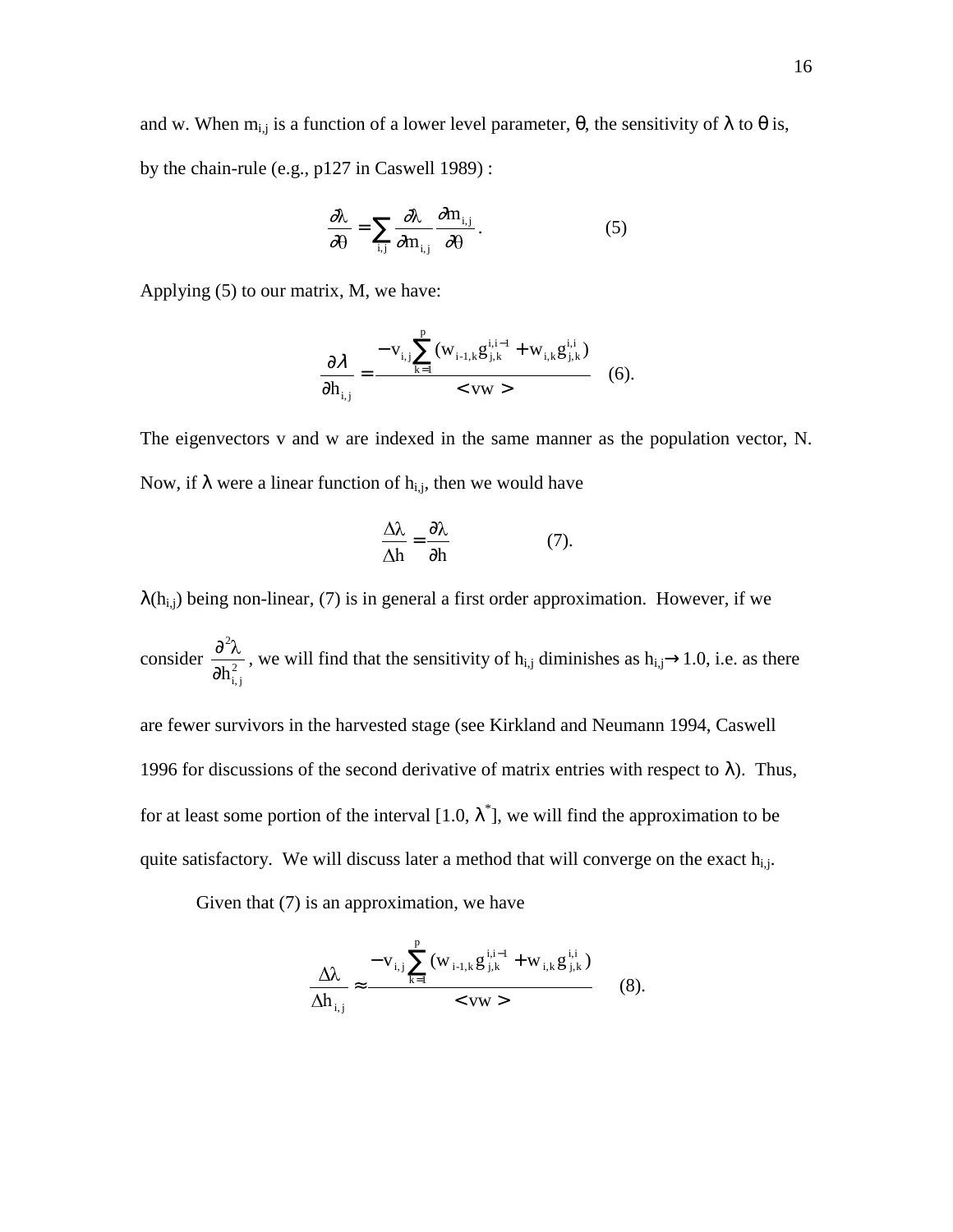and w. When $m_{i,j}$ is a function of a lower level parameter, $\theta$, the sensitivity of $\lambda$ to $\theta$ is, by the chain-rule (e.g., p127 in Caswell 1989) :

$$\frac{\partial\lambda}{\partial\theta} = \sum_{i,j} \frac{\partial\lambda}{\partial m_{i,j}} \frac{\partial m_{i,j}}{\partial\theta}. \qquad (5)$$

Applying (5) to our matrix, M, we have:

$$\frac{\partial\lambda}{\partial h_{i,j}} = \frac{-v_{i,j}\sum_{k=1}^{p}(w_{i-1,k}g_{j,k}^{i,i-1} + w_{i,k}g_{j,k}^{i,i})}{<vw>} \quad (6).$$

The eigenvectors v and w are indexed in the same manner as the population vector, N. Now, if $\lambda$ were a linear function of $h_{i,j}$, then we would have

$$\frac{\Delta\lambda}{\Delta h} = \frac{\partial\lambda}{\partial h} \qquad (7).$$

$\lambda(h_{i,j})$ being non-linear, (7) is in general a first order approximation. However, if we consider $\frac{\partial^2\lambda}{\partial h_{i,j}^2}$, we will find that the sensitivity of $h_{i,j}$ diminishes as $h_{i,j} \rightarrow 1.0$, i.e. as there are fewer survivors in the harvested stage (see Kirkland and Neumann 1994, Caswell 1996 for discussions of the second derivative of matrix entries with respect to $\lambda$). Thus, for at least some portion of the interval [1.0, $\lambda^*$], we will find the approximation to be quite satisfactory. We will discuss later a method that will converge on the exact $h_{i,j}$.

Given that (7) is an approximation, we have

$$\frac{\Delta\lambda}{\Delta h_{i,j}} \approx \frac{-v_{i,j}\sum_{k=1}^{p}(w_{i-1,k}g_{j,k}^{i,i-1} + w_{i,k}g_{j,k}^{i,i})}{<vw>} \quad (8).$$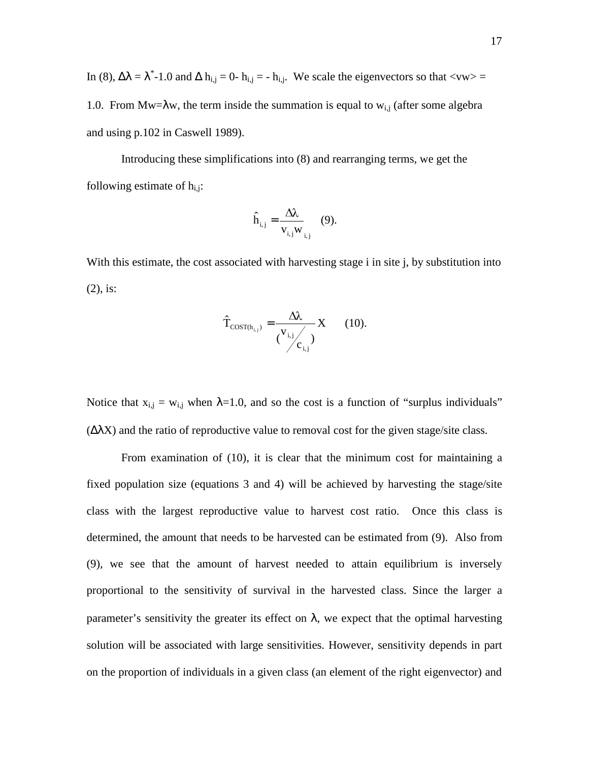In (8), $\Delta\lambda = \lambda^{*}-1.0$ and $\Delta h_{i,j} = 0- h_{i,j} = - h_{i,j}$. We scale the eigenvectors so that $\langle vw \rangle = 1.0$. From $Mw=\lambda w$, the term inside the summation is equal to $w_{i,j}$ (after some algebra and using p.102 in Caswell 1989).

Introducing these simplifications into (8) and rearranging terms, we get the following estimate of $h_{i,j}$:

$$\hat{h}_{i,j} = \frac{\Delta\lambda}{v_{i,j} w_{i,j}} \quad (9).$$

With this estimate, the cost associated with harvesting stage i in site j, by substitution into (2), is:

$$\hat{T}_{COST(h_{i,j})} = \frac{\Delta\lambda}{\left( v_{i,j} / c_{i,j} \right)} X \quad (10).$$

Notice that $x_{i,j} = w_{i,j}$ when $\lambda=1.0$, and so the cost is a function of "surplus individuals" ($\Delta\lambda X$) and the ratio of reproductive value to removal cost for the given stage/site class.

From examination of (10), it is clear that the minimum cost for maintaining a fixed population size (equations 3 and 4) will be achieved by harvesting the stage/site class with the largest reproductive value to harvest cost ratio. Once this class is determined, the amount that needs to be harvested can be estimated from (9). Also from (9), we see that the amount of harvest needed to attain equilibrium is inversely proportional to the sensitivity of survival in the harvested class. Since the larger a parameter's sensitivity the greater its effect on $\lambda$, we expect that the optimal harvesting solution will be associated with large sensitivities. However, sensitivity depends in part on the proportion of individuals in a given class (an element of the right eigenvector) and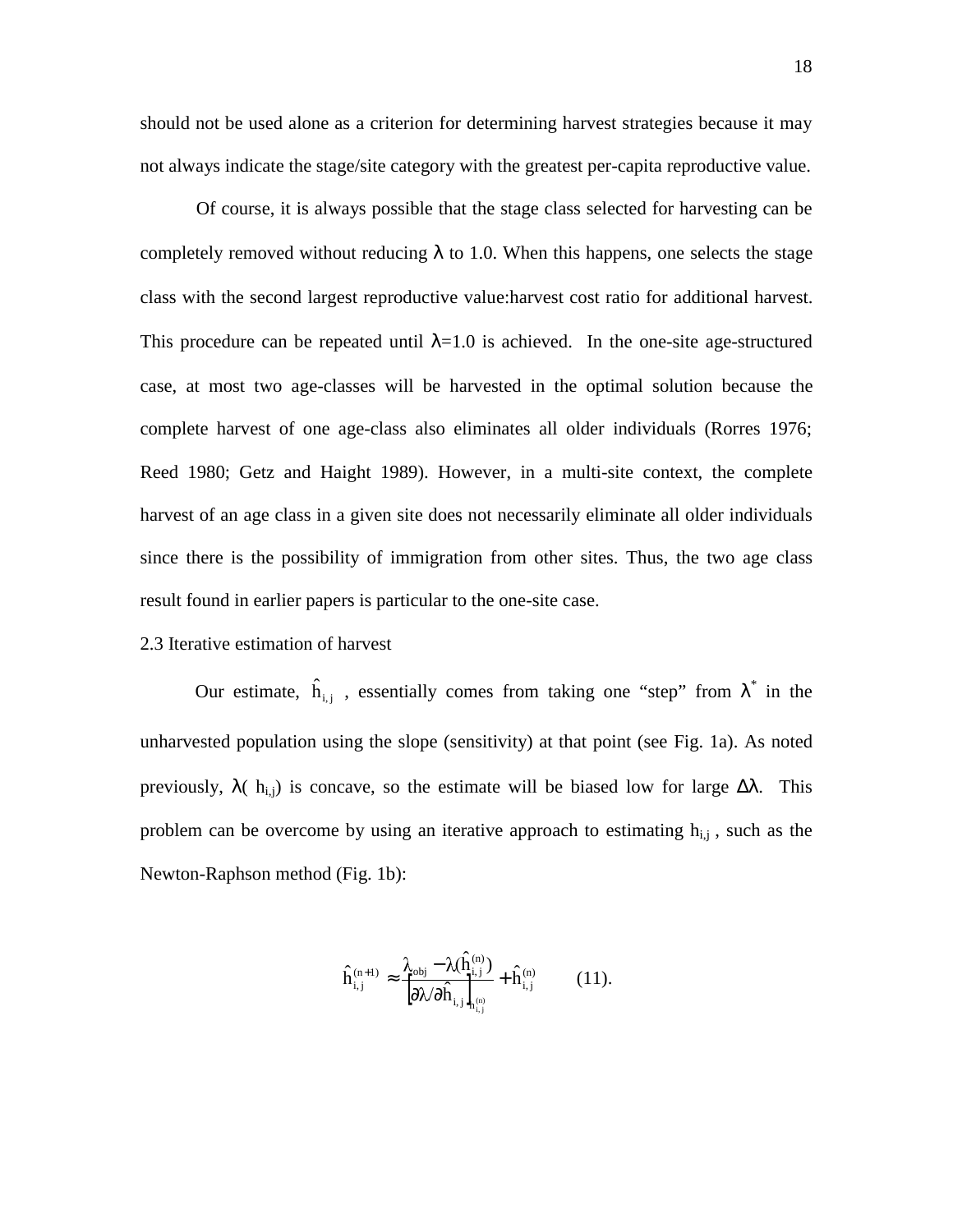should not be used alone as a criterion for determining harvest strategies because it may not always indicate the stage/site category with the greatest per-capita reproductive value.

Of course, it is always possible that the stage class selected for harvesting can be completely removed without reducing $\lambda$ to 1.0. When this happens, one selects the stage class with the second largest reproductive value:harvest cost ratio for additional harvest. This procedure can be repeated until $\lambda$=1.0 is achieved. In the one-site age-structured case, at most two age-classes will be harvested in the optimal solution because the complete harvest of one age-class also eliminates all older individuals (Rorres 1976; Reed 1980; Getz and Haight 1989). However, in a multi-site context, the complete harvest of an age class in a given site does not necessarily eliminate all older individuals since there is the possibility of immigration from other sites. Thus, the two age class result found in earlier papers is particular to the one-site case.

2.3 Iterative estimation of harvest

Our estimate, $\hat{h}_{i,j}$ , essentially comes from taking one "step" from $\lambda^*$ in the unharvested population using the slope (sensitivity) at that point (see Fig. 1a). As noted previously, $\lambda(h_{i,j})$ is concave, so the estimate will be biased low for large $\Delta\lambda$. This problem can be overcome by using an iterative approach to estimating $h_{i,j}$ , such as the Newton-Raphson method (Fig. 1b):

$$\hat{h}_{i,j}^{(n+1)} \approx \frac{\lambda_{obj} - \lambda(\hat{h}_{i,j}^{(n)})}{\left[\partial\lambda / \partial\hat{h}_{i,j}\right]_{h_{i,j}^{(n)}}} + \hat{h}_{i,j}^{(n)} \qquad (11).$$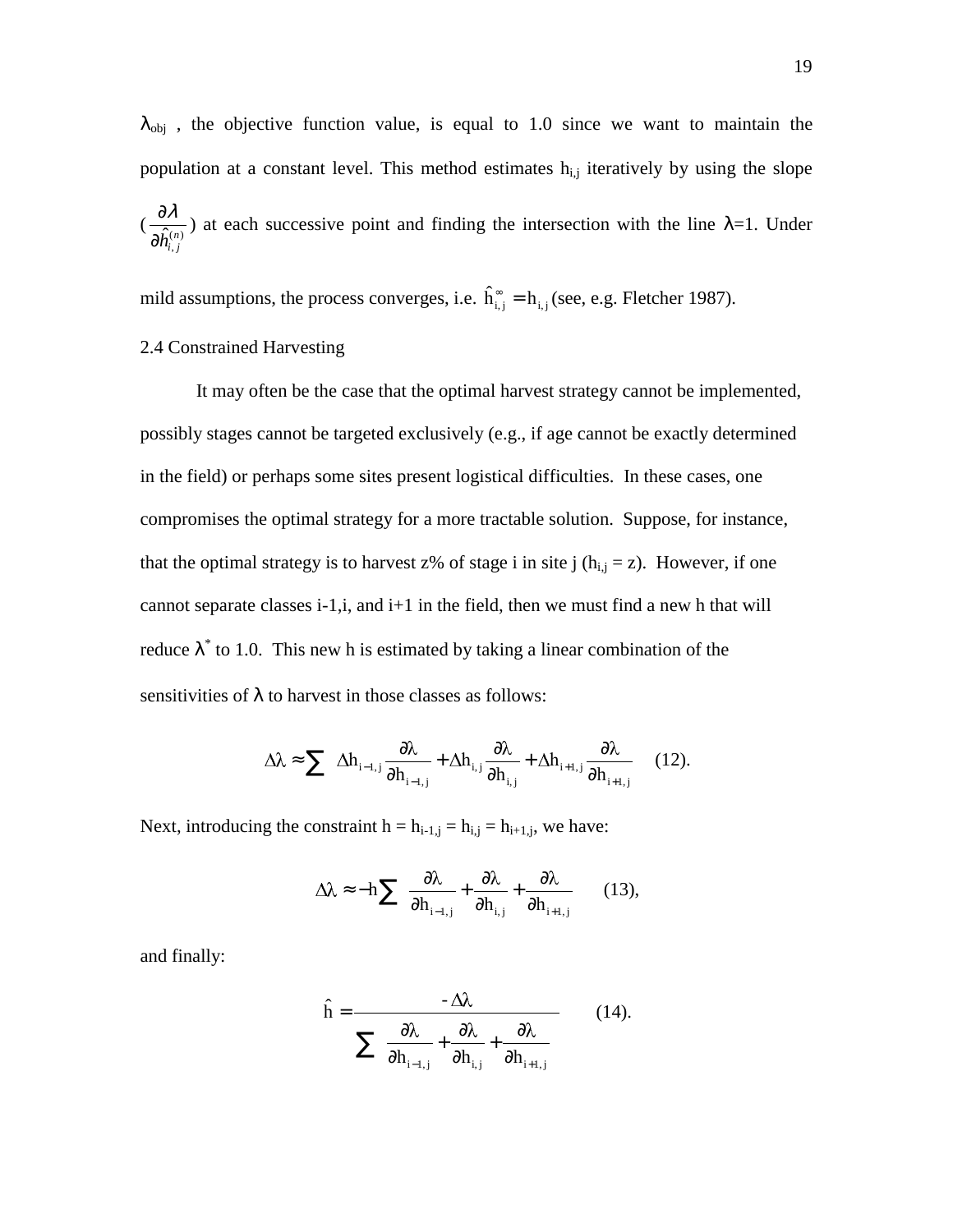$\lambda_{obj}$ , the objective function value, is equal to 1.0 since we want to maintain the population at a constant level. This method estimates $h_{i,j}$ iteratively by using the slope ($\frac{\partial \lambda}{\partial \hat{h}_{i,j}^{(n)}}$) at each successive point and finding the intersection with the line $\lambda$=1. Under mild assumptions, the process converges, i.e. $\hat{h}_{i,j}^{\infty} = h_{i,j}$ (see, e.g. Fletcher 1987).

2.4 Constrained Harvesting

It may often be the case that the optimal harvest strategy cannot be implemented, possibly stages cannot be targeted exclusively (e.g., if age cannot be exactly determined in the field) or perhaps some sites present logistical difficulties. In these cases, one compromises the optimal strategy for a more tractable solution. Suppose, for instance, that the optimal strategy is to harvest z% of stage i in site j ($h_{i,j}$ = z). However, if one cannot separate classes i-1,i, and i+1 in the field, then we must find a new h that will reduce $\lambda^*$ to 1.0. This new h is estimated by taking a linear combination of the sensitivities of $\lambda$ to harvest in those classes as follows:

$$\Delta\lambda \approx \sum \left( \Delta h_{i-1,j} \frac{\partial \lambda}{\partial h_{i-1,j}} + \Delta h_{i,j} \frac{\partial \lambda}{\partial h_{i,j}} + \Delta h_{i+1,j} \frac{\partial \lambda}{\partial h_{i+1,j}} \right) \quad (12).$$

Next, introducing the constraint h = $h_{i-1,j} = h_{i,j} = h_{i+1,j}$, we have:

$$\Delta\lambda \approx -h \sum \left( \frac{\partial \lambda}{\partial h_{i-1,j}} + \frac{\partial \lambda}{\partial h_{i,j}} + \frac{\partial \lambda}{\partial h_{i+1,j}} \right) \quad (13),$$

and finally:

$$\hat{h} = \frac{-\Delta\lambda}{\sum \left( \frac{\partial \lambda}{\partial h_{i-1,j}} + \frac{\partial \lambda}{\partial h_{i,j}} + \frac{\partial \lambda}{\partial h_{i+1,j}} \right)} \quad (14).$$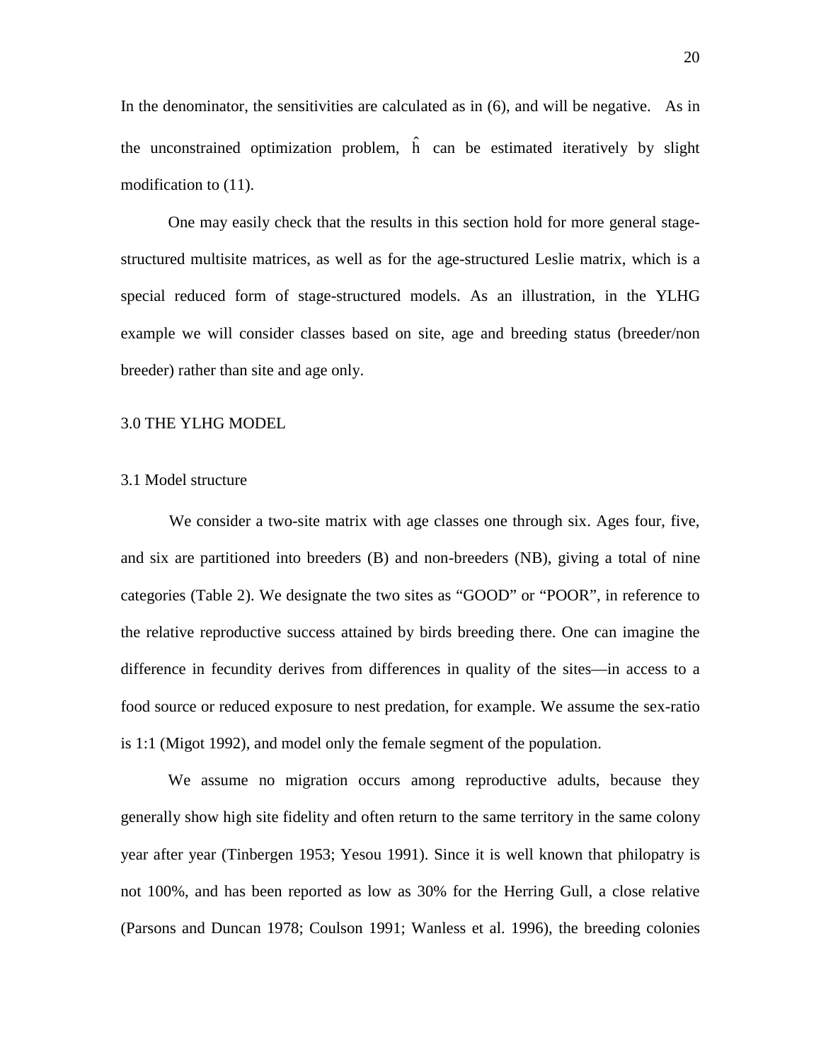In the denominator, the sensitivities are calculated as in (6), and will be negative. As in the unconstrained optimization problem, $\hat{h}$ can be estimated iteratively by slight modification to (11).

One may easily check that the results in this section hold for more general stage-structured multisite matrices, as well as for the age-structured Leslie matrix, which is a special reduced form of stage-structured models. As an illustration, in the YLHG example we will consider classes based on site, age and breeding status (breeder/non breeder) rather than site and age only.

## 3.0 THE YLHG MODEL

### 3.1 Model structure

We consider a two-site matrix with age classes one through six. Ages four, five, and six are partitioned into breeders (B) and non-breeders (NB), giving a total of nine categories (Table 2). We designate the two sites as "GOOD" or "POOR", in reference to the relative reproductive success attained by birds breeding there. One can imagine the difference in fecundity derives from differences in quality of the sites—in access to a food source or reduced exposure to nest predation, for example. We assume the sex-ratio is 1:1 (Migot 1992), and model only the female segment of the population.

We assume no migration occurs among reproductive adults, because they generally show high site fidelity and often return to the same territory in the same colony year after year (Tinbergen 1953; Yesou 1991). Since it is well known that philopatry is not 100%, and has been reported as low as 30% for the Herring Gull, a close relative (Parsons and Duncan 1978; Coulson 1991; Wanless et al. 1996), the breeding colonies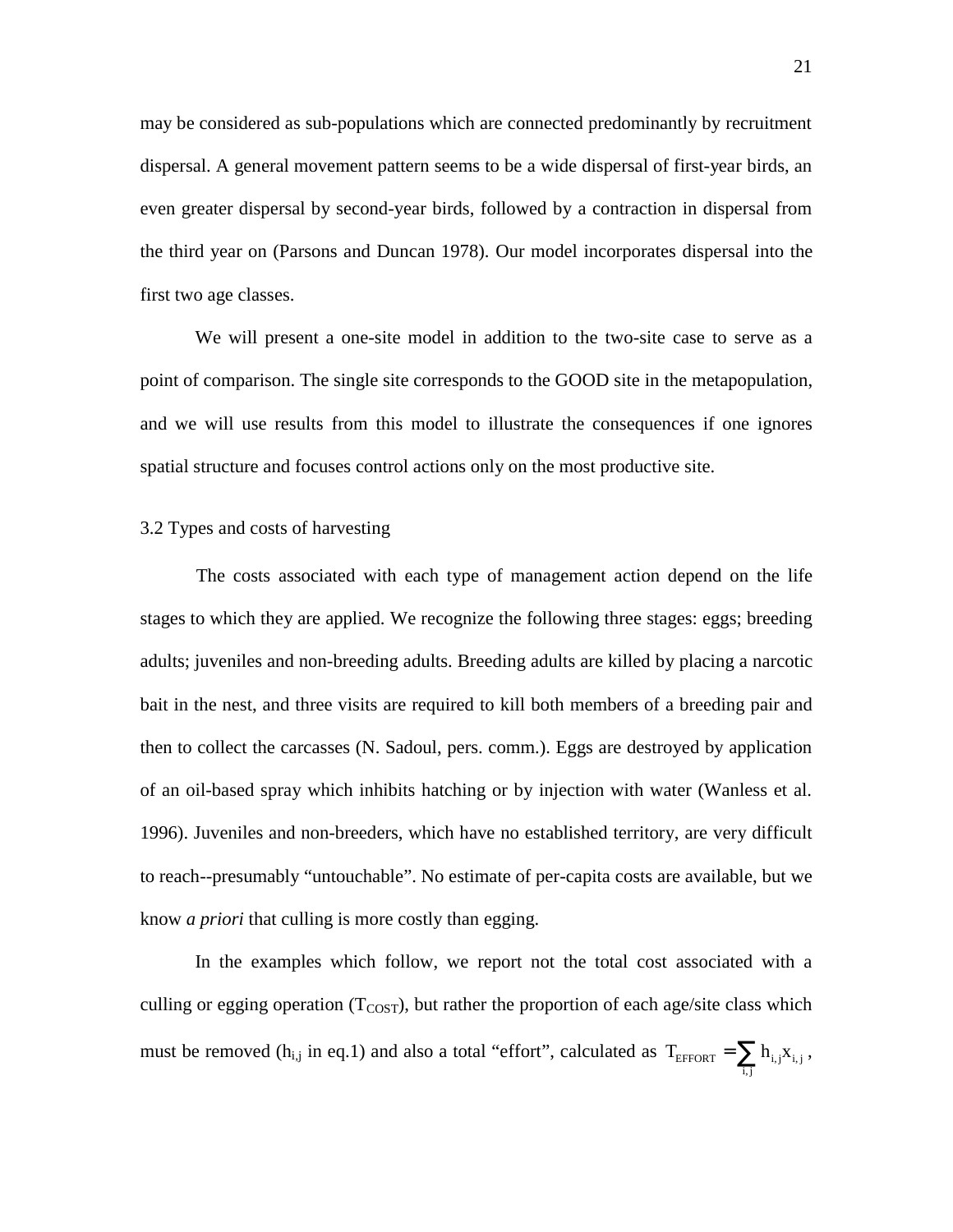may be considered as sub-populations which are connected predominantly by recruitment dispersal. A general movement pattern seems to be a wide dispersal of first-year birds, an even greater dispersal by second-year birds, followed by a contraction in dispersal from the third year on (Parsons and Duncan 1978). Our model incorporates dispersal into the first two age classes.

We will present a one-site model in addition to the two-site case to serve as a point of comparison. The single site corresponds to the GOOD site in the metapopulation, and we will use results from this model to illustrate the consequences if one ignores spatial structure and focuses control actions only on the most productive site.

### 3.2 Types and costs of harvesting

The costs associated with each type of management action depend on the life stages to which they are applied. We recognize the following three stages: eggs; breeding adults; juveniles and non-breeding adults. Breeding adults are killed by placing a narcotic bait in the nest, and three visits are required to kill both members of a breeding pair and then to collect the carcasses (N. Sadoul, pers. comm.). Eggs are destroyed by application of an oil-based spray which inhibits hatching or by injection with water (Wanless et al. 1996). Juveniles and non-breeders, which have no established territory, are very difficult to reach--presumably "untouchable". No estimate of per-capita costs are available, but we know *a priori* that culling is more costly than egging.

In the examples which follow, we report not the total cost associated with a culling or egging operation ($T_{COST}$), but rather the proportion of each age/site class which must be removed ($h_{i,j}$ in eq.1) and also a total "effort", calculated as $T_{EFFORT} = \sum_{i,j} h_{i,j} x_{i,j}$,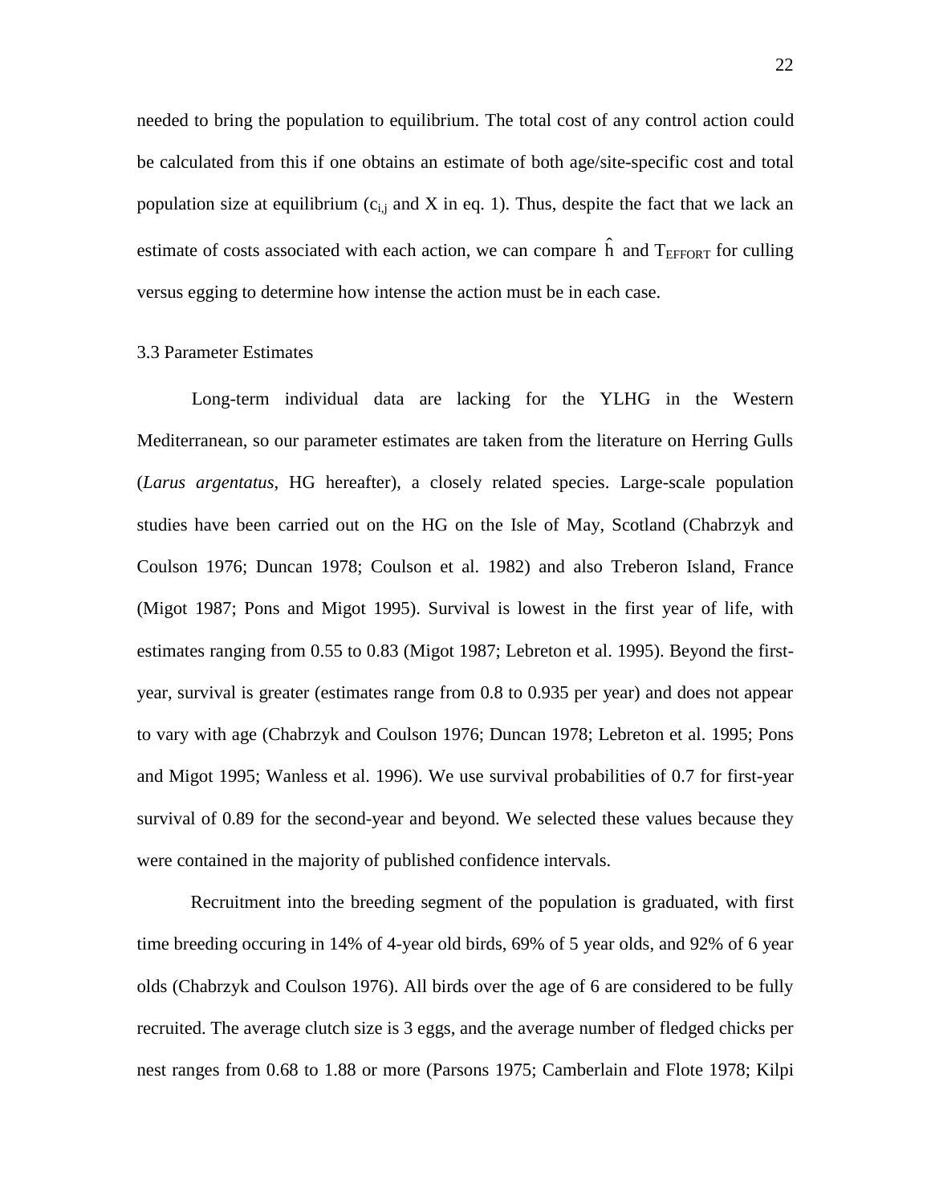needed to bring the population to equilibrium. The total cost of any control action could be calculated from this if one obtains an estimate of both age/site-specific cost and total population size at equilibrium ($c_{i,j}$ and X in eq. 1). Thus, despite the fact that we lack an estimate of costs associated with each action, we can compare $\hat{h}$ and $T_{EFFORT}$ for culling versus egging to determine how intense the action must be in each case.

### 3.3 Parameter Estimates

Long-term individual data are lacking for the YLHG in the Western Mediterranean, so our parameter estimates are taken from the literature on Herring Gulls (*Larus argentatus*, HG hereafter), a closely related species. Large-scale population studies have been carried out on the HG on the Isle of May, Scotland (Chabrzyk and Coulson 1976; Duncan 1978; Coulson et al. 1982) and also Treberon Island, France (Migot 1987; Pons and Migot 1995). Survival is lowest in the first year of life, with estimates ranging from 0.55 to 0.83 (Migot 1987; Lebreton et al. 1995). Beyond the first-year, survival is greater (estimates range from 0.8 to 0.935 per year) and does not appear to vary with age (Chabrzyk and Coulson 1976; Duncan 1978; Lebreton et al. 1995; Pons and Migot 1995; Wanless et al. 1996). We use survival probabilities of 0.7 for first-year survival of 0.89 for the second-year and beyond. We selected these values because they were contained in the majority of published confidence intervals.

Recruitment into the breeding segment of the population is graduated, with first time breeding occuring in 14% of 4-year old birds, 69% of 5 year olds, and 92% of 6 year olds (Chabrzyk and Coulson 1976). All birds over the age of 6 are considered to be fully recruited. The average clutch size is 3 eggs, and the average number of fledged chicks per nest ranges from 0.68 to 1.88 or more (Parsons 1975; Camberlain and Flote 1978; Kilpi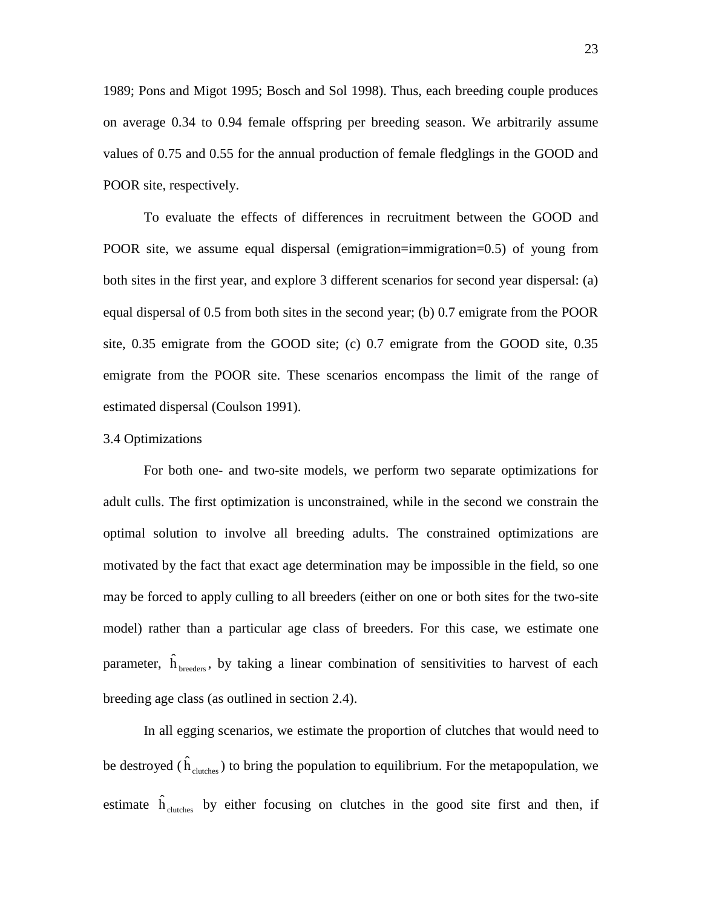1989; Pons and Migot 1995; Bosch and Sol 1998). Thus, each breeding couple produces on average 0.34 to 0.94 female offspring per breeding season. We arbitrarily assume values of 0.75 and 0.55 for the annual production of female fledglings in the GOOD and POOR site, respectively.

To evaluate the effects of differences in recruitment between the GOOD and POOR site, we assume equal dispersal (emigration=immigration=0.5) of young from both sites in the first year, and explore 3 different scenarios for second year dispersal: (a) equal dispersal of 0.5 from both sites in the second year; (b) 0.7 emigrate from the POOR site, 0.35 emigrate from the GOOD site; (c) 0.7 emigrate from the GOOD site, 0.35 emigrate from the POOR site. These scenarios encompass the limit of the range of estimated dispersal (Coulson 1991).

### 3.4 Optimizations

For both one- and two-site models, we perform two separate optimizations for adult culls. The first optimization is unconstrained, while in the second we constrain the optimal solution to involve all breeding adults. The constrained optimizations are motivated by the fact that exact age determination may be impossible in the field, so one may be forced to apply culling to all breeders (either on one or both sites for the two-site model) rather than a particular age class of breeders. For this case, we estimate one parameter, $\hat{h}_{breeders}$, by taking a linear combination of sensitivities to harvest of each breeding age class (as outlined in section 2.4).

In all egging scenarios, we estimate the proportion of clutches that would need to be destroyed ($\hat{h}_{clutches}$) to bring the population to equilibrium. For the metapopulation, we estimate $\hat{h}_{clutches}$ by either focusing on clutches in the good site first and then, if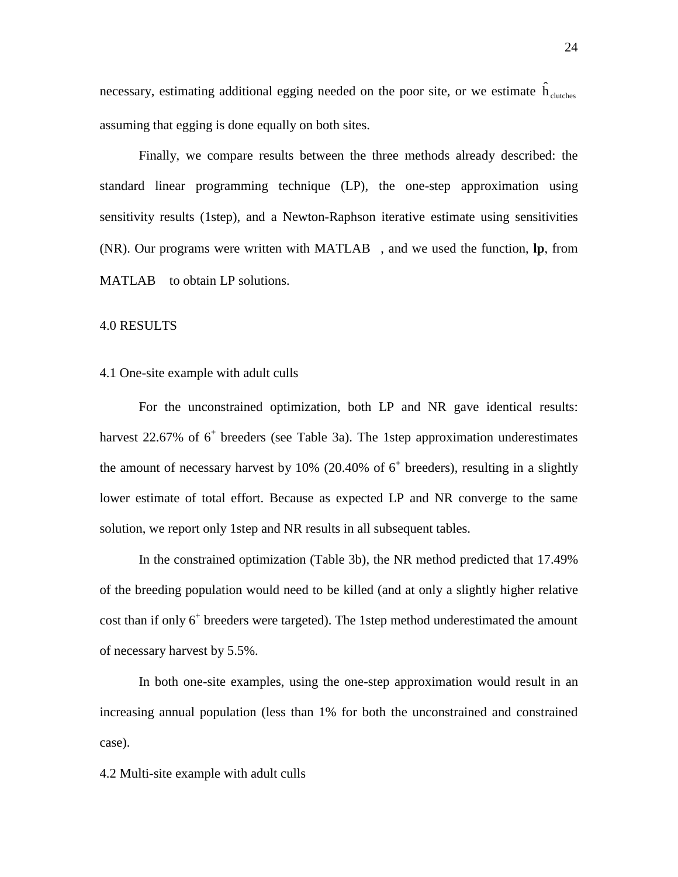necessary, estimating additional egging needed on the poor site, or we estimate $\hat{h}_{clutches}$ assuming that egging is done equally on both sites.

Finally, we compare results between the three methods already described: the standard linear programming technique (LP), the one-step approximation using sensitivity results (1step), and a Newton-Raphson iterative estimate using sensitivities (NR). Our programs were written with MATLAB , and we used the function, **lp**, from MATLAB to obtain LP solutions.

## 4.0 RESULTS

### 4.1 One-site example with adult culls

For the unconstrained optimization, both LP and NR gave identical results: harvest 22.67% of $6^+$ breeders (see Table 3a). The 1step approximation underestimates the amount of necessary harvest by 10% (20.40% of $6^+$ breeders), resulting in a slightly lower estimate of total effort. Because as expected LP and NR converge to the same solution, we report only 1step and NR results in all subsequent tables.

In the constrained optimization (Table 3b), the NR method predicted that 17.49% of the breeding population would need to be killed (and at only a slightly higher relative cost than if only $6^+$ breeders were targeted). The 1step method underestimated the amount of necessary harvest by 5.5%.

In both one-site examples, using the one-step approximation would result in an increasing annual population (less than 1% for both the unconstrained and constrained case).

### 4.2 Multi-site example with adult culls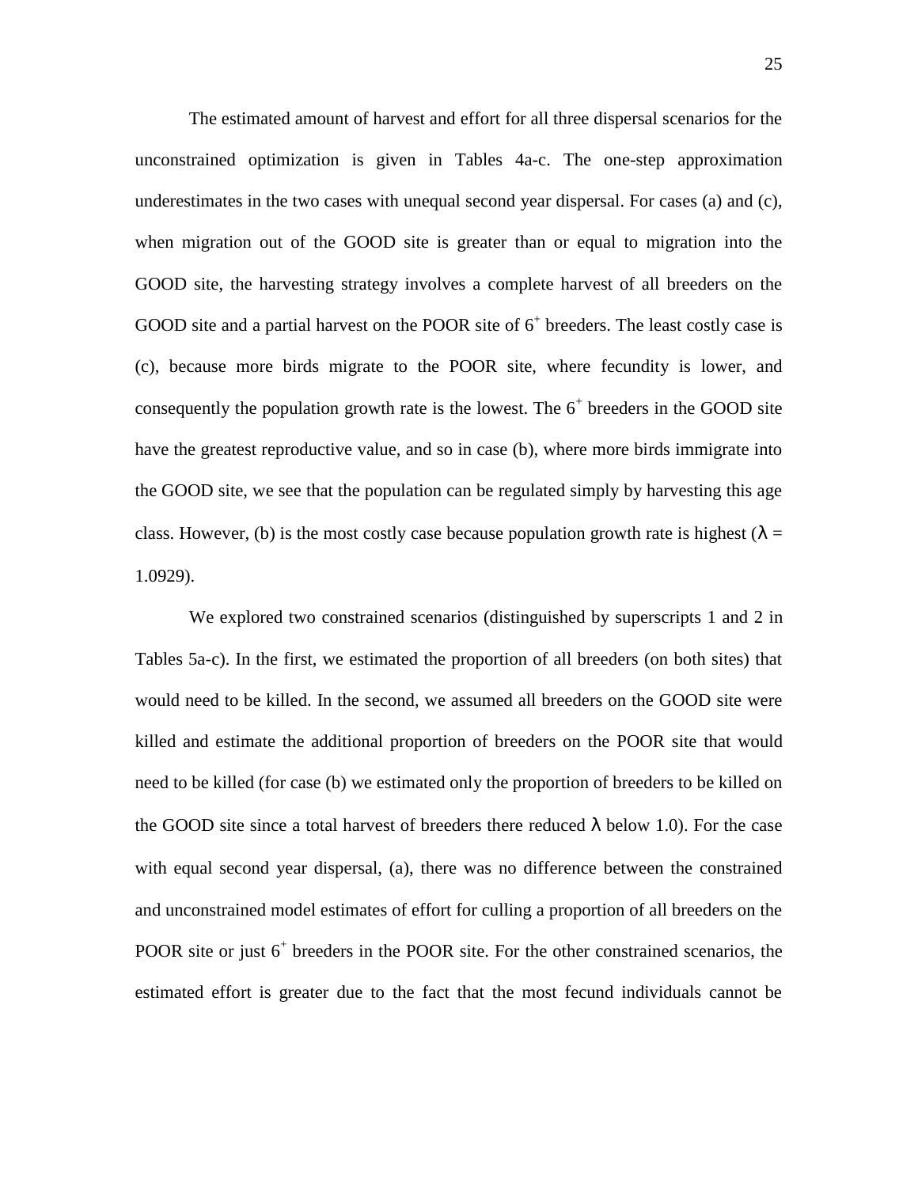The estimated amount of harvest and effort for all three dispersal scenarios for the unconstrained optimization is given in Tables 4a-c. The one-step approximation underestimates in the two cases with unequal second year dispersal. For cases (a) and (c), when migration out of the GOOD site is greater than or equal to migration into the GOOD site, the harvesting strategy involves a complete harvest of all breeders on the GOOD site and a partial harvest on the POOR site of $6^+$ breeders. The least costly case is (c), because more birds migrate to the POOR site, where fecundity is lower, and consequently the population growth rate is the lowest. The $6^+$ breeders in the GOOD site have the greatest reproductive value, and so in case (b), where more birds immigrate into the GOOD site, we see that the population can be regulated simply by harvesting this age class. However, (b) is the most costly case because population growth rate is highest ($\lambda$ = 1.0929).

We explored two constrained scenarios (distinguished by superscripts 1 and 2 in Tables 5a-c). In the first, we estimated the proportion of all breeders (on both sites) that would need to be killed. In the second, we assumed all breeders on the GOOD site were killed and estimate the additional proportion of breeders on the POOR site that would need to be killed (for case (b) we estimated only the proportion of breeders to be killed on the GOOD site since a total harvest of breeders there reduced $\lambda$ below 1.0). For the case with equal second year dispersal, (a), there was no difference between the constrained and unconstrained model estimates of effort for culling a proportion of all breeders on the POOR site or just $6^+$ breeders in the POOR site. For the other constrained scenarios, the estimated effort is greater due to the fact that the most fecund individuals cannot be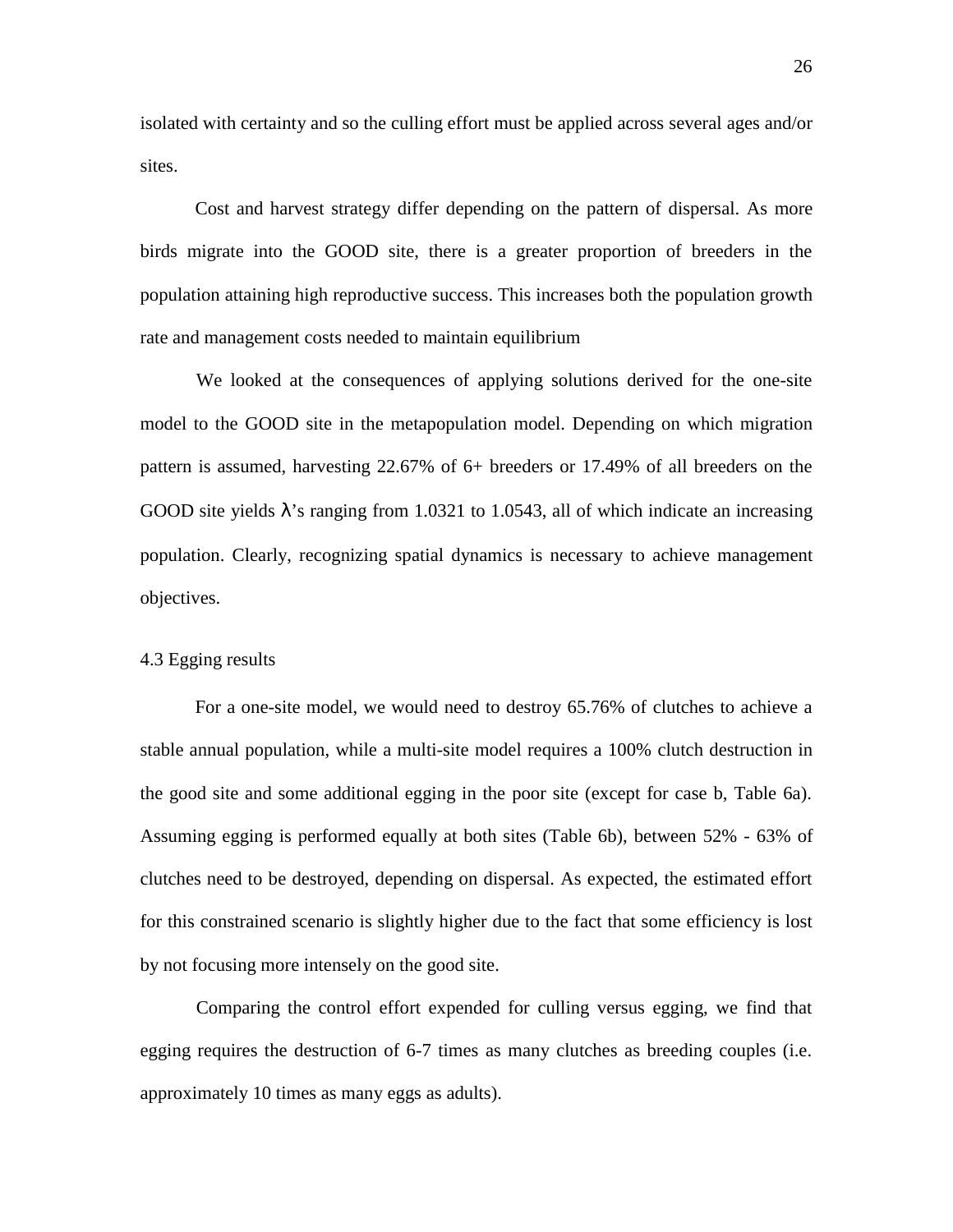isolated with certainty and so the culling effort must be applied across several ages and/or sites.

Cost and harvest strategy differ depending on the pattern of dispersal. As more birds migrate into the GOOD site, there is a greater proportion of breeders in the population attaining high reproductive success. This increases both the population growth rate and management costs needed to maintain equilibrium

We looked at the consequences of applying solutions derived for the one-site model to the GOOD site in the metapopulation model. Depending on which migration pattern is assumed, harvesting 22.67% of 6+ breeders or 17.49% of all breeders on the GOOD site yields $\lambda$'s ranging from 1.0321 to 1.0543, all of which indicate an increasing population. Clearly, recognizing spatial dynamics is necessary to achieve management objectives.

### 4.3 Egging results

For a one-site model, we would need to destroy 65.76% of clutches to achieve a stable annual population, while a multi-site model requires a 100% clutch destruction in the good site and some additional egging in the poor site (except for case b, Table 6a). Assuming egging is performed equally at both sites (Table 6b), between 52% - 63% of clutches need to be destroyed, depending on dispersal. As expected, the estimated effort for this constrained scenario is slightly higher due to the fact that some efficiency is lost by not focusing more intensely on the good site.

Comparing the control effort expended for culling versus egging, we find that egging requires the destruction of 6-7 times as many clutches as breeding couples (i.e. approximately 10 times as many eggs as adults).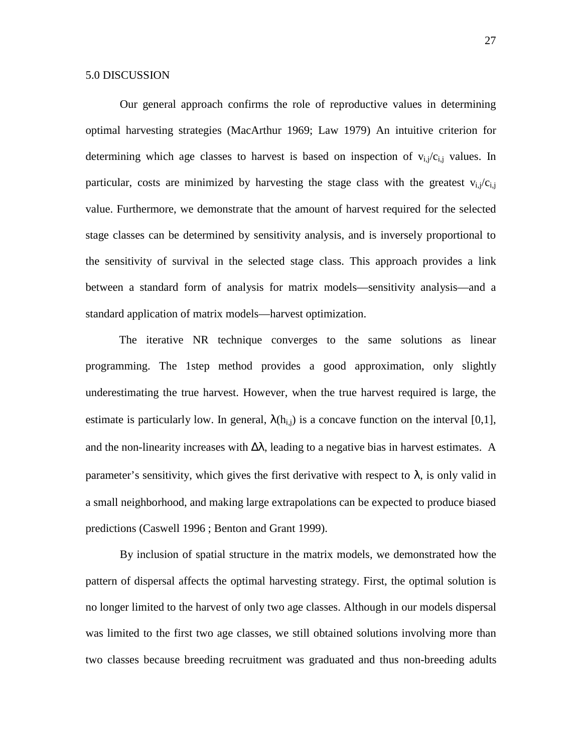## 5.0 DISCUSSION

Our general approach confirms the role of reproductive values in determining optimal harvesting strategies (MacArthur 1969; Law 1979) An intuitive criterion for determining which age classes to harvest is based on inspection of $v_{i,j}/c_{i,j}$ values. In particular, costs are minimized by harvesting the stage class with the greatest $v_{i,j}/c_{i,j}$ value. Furthermore, we demonstrate that the amount of harvest required for the selected stage classes can be determined by sensitivity analysis, and is inversely proportional to the sensitivity of survival in the selected stage class. This approach provides a link between a standard form of analysis for matrix models—sensitivity analysis—and a standard application of matrix models—harvest optimization.

The iterative NR technique converges to the same solutions as linear programming. The 1step method provides a good approximation, only slightly underestimating the true harvest. However, when the true harvest required is large, the estimate is particularly low. In general, $\lambda(h_{i,j})$ is a concave function on the interval [0,1], and the non-linearity increases with $\Delta\lambda$, leading to a negative bias in harvest estimates. A parameter's sensitivity, which gives the first derivative with respect to $\lambda$, is only valid in a small neighborhood, and making large extrapolations can be expected to produce biased predictions (Caswell 1996 ; Benton and Grant 1999).

By inclusion of spatial structure in the matrix models, we demonstrated how the pattern of dispersal affects the optimal harvesting strategy. First, the optimal solution is no longer limited to the harvest of only two age classes. Although in our models dispersal was limited to the first two age classes, we still obtained solutions involving more than two classes because breeding recruitment was graduated and thus non-breeding adults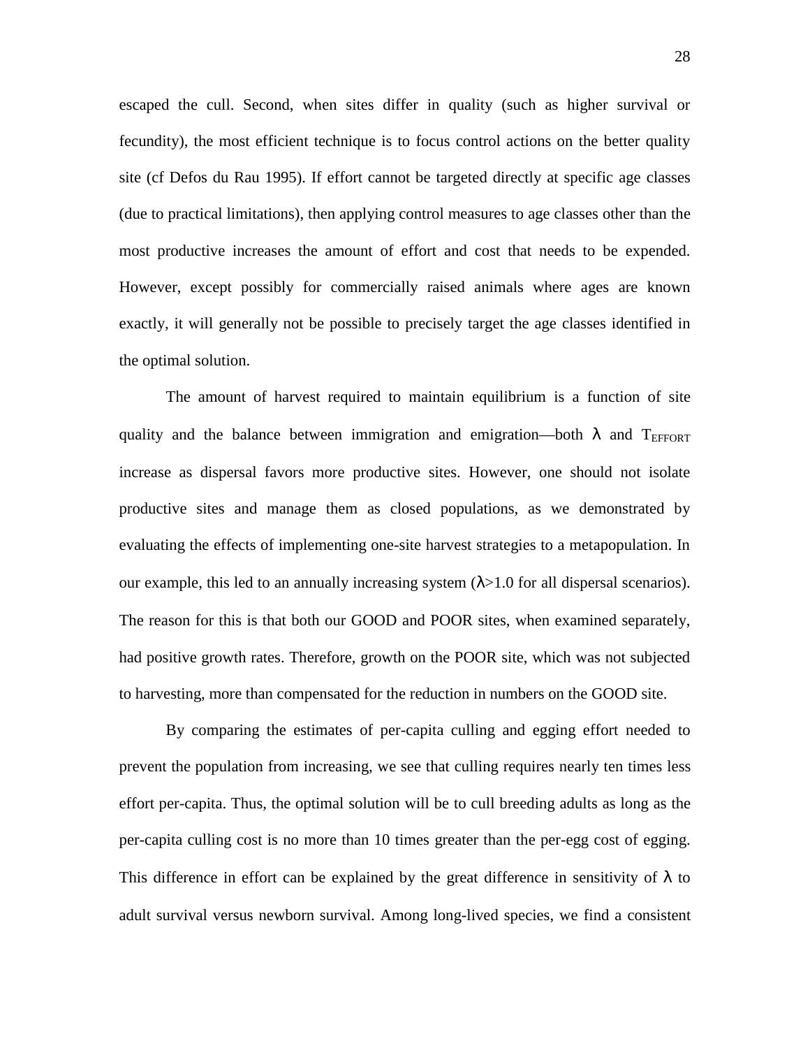escaped the cull. Second, when sites differ in quality (such as higher survival or fecundity), the most efficient technique is to focus control actions on the better quality site (cf Defos du Rau 1995). If effort cannot be targeted directly at specific age classes (due to practical limitations), then applying control measures to age classes other than the most productive increases the amount of effort and cost that needs to be expended. However, except possibly for commercially raised animals where ages are known exactly, it will generally not be possible to precisely target the age classes identified in the optimal solution.

The amount of harvest required to maintain equilibrium is a function of site quality and the balance between immigration and emigration—both $\lambda$ and $T_{EFFORT}$ increase as dispersal favors more productive sites. However, one should not isolate productive sites and manage them as closed populations, as we demonstrated by evaluating the effects of implementing one-site harvest strategies to a metapopulation. In our example, this led to an annually increasing system ($\lambda$>1.0 for all dispersal scenarios). The reason for this is that both our GOOD and POOR sites, when examined separately, had positive growth rates. Therefore, growth on the POOR site, which was not subjected to harvesting, more than compensated for the reduction in numbers on the GOOD site.

By comparing the estimates of per-capita culling and egging effort needed to prevent the population from increasing, we see that culling requires nearly ten times less effort per-capita. Thus, the optimal solution will be to cull breeding adults as long as the per-capita culling cost is no more than 10 times greater than the per-egg cost of egging. This difference in effort can be explained by the great difference in sensitivity of $\lambda$ to adult survival versus newborn survival. Among long-lived species, we find a consistent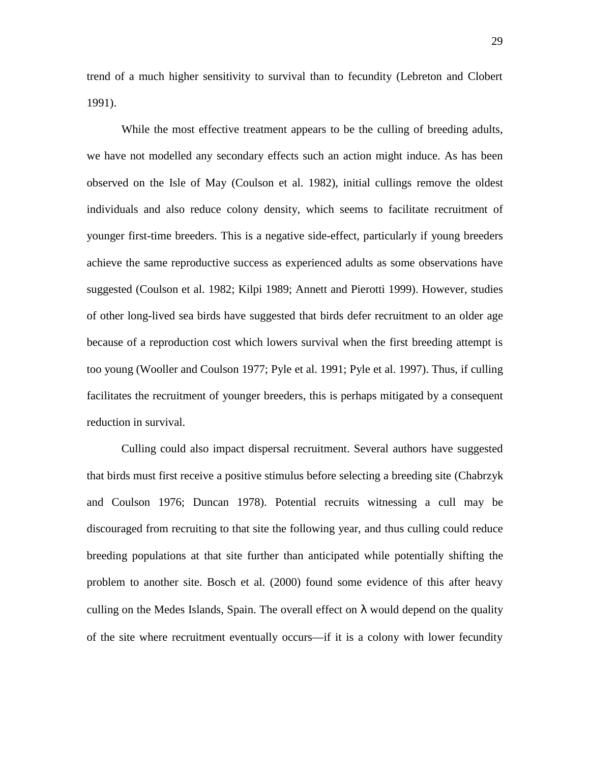trend of a much higher sensitivity to survival than to fecundity (Lebreton and Clobert 1991).

While the most effective treatment appears to be the culling of breeding adults, we have not modelled any secondary effects such an action might induce. As has been observed on the Isle of May (Coulson et al. 1982), initial cullings remove the oldest individuals and also reduce colony density, which seems to facilitate recruitment of younger first-time breeders. This is a negative side-effect, particularly if young breeders achieve the same reproductive success as experienced adults as some observations have suggested (Coulson et al. 1982; Kilpi 1989; Annett and Pierotti 1999). However, studies of other long-lived sea birds have suggested that birds defer recruitment to an older age because of a reproduction cost which lowers survival when the first breeding attempt is too young (Wooller and Coulson 1977; Pyle et al. 1991; Pyle et al. 1997). Thus, if culling facilitates the recruitment of younger breeders, this is perhaps mitigated by a consequent reduction in survival.

Culling could also impact dispersal recruitment. Several authors have suggested that birds must first receive a positive stimulus before selecting a breeding site (Chabrzyk and Coulson 1976; Duncan 1978). Potential recruits witnessing a cull may be discouraged from recruiting to that site the following year, and thus culling could reduce breeding populations at that site further than anticipated while potentially shifting the problem to another site. Bosch et al. (2000) found some evidence of this after heavy culling on the Medes Islands, Spain. The overall effect on $\lambda$ would depend on the quality of the site where recruitment eventually occurs—if it is a colony with lower fecundity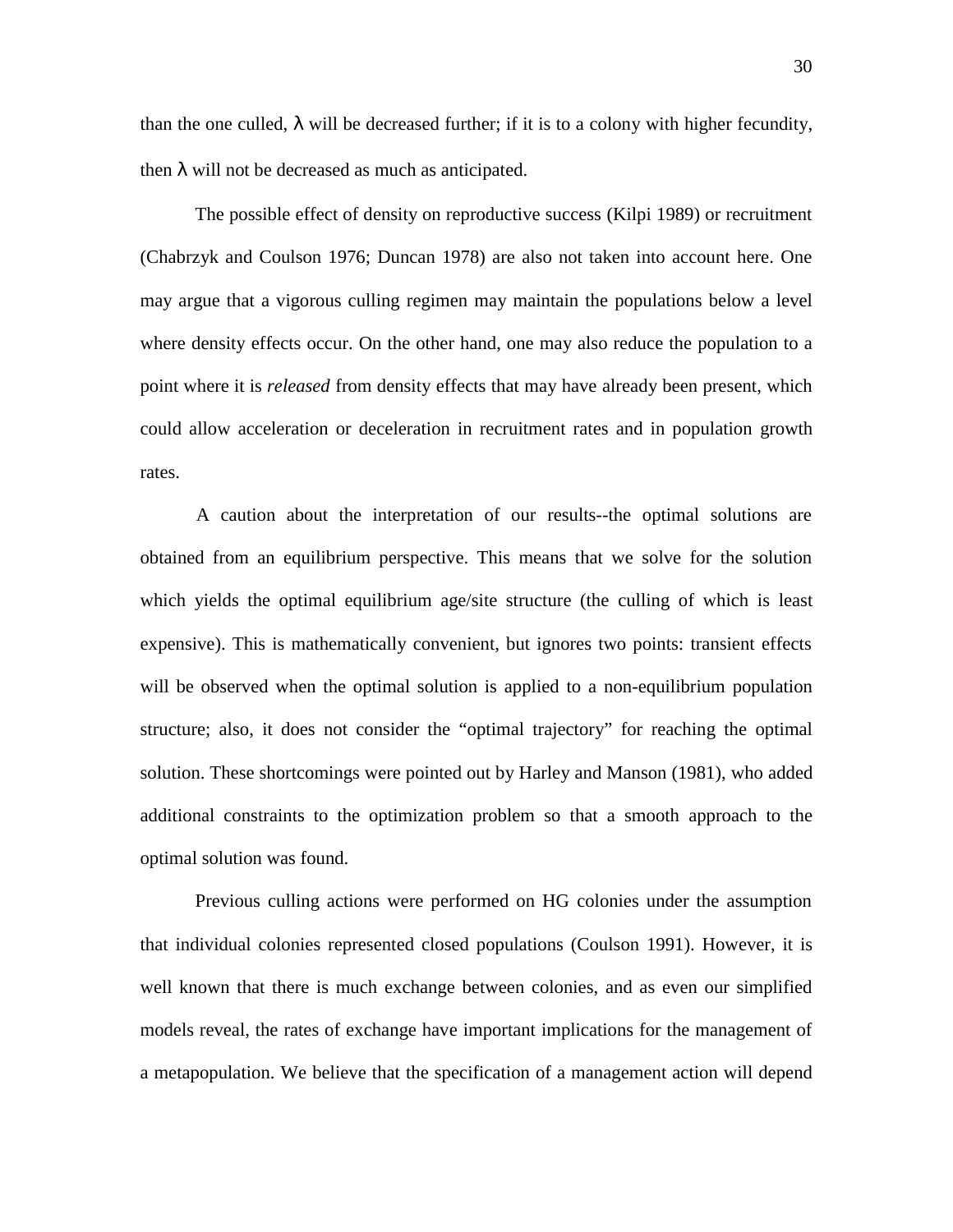than the one culled, $\lambda$ will be decreased further; if it is to a colony with higher fecundity, then $\lambda$ will not be decreased as much as anticipated.

The possible effect of density on reproductive success (Kilpi 1989) or recruitment (Chabrzyk and Coulson 1976; Duncan 1978) are also not taken into account here. One may argue that a vigorous culling regimen may maintain the populations below a level where density effects occur. On the other hand, one may also reduce the population to a point where it is *released* from density effects that may have already been present, which could allow acceleration or deceleration in recruitment rates and in population growth rates.

A caution about the interpretation of our results--the optimal solutions are obtained from an equilibrium perspective. This means that we solve for the solution which yields the optimal equilibrium age/site structure (the culling of which is least expensive). This is mathematically convenient, but ignores two points: transient effects will be observed when the optimal solution is applied to a non-equilibrium population structure; also, it does not consider the "optimal trajectory" for reaching the optimal solution. These shortcomings were pointed out by Harley and Manson (1981), who added additional constraints to the optimization problem so that a smooth approach to the optimal solution was found.

Previous culling actions were performed on HG colonies under the assumption that individual colonies represented closed populations (Coulson 1991). However, it is well known that there is much exchange between colonies, and as even our simplified models reveal, the rates of exchange have important implications for the management of a metapopulation. We believe that the specification of a management action will depend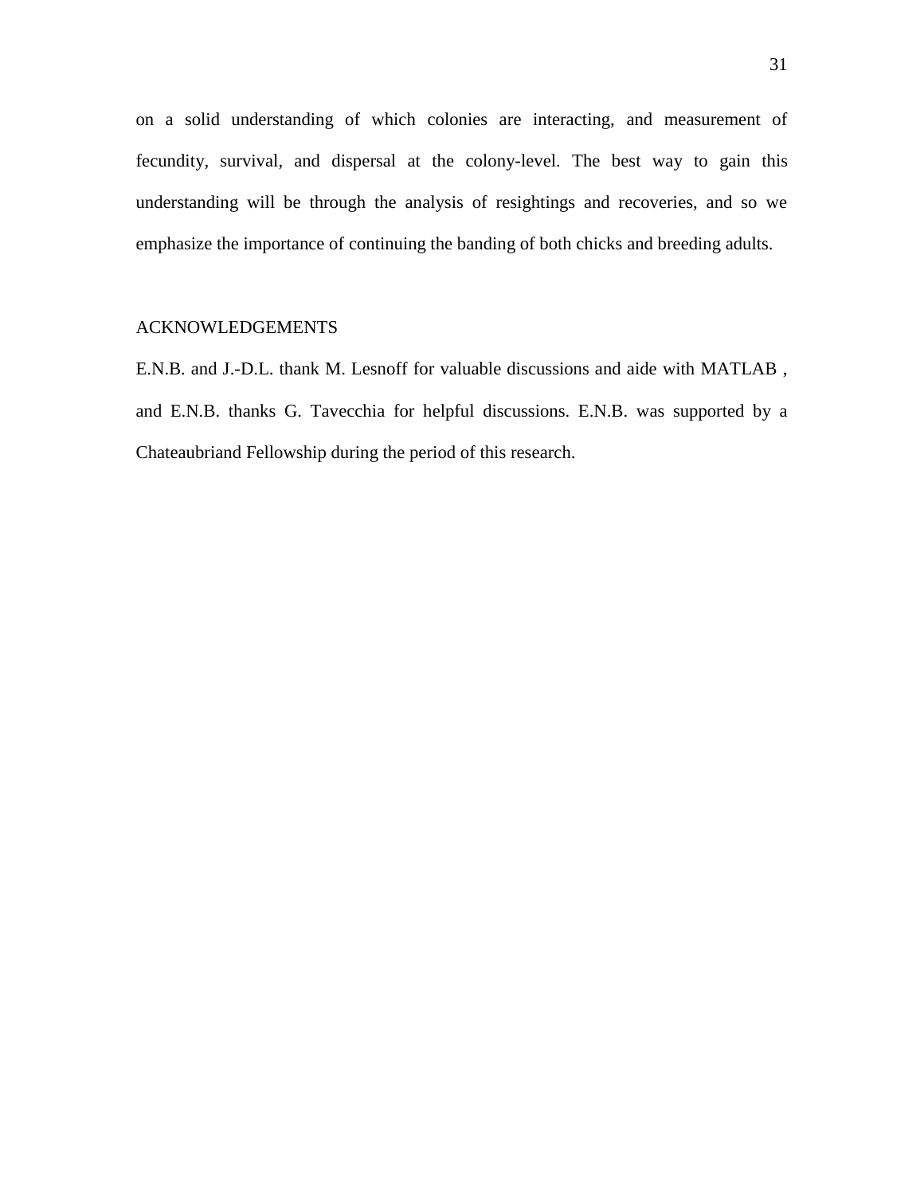on a solid understanding of which colonies are interacting, and measurement of fecundity, survival, and dispersal at the colony-level. The best way to gain this understanding will be through the analysis of resightings and recoveries, and so we emphasize the importance of continuing the banding of both chicks and breeding adults.

## ACKNOWLEDGEMENTS

E.N.B. and J.-D.L. thank M. Lesnoff for valuable discussions and aide with MATLAB , and E.N.B. thanks G. Tavecchia for helpful discussions. E.N.B. was supported by a Chateaubriand Fellowship during the period of this research.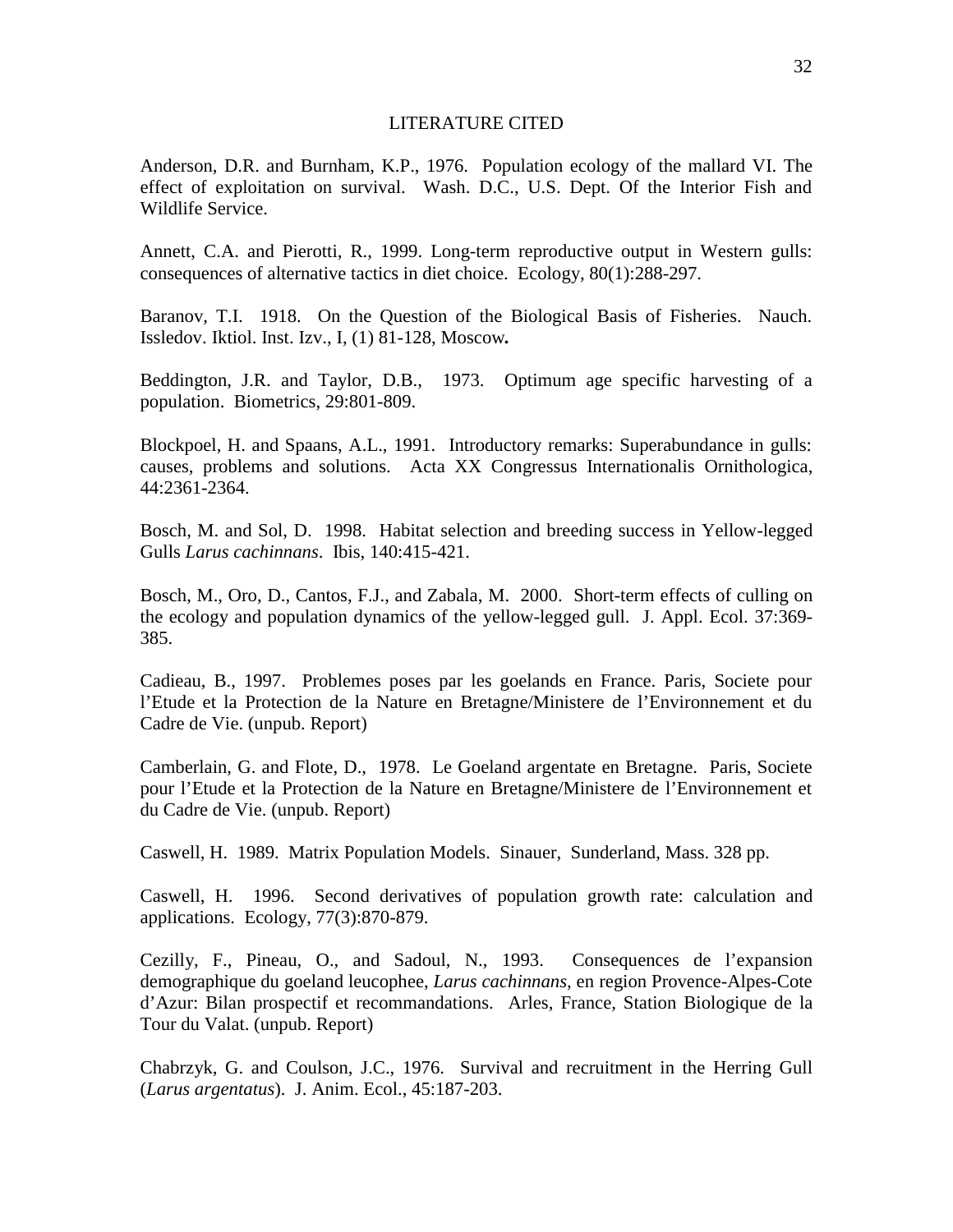## LITERATURE CITED

Anderson, D.R. and Burnham, K.P., 1976. Population ecology of the mallard VI. The effect of exploitation on survival. Wash. D.C., U.S. Dept. Of the Interior Fish and Wildlife Service.

Annett, C.A. and Pierotti, R., 1999. Long-term reproductive output in Western gulls: consequences of alternative tactics in diet choice. Ecology, 80(1):288-297.

Baranov, T.I. 1918. On the Question of the Biological Basis of Fisheries. Nauch. Issledov. Iktiol. Inst. Izv., I, (1) 81-128, Moscow**.**

Beddington, J.R. and Taylor, D.B., 1973. Optimum age specific harvesting of a population. Biometrics, 29:801-809.

Blockpoel, H. and Spaans, A.L., 1991. Introductory remarks: Superabundance in gulls: causes, problems and solutions. Acta XX Congressus Internationalis Ornithologica, 44:2361-2364.

Bosch, M. and Sol, D. 1998. Habitat selection and breeding success in Yellow-legged Gulls *Larus cachinnans*. Ibis, 140:415-421.

Bosch, M., Oro, D., Cantos, F.J., and Zabala, M. 2000. Short-term effects of culling on the ecology and population dynamics of the yellow-legged gull. J. Appl. Ecol. 37:369-385.

Cadieau, B., 1997. Problemes poses par les goelands en France. Paris, Societe pour l'Etude et la Protection de la Nature en Bretagne/Ministere de l'Environnement et du Cadre de Vie. (unpub. Report)

Camberlain, G. and Flote, D., 1978. Le Goeland argentate en Bretagne. Paris, Societe pour l'Etude et la Protection de la Nature en Bretagne/Ministere de l'Environnement et du Cadre de Vie. (unpub. Report)

Caswell, H. 1989. Matrix Population Models. Sinauer, Sunderland, Mass. 328 pp.

Caswell, H. 1996. Second derivatives of population growth rate: calculation and applications. Ecology, 77(3):870-879.

Cezilly, F., Pineau, O., and Sadoul, N., 1993. Consequences de l'expansion demographique du goeland leucophee, *Larus cachinnans*, en region Provence-Alpes-Cote d'Azur: Bilan prospectif et recommandations. Arles, France, Station Biologique de la Tour du Valat. (unpub. Report)

Chabrzyk, G. and Coulson, J.C., 1976. Survival and recruitment in the Herring Gull (*Larus argentatus*). J. Anim. Ecol., 45:187-203.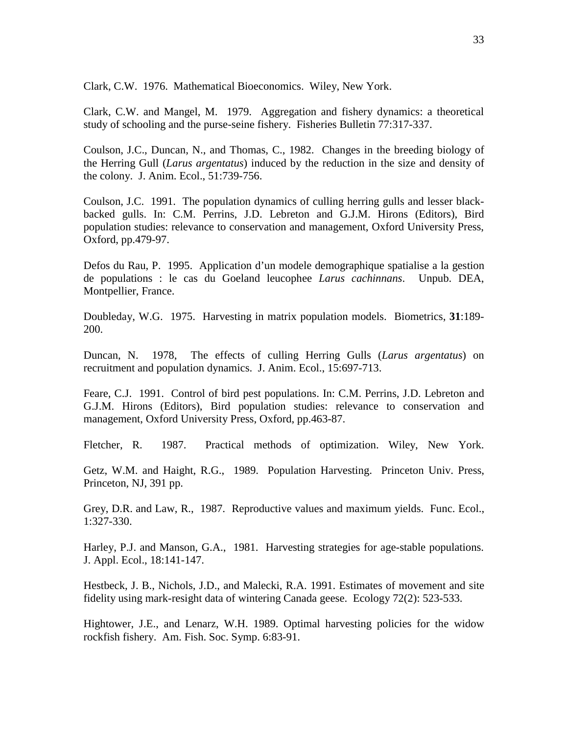Clark, C.W. 1976. Mathematical Bioeconomics. Wiley, New York.

Clark, C.W. and Mangel, M. 1979. Aggregation and fishery dynamics: a theoretical study of schooling and the purse-seine fishery. Fisheries Bulletin 77:317-337.

Coulson, J.C., Duncan, N., and Thomas, C., 1982. Changes in the breeding biology of the Herring Gull (*Larus argentatus*) induced by the reduction in the size and density of the colony. J. Anim. Ecol., 51:739-756.

Coulson, J.C. 1991. The population dynamics of culling herring gulls and lesser black-backed gulls. In: C.M. Perrins, J.D. Lebreton and G.J.M. Hirons (Editors), Bird population studies: relevance to conservation and management, Oxford University Press, Oxford, pp.479-97.

Defos du Rau, P. 1995. Application d'un modele demographique spatialise a la gestion de populations : le cas du Goeland leucophee *Larus cachinnans*. Unpub. DEA, Montpellier, France.

Doubleday, W.G. 1975. Harvesting in matrix population models. Biometrics, **31**:189-200.

Duncan, N. 1978, The effects of culling Herring Gulls (*Larus argentatus*) on recruitment and population dynamics. J. Anim. Ecol., 15:697-713.

Feare, C.J. 1991. Control of bird pest populations. In: C.M. Perrins, J.D. Lebreton and G.J.M. Hirons (Editors), Bird population studies: relevance to conservation and management, Oxford University Press, Oxford, pp.463-87.

Fletcher, R. 1987. Practical methods of optimization. Wiley, New York.

Getz, W.M. and Haight, R.G., 1989. Population Harvesting. Princeton Univ. Press, Princeton, NJ, 391 pp.

Grey, D.R. and Law, R., 1987. Reproductive values and maximum yields. Func. Ecol., 1:327-330.

Harley, P.J. and Manson, G.A., 1981. Harvesting strategies for age-stable populations. J. Appl. Ecol., 18:141-147.

Hestbeck, J. B., Nichols, J.D., and Malecki, R.A. 1991. Estimates of movement and site fidelity using mark-resight data of wintering Canada geese. Ecology 72(2): 523-533.

Hightower, J.E., and Lenarz, W.H. 1989. Optimal harvesting policies for the widow rockfish fishery. Am. Fish. Soc. Symp. 6:83-91.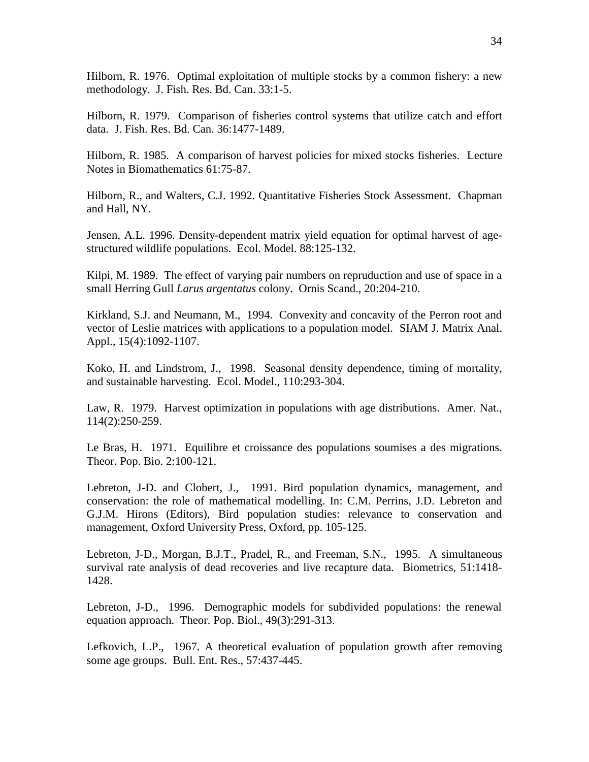Hilborn, R. 1976. Optimal exploitation of multiple stocks by a common fishery: a new methodology. J. Fish. Res. Bd. Can. 33:1-5.

Hilborn, R. 1979. Comparison of fisheries control systems that utilize catch and effort data. J. Fish. Res. Bd. Can. 36:1477-1489.

Hilborn, R. 1985. A comparison of harvest policies for mixed stocks fisheries. Lecture Notes in Biomathematics 61:75-87.

Hilborn, R., and Walters, C.J. 1992. Quantitative Fisheries Stock Assessment. Chapman and Hall, NY.

Jensen, A.L. 1996. Density-dependent matrix yield equation for optimal harvest of age-structured wildlife populations. Ecol. Model. 88:125-132.

Kilpi, M. 1989. The effect of varying pair numbers on repruduction and use of space in a small Herring Gull *Larus argentatus* colony. Ornis Scand., 20:204-210.

Kirkland, S.J. and Neumann, M., 1994. Convexity and concavity of the Perron root and vector of Leslie matrices with applications to a population model. SIAM J. Matrix Anal. Appl., 15(4):1092-1107.

Koko, H. and Lindstrom, J., 1998. Seasonal density dependence, timing of mortality, and sustainable harvesting. Ecol. Model., 110:293-304.

Law, R. 1979. Harvest optimization in populations with age distributions. Amer. Nat., 114(2):250-259.

Le Bras, H. 1971. Equilibre et croissance des populations soumises a des migrations. Theor. Pop. Bio. 2:100-121.

Lebreton, J-D. and Clobert, J., 1991. Bird population dynamics, management, and conservation: the role of mathematical modelling. In: C.M. Perrins, J.D. Lebreton and G.J.M. Hirons (Editors), Bird population studies: relevance to conservation and management, Oxford University Press, Oxford, pp. 105-125.

Lebreton, J-D., Morgan, B.J.T., Pradel, R., and Freeman, S.N., 1995. A simultaneous survival rate analysis of dead recoveries and live recapture data. Biometrics, 51:1418-1428.

Lebreton, J-D., 1996. Demographic models for subdivided populations: the renewal equation approach. Theor. Pop. Biol., 49(3):291-313.

Lefkovich, L.P., 1967. A theoretical evaluation of population growth after removing some age groups. Bull. Ent. Res., 57:437-445.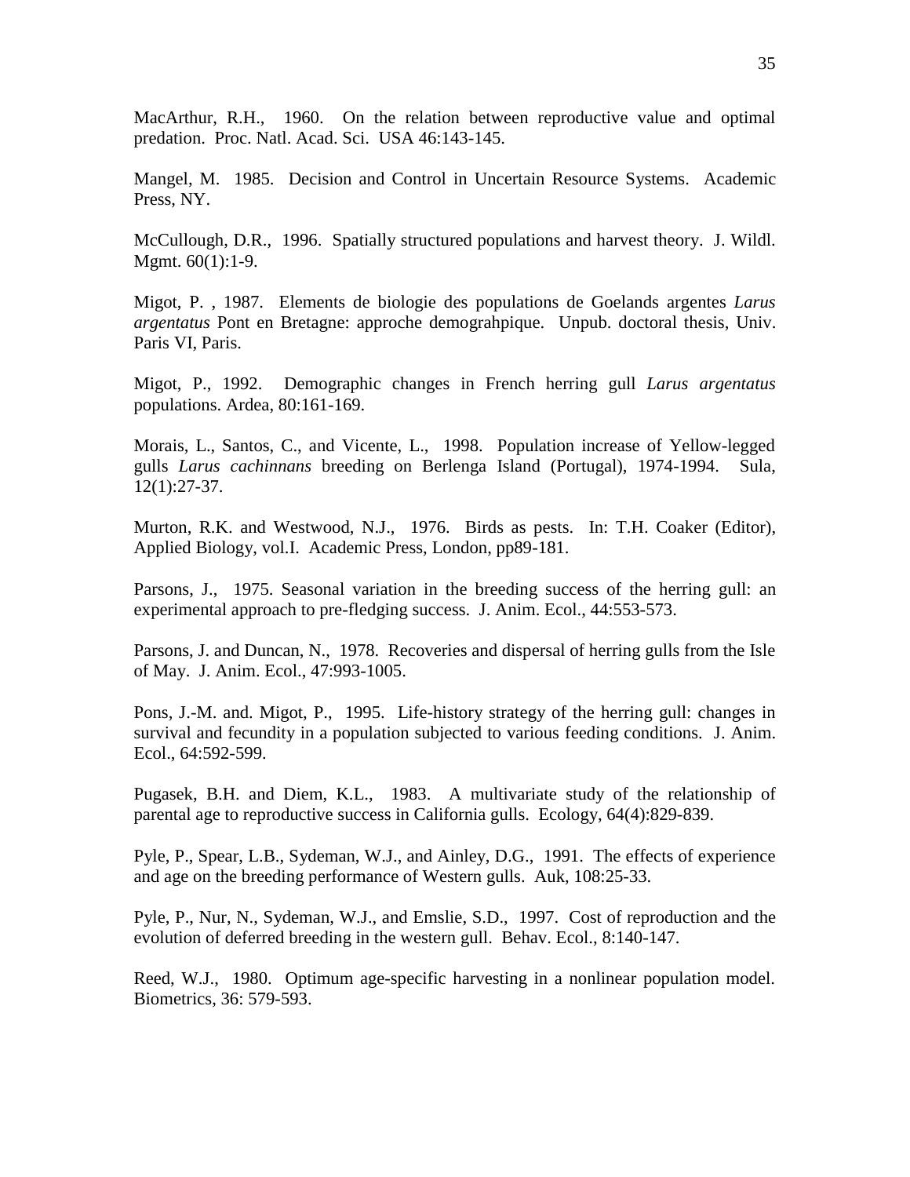MacArthur, R.H., 1960. On the relation between reproductive value and optimal predation. Proc. Natl. Acad. Sci. USA 46:143-145.

Mangel, M. 1985. Decision and Control in Uncertain Resource Systems. Academic Press, NY.

McCullough, D.R., 1996. Spatially structured populations and harvest theory. J. Wildl. Mgmt. 60(1):1-9.

Migot, P. , 1987. Elements de biologie des populations de Goelands argentes *Larus argentatus* Pont en Bretagne: approche demograhpique. Unpub. doctoral thesis, Univ. Paris VI, Paris.

Migot, P., 1992. Demographic changes in French herring gull *Larus argentatus* populations. Ardea, 80:161-169.

Morais, L., Santos, C., and Vicente, L., 1998. Population increase of Yellow-legged gulls *Larus cachinnans* breeding on Berlenga Island (Portugal), 1974-1994. Sula, 12(1):27-37.

Murton, R.K. and Westwood, N.J., 1976. Birds as pests. In: T.H. Coaker (Editor), Applied Biology, vol.I. Academic Press, London, pp89-181.

Parsons, J., 1975. Seasonal variation in the breeding success of the herring gull: an experimental approach to pre-fledging success. J. Anim. Ecol., 44:553-573.

Parsons, J. and Duncan, N., 1978. Recoveries and dispersal of herring gulls from the Isle of May. J. Anim. Ecol., 47:993-1005.

Pons, J.-M. and. Migot, P., 1995. Life-history strategy of the herring gull: changes in survival and fecundity in a population subjected to various feeding conditions. J. Anim. Ecol., 64:592-599.

Pugasek, B.H. and Diem, K.L., 1983. A multivariate study of the relationship of parental age to reproductive success in California gulls. Ecology, 64(4):829-839.

Pyle, P., Spear, L.B., Sydeman, W.J., and Ainley, D.G., 1991. The effects of experience and age on the breeding performance of Western gulls. Auk, 108:25-33.

Pyle, P., Nur, N., Sydeman, W.J., and Emslie, S.D., 1997. Cost of reproduction and the evolution of deferred breeding in the western gull. Behav. Ecol., 8:140-147.

Reed, W.J., 1980. Optimum age-specific harvesting in a nonlinear population model. Biometrics, 36: 579-593.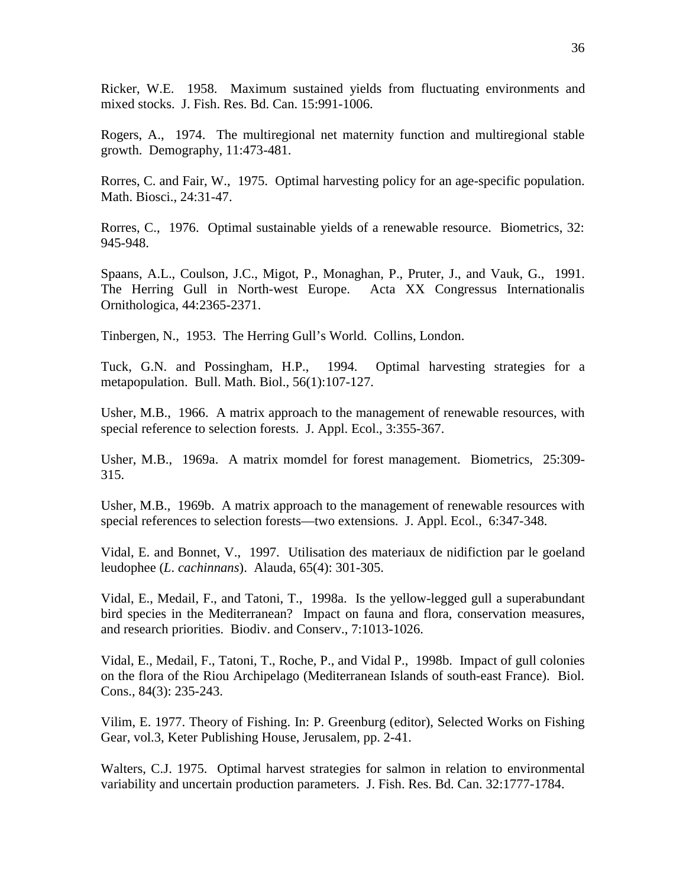Ricker, W.E. 1958. Maximum sustained yields from fluctuating environments and mixed stocks. J. Fish. Res. Bd. Can. 15:991-1006.

Rogers, A., 1974. The multiregional net maternity function and multiregional stable growth. Demography, 11:473-481.

Rorres, C. and Fair, W., 1975. Optimal harvesting policy for an age-specific population. Math. Biosci., 24:31-47.

Rorres, C., 1976. Optimal sustainable yields of a renewable resource. Biometrics, 32: 945-948.

Spaans, A.L., Coulson, J.C., Migot, P., Monaghan, P., Pruter, J., and Vauk, G., 1991. The Herring Gull in North-west Europe. Acta XX Congressus Internationalis Ornithologica, 44:2365-2371.

Tinbergen, N., 1953. The Herring Gull's World. Collins, London.

Tuck, G.N. and Possingham, H.P., 1994. Optimal harvesting strategies for a metapopulation. Bull. Math. Biol., 56(1):107-127.

Usher, M.B., 1966. A matrix approach to the management of renewable resources, with special reference to selection forests. J. Appl. Ecol., 3:355-367.

Usher, M.B., 1969a. A matrix momdel for forest management. Biometrics, 25:309-315.

Usher, M.B., 1969b. A matrix approach to the management of renewable resources with special references to selection forests—two extensions. J. Appl. Ecol., 6:347-348.

Vidal, E. and Bonnet, V., 1997. Utilisation des materiaux de nidifiction par le goeland leudophee (*L. cachinnans*). Alauda, 65(4): 301-305.

Vidal, E., Medail, F., and Tatoni, T., 1998a. Is the yellow-legged gull a superabundant bird species in the Mediterranean? Impact on fauna and flora, conservation measures, and research priorities. Biodiv. and Conserv., 7:1013-1026.

Vidal, E., Medail, F., Tatoni, T., Roche, P., and Vidal P., 1998b. Impact of gull colonies on the flora of the Riou Archipelago (Mediterranean Islands of south-east France). Biol. Cons., 84(3): 235-243.

Vilim, E. 1977. Theory of Fishing. In: P. Greenburg (editor), Selected Works on Fishing Gear, vol.3, Keter Publishing House, Jerusalem, pp. 2-41.

Walters, C.J. 1975. Optimal harvest strategies for salmon in relation to environmental variability and uncertain production parameters. J. Fish. Res. Bd. Can. 32:1777-1784.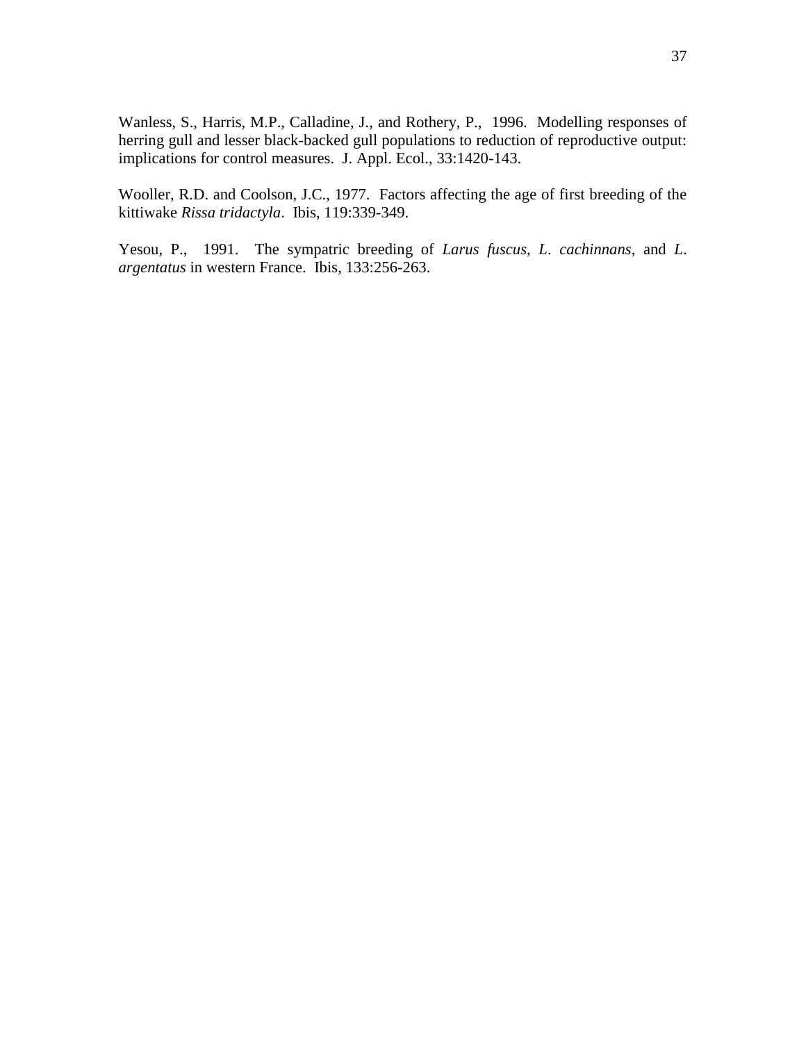Wanless, S., Harris, M.P., Calladine, J., and Rothery, P., 1996. Modelling responses of herring gull and lesser black-backed gull populations to reduction of reproductive output: implications for control measures. J. Appl. Ecol., 33:1420-143.

Wooller, R.D. and Coolson, J.C., 1977. Factors affecting the age of first breeding of the kittiwake *Rissa tridactyla*. Ibis, 119:339-349.

Yesou, P., 1991. The sympatric breeding of *Larus fuscus*, *L. cachinnans*, and *L. argentatus* in western France. Ibis, 133:256-263.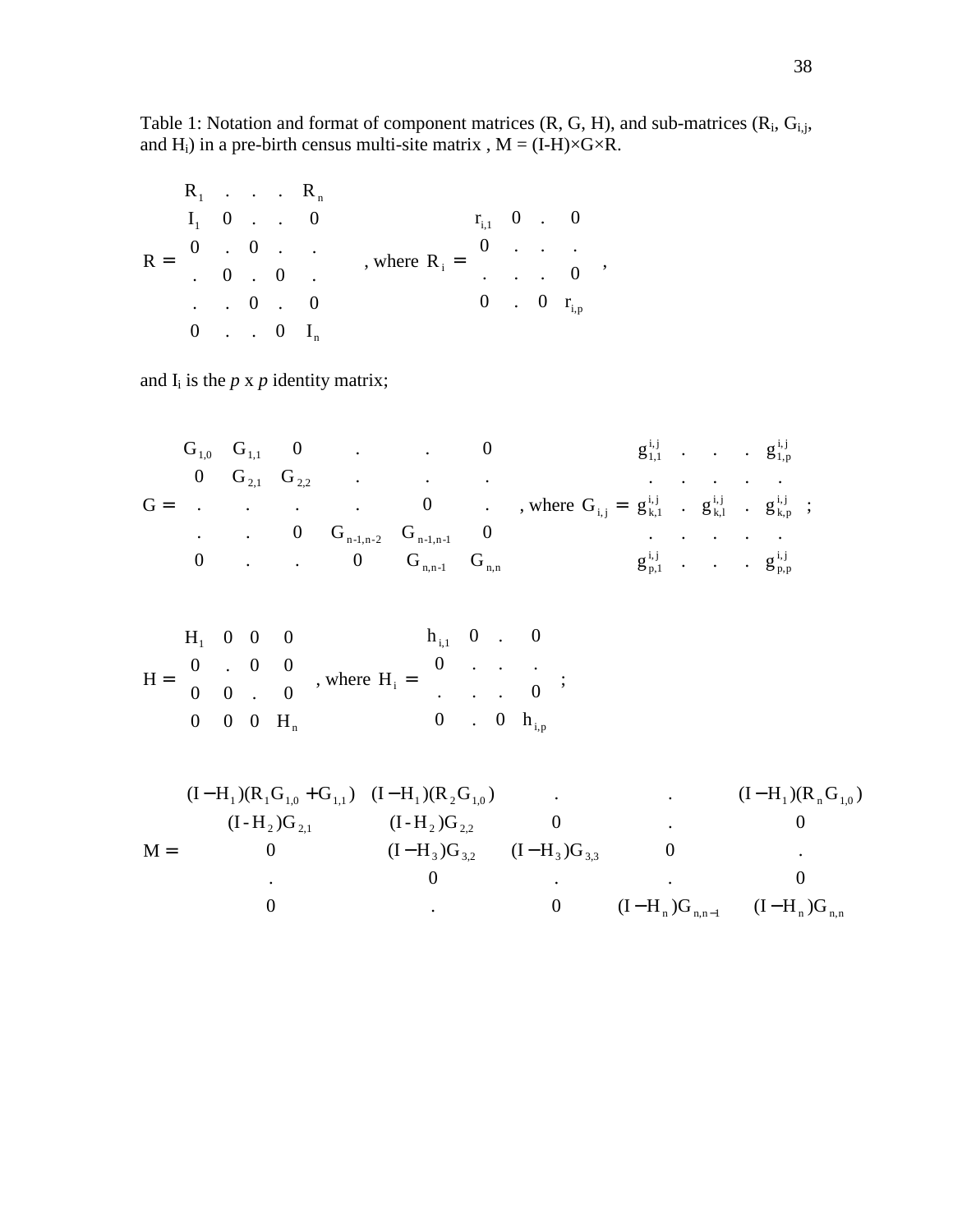Table 1: Notation and format of component matrices (R, G, H), and sub-matrices ($R_i$, $G_{i,j}$, and $H_i$) in a pre-birth census multi-site matrix , M = (I-H)×G×R.

$$
R = \begin{matrix} R_1 & . & . & . & R_n \\ I_1 & 0 & . & . & 0 \\ 0 & . & 0 & . & . \\ . & 0 & . & 0 & . \\ . & . & 0 & . & 0 \\ 0 & . & . & 0 & I_n \end{matrix} \quad , \text{where } R_i = \begin{matrix} r_{i,1} & 0 & . & 0 \\ 0 & . & . & . \\ . & . & . & 0 \\ 0 & . & 0 & r_{i,p} \end{matrix} \quad ,
$$

and $I_i$ is the *p* x *p* identity matrix;

$$
G = \begin{matrix} G_{1,0} & G_{1,1} & 0 & . & . & 0 \\ 0 & G_{2,1} & G_{2,2} & . & . & . \\ . & . & . & . & 0 & . \\ . & . & 0 & G_{n-1,n-2} & G_{n-1,n-1} & 0 \\ 0 & . & . & 0 & G_{n,n-1} & G_{n,n} \end{matrix} \quad , \text{where } G_{i,j} = \begin{matrix} g^{i,j}_{1,1} & . & . & . & g^{i,j}_{1,p} \\ . & . & . & . & . \\ g^{i,j}_{k,1} & . & g^{i,j}_{k,l} & . & g^{i,j}_{k,p} \\ . & . & . & . & . \\ g^{i,j}_{p,1} & . & . & . & g^{i,j}_{p,p} \end{matrix} \quad ;
$$

$$
H = \begin{matrix} H_1 & 0 & 0 & 0 \\ 0 & . & 0 & 0 \\ 0 & 0 & . & 0 \\ 0 & 0 & 0 & H_n \end{matrix} \quad , \text{where } H_i = \begin{matrix} h_{i,1} & 0 & . & 0 \\ 0 & . & . & . \\ . & . & . & 0 \\ 0 & . & 0 & h_{i,p} \end{matrix} \quad ;
$$

$$
M = \begin{matrix} (I-H_1)(R_1 G_{1,0} + G_{1,1}) & (I-H_1)(R_2 G_{1,0}) & . & . & (I-H_1)(R_n G_{1,0}) \\ (I-H_2)G_{2,1} & (I-H_2)G_{2,2} & 0 & . & 0 \\ 0 & (I-H_3)G_{3,2} & (I-H_3)G_{3,3} & 0 & . \\ . & 0 & . & . & 0 \\ 0 & . & 0 & (I-H_n)G_{n,n-1} & (I-H_n)G_{n,n} \end{matrix}
$$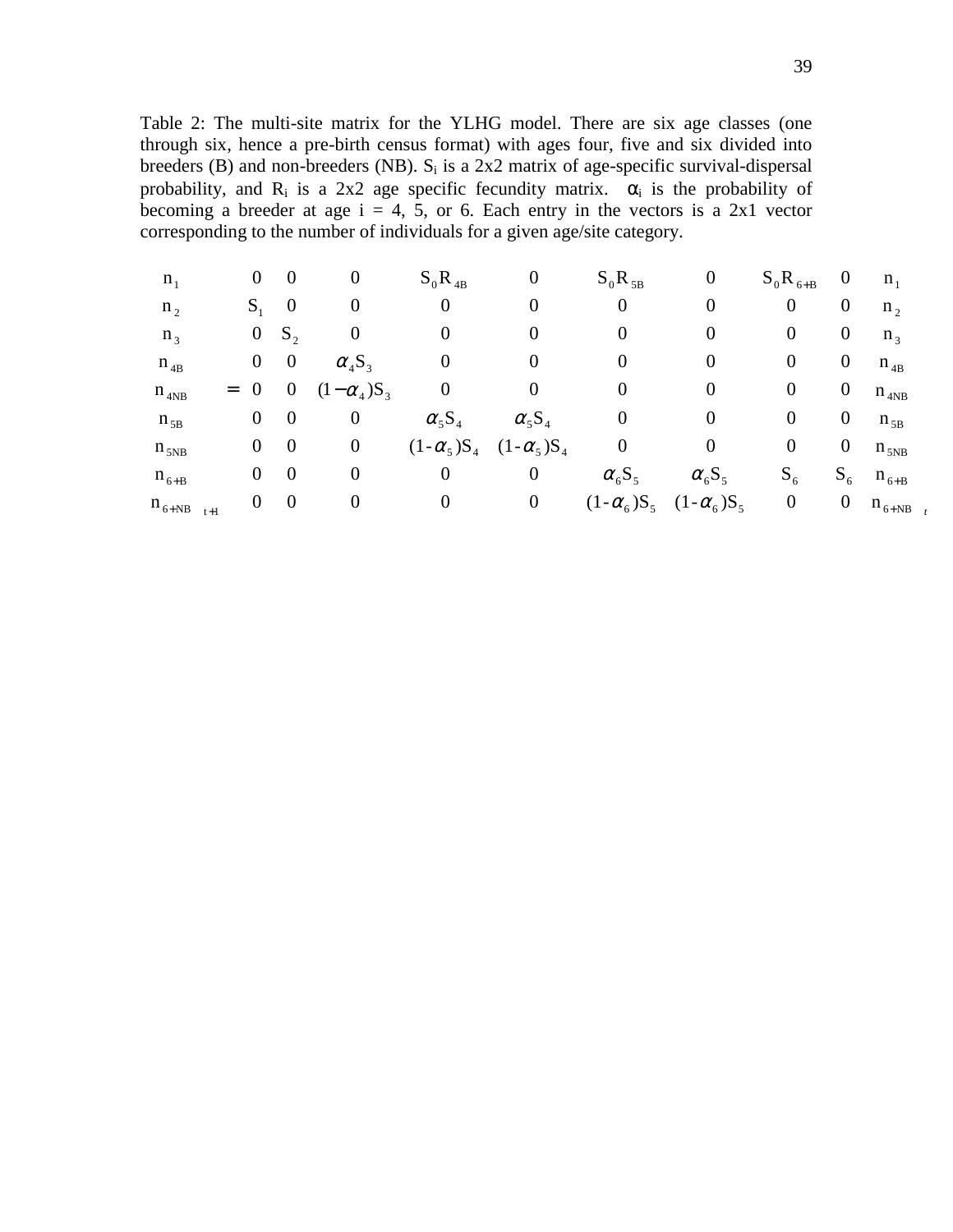Table 2: The multi-site matrix for the YLHG model. There are six age classes (one through six, hence a pre-birth census format) with ages four, five and six divided into breeders (B) and non-breeders (NB). $S_i$ is a 2x2 matrix of age-specific survival-dispersal probability, and $R_i$ is a 2x2 age specific fecundity matrix. $\alpha_i$ is the probability of becoming a breeder at age i = 4, 5, or 6. Each entry in the vectors is a 2x1 vector corresponding to the number of individuals for a given age/site category.

$$
\begin{bmatrix} n_1 \\ n_2 \\ n_3 \\ n_{4B} \\ n_{4NB} \\ n_{5B} \\ n_{5NB} \\ n_{6+B} \\ n_{6+NB} \end{bmatrix}_{t+1}
=
\begin{bmatrix}
0 & 0 & 0 & S_0R_{4B} & 0 & S_0R_{5B} & 0 & S_0R_{6+B} & 0 \\
S_1 & 0 & 0 & 0 & 0 & 0 & 0 & 0 & 0 \\
0 & S_2 & 0 & 0 & 0 & 0 & 0 & 0 & 0 \\
0 & 0 & \alpha_4 S_3 & 0 & 0 & 0 & 0 & 0 & 0 \\
0 & 0 & (1-\alpha_4)S_3 & 0 & 0 & 0 & 0 & 0 & 0 \\
0 & 0 & 0 & \alpha_5 S_4 & \alpha_5 S_4 & 0 & 0 & 0 & 0 \\
0 & 0 & 0 & (1\text{-}\alpha_5)S_4 & (1\text{-}\alpha_5)S_4 & 0 & 0 & 0 & 0 \\
0 & 0 & 0 & 0 & 0 & \alpha_6 S_5 & \alpha_6 S_5 & S_6 & S_6 \\
0 & 0 & 0 & 0 & 0 & (1\text{-}\alpha_6)S_5 & (1\text{-}\alpha_6)S_5 & 0 & 0
\end{bmatrix}
\begin{bmatrix} n_1 \\ n_2 \\ n_3 \\ n_{4B} \\ n_{4NB} \\ n_{5B} \\ n_{5NB} \\ n_{6+B} \\ n_{6+NB} \end{bmatrix}_{t}
$$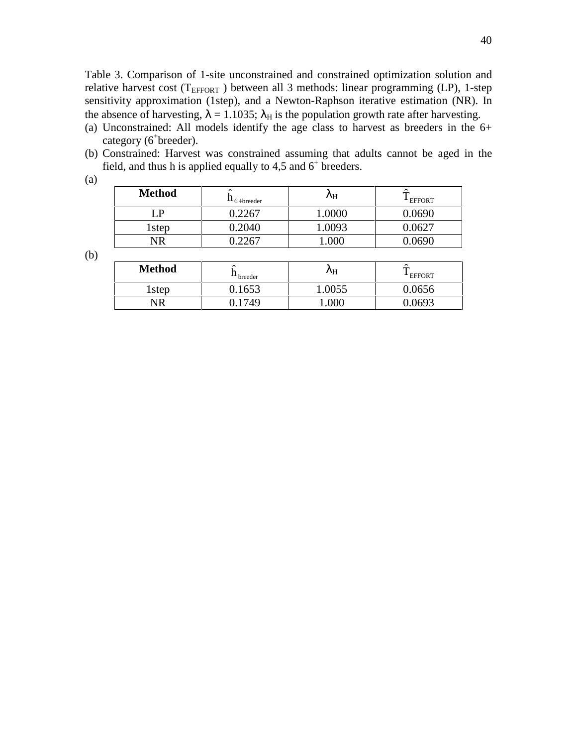Table 3. Comparison of 1-site unconstrained and constrained optimization solution and relative harvest cost ($T_{EFFORT}$ ) between all 3 methods: linear programming (LP), 1-step sensitivity approximation (1step), and a Newton-Raphson iterative estimation (NR). In the absence of harvesting, $\lambda$ = 1.1035; $\lambda_H$ is the population growth rate after harvesting.

(a) Unconstrained: All models identify the age class to harvest as breeders in the 6+ category ($6^+$breeder).

(b) Constrained: Harvest was constrained assuming that adults cannot be aged in the field, and thus h is applied equally to 4,5 and $6^+$ breeders.

(a)

| **Method** | $\hat{h}_{6+breeder}$ | $\lambda_H$ | $\hat{T}_{EFFORT}$ |
|---|---|---|---|
| LP | 0.2267 | 1.0000 | 0.0690 |
| 1step | 0.2040 | 1.0093 | 0.0627 |
| NR | 0.2267 | 1.000 | 0.0690 |

(b)

| **Method** | $\hat{h}_{breeder}$ | $\lambda_H$ | $\hat{T}_{EFFORT}$ |
|---|---|---|---|
| 1step | 0.1653 | 1.0055 | 0.0656 |
| NR | 0.1749 | 1.000 | 0.0693 |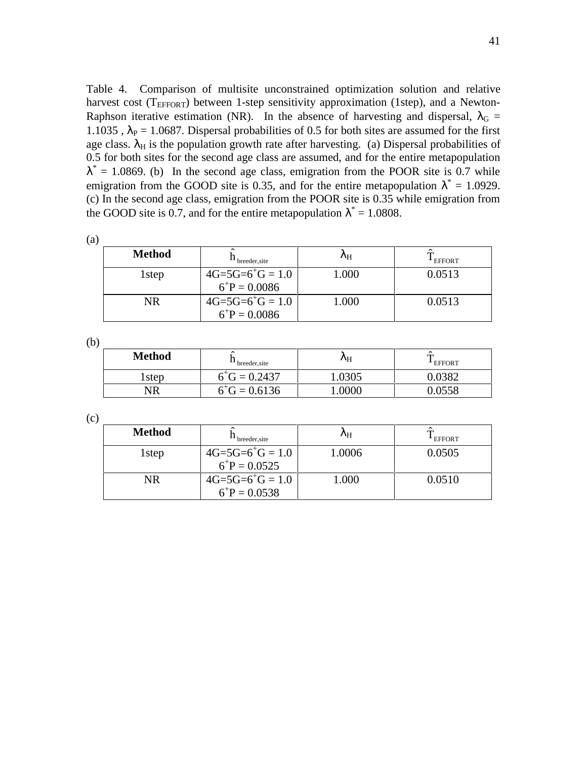Table 4. Comparison of multisite unconstrained optimization solution and relative harvest cost ($T_{EFFORT}$) between 1-step sensitivity approximation (1step), and a Newton-Raphson iterative estimation (NR). In the absence of harvesting and dispersal, $\lambda_G$ = 1.1035 , $\lambda_P$ = 1.0687. Dispersal probabilities of 0.5 for both sites are assumed for the first age class. $\lambda_H$ is the population growth rate after harvesting. (a) Dispersal probabilities of 0.5 for both sites for the second age class are assumed, and for the entire metapopulation $\lambda^*$ = 1.0869. (b) In the second age class, emigration from the POOR site is 0.7 while emigration from the GOOD site is 0.35, and for the entire metapopulation $\lambda^*$ = 1.0929. (c) In the second age class, emigration from the POOR site is 0.35 while emigration from the GOOD site is 0.7, and for the entire metapopulation $\lambda^*$ = 1.0808.

(a)

| **Method** | $\hat{h}_{breeder,site}$ | $\lambda_H$ | $\hat{T}_{EFFORT}$ |
|---|---|---|---|
| 1step | 4G=5G=$6^+$G = 1.0<br>$6^+$P = 0.0086 | 1.000 | 0.0513 |
| NR | 4G=5G=$6^+$G = 1.0<br>$6^+$P = 0.0086 | 1.000 | 0.0513 |

(b)

| **Method** | $\hat{h}_{breeder,site}$ | $\lambda_H$ | $\hat{T}_{EFFORT}$ |
|---|---|---|---|
| 1step | $6^+$G = 0.2437 | 1.0305 | 0.0382 |
| NR | $6^+$G = 0.6136 | 1.0000 | 0.0558 |

(c)

| **Method** | $\hat{h}_{breeder,site}$ | $\lambda_H$ | $\hat{T}_{EFFORT}$ |
|---|---|---|---|
| 1step | 4G=5G=$6^+$G = 1.0<br>$6^+$P = 0.0525 | 1.0006 | 0.0505 |
| NR | 4G=5G=$6^+$G = 1.0<br>$6^+$P = 0.0538 | 1.000 | 0.0510 |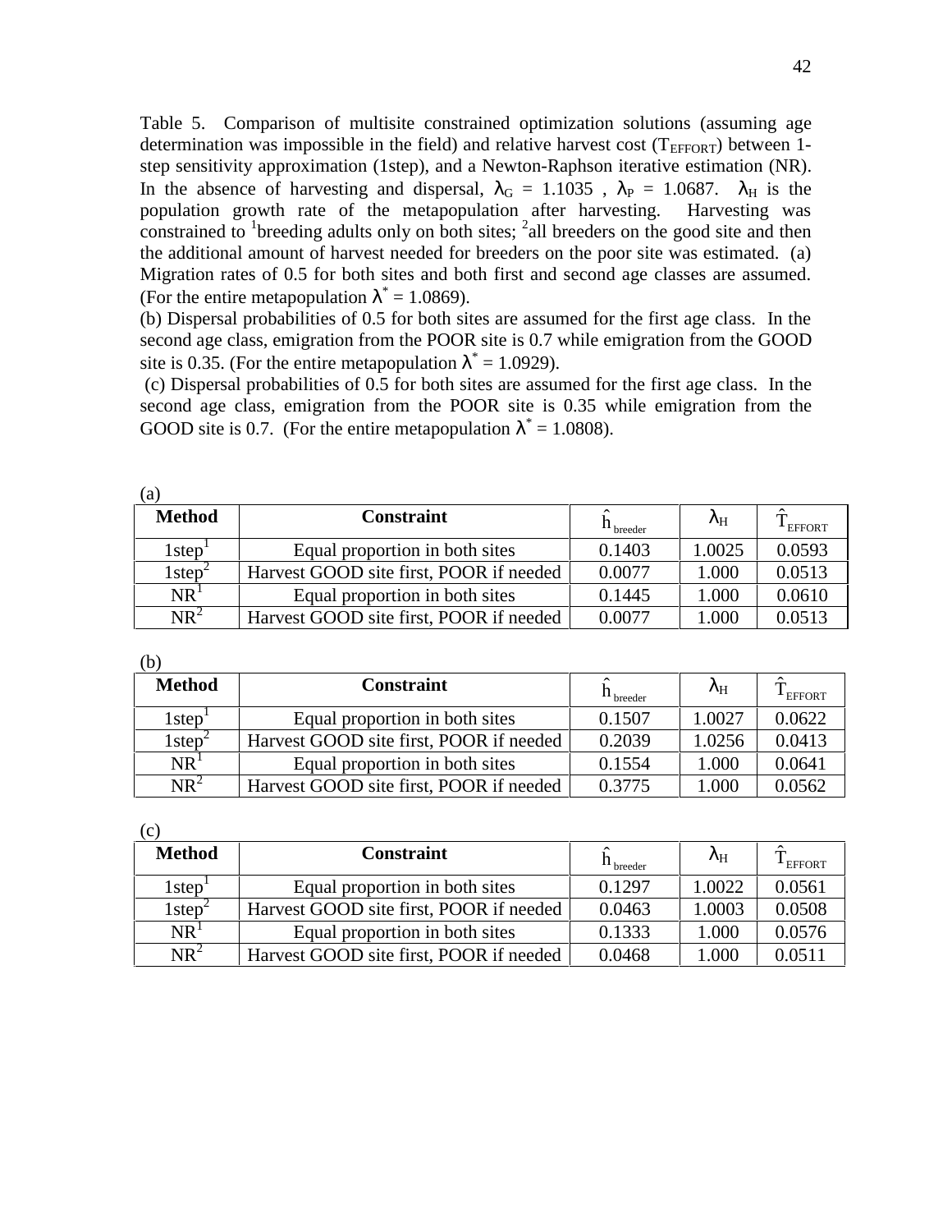Table 5. Comparison of multisite constrained optimization solutions (assuming age determination was impossible in the field) and relative harvest cost ($T_{EFFORT}$) between 1-step sensitivity approximation (1step), and a Newton-Raphson iterative estimation (NR). In the absence of harvesting and dispersal, $\lambda_G$ = 1.1035 , $\lambda_P$ = 1.0687. $\lambda_H$ is the population growth rate of the metapopulation after harvesting. Harvesting was constrained to [1]breeding adults only on both sites; [2]all breeders on the good site and then the additional amount of harvest needed for breeders on the poor site was estimated. (a) Migration rates of 0.5 for both sites and both first and second age classes are assumed. (For the entire metapopulation $\lambda^*$ = 1.0869).
(b) Dispersal probabilities of 0.5 for both sites are assumed for the first age class. In the second age class, emigration from the POOR site is 0.7 while emigration from the GOOD site is 0.35. (For the entire metapopulation $\lambda^*$ = 1.0929).
(c) Dispersal probabilities of 0.5 for both sites are assumed for the first age class. In the second age class, emigration from the POOR site is 0.35 while emigration from the GOOD site is 0.7. (For the entire metapopulation $\lambda^*$ = 1.0808).

(a)

| **Method** | **Constraint** | $\hat{h}_{breeder}$ | $\lambda_H$ | $\hat{T}_{EFFORT}$ |
|---|---|---|---|---|
| 1step[1] | Equal proportion in both sites | 0.1403 | 1.0025 | 0.0593 |
| 1step[2] | Harvest GOOD site first, POOR if needed | 0.0077 | 1.000 | 0.0513 |
| NR[1] | Equal proportion in both sites | 0.1445 | 1.000 | 0.0610 |
| NR[2] | Harvest GOOD site first, POOR if needed | 0.0077 | 1.000 | 0.0513 |

(b)

| **Method** | **Constraint** | $\hat{h}_{breeder}$ | $\lambda_H$ | $\hat{T}_{EFFORT}$ |
|---|---|---|---|---|
| 1step[1] | Equal proportion in both sites | 0.1507 | 1.0027 | 0.0622 |
| 1step[2] | Harvest GOOD site first, POOR if needed | 0.2039 | 1.0256 | 0.0413 |
| NR[1] | Equal proportion in both sites | 0.1554 | 1.000 | 0.0641 |
| NR[2] | Harvest GOOD site first, POOR if needed | 0.3775 | 1.000 | 0.0562 |

(c)

| **Method** | **Constraint** | $\hat{h}_{breeder}$ | $\lambda_H$ | $\hat{T}_{EFFORT}$ |
|---|---|---|---|---|
| 1step[1] | Equal proportion in both sites | 0.1297 | 1.0022 | 0.0561 |
| 1step[2] | Harvest GOOD site first, POOR if needed | 0.0463 | 1.0003 | 0.0508 |
| NR[1] | Equal proportion in both sites | 0.1333 | 1.000 | 0.0576 |
| NR[2] | Harvest GOOD site first, POOR if needed | 0.0468 | 1.000 | 0.0511 |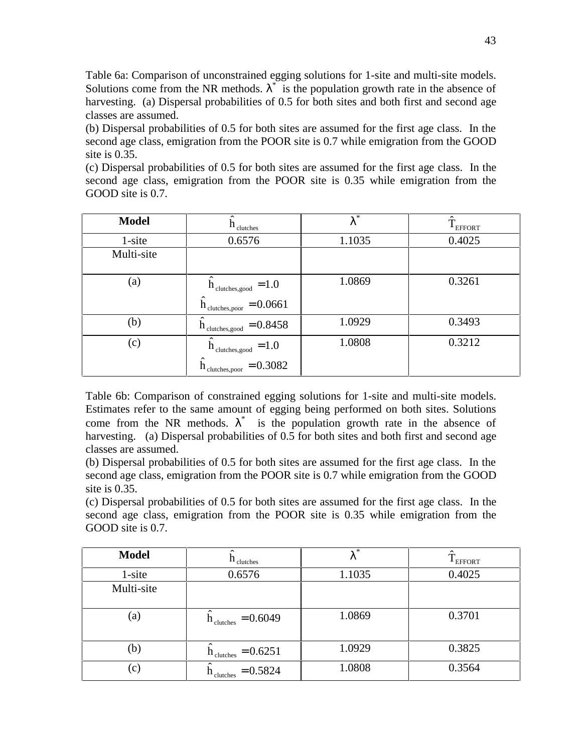Table 6a: Comparison of unconstrained egging solutions for 1-site and multi-site models. Solutions come from the NR methods. $\lambda^*$ is the population growth rate in the absence of harvesting. (a) Dispersal probabilities of 0.5 for both sites and both first and second age classes are assumed.

(b) Dispersal probabilities of 0.5 for both sites are assumed for the first age class. In the second age class, emigration from the POOR site is 0.7 while emigration from the GOOD site is 0.35.

(c) Dispersal probabilities of 0.5 for both sites are assumed for the first age class. In the second age class, emigration from the POOR site is 0.35 while emigration from the GOOD site is 0.7.

| Model | $\hat{h}_{clutches}$ | $\lambda^*$ | $\hat{T}_{EFFORT}$ |
|---|---|---|---|
| 1-site | 0.6576 | 1.1035 | 0.4025 |
| Multi-site | | | |
| (a) | $\hat{h}_{clutches,good} = 1.0$ <br> $\hat{h}_{clutches,poor} = 0.0661$ | 1.0869 | 0.3261 |
| (b) | $\hat{h}_{clutches,good} = 0.8458$ | 1.0929 | 0.3493 |
| (c) | $\hat{h}_{clutches,good} = 1.0$ <br> $\hat{h}_{clutches,poor} = 0.3082$ | 1.0808 | 0.3212 |

Table 6b: Comparison of constrained egging solutions for 1-site and multi-site models. Estimates refer to the same amount of egging being performed on both sites. Solutions come from the NR methods. $\lambda^*$ is the population growth rate in the absence of harvesting. (a) Dispersal probabilities of 0.5 for both sites and both first and second age classes are assumed.

(b) Dispersal probabilities of 0.5 for both sites are assumed for the first age class. In the second age class, emigration from the POOR site is 0.7 while emigration from the GOOD site is 0.35.

(c) Dispersal probabilities of 0.5 for both sites are assumed for the first age class. In the second age class, emigration from the POOR site is 0.35 while emigration from the GOOD site is 0.7.

| Model | $\hat{h}_{clutches}$ | $\lambda^*$ | $\hat{T}_{EFFORT}$ |
|---|---|---|---|
| 1-site | 0.6576 | 1.1035 | 0.4025 |
| Multi-site | | | |
| (a) | $\hat{h}_{clutches} = 0.6049$ | 1.0869 | 0.3701 |
| (b) | $\hat{h}_{clutches} = 0.6251$ | 1.0929 | 0.3825 |
| (c) | $\hat{h}_{clutches} = 0.5824$ | 1.0808 | 0.3564 |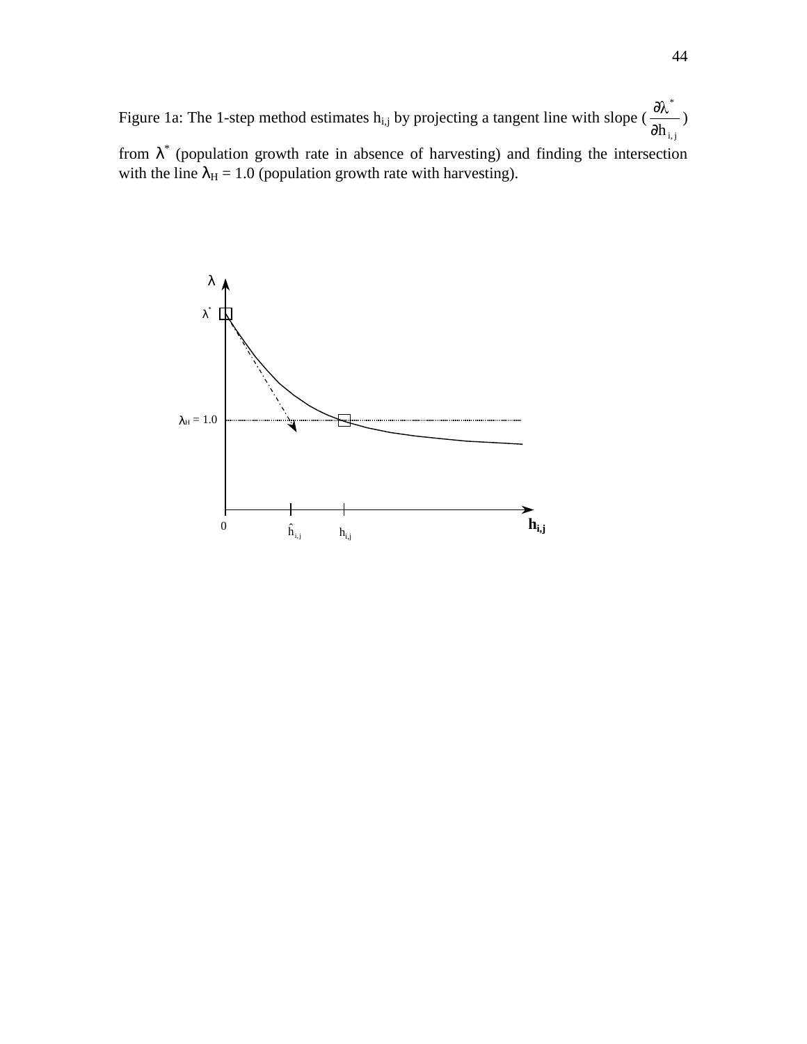Figure 1a: The 1-step method estimates $h_{i,j}$ by projecting a tangent line with slope ($\frac{\partial \lambda^*}{\partial h_{i,j}}$) from $\lambda^*$ (population growth rate in absence of harvesting) and finding the intersection with the line $\lambda_H = 1.0$ (population growth rate with harvesting).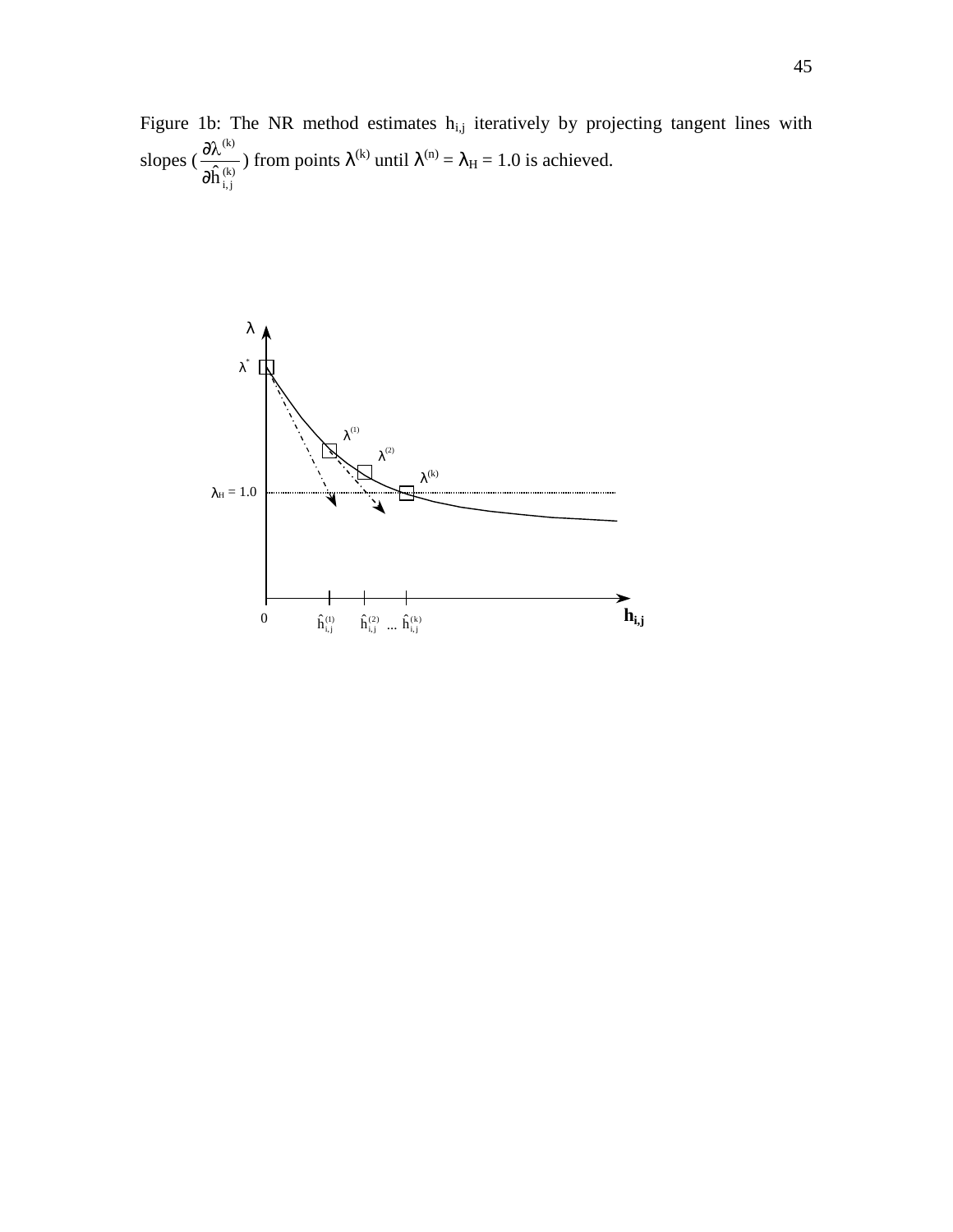Figure 1b: The NR method estimates $h_{i,j}$ iteratively by projecting tangent lines with slopes ($\frac{\partial \lambda^{(k)}}{\partial \hat{h}_{i,j}^{(k)}}$) from points $\lambda^{(k)}$ until $\lambda^{(n)} = \lambda_H = 1.0$ is achieved.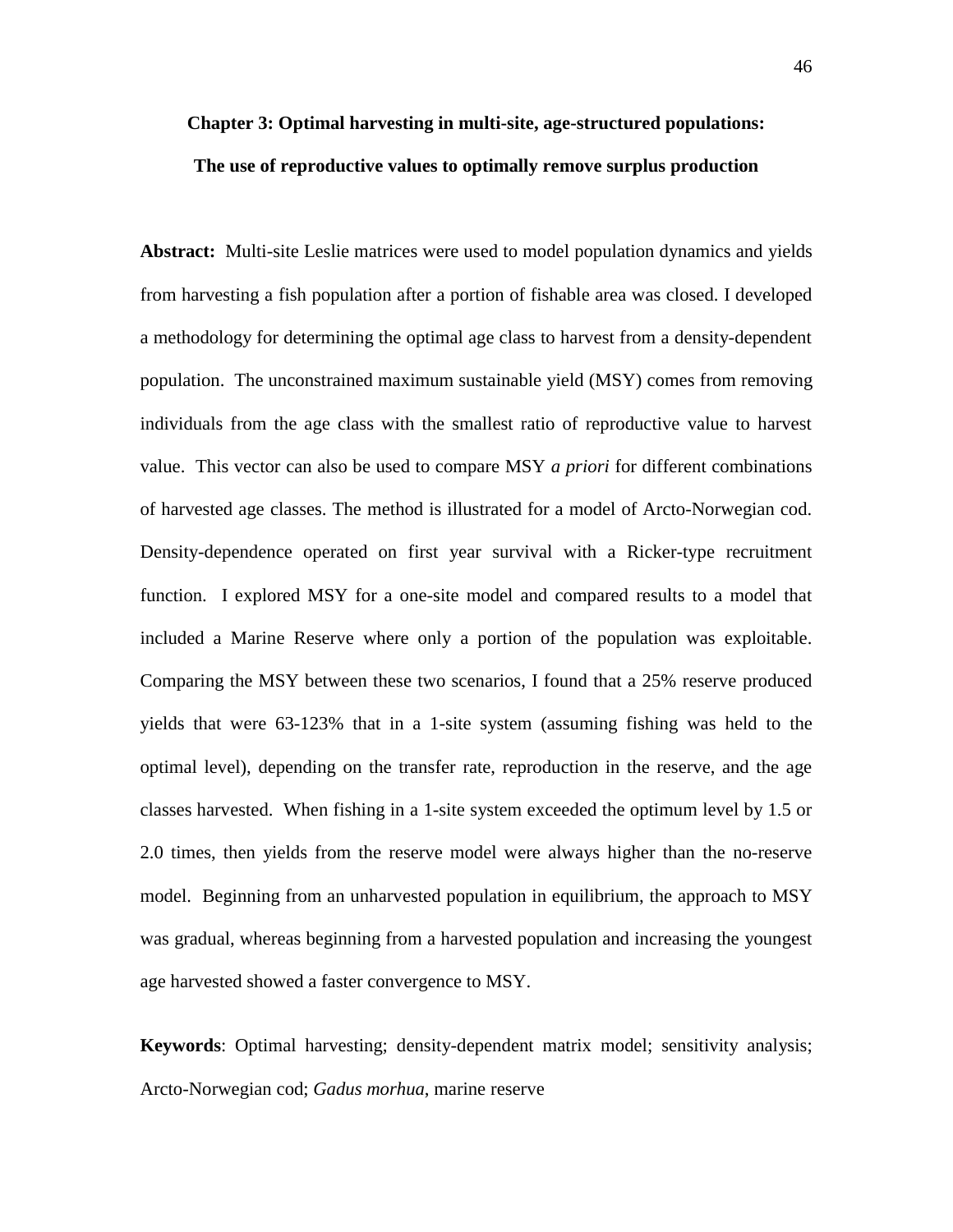# Chapter 3: Optimal harvesting in multi-site, age-structured populations: The use of reproductive values to optimally remove surplus production

**Abstract:** Multi-site Leslie matrices were used to model population dynamics and yields from harvesting a fish population after a portion of fishable area was closed. I developed a methodology for determining the optimal age class to harvest from a density-dependent population. The unconstrained maximum sustainable yield (MSY) comes from removing individuals from the age class with the smallest ratio of reproductive value to harvest value. This vector can also be used to compare MSY *a priori* for different combinations of harvested age classes. The method is illustrated for a model of Arcto-Norwegian cod. Density-dependence operated on first year survival with a Ricker-type recruitment function. I explored MSY for a one-site model and compared results to a model that included a Marine Reserve where only a portion of the population was exploitable. Comparing the MSY between these two scenarios, I found that a 25% reserve produced yields that were 63-123% that in a 1-site system (assuming fishing was held to the optimal level), depending on the transfer rate, reproduction in the reserve, and the age classes harvested. When fishing in a 1-site system exceeded the optimum level by 1.5 or 2.0 times, then yields from the reserve model were always higher than the no-reserve model. Beginning from an unharvested population in equilibrium, the approach to MSY was gradual, whereas beginning from a harvested population and increasing the youngest age harvested showed a faster convergence to MSY.

**Keywords**: Optimal harvesting; density-dependent matrix model; sensitivity analysis; Arcto-Norwegian cod; *Gadus morhua*, marine reserve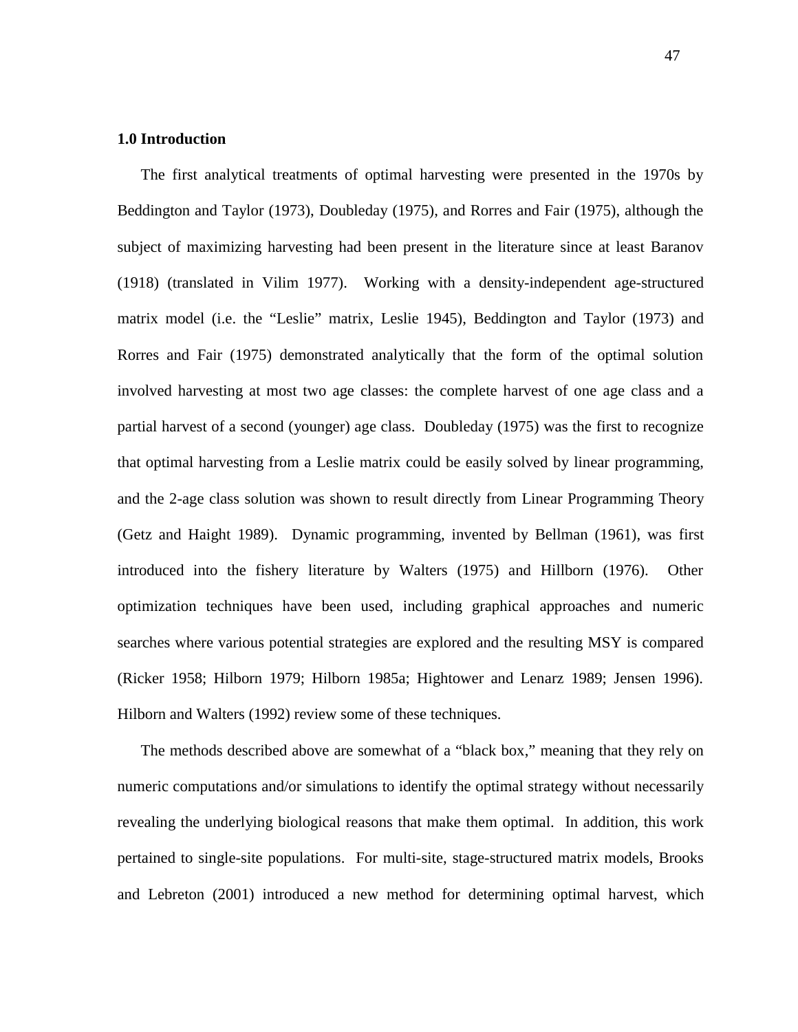## 1.0 Introduction

The first analytical treatments of optimal harvesting were presented in the 1970s by Beddington and Taylor (1973), Doubleday (1975), and Rorres and Fair (1975), although the subject of maximizing harvesting had been present in the literature since at least Baranov (1918) (translated in Vilim 1977). Working with a density-independent age-structured matrix model (i.e. the "Leslie" matrix, Leslie 1945), Beddington and Taylor (1973) and Rorres and Fair (1975) demonstrated analytically that the form of the optimal solution involved harvesting at most two age classes: the complete harvest of one age class and a partial harvest of a second (younger) age class. Doubleday (1975) was the first to recognize that optimal harvesting from a Leslie matrix could be easily solved by linear programming, and the 2-age class solution was shown to result directly from Linear Programming Theory (Getz and Haight 1989). Dynamic programming, invented by Bellman (1961), was first introduced into the fishery literature by Walters (1975) and Hillborn (1976). Other optimization techniques have been used, including graphical approaches and numeric searches where various potential strategies are explored and the resulting MSY is compared (Ricker 1958; Hilborn 1979; Hilborn 1985a; Hightower and Lenarz 1989; Jensen 1996). Hilborn and Walters (1992) review some of these techniques.

The methods described above are somewhat of a "black box," meaning that they rely on numeric computations and/or simulations to identify the optimal strategy without necessarily revealing the underlying biological reasons that make them optimal. In addition, this work pertained to single-site populations. For multi-site, stage-structured matrix models, Brooks and Lebreton (2001) introduced a new method for determining optimal harvest, which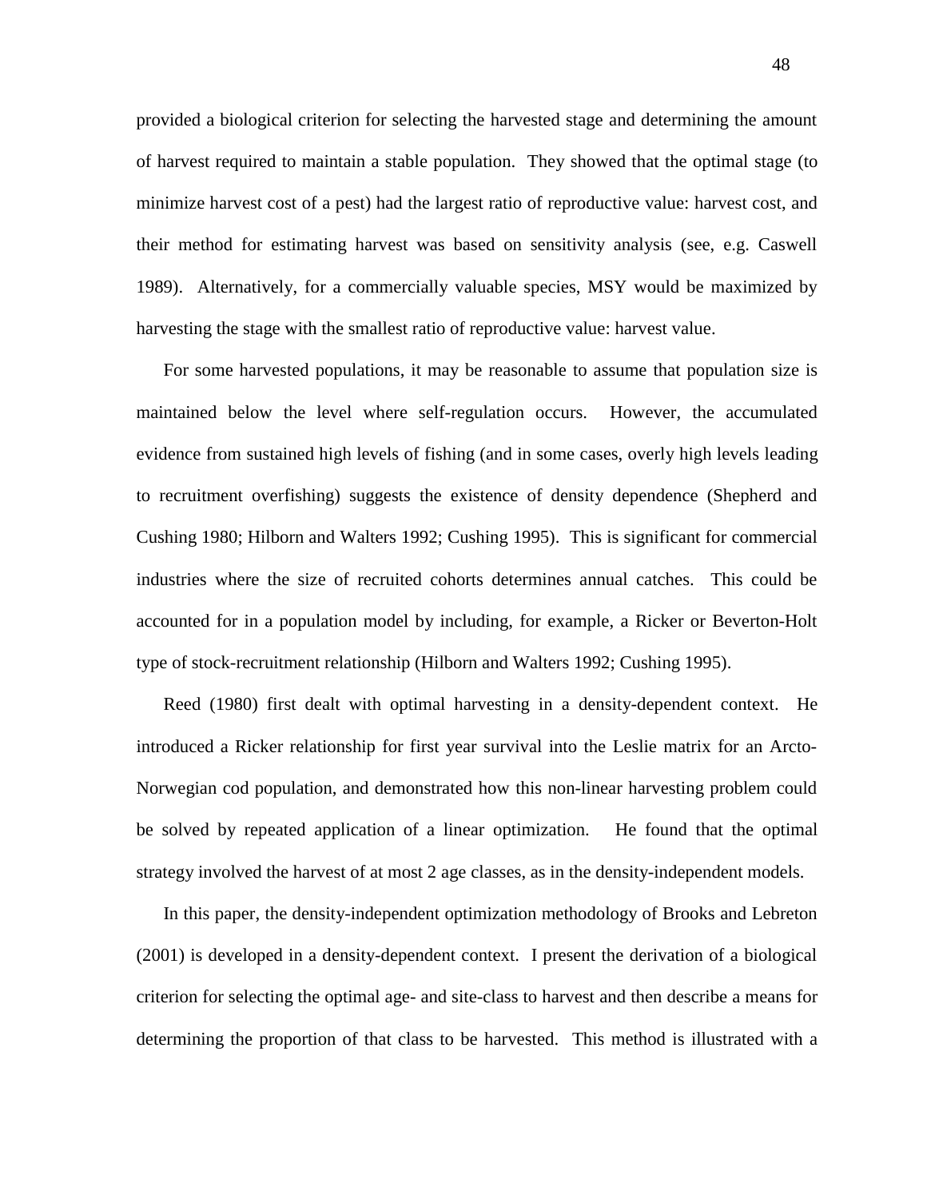provided a biological criterion for selecting the harvested stage and determining the amount of harvest required to maintain a stable population. They showed that the optimal stage (to minimize harvest cost of a pest) had the largest ratio of reproductive value: harvest cost, and their method for estimating harvest was based on sensitivity analysis (see, e.g. Caswell 1989). Alternatively, for a commercially valuable species, MSY would be maximized by harvesting the stage with the smallest ratio of reproductive value: harvest value.

For some harvested populations, it may be reasonable to assume that population size is maintained below the level where self-regulation occurs. However, the accumulated evidence from sustained high levels of fishing (and in some cases, overly high levels leading to recruitment overfishing) suggests the existence of density dependence (Shepherd and Cushing 1980; Hilborn and Walters 1992; Cushing 1995). This is significant for commercial industries where the size of recruited cohorts determines annual catches. This could be accounted for in a population model by including, for example, a Ricker or Beverton-Holt type of stock-recruitment relationship (Hilborn and Walters 1992; Cushing 1995).

Reed (1980) first dealt with optimal harvesting in a density-dependent context. He introduced a Ricker relationship for first year survival into the Leslie matrix for an Arcto-Norwegian cod population, and demonstrated how this non-linear harvesting problem could be solved by repeated application of a linear optimization. He found that the optimal strategy involved the harvest of at most 2 age classes, as in the density-independent models.

In this paper, the density-independent optimization methodology of Brooks and Lebreton (2001) is developed in a density-dependent context. I present the derivation of a biological criterion for selecting the optimal age- and site-class to harvest and then describe a means for determining the proportion of that class to be harvested. This method is illustrated with a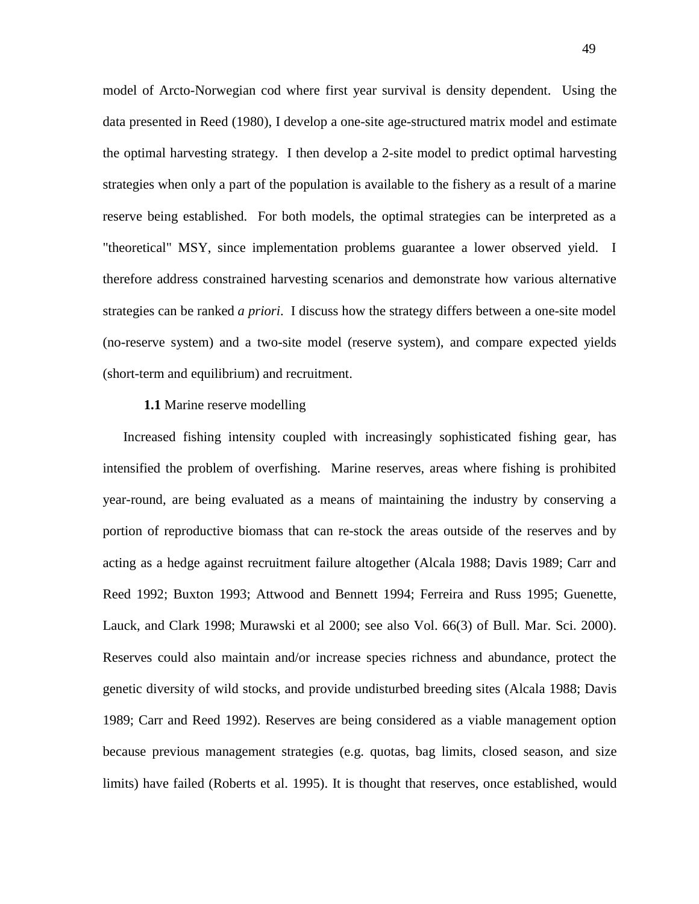model of Arcto-Norwegian cod where first year survival is density dependent. Using the data presented in Reed (1980), I develop a one-site age-structured matrix model and estimate the optimal harvesting strategy. I then develop a 2-site model to predict optimal harvesting strategies when only a part of the population is available to the fishery as a result of a marine reserve being established. For both models, the optimal strategies can be interpreted as a "theoretical" MSY, since implementation problems guarantee a lower observed yield. I therefore address constrained harvesting scenarios and demonstrate how various alternative strategies can be ranked *a priori*. I discuss how the strategy differs between a one-site model (no-reserve system) and a two-site model (reserve system), and compare expected yields (short-term and equilibrium) and recruitment.

### **1.1** Marine reserve modelling

Increased fishing intensity coupled with increasingly sophisticated fishing gear, has intensified the problem of overfishing. Marine reserves, areas where fishing is prohibited year-round, are being evaluated as a means of maintaining the industry by conserving a portion of reproductive biomass that can re-stock the areas outside of the reserves and by acting as a hedge against recruitment failure altogether (Alcala 1988; Davis 1989; Carr and Reed 1992; Buxton 1993; Attwood and Bennett 1994; Ferreira and Russ 1995; Guenette, Lauck, and Clark 1998; Murawski et al 2000; see also Vol. 66(3) of Bull. Mar. Sci. 2000). Reserves could also maintain and/or increase species richness and abundance, protect the genetic diversity of wild stocks, and provide undisturbed breeding sites (Alcala 1988; Davis 1989; Carr and Reed 1992). Reserves are being considered as a viable management option because previous management strategies (e.g. quotas, bag limits, closed season, and size limits) have failed (Roberts et al. 1995). It is thought that reserves, once established, would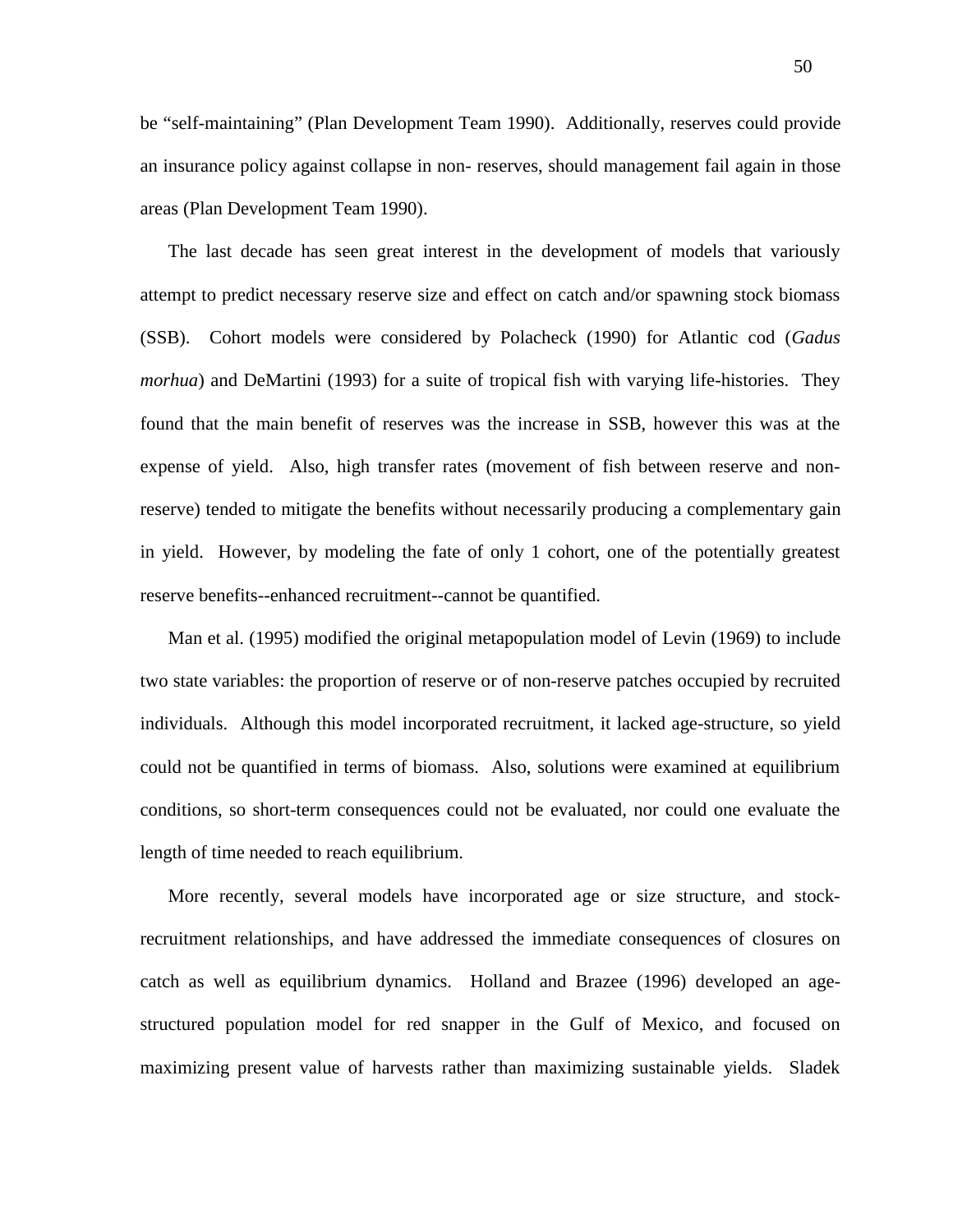be "self-maintaining" (Plan Development Team 1990). Additionally, reserves could provide an insurance policy against collapse in non- reserves, should management fail again in those areas (Plan Development Team 1990).

The last decade has seen great interest in the development of models that variously attempt to predict necessary reserve size and effect on catch and/or spawning stock biomass (SSB). Cohort models were considered by Polacheck (1990) for Atlantic cod (*Gadus morhua*) and DeMartini (1993) for a suite of tropical fish with varying life-histories. They found that the main benefit of reserves was the increase in SSB, however this was at the expense of yield. Also, high transfer rates (movement of fish between reserve and non-reserve) tended to mitigate the benefits without necessarily producing a complementary gain in yield. However, by modeling the fate of only 1 cohort, one of the potentially greatest reserve benefits--enhanced recruitment--cannot be quantified.

Man et al. (1995) modified the original metapopulation model of Levin (1969) to include two state variables: the proportion of reserve or of non-reserve patches occupied by recruited individuals. Although this model incorporated recruitment, it lacked age-structure, so yield could not be quantified in terms of biomass. Also, solutions were examined at equilibrium conditions, so short-term consequences could not be evaluated, nor could one evaluate the length of time needed to reach equilibrium.

More recently, several models have incorporated age or size structure, and stock-recruitment relationships, and have addressed the immediate consequences of closures on catch as well as equilibrium dynamics. Holland and Brazee (1996) developed an age-structured population model for red snapper in the Gulf of Mexico, and focused on maximizing present value of harvests rather than maximizing sustainable yields. Sladek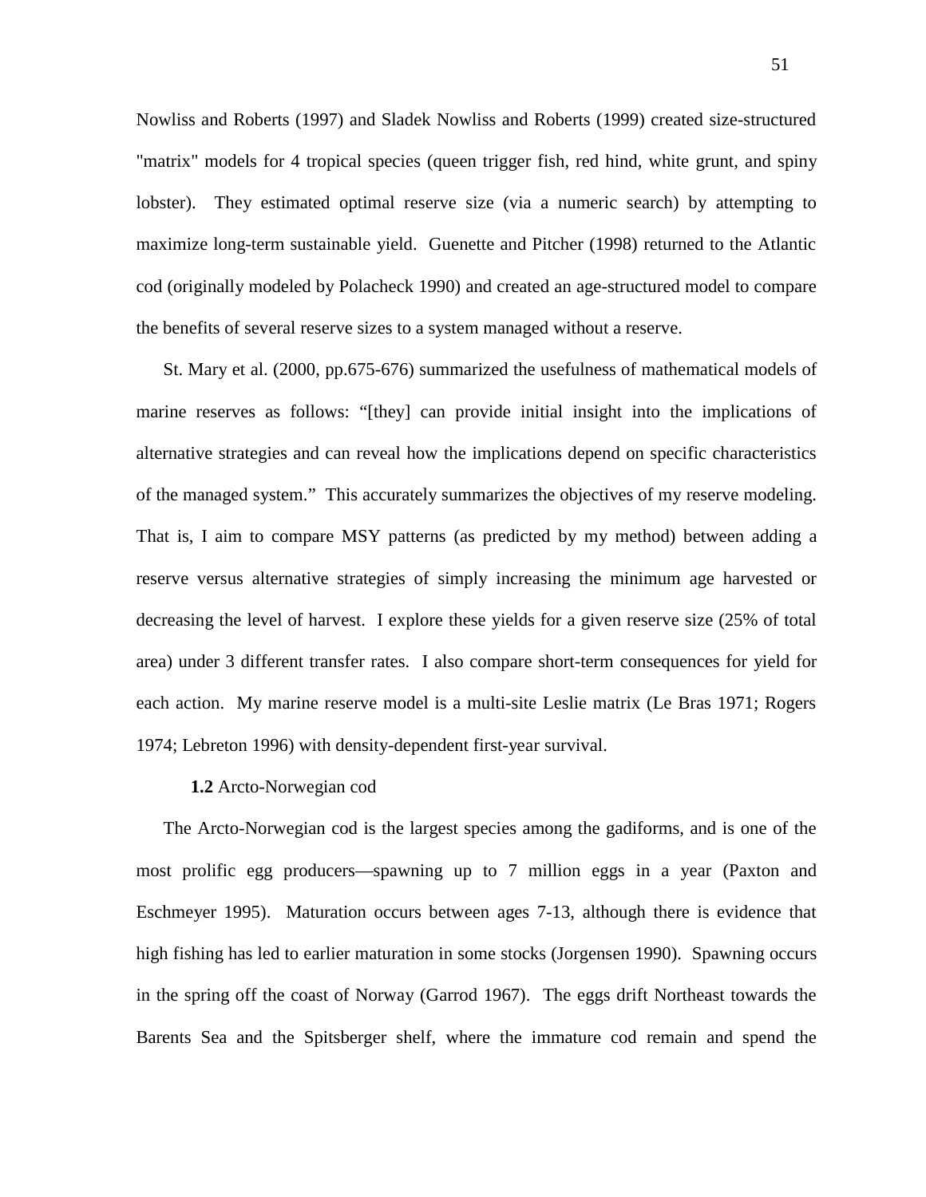Nowliss and Roberts (1997) and Sladek Nowliss and Roberts (1999) created size-structured "matrix" models for 4 tropical species (queen trigger fish, red hind, white grunt, and spiny lobster). They estimated optimal reserve size (via a numeric search) by attempting to maximize long-term sustainable yield. Guenette and Pitcher (1998) returned to the Atlantic cod (originally modeled by Polacheck 1990) and created an age-structured model to compare the benefits of several reserve sizes to a system managed without a reserve.

St. Mary et al. (2000, pp.675-676) summarized the usefulness of mathematical models of marine reserves as follows: "[they] can provide initial insight into the implications of alternative strategies and can reveal how the implications depend on specific characteristics of the managed system." This accurately summarizes the objectives of my reserve modeling. That is, I aim to compare MSY patterns (as predicted by my method) between adding a reserve versus alternative strategies of simply increasing the minimum age harvested or decreasing the level of harvest. I explore these yields for a given reserve size (25% of total area) under 3 different transfer rates. I also compare short-term consequences for yield for each action. My marine reserve model is a multi-site Leslie matrix (Le Bras 1971; Rogers 1974; Lebreton 1996) with density-dependent first-year survival.

### **1.2** Arcto-Norwegian cod

The Arcto-Norwegian cod is the largest species among the gadiforms, and is one of the most prolific egg producers—spawning up to 7 million eggs in a year (Paxton and Eschmeyer 1995). Maturation occurs between ages 7-13, although there is evidence that high fishing has led to earlier maturation in some stocks (Jorgensen 1990). Spawning occurs in the spring off the coast of Norway (Garrod 1967). The eggs drift Northeast towards the Barents Sea and the Spitsberger shelf, where the immature cod remain and spend the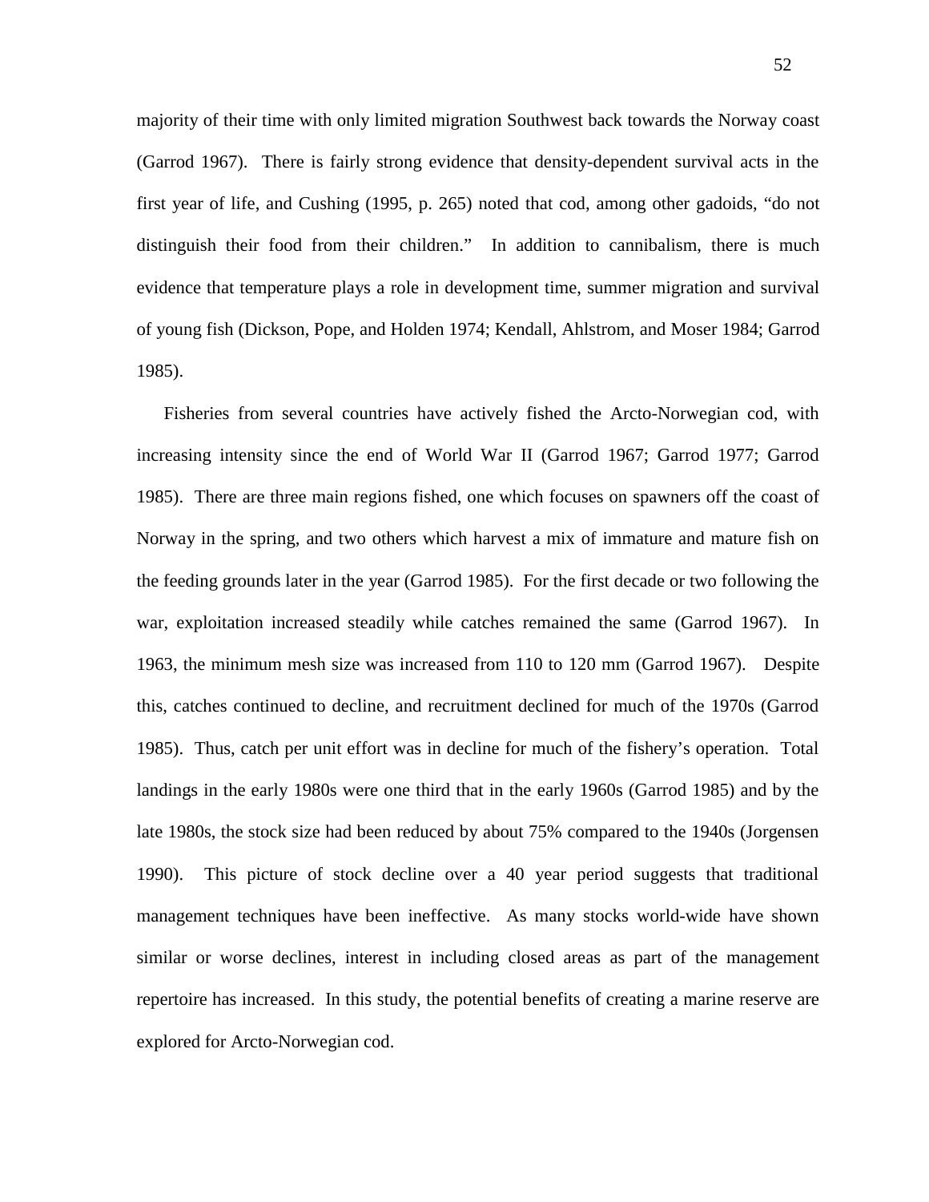majority of their time with only limited migration Southwest back towards the Norway coast (Garrod 1967). There is fairly strong evidence that density-dependent survival acts in the first year of life, and Cushing (1995, p. 265) noted that cod, among other gadoids, "do not distinguish their food from their children." In addition to cannibalism, there is much evidence that temperature plays a role in development time, summer migration and survival of young fish (Dickson, Pope, and Holden 1974; Kendall, Ahlstrom, and Moser 1984; Garrod 1985).

Fisheries from several countries have actively fished the Arcto-Norwegian cod, with increasing intensity since the end of World War II (Garrod 1967; Garrod 1977; Garrod 1985). There are three main regions fished, one which focuses on spawners off the coast of Norway in the spring, and two others which harvest a mix of immature and mature fish on the feeding grounds later in the year (Garrod 1985). For the first decade or two following the war, exploitation increased steadily while catches remained the same (Garrod 1967). In 1963, the minimum mesh size was increased from 110 to 120 mm (Garrod 1967). Despite this, catches continued to decline, and recruitment declined for much of the 1970s (Garrod 1985). Thus, catch per unit effort was in decline for much of the fishery's operation. Total landings in the early 1980s were one third that in the early 1960s (Garrod 1985) and by the late 1980s, the stock size had been reduced by about 75% compared to the 1940s (Jorgensen 1990). This picture of stock decline over a 40 year period suggests that traditional management techniques have been ineffective. As many stocks world-wide have shown similar or worse declines, interest in including closed areas as part of the management repertoire has increased. In this study, the potential benefits of creating a marine reserve are explored for Arcto-Norwegian cod.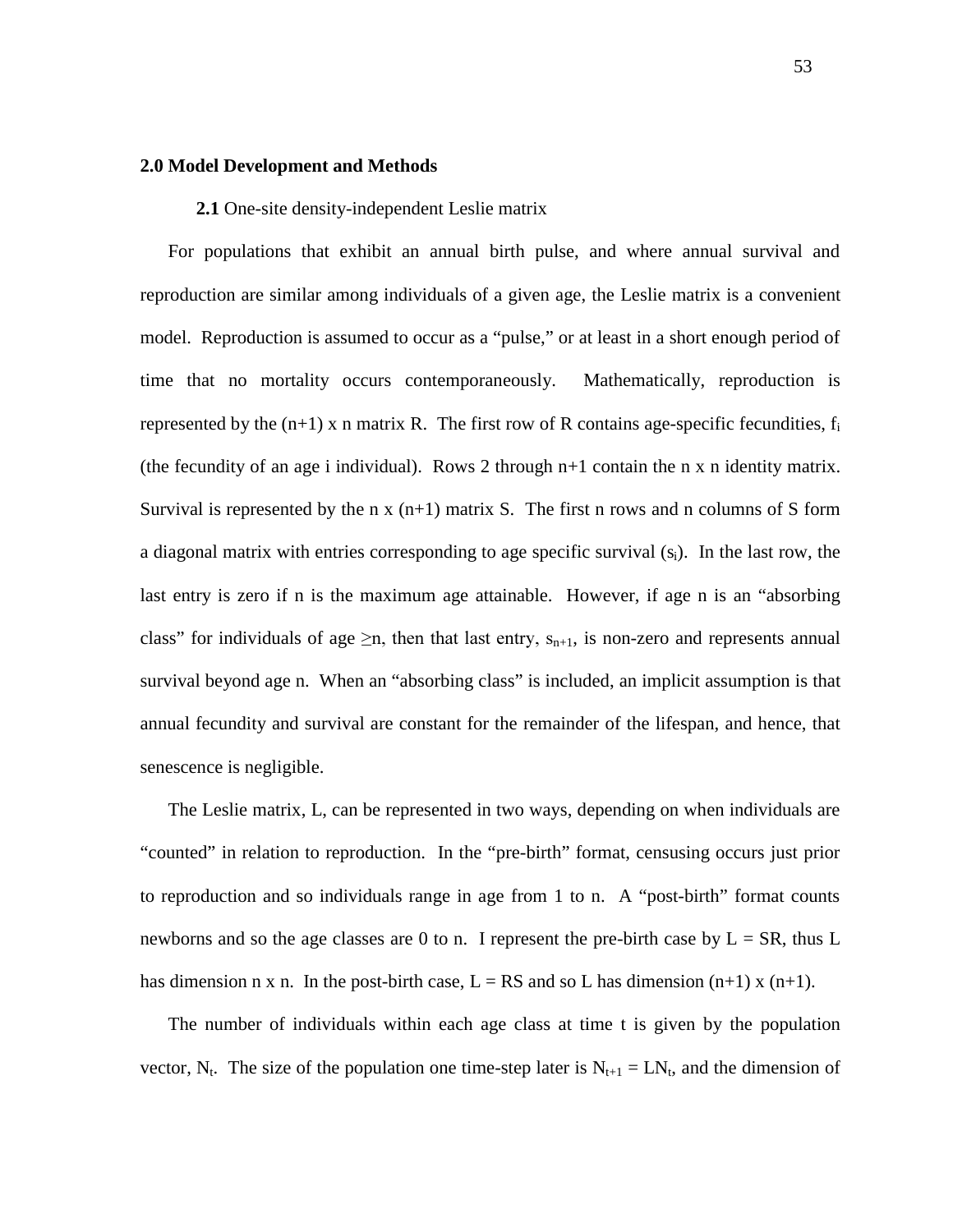## 2.0 Model Development and Methods

### **2.1** One-site density-independent Leslie matrix

For populations that exhibit an annual birth pulse, and where annual survival and reproduction are similar among individuals of a given age, the Leslie matrix is a convenient model. Reproduction is assumed to occur as a "pulse," or at least in a short enough period of time that no mortality occurs contemporaneously. Mathematically, reproduction is represented by the (n+1) x n matrix R. The first row of R contains age-specific fecundities, $f_i$ (the fecundity of an age i individual). Rows 2 through n+1 contain the n x n identity matrix. Survival is represented by the n x (n+1) matrix S. The first n rows and n columns of S form a diagonal matrix with entries corresponding to age specific survival ($s_i$). In the last row, the last entry is zero if n is the maximum age attainable. However, if age n is an "absorbing class" for individuals of age $\geq$n, then that last entry, $s_{n+1}$, is non-zero and represents annual survival beyond age n. When an "absorbing class" is included, an implicit assumption is that annual fecundity and survival are constant for the remainder of the lifespan, and hence, that senescence is negligible.

The Leslie matrix, L, can be represented in two ways, depending on when individuals are "counted" in relation to reproduction. In the "pre-birth" format, censusing occurs just prior to reproduction and so individuals range in age from 1 to n. A "post-birth" format counts newborns and so the age classes are 0 to n. I represent the pre-birth case by L = SR, thus L has dimension n x n. In the post-birth case, L = RS and so L has dimension (n+1) x (n+1).

The number of individuals within each age class at time t is given by the population vector, $N_t$. The size of the population one time-step later is $N_{t+1} = LN_t$, and the dimension of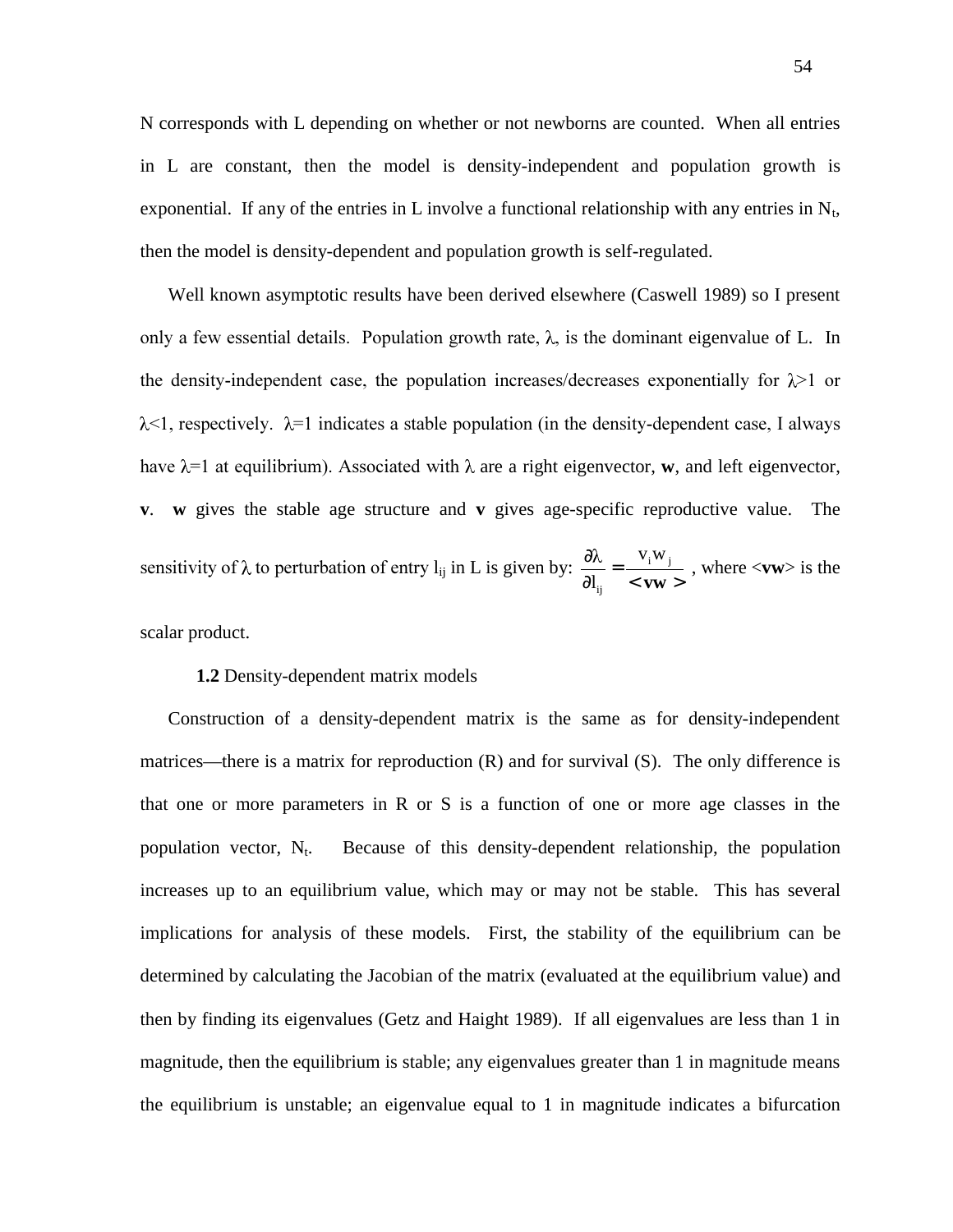N corresponds with L depending on whether or not newborns are counted. When all entries in L are constant, then the model is density-independent and population growth is exponential. If any of the entries in L involve a functional relationship with any entries in $N_t$, then the model is density-dependent and population growth is self-regulated.

Well known asymptotic results have been derived elsewhere (Caswell 1989) so I present only a few essential details. Population growth rate, $\lambda$, is the dominant eigenvalue of L. In the density-independent case, the population increases/decreases exponentially for $\lambda>1$ or $\lambda<1$, respectively. $\lambda=1$ indicates a stable population (in the density-dependent case, I always have $\lambda=1$ at equilibrium). Associated with $\lambda$ are a right eigenvector, **w**, and left eigenvector, **v**. **w** gives the stable age structure and **v** gives age-specific reproductive value. The sensitivity of $\lambda$ to perturbation of entry $l_{ij}$ in L is given by: $\frac{\partial\lambda}{\partial l_{ij}} = \frac{v_i w_j}{<\mathbf{vw}>}$ , where $<\mathbf{vw}>$ is the scalar product.

**1.2** Density-dependent matrix models

Construction of a density-dependent matrix is the same as for density-independent matrices—there is a matrix for reproduction (R) and for survival (S). The only difference is that one or more parameters in R or S is a function of one or more age classes in the population vector, $N_t$. Because of this density-dependent relationship, the population increases up to an equilibrium value, which may or may not be stable. This has several implications for analysis of these models. First, the stability of the equilibrium can be determined by calculating the Jacobian of the matrix (evaluated at the equilibrium value) and then by finding its eigenvalues (Getz and Haight 1989). If all eigenvalues are less than 1 in magnitude, then the equilibrium is stable; any eigenvalues greater than 1 in magnitude means the equilibrium is unstable; an eigenvalue equal to 1 in magnitude indicates a bifurcation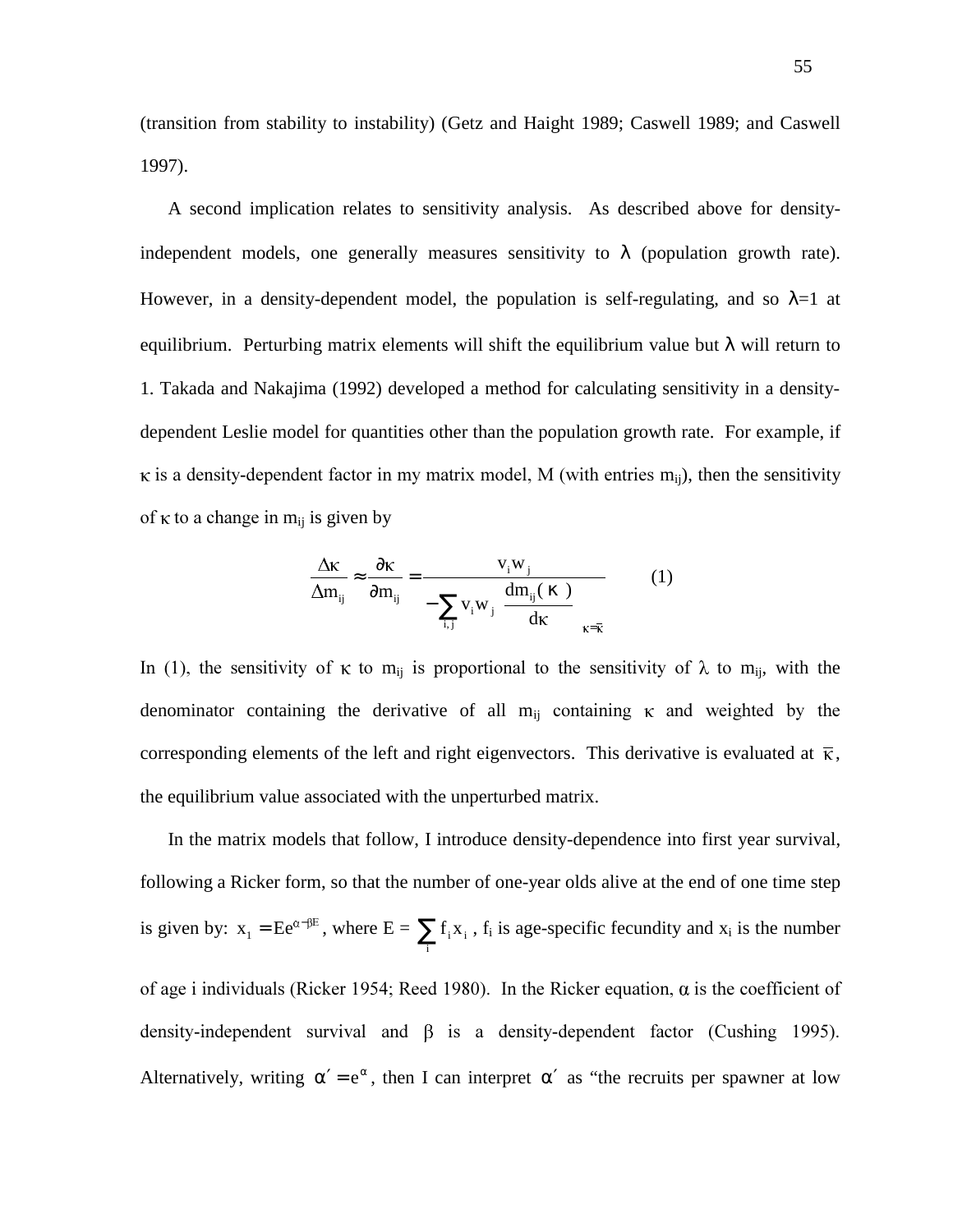(transition from stability to instability) (Getz and Haight 1989; Caswell 1989; and Caswell 1997).

A second implication relates to sensitivity analysis. As described above for density-independent models, one generally measures sensitivity to $\lambda$ (population growth rate). However, in a density-dependent model, the population is self-regulating, and so $\lambda$=1 at equilibrium. Perturbing matrix elements will shift the equilibrium value but $\lambda$ will return to 1. Takada and Nakajima (1992) developed a method for calculating sensitivity in a density-dependent Leslie model for quantities other than the population growth rate. For example, if $\kappa$ is a density-dependent factor in my matrix model, M (with entries $m_{ij}$), then the sensitivity of $\kappa$ to a change in $m_{ij}$ is given by

$$\frac{\Delta\kappa}{\Delta m_{ij}} \approx \frac{\partial\kappa}{\partial m_{ij}} = \frac{v_i w_j}{-\sum_{i,j} v_i w_j \left. \frac{dm_{ij}(\kappa)}{d\kappa} \right|_{\kappa=\bar{\kappa}}} \qquad (1)$$

In (1), the sensitivity of $\kappa$ to $m_{ij}$ is proportional to the sensitivity of $\lambda$ to $m_{ij}$, with the denominator containing the derivative of all $m_{ij}$ containing $\kappa$ and weighted by the corresponding elements of the left and right eigenvectors. This derivative is evaluated at $\bar{\kappa}$, the equilibrium value associated with the unperturbed matrix.

In the matrix models that follow, I introduce density-dependence into first year survival, following a Ricker form, so that the number of one-year olds alive at the end of one time step is given by: $x_1 = Ee^{\alpha-\beta E}$, where E = $\sum_i f_i x_i$ , $f_i$ is age-specific fecundity and $x_i$ is the number of age i individuals (Ricker 1954; Reed 1980). In the Ricker equation, $\alpha$ is the coefficient of density-independent survival and $\beta$ is a density-dependent factor (Cushing 1995). Alternatively, writing $\alpha' = e^{\alpha}$, then I can interpret $\alpha'$ as "the recruits per spawner at low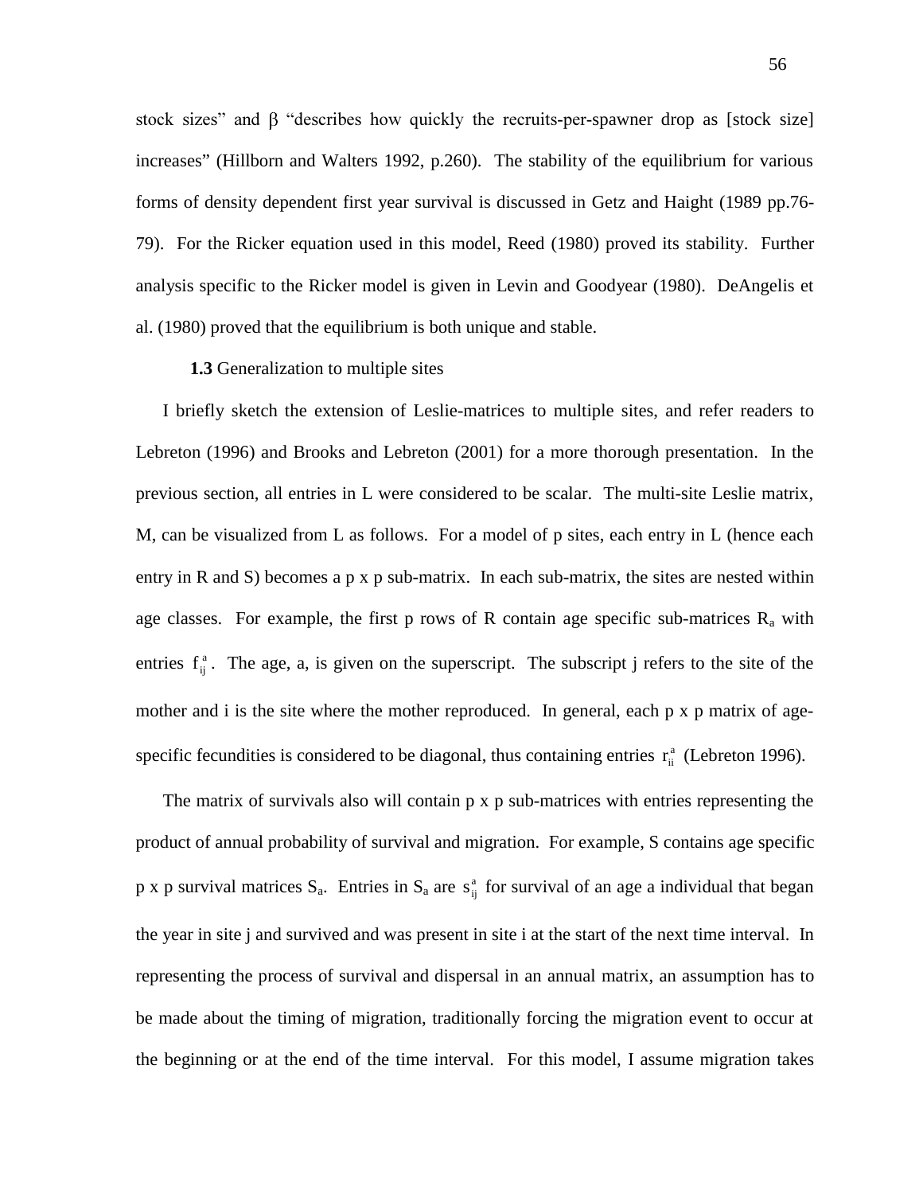stock sizes" and β "describes how quickly the recruits-per-spawner drop as [stock size] increases" (Hillborn and Walters 1992, p.260). The stability of the equilibrium for various forms of density dependent first year survival is discussed in Getz and Haight (1989 pp.76-79). For the Ricker equation used in this model, Reed (1980) proved its stability. Further analysis specific to the Ricker model is given in Levin and Goodyear (1980). DeAngelis et al. (1980) proved that the equilibrium is both unique and stable.

**1.3** Generalization to multiple sites

I briefly sketch the extension of Leslie-matrices to multiple sites, and refer readers to Lebreton (1996) and Brooks and Lebreton (2001) for a more thorough presentation. In the previous section, all entries in L were considered to be scalar. The multi-site Leslie matrix, M, can be visualized from L as follows. For a model of p sites, each entry in L (hence each entry in R and S) becomes a p x p sub-matrix. In each sub-matrix, the sites are nested within age classes. For example, the first p rows of R contain age specific sub-matrices $R_a$ with entries $f_{ij}^{a}$. The age, a, is given on the superscript. The subscript j refers to the site of the mother and i is the site where the mother reproduced. In general, each p x p matrix of age-specific fecundities is considered to be diagonal, thus containing entries $r_{ii}^{a}$ (Lebreton 1996).

The matrix of survivals also will contain p x p sub-matrices with entries representing the product of annual probability of survival and migration. For example, S contains age specific p x p survival matrices $S_a$. Entries in $S_a$ are $s_{ij}^{a}$ for survival of an age a individual that began the year in site j and survived and was present in site i at the start of the next time interval. In representing the process of survival and dispersal in an annual matrix, an assumption has to be made about the timing of migration, traditionally forcing the migration event to occur at the beginning or at the end of the time interval. For this model, I assume migration takes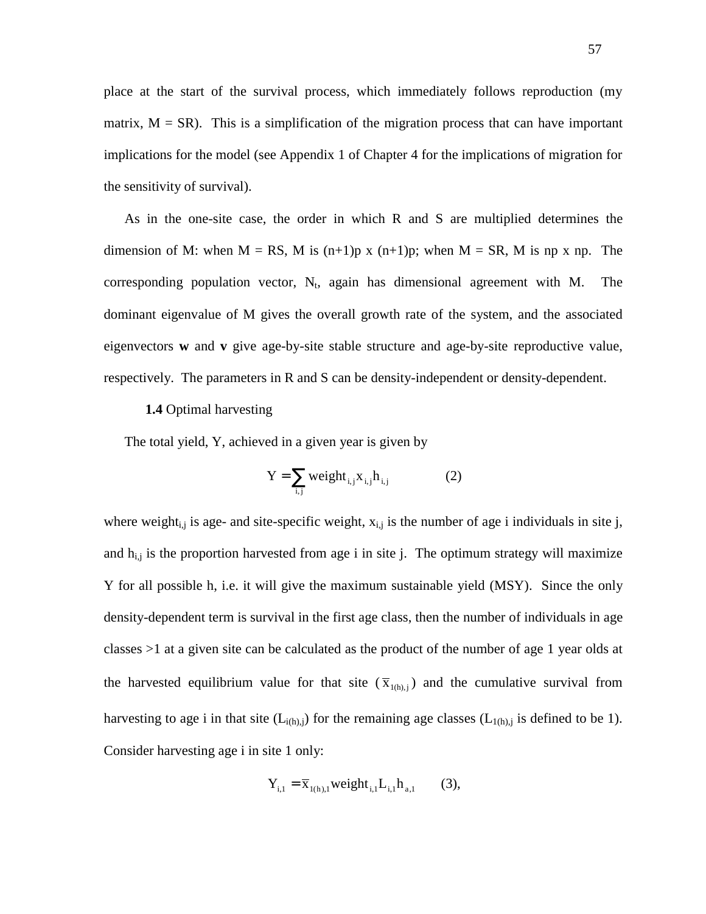place at the start of the survival process, which immediately follows reproduction (my matrix, M = SR). This is a simplification of the migration process that can have important implications for the model (see Appendix 1 of Chapter 4 for the implications of migration for the sensitivity of survival).

As in the one-site case, the order in which R and S are multiplied determines the dimension of M: when M = RS, M is (n+1)p x (n+1)p; when M = SR, M is np x np. The corresponding population vector, $N_t$, again has dimensional agreement with M. The dominant eigenvalue of M gives the overall growth rate of the system, and the associated eigenvectors **w** and **v** give age-by-site stable structure and age-by-site reproductive value, respectively. The parameters in R and S can be density-independent or density-dependent.

**1.4** Optimal harvesting

The total yield, Y, achieved in a given year is given by

$$Y = \sum_{i,j} \text{weight}_{i,j} x_{i,j} h_{i,j} \qquad (2)$$

where $\text{weight}_{i,j}$ is age- and site-specific weight, $x_{i,j}$ is the number of age i individuals in site j, and $h_{i,j}$ is the proportion harvested from age i in site j. The optimum strategy will maximize Y for all possible h, i.e. it will give the maximum sustainable yield (MSY). Since the only density-dependent term is survival in the first age class, then the number of individuals in age classes >1 at a given site can be calculated as the product of the number of age 1 year olds at the harvested equilibrium value for that site ($\bar{x}_{1(h),j}$) and the cumulative survival from harvesting to age i in that site ($L_{i(h),j}$) for the remaining age classes ($L_{1(h),j}$ is defined to be 1). Consider harvesting age i in site 1 only:

$$Y_{i,1} = \bar{x}_{1(h),1} \text{weight}_{i,1} L_{i,1} h_{a,1} \qquad (3),$$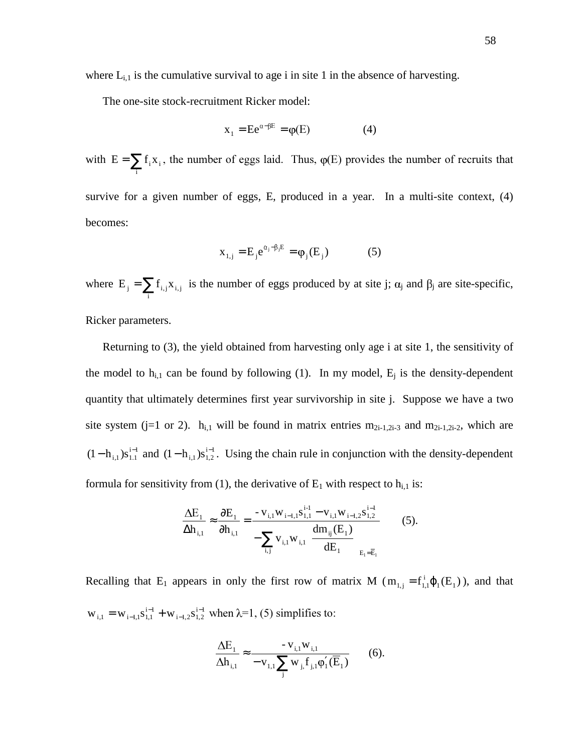where $L_{i,1}$ is the cumulative survival to age i in site 1 in the absence of harvesting.

The one-site stock-recruitment Ricker model:

$$x_1 = Ee^{\alpha - \beta E} = \varphi(E) \qquad (4)$$

with $E = \sum_i f_i x_i$, the number of eggs laid. Thus, $\varphi(E)$ provides the number of recruits that survive for a given number of eggs, E, produced in a year. In a multi-site context, (4) becomes:

$$x_{1,j} = E_j e^{\alpha_j - \beta_j E} = \varphi_j(E_j) \qquad (5)$$

where $E_j = \sum_i f_{i,j} x_{i,j}$ is the number of eggs produced by at site j; $\alpha_j$ and $\beta_j$ are site-specific, Ricker parameters.

Returning to (3), the yield obtained from harvesting only age i at site 1, the sensitivity of the model to $h_{i,1}$ can be found by following (1). In my model, $E_j$ is the density-dependent quantity that ultimately determines first year survivorship in site j. Suppose we have a two site system (j=1 or 2). $h_{i,1}$ will be found in matrix entries $m_{2i-1,2i-3}$ and $m_{2i-1,2i-2}$, which are $(1-h_{i,1})s_{1.1}^{i-1}$ and $(1-h_{i,1})s_{1,2}^{i-1}$. Using the chain rule in conjunction with the density-dependent formula for sensitivity from (1), the derivative of $E_1$ with respect to $h_{i,1}$ is:

$$\frac{\Delta E_1}{\Delta h_{i,1}} \approx \frac{\partial E_1}{\partial h_{i,1}} = \frac{-v_{i,1} w_{i-1,1} s_{1,1}^{i-1} - v_{i,1} w_{i-1,2} s_{1,2}^{i-1}}{-\sum_{i,j} v_{i,1} w_{i,1} \left. \frac{dm_{ij}(E_1)}{dE_1} \right|_{E_1 = \bar{E}_1}} \qquad (5).$$

Recalling that $E_1$ appears in only the first row of matrix M ($m_{1,j} = f_{1,1}^i \varphi_1(E_1)$), and that $w_{i,1} = w_{i-1,1} s_{1,1}^{i-1} + w_{i-1,2} s_{1,2}^{i-1}$ when $\lambda$=1, (5) simplifies to:

$$\frac{\Delta E_1}{\Delta h_{i,1}} \approx \frac{-v_{i,1} w_{i,1}}{-v_{1,1} \sum_j w_{j,} f_{j,1} \varphi_1'(\bar{E}_1)} \qquad (6).$$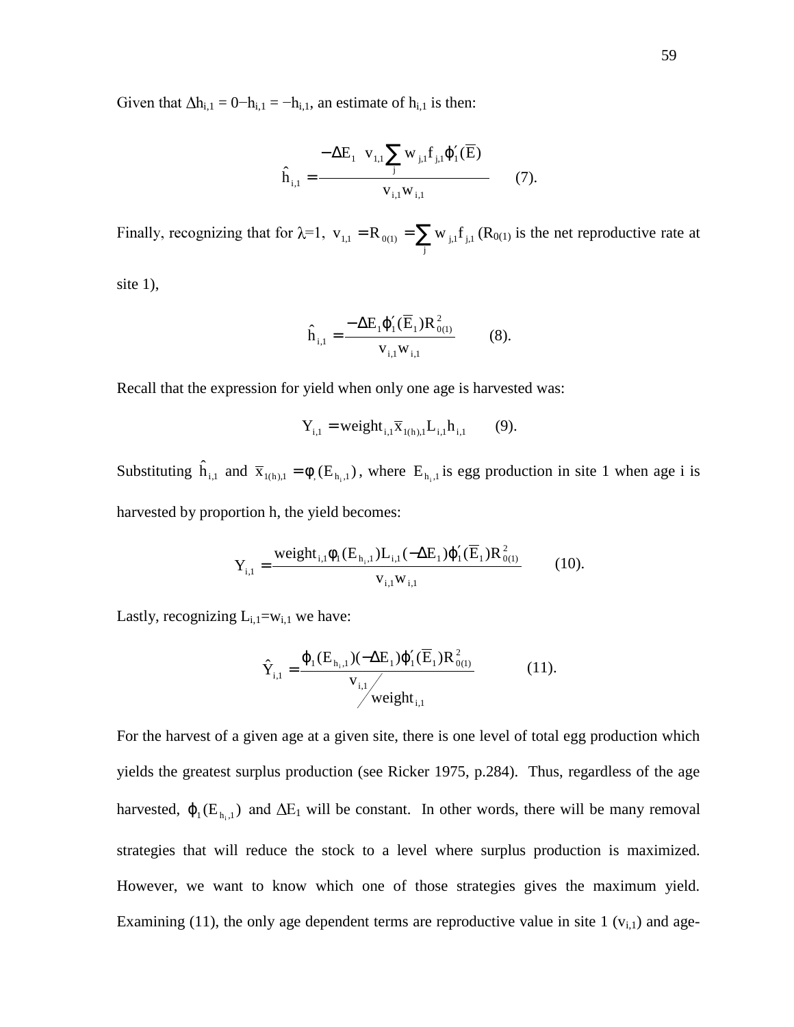Given that $\Delta h_{i,1} = 0 - h_{i,1} = -h_{i,1}$, an estimate of $h_{i,1}$ is then:

$$\hat{h}_{i,1} = \frac{-\Delta E_1 \ \ v_{1,1} \sum_j w_{j,1} f_{j,1} \varphi_1'(\overline{E})}{v_{i,1} w_{i,1}} \qquad (7).$$

Finally, recognizing that for $\lambda$=1, $v_{1,1} = R_{0(1)} = \sum_j w_{j,1} f_{j,1}$ ($R_{0(1)}$ is the net reproductive rate at site 1),

$$\hat{h}_{i,1} = \frac{-\Delta E_1 \varphi_1'(\overline{E}_1) R_{0(1)}^2}{v_{i,1} w_{i,1}} \qquad (8).$$

Recall that the expression for yield when only one age is harvested was:

$$Y_{i,1} = \text{weight}_{i,1} \overline{x}_{1(h),1} L_{i,1} h_{i,1} \qquad (9).$$

Substituting $\hat{h}_{i,1}$ and $\overline{x}_{1(h),1} = \phi_1(E_{h_i,1})$, where $E_{h_i,1}$ is egg production in site 1 when age i is harvested by proportion h, the yield becomes:

$$Y_{i,1} = \frac{\text{weight}_{i,1} \phi_1(E_{h_i,1}) L_{i,1} (-\Delta E_1) \varphi_1'(\overline{E}_1) R_{0(1)}^2}{v_{i,1} w_{i,1}} \qquad (10).$$

Lastly, recognizing $L_{i,1}$=$w_{i,1}$ we have:

$$\hat{Y}_{i,1} = \frac{\varphi_1(E_{h_i,1})(-\Delta E_1)\varphi_1'(\overline{E}_1) R_{0(1)}^2}{v_{i,1} / \text{weight}_{i,1}} \qquad (11).$$

For the harvest of a given age at a given site, there is one level of total egg production which yields the greatest surplus production (see Ricker 1975, p.284). Thus, regardless of the age harvested, $\varphi_1(E_{h_i,1})$ and $\Delta E_1$ will be constant. In other words, there will be many removal strategies that will reduce the stock to a level where surplus production is maximized. However, we want to know which one of those strategies gives the maximum yield. Examining (11), the only age dependent terms are reproductive value in site 1 ($v_{i,1}$) and age-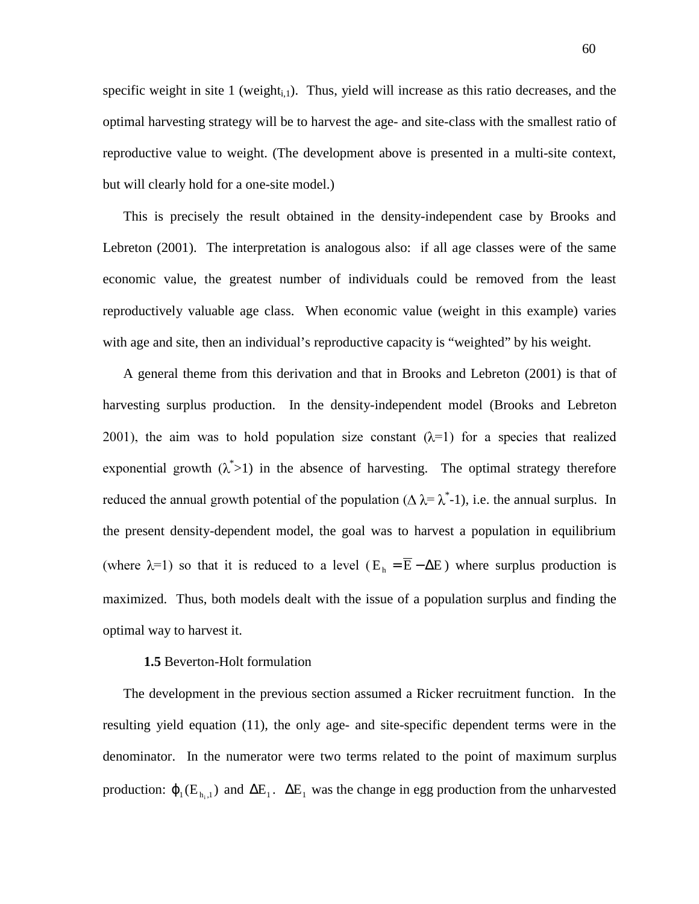specific weight in site 1 ($weight_{i,1}$). Thus, yield will increase as this ratio decreases, and the optimal harvesting strategy will be to harvest the age- and site-class with the smallest ratio of reproductive value to weight. (The development above is presented in a multi-site context, but will clearly hold for a one-site model.)

This is precisely the result obtained in the density-independent case by Brooks and Lebreton (2001). The interpretation is analogous also: if all age classes were of the same economic value, the greatest number of individuals could be removed from the least reproductively valuable age class. When economic value (weight in this example) varies with age and site, then an individual's reproductive capacity is "weighted" by his weight.

A general theme from this derivation and that in Brooks and Lebreton (2001) is that of harvesting surplus production. In the density-independent model (Brooks and Lebreton 2001), the aim was to hold population size constant ($\lambda$=1) for a species that realized exponential growth ($\lambda^*$>1) in the absence of harvesting. The optimal strategy therefore reduced the annual growth potential of the population ($\Delta\lambda = \lambda^*$-1), i.e. the annual surplus. In the present density-dependent model, the goal was to harvest a population in equilibrium (where $\lambda$=1) so that it is reduced to a level ($E_h = \overline{E} - \Delta E$) where surplus production is maximized. Thus, both models dealt with the issue of a population surplus and finding the optimal way to harvest it.

**1.5** Beverton-Holt formulation

The development in the previous section assumed a Ricker recruitment function. In the resulting yield equation (11), the only age- and site-specific dependent terms were in the denominator. In the numerator were two terms related to the point of maximum surplus production: $\varphi_1(E_{h_i,1})$ and $\Delta E_1$. $\Delta E_1$ was the change in egg production from the unharvested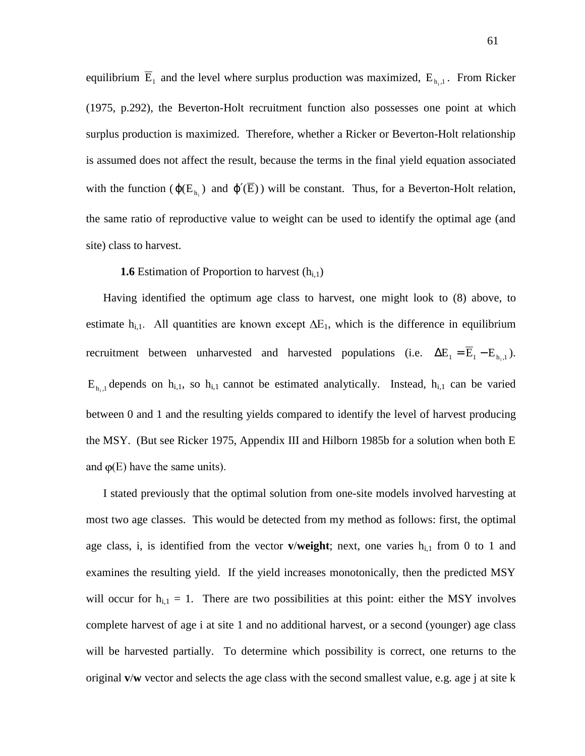equilibrium $\overline{E}_1$ and the level where surplus production was maximized, $E_{h_i,1}$. From Ricker (1975, p.292), the Beverton-Holt recruitment function also possesses one point at which surplus production is maximized. Therefore, whether a Ricker or Beverton-Holt relationship is assumed does not affect the result, because the terms in the final yield equation associated with the function ($\varphi(E_{h_i})$ and $\varphi'(\overline{E})$) will be constant. Thus, for a Beverton-Holt relation, the same ratio of reproductive value to weight can be used to identify the optimal age (and site) class to harvest.

**1.6** Estimation of Proportion to harvest ($h_{i,1}$)

Having identified the optimum age class to harvest, one might look to (8) above, to estimate $h_{i,1}$. All quantities are known except $\Delta E_1$, which is the difference in equilibrium recruitment between unharvested and harvested populations (i.e. $\Delta E_1 = \overline{E}_1 - E_{h_i,1}$). $E_{h_i,1}$ depends on $h_{i,1}$, so $h_{i,1}$ cannot be estimated analytically. Instead, $h_{i,1}$ can be varied between 0 and 1 and the resulting yields compared to identify the level of harvest producing the MSY. (But see Ricker 1975, Appendix III and Hilborn 1985b for a solution when both E and $\varphi(E)$ have the same units).

I stated previously that the optimal solution from one-site models involved harvesting at most two age classes. This would be detected from my method as follows: first, the optimal age class, i, is identified from the vector **v**/**weight**; next, one varies $h_{i,1}$ from 0 to 1 and examines the resulting yield. If the yield increases monotonically, then the predicted MSY will occur for $h_{i,1} = 1$. There are two possibilities at this point: either the MSY involves complete harvest of age i at site 1 and no additional harvest, or a second (younger) age class will be harvested partially. To determine which possibility is correct, one returns to the original **v**/**w** vector and selects the age class with the second smallest value, e.g. age j at site k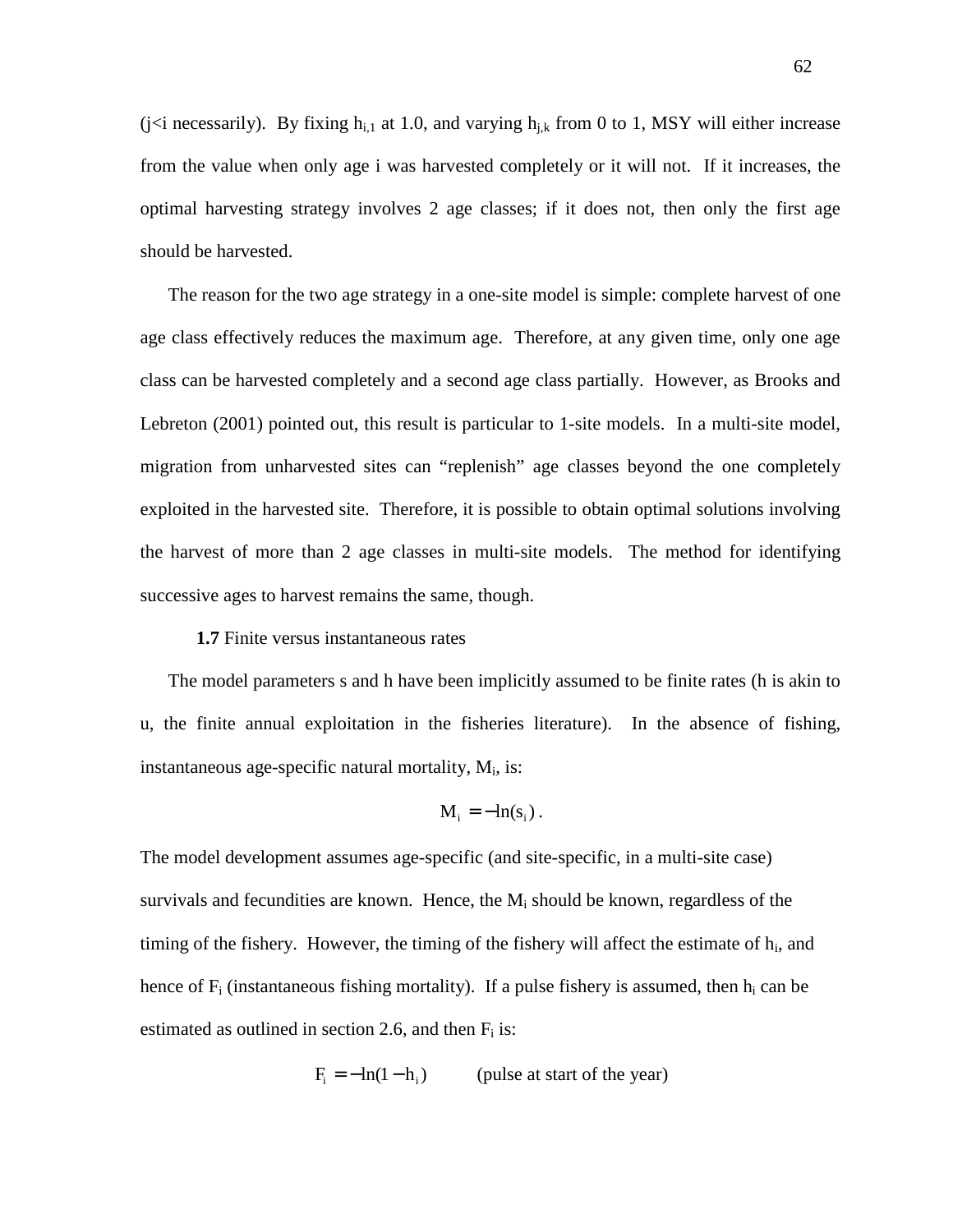($j<i$ necessarily). By fixing $h_{i,1}$ at 1.0, and varying $h_{j,k}$ from 0 to 1, MSY will either increase from the value when only age i was harvested completely or it will not. If it increases, the optimal harvesting strategy involves 2 age classes; if it does not, then only the first age should be harvested.

The reason for the two age strategy in a one-site model is simple: complete harvest of one age class effectively reduces the maximum age. Therefore, at any given time, only one age class can be harvested completely and a second age class partially. However, as Brooks and Lebreton (2001) pointed out, this result is particular to 1-site models. In a multi-site model, migration from unharvested sites can "replenish" age classes beyond the one completely exploited in the harvested site. Therefore, it is possible to obtain optimal solutions involving the harvest of more than 2 age classes in multi-site models. The method for identifying successive ages to harvest remains the same, though.

### **1.7** Finite versus instantaneous rates

The model parameters s and h have been implicitly assumed to be finite rates (h is akin to u, the finite annual exploitation in the fisheries literature). In the absence of fishing, instantaneous age-specific natural mortality, $M_i$, is:

$$M_i = -\ln(s_i) .$$

The model development assumes age-specific (and site-specific, in a multi-site case) survivals and fecundities are known. Hence, the $M_i$ should be known, regardless of the timing of the fishery. However, the timing of the fishery will affect the estimate of $h_i$, and hence of $F_i$ (instantaneous fishing mortality). If a pulse fishery is assumed, then $h_i$ can be estimated as outlined in section 2.6, and then $F_i$ is:

$$F_i = -\ln(1 - h_i) \qquad \text{(pulse at start of the year)}$$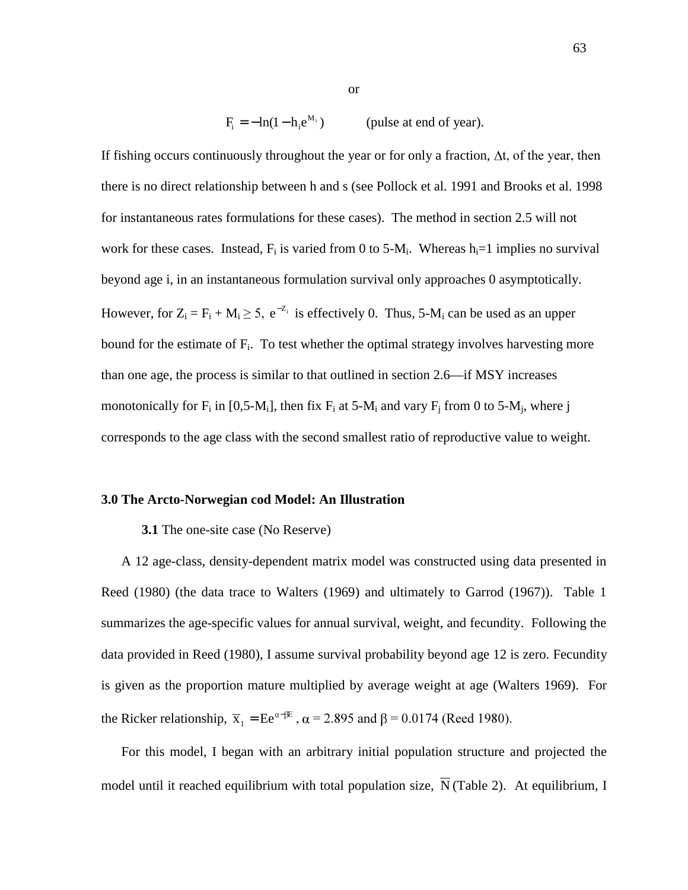or

$$F_i = -\ln(1 - h_i e^{M_i}) \qquad \text{(pulse at end of year).}$$

If fishing occurs continuously throughout the year or for only a fraction, $\Delta t$, of the year, then there is no direct relationship between h and s (see Pollock et al. 1991 and Brooks et al. 1998 for instantaneous rates formulations for these cases). The method in section 2.5 will not work for these cases. Instead, $F_i$ is varied from 0 to 5-$M_i$. Whereas $h_i$=1 implies no survival beyond age i, in an instantaneous formulation survival only approaches 0 asymptotically. However, for $Z_i = F_i + M_i \geq 5$, $e^{-Z_i}$ is effectively 0. Thus, 5-$M_i$ can be used as an upper bound for the estimate of $F_i$. To test whether the optimal strategy involves harvesting more than one age, the process is similar to that outlined in section 2.6—if MSY increases monotonically for $F_i$ in [0,5-$M_i$], then fix $F_i$ at 5-$M_i$ and vary $F_j$ from 0 to 5-$M_j$, where j corresponds to the age class with the second smallest ratio of reproductive value to weight.

## 3.0 The Arcto-Norwegian cod Model: An Illustration

### 3.1 The one-site case (No Reserve)

A 12 age-class, density-dependent matrix model was constructed using data presented in Reed (1980) (the data trace to Walters (1969) and ultimately to Garrod (1967)). Table 1 summarizes the age-specific values for annual survival, weight, and fecundity. Following the data provided in Reed (1980), I assume survival probability beyond age 12 is zero. Fecundity is given as the proportion mature multiplied by average weight at age (Walters 1969). For the Ricker relationship, $\bar{x}_1 = Ee^{\alpha - \beta E}$, $\alpha$ = 2.895 and $\beta$ = 0.0174 (Reed 1980).

For this model, I began with an arbitrary initial population structure and projected the model until it reached equilibrium with total population size, $\overline{N}$ (Table 2). At equilibrium, I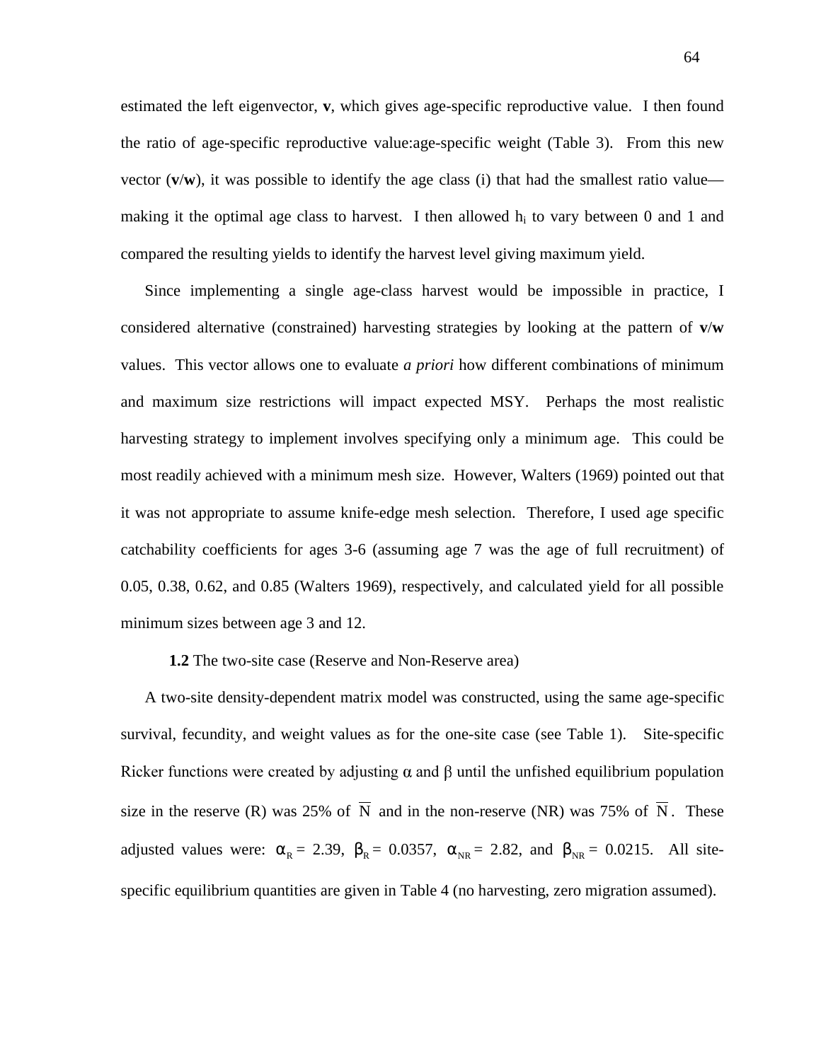estimated the left eigenvector, **v**, which gives age-specific reproductive value. I then found the ratio of age-specific reproductive value:age-specific weight (Table 3). From this new vector (**v**/**w**), it was possible to identify the age class (i) that had the smallest ratio value—making it the optimal age class to harvest. I then allowed $h_i$ to vary between 0 and 1 and compared the resulting yields to identify the harvest level giving maximum yield.

Since implementing a single age-class harvest would be impossible in practice, I considered alternative (constrained) harvesting strategies by looking at the pattern of **v**/**w** values. This vector allows one to evaluate *a priori* how different combinations of minimum and maximum size restrictions will impact expected MSY. Perhaps the most realistic harvesting strategy to implement involves specifying only a minimum age. This could be most readily achieved with a minimum mesh size. However, Walters (1969) pointed out that it was not appropriate to assume knife-edge mesh selection. Therefore, I used age specific catchability coefficients for ages 3-6 (assuming age 7 was the age of full recruitment) of 0.05, 0.38, 0.62, and 0.85 (Walters 1969), respectively, and calculated yield for all possible minimum sizes between age 3 and 12.

### **1.2** The two-site case (Reserve and Non-Reserve area)

A two-site density-dependent matrix model was constructed, using the same age-specific survival, fecundity, and weight values as for the one-site case (see Table 1). Site-specific Ricker functions were created by adjusting $\alpha$ and $\beta$ until the unfished equilibrium population size in the reserve (R) was 25% of $\overline{N}$ and in the non-reserve (NR) was 75% of $\overline{N}$. These adjusted values were: $\alpha_R = 2.39$, $\beta_R = 0.0357$, $\alpha_{NR} = 2.82$, and $\beta_{NR} = 0.0215$. All site-specific equilibrium quantities are given in Table 4 (no harvesting, zero migration assumed).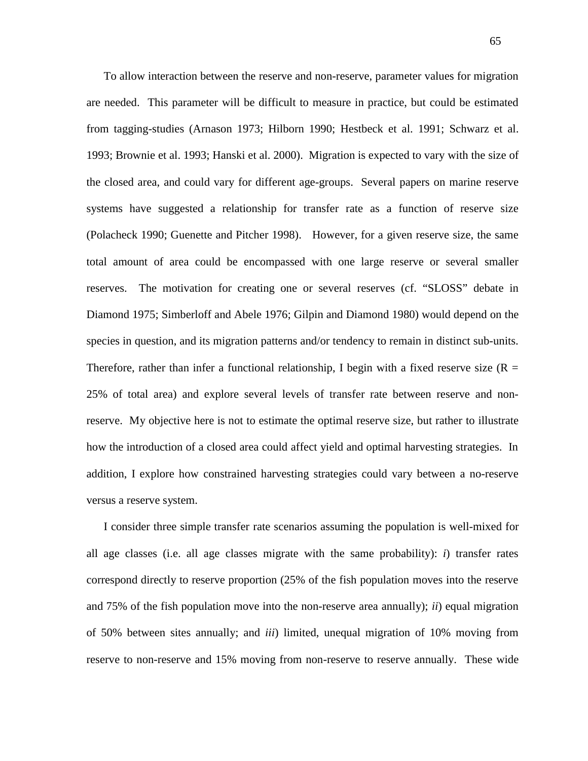To allow interaction between the reserve and non-reserve, parameter values for migration are needed. This parameter will be difficult to measure in practice, but could be estimated from tagging-studies (Arnason 1973; Hilborn 1990; Hestbeck et al. 1991; Schwarz et al. 1993; Brownie et al. 1993; Hanski et al. 2000). Migration is expected to vary with the size of the closed area, and could vary for different age-groups. Several papers on marine reserve systems have suggested a relationship for transfer rate as a function of reserve size (Polacheck 1990; Guenette and Pitcher 1998). However, for a given reserve size, the same total amount of area could be encompassed with one large reserve or several smaller reserves. The motivation for creating one or several reserves (cf. "SLOSS" debate in Diamond 1975; Simberloff and Abele 1976; Gilpin and Diamond 1980) would depend on the species in question, and its migration patterns and/or tendency to remain in distinct sub-units. Therefore, rather than infer a functional relationship, I begin with a fixed reserve size ($R$ = 25% of total area) and explore several levels of transfer rate between reserve and non-reserve. My objective here is not to estimate the optimal reserve size, but rather to illustrate how the introduction of a closed area could affect yield and optimal harvesting strategies. In addition, I explore how constrained harvesting strategies could vary between a no-reserve versus a reserve system.

I consider three simple transfer rate scenarios assuming the population is well-mixed for all age classes (i.e. all age classes migrate with the same probability): *i*) transfer rates correspond directly to reserve proportion (25% of the fish population moves into the reserve and 75% of the fish population move into the non-reserve area annually); *ii*) equal migration of 50% between sites annually; and *iii*) limited, unequal migration of 10% moving from reserve to non-reserve and 15% moving from non-reserve to reserve annually. These wide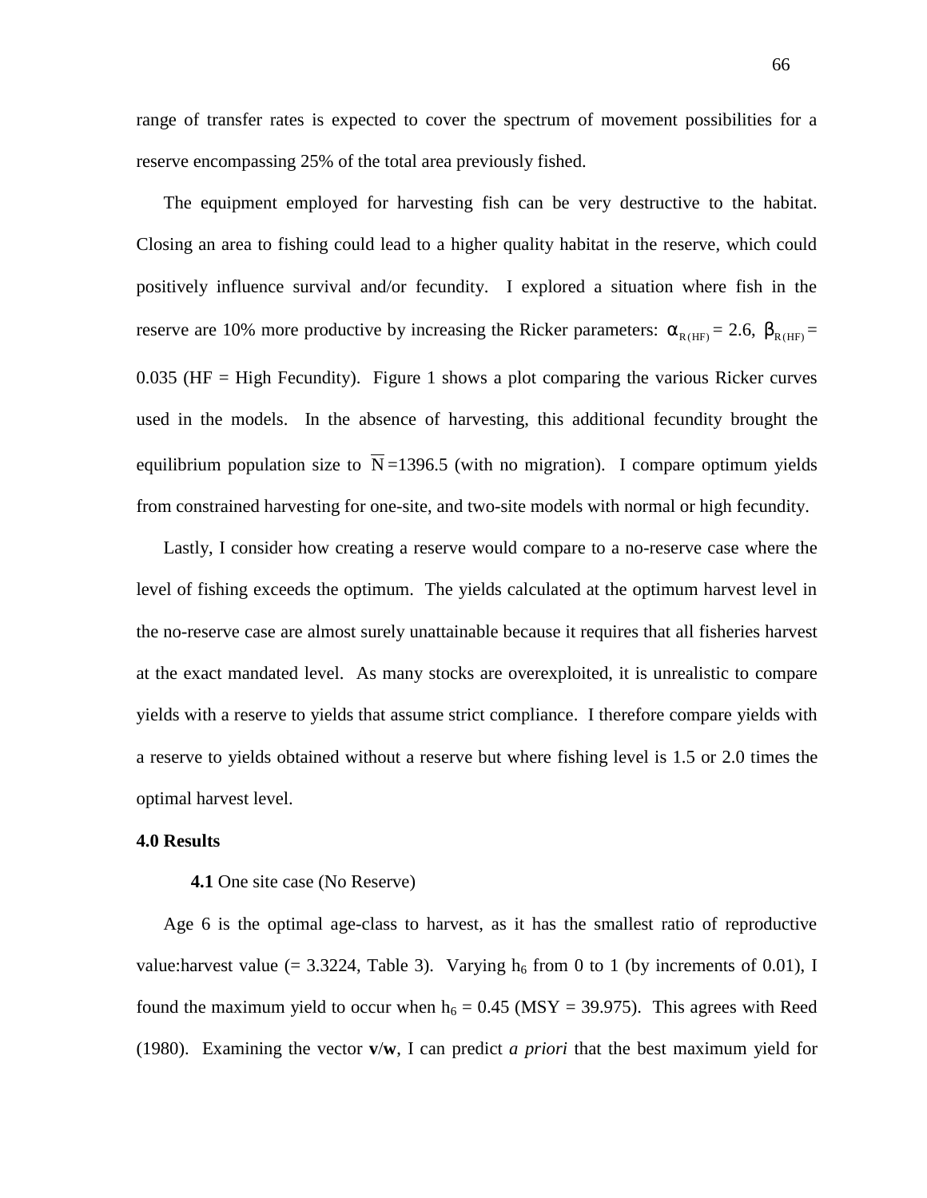range of transfer rates is expected to cover the spectrum of movement possibilities for a reserve encompassing 25% of the total area previously fished.

The equipment employed for harvesting fish can be very destructive to the habitat. Closing an area to fishing could lead to a higher quality habitat in the reserve, which could positively influence survival and/or fecundity. I explored a situation where fish in the reserve are 10% more productive by increasing the Ricker parameters: $\alpha_{R(HF)} = 2.6$, $\beta_{R(HF)} = 0.035$ (HF = High Fecundity). Figure 1 shows a plot comparing the various Ricker curves used in the models. In the absence of harvesting, this additional fecundity brought the equilibrium population size to $\overline{N} = 1396.5$ (with no migration). I compare optimum yields from constrained harvesting for one-site, and two-site models with normal or high fecundity.

Lastly, I consider how creating a reserve would compare to a no-reserve case where the level of fishing exceeds the optimum. The yields calculated at the optimum harvest level in the no-reserve case are almost surely unattainable because it requires that all fisheries harvest at the exact mandated level. As many stocks are overexploited, it is unrealistic to compare yields with a reserve to yields that assume strict compliance. I therefore compare yields with a reserve to yields obtained without a reserve but where fishing level is 1.5 or 2.0 times the optimal harvest level.

## 4.0 Results

### **4.1** One site case (No Reserve)

Age 6 is the optimal age-class to harvest, as it has the smallest ratio of reproductive value:harvest value (= 3.3224, Table 3). Varying $h_6$ from 0 to 1 (by increments of 0.01), I found the maximum yield to occur when $h_6 = 0.45$ (MSY = 39.975). This agrees with Reed (1980). Examining the vector **v**/**w**, I can predict *a priori* that the best maximum yield for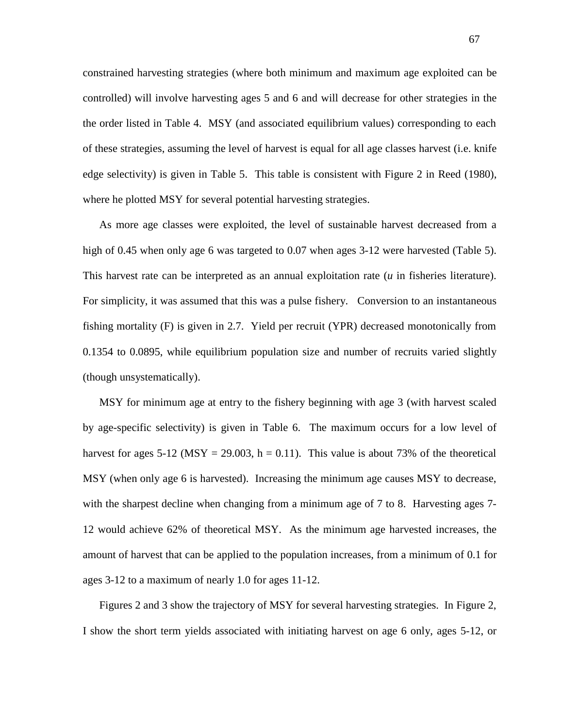constrained harvesting strategies (where both minimum and maximum age exploited can be controlled) will involve harvesting ages 5 and 6 and will decrease for other strategies in the the order listed in Table 4. MSY (and associated equilibrium values) corresponding to each of these strategies, assuming the level of harvest is equal for all age classes harvest (i.e. knife edge selectivity) is given in Table 5. This table is consistent with Figure 2 in Reed (1980), where he plotted MSY for several potential harvesting strategies.

As more age classes were exploited, the level of sustainable harvest decreased from a high of 0.45 when only age 6 was targeted to 0.07 when ages 3-12 were harvested (Table 5). This harvest rate can be interpreted as an annual exploitation rate (*u* in fisheries literature). For simplicity, it was assumed that this was a pulse fishery. Conversion to an instantaneous fishing mortality (F) is given in 2.7. Yield per recruit (YPR) decreased monotonically from 0.1354 to 0.0895, while equilibrium population size and number of recruits varied slightly (though unsystematically).

MSY for minimum age at entry to the fishery beginning with age 3 (with harvest scaled by age-specific selectivity) is given in Table 6. The maximum occurs for a low level of harvest for ages 5-12 (MSY = 29.003, $h = 0.11$). This value is about 73% of the theoretical MSY (when only age 6 is harvested). Increasing the minimum age causes MSY to decrease, with the sharpest decline when changing from a minimum age of 7 to 8. Harvesting ages 7-12 would achieve 62% of theoretical MSY. As the minimum age harvested increases, the amount of harvest that can be applied to the population increases, from a minimum of 0.1 for ages 3-12 to a maximum of nearly 1.0 for ages 11-12.

Figures 2 and 3 show the trajectory of MSY for several harvesting strategies. In Figure 2, I show the short term yields associated with initiating harvest on age 6 only, ages 5-12, or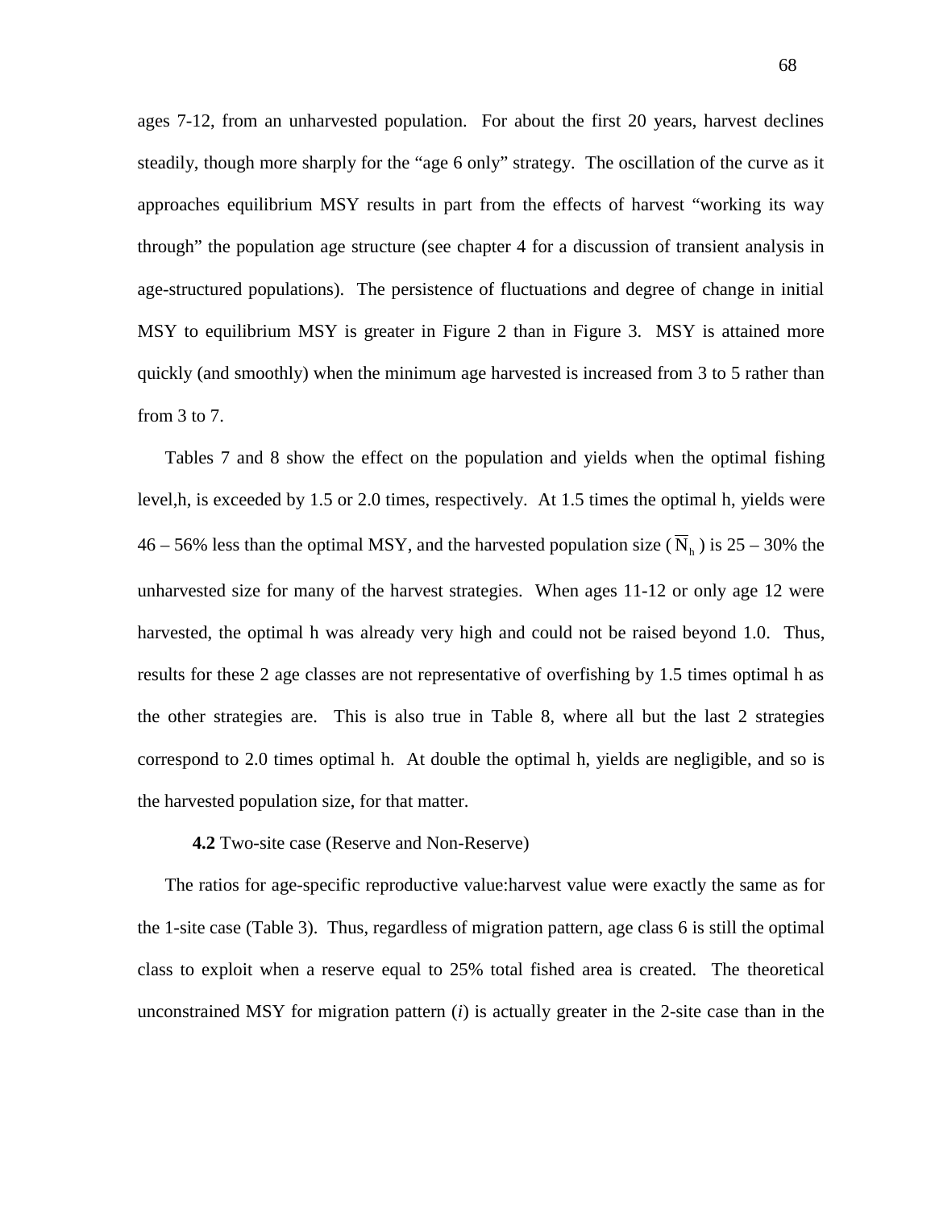ages 7-12, from an unharvested population. For about the first 20 years, harvest declines steadily, though more sharply for the "age 6 only" strategy. The oscillation of the curve as it approaches equilibrium MSY results in part from the effects of harvest "working its way through" the population age structure (see chapter 4 for a discussion of transient analysis in age-structured populations). The persistence of fluctuations and degree of change in initial MSY to equilibrium MSY is greater in Figure 2 than in Figure 3. MSY is attained more quickly (and smoothly) when the minimum age harvested is increased from 3 to 5 rather than from 3 to 7.

Tables 7 and 8 show the effect on the population and yields when the optimal fishing level,h, is exceeded by 1.5 or 2.0 times, respectively. At 1.5 times the optimal h, yields were 46 – 56% less than the optimal MSY, and the harvested population size ($\overline{N}_h$) is 25 – 30% the unharvested size for many of the harvest strategies. When ages 11-12 or only age 12 were harvested, the optimal h was already very high and could not be raised beyond 1.0. Thus, results for these 2 age classes are not representative of overfishing by 1.5 times optimal h as the other strategies are. This is also true in Table 8, where all but the last 2 strategies correspond to 2.0 times optimal h. At double the optimal h, yields are negligible, and so is the harvested population size, for that matter.

**4.2** Two-site case (Reserve and Non-Reserve)

The ratios for age-specific reproductive value:harvest value were exactly the same as for the 1-site case (Table 3). Thus, regardless of migration pattern, age class 6 is still the optimal class to exploit when a reserve equal to 25% total fished area is created. The theoretical unconstrained MSY for migration pattern (*i*) is actually greater in the 2-site case than in the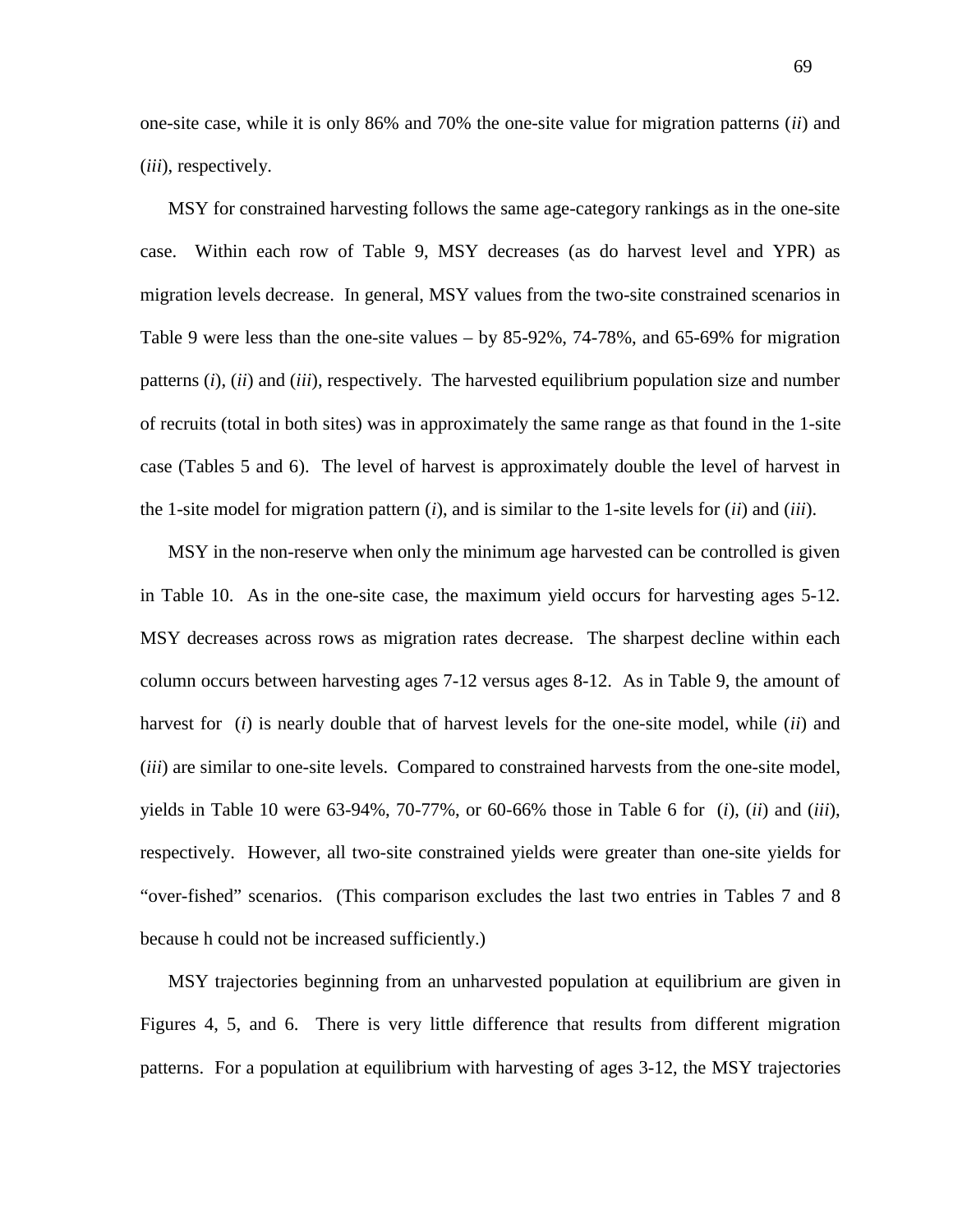one-site case, while it is only 86% and 70% the one-site value for migration patterns (*ii*) and (*iii*), respectively.

MSY for constrained harvesting follows the same age-category rankings as in the one-site case. Within each row of Table 9, MSY decreases (as do harvest level and YPR) as migration levels decrease. In general, MSY values from the two-site constrained scenarios in Table 9 were less than the one-site values – by 85-92%, 74-78%, and 65-69% for migration patterns (*i*), (*ii*) and (*iii*), respectively. The harvested equilibrium population size and number of recruits (total in both sites) was in approximately the same range as that found in the 1-site case (Tables 5 and 6). The level of harvest is approximately double the level of harvest in the 1-site model for migration pattern (*i*), and is similar to the 1-site levels for (*ii*) and (*iii*).

MSY in the non-reserve when only the minimum age harvested can be controlled is given in Table 10. As in the one-site case, the maximum yield occurs for harvesting ages 5-12. MSY decreases across rows as migration rates decrease. The sharpest decline within each column occurs between harvesting ages 7-12 versus ages 8-12. As in Table 9, the amount of harvest for (*i*) is nearly double that of harvest levels for the one-site model, while (*ii*) and (*iii*) are similar to one-site levels. Compared to constrained harvests from the one-site model, yields in Table 10 were 63-94%, 70-77%, or 60-66% those in Table 6 for (*i*), (*ii*) and (*iii*), respectively. However, all two-site constrained yields were greater than one-site yields for "over-fished" scenarios. (This comparison excludes the last two entries in Tables 7 and 8 because h could not be increased sufficiently.)

MSY trajectories beginning from an unharvested population at equilibrium are given in Figures 4, 5, and 6. There is very little difference that results from different migration patterns. For a population at equilibrium with harvesting of ages 3-12, the MSY trajectories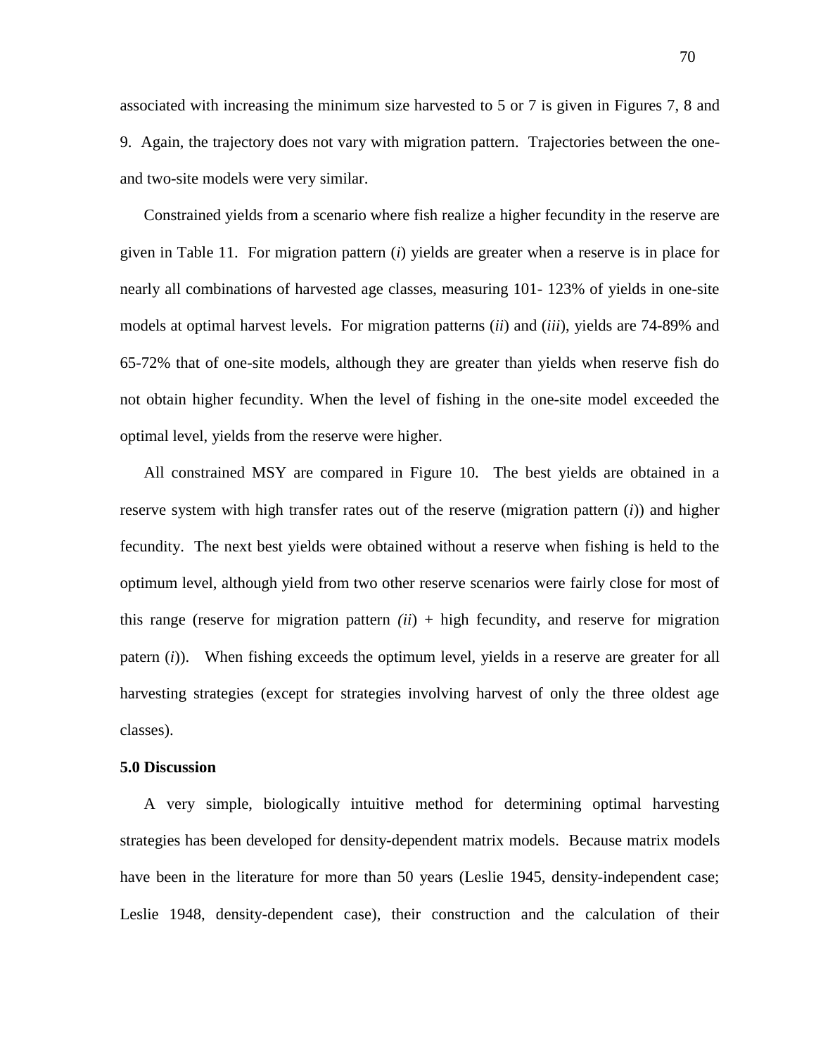associated with increasing the minimum size harvested to 5 or 7 is given in Figures 7, 8 and 9. Again, the trajectory does not vary with migration pattern. Trajectories between the one- and two-site models were very similar.

Constrained yields from a scenario where fish realize a higher fecundity in the reserve are given in Table 11. For migration pattern (*i*) yields are greater when a reserve is in place for nearly all combinations of harvested age classes, measuring 101- 123% of yields in one-site models at optimal harvest levels. For migration patterns (*ii*) and (*iii*), yields are 74-89% and 65-72% that of one-site models, although they are greater than yields when reserve fish do not obtain higher fecundity. When the level of fishing in the one-site model exceeded the optimal level, yields from the reserve were higher.

All constrained MSY are compared in Figure 10. The best yields are obtained in a reserve system with high transfer rates out of the reserve (migration pattern (*i*)) and higher fecundity. The next best yields were obtained without a reserve when fishing is held to the optimum level, although yield from two other reserve scenarios were fairly close for most of this range (reserve for migration pattern *(ii)* + high fecundity, and reserve for migration patern (*i*)). When fishing exceeds the optimum level, yields in a reserve are greater for all harvesting strategies (except for strategies involving harvest of only the three oldest age classes).

**5.0 Discussion**

A very simple, biologically intuitive method for determining optimal harvesting strategies has been developed for density-dependent matrix models. Because matrix models have been in the literature for more than 50 years (Leslie 1945, density-independent case; Leslie 1948, density-dependent case), their construction and the calculation of their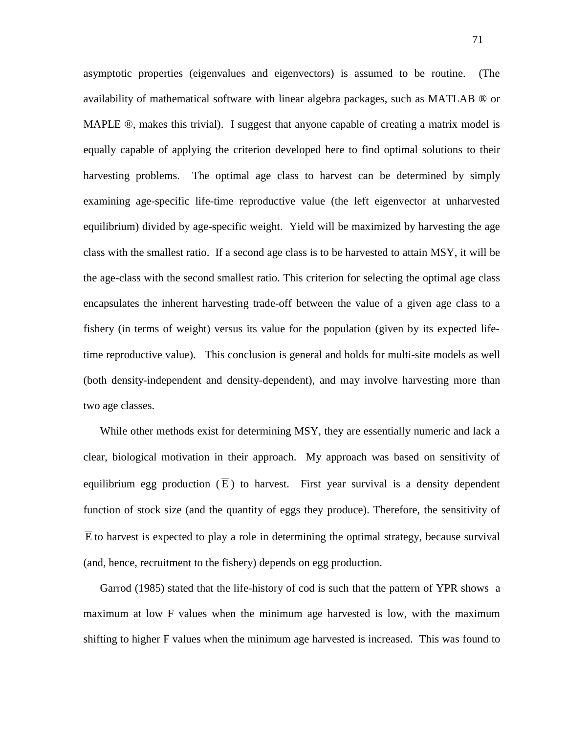asymptotic properties (eigenvalues and eigenvectors) is assumed to be routine. (The availability of mathematical software with linear algebra packages, such as MATLAB ® or MAPLE ®, makes this trivial). I suggest that anyone capable of creating a matrix model is equally capable of applying the criterion developed here to find optimal solutions to their harvesting problems. The optimal age class to harvest can be determined by simply examining age-specific life-time reproductive value (the left eigenvector at unharvested equilibrium) divided by age-specific weight. Yield will be maximized by harvesting the age class with the smallest ratio. If a second age class is to be harvested to attain MSY, it will be the age-class with the second smallest ratio. This criterion for selecting the optimal age class encapsulates the inherent harvesting trade-off between the value of a given age class to a fishery (in terms of weight) versus its value for the population (given by its expected life-time reproductive value). This conclusion is general and holds for multi-site models as well (both density-independent and density-dependent), and may involve harvesting more than two age classes.

While other methods exist for determining MSY, they are essentially numeric and lack a clear, biological motivation in their approach. My approach was based on sensitivity of equilibrium egg production ($\overline{\mathrm{E}}$) to harvest. First year survival is a density dependent function of stock size (and the quantity of eggs they produce). Therefore, the sensitivity of $\overline{\mathrm{E}}$ to harvest is expected to play a role in determining the optimal strategy, because survival (and, hence, recruitment to the fishery) depends on egg production.

Garrod (1985) stated that the life-history of cod is such that the pattern of YPR shows a maximum at low F values when the minimum age harvested is low, with the maximum shifting to higher F values when the minimum age harvested is increased. This was found to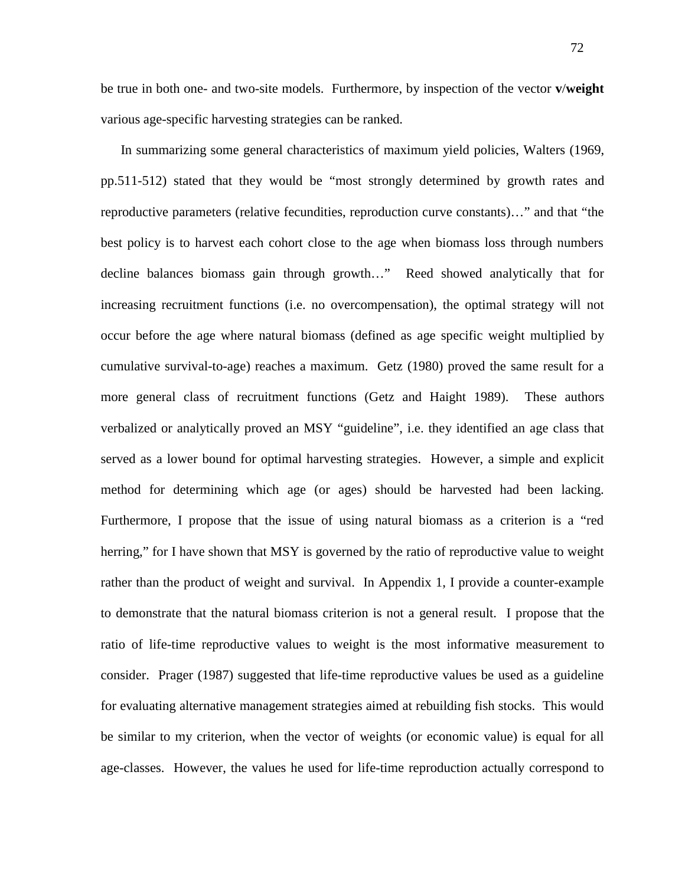be true in both one- and two-site models. Furthermore, by inspection of the vector **v**/**weight** various age-specific harvesting strategies can be ranked.

In summarizing some general characteristics of maximum yield policies, Walters (1969, pp.511-512) stated that they would be "most strongly determined by growth rates and reproductive parameters (relative fecundities, reproduction curve constants)…" and that "the best policy is to harvest each cohort close to the age when biomass loss through numbers decline balances biomass gain through growth…" Reed showed analytically that for increasing recruitment functions (i.e. no overcompensation), the optimal strategy will not occur before the age where natural biomass (defined as age specific weight multiplied by cumulative survival-to-age) reaches a maximum. Getz (1980) proved the same result for a more general class of recruitment functions (Getz and Haight 1989). These authors verbalized or analytically proved an MSY "guideline", i.e. they identified an age class that served as a lower bound for optimal harvesting strategies. However, a simple and explicit method for determining which age (or ages) should be harvested had been lacking. Furthermore, I propose that the issue of using natural biomass as a criterion is a "red herring," for I have shown that MSY is governed by the ratio of reproductive value to weight rather than the product of weight and survival. In Appendix 1, I provide a counter-example to demonstrate that the natural biomass criterion is not a general result. I propose that the ratio of life-time reproductive values to weight is the most informative measurement to consider. Prager (1987) suggested that life-time reproductive values be used as a guideline for evaluating alternative management strategies aimed at rebuilding fish stocks. This would be similar to my criterion, when the vector of weights (or economic value) is equal for all age-classes. However, the values he used for life-time reproduction actually correspond to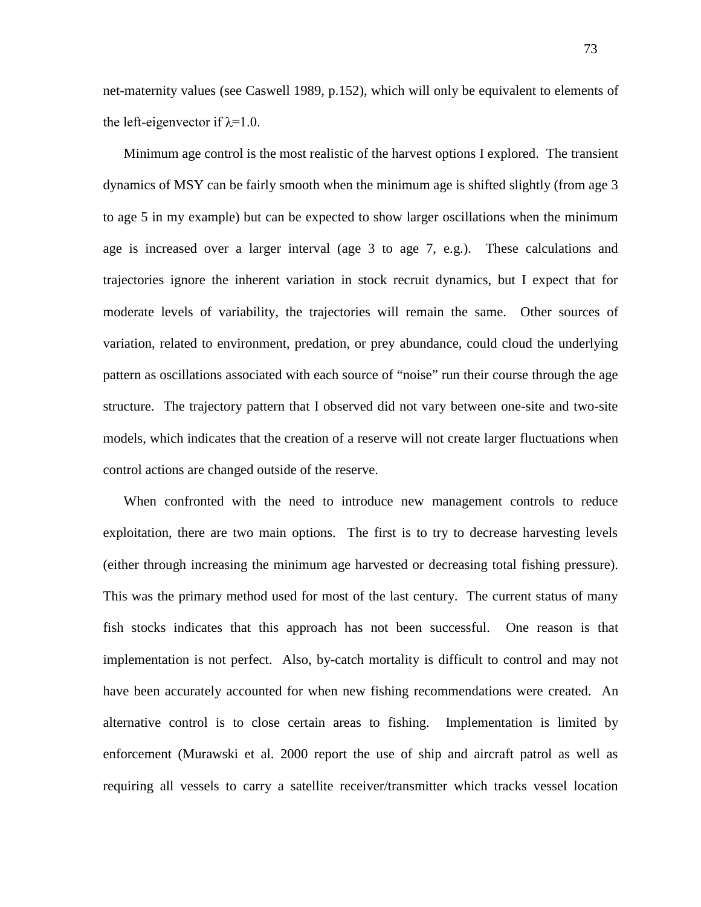net-maternity values (see Caswell 1989, p.152), which will only be equivalent to elements of the left-eigenvector if $\lambda$=1.0.

Minimum age control is the most realistic of the harvest options I explored. The transient dynamics of MSY can be fairly smooth when the minimum age is shifted slightly (from age 3 to age 5 in my example) but can be expected to show larger oscillations when the minimum age is increased over a larger interval (age 3 to age 7, e.g.). These calculations and trajectories ignore the inherent variation in stock recruit dynamics, but I expect that for moderate levels of variability, the trajectories will remain the same. Other sources of variation, related to environment, predation, or prey abundance, could cloud the underlying pattern as oscillations associated with each source of "noise" run their course through the age structure. The trajectory pattern that I observed did not vary between one-site and two-site models, which indicates that the creation of a reserve will not create larger fluctuations when control actions are changed outside of the reserve.

When confronted with the need to introduce new management controls to reduce exploitation, there are two main options. The first is to try to decrease harvesting levels (either through increasing the minimum age harvested or decreasing total fishing pressure). This was the primary method used for most of the last century. The current status of many fish stocks indicates that this approach has not been successful. One reason is that implementation is not perfect. Also, by-catch mortality is difficult to control and may not have been accurately accounted for when new fishing recommendations were created. An alternative control is to close certain areas to fishing. Implementation is limited by enforcement (Murawski et al. 2000 report the use of ship and aircraft patrol as well as requiring all vessels to carry a satellite receiver/transmitter which tracks vessel location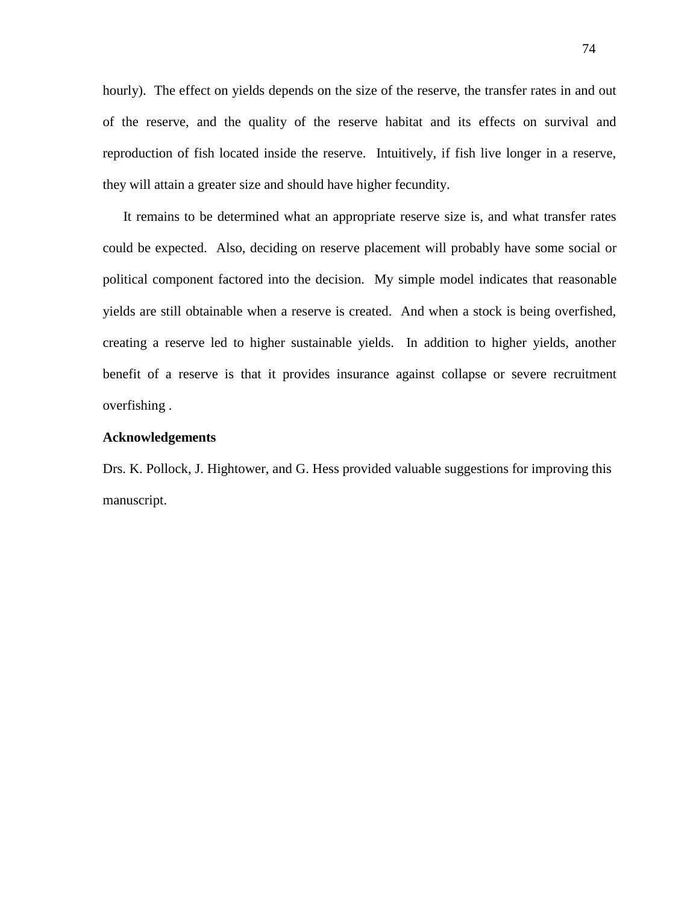hourly). The effect on yields depends on the size of the reserve, the transfer rates in and out of the reserve, and the quality of the reserve habitat and its effects on survival and reproduction of fish located inside the reserve. Intuitively, if fish live longer in a reserve, they will attain a greater size and should have higher fecundity.

It remains to be determined what an appropriate reserve size is, and what transfer rates could be expected. Also, deciding on reserve placement will probably have some social or political component factored into the decision. My simple model indicates that reasonable yields are still obtainable when a reserve is created. And when a stock is being overfished, creating a reserve led to higher sustainable yields. In addition to higher yields, another benefit of a reserve is that it provides insurance against collapse or severe recruitment overfishing .

**Acknowledgements**

Drs. K. Pollock, J. Hightower, and G. Hess provided valuable suggestions for improving this manuscript.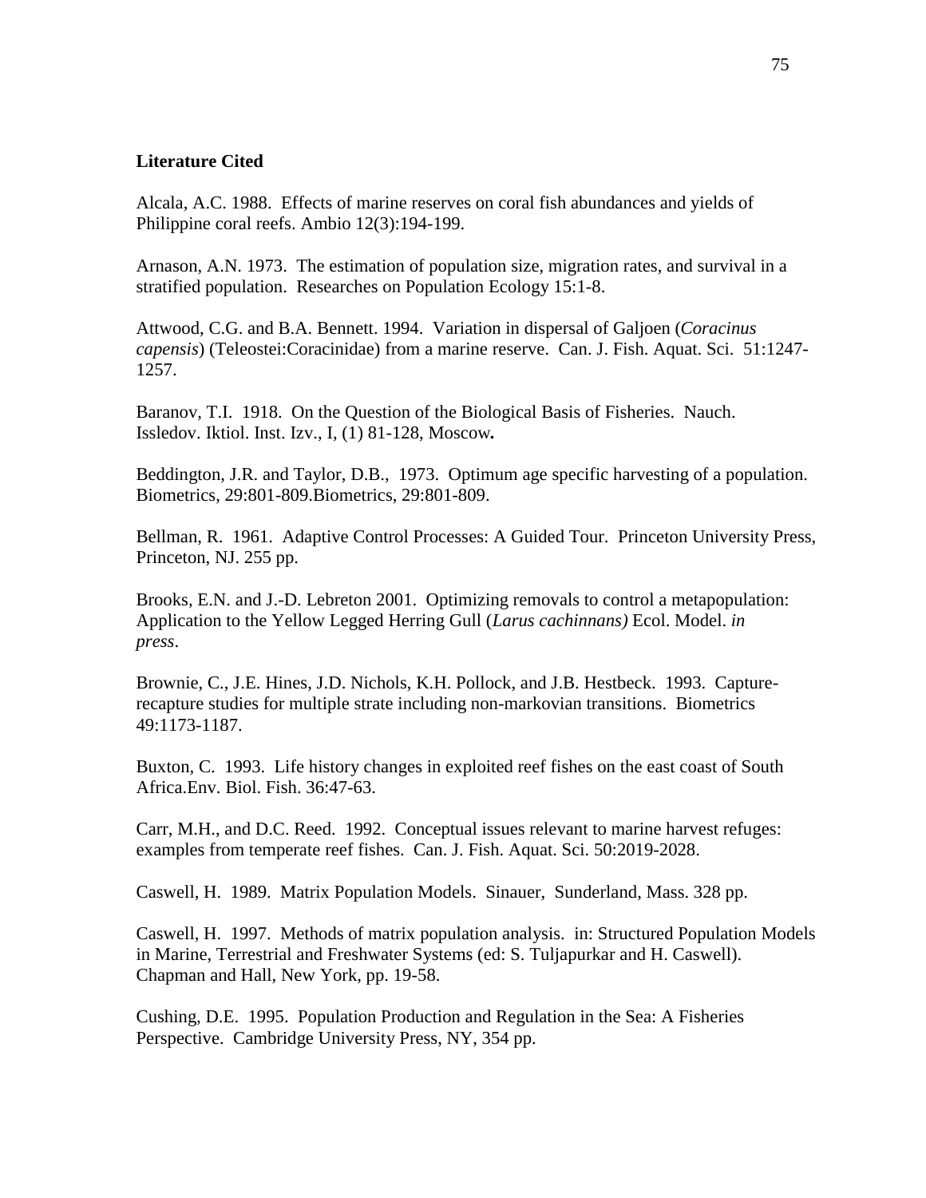**Literature Cited**

Alcala, A.C. 1988. Effects of marine reserves on coral fish abundances and yields of Philippine coral reefs. Ambio 12(3):194-199.

Arnason, A.N. 1973. The estimation of population size, migration rates, and survival in a stratified population. Researches on Population Ecology 15:1-8.

Attwood, C.G. and B.A. Bennett. 1994. Variation in dispersal of Galjoen (*Coracinus capensis*) (Teleostei:Coracinidae) from a marine reserve. Can. J. Fish. Aquat. Sci. 51:1247-1257.

Baranov, T.I. 1918. On the Question of the Biological Basis of Fisheries. Nauch. Issledov. Iktiol. Inst. Izv., I, (1) 81-128, Moscow**.**

Beddington, J.R. and Taylor, D.B., 1973. Optimum age specific harvesting of a population. Biometrics, 29:801-809.Biometrics, 29:801-809.

Bellman, R. 1961. Adaptive Control Processes: A Guided Tour. Princeton University Press, Princeton, NJ. 255 pp.

Brooks, E.N. and J.-D. Lebreton 2001. Optimizing removals to control a metapopulation: Application to the Yellow Legged Herring Gull (*Larus cachinnans)* Ecol. Model. *in press*.

Brownie, C., J.E. Hines, J.D. Nichols, K.H. Pollock, and J.B. Hestbeck. 1993. Capture-recapture studies for multiple strate including non-markovian transitions. Biometrics 49:1173-1187.

Buxton, C. 1993. Life history changes in exploited reef fishes on the east coast of South Africa.Env. Biol. Fish. 36:47-63.

Carr, M.H., and D.C. Reed. 1992. Conceptual issues relevant to marine harvest refuges: examples from temperate reef fishes. Can. J. Fish. Aquat. Sci. 50:2019-2028.

Caswell, H. 1989. Matrix Population Models. Sinauer, Sunderland, Mass. 328 pp.

Caswell, H. 1997. Methods of matrix population analysis. in: Structured Population Models in Marine, Terrestrial and Freshwater Systems (ed: S. Tuljapurkar and H. Caswell). Chapman and Hall, New York, pp. 19-58.

Cushing, D.E. 1995. Population Production and Regulation in the Sea: A Fisheries Perspective. Cambridge University Press, NY, 354 pp.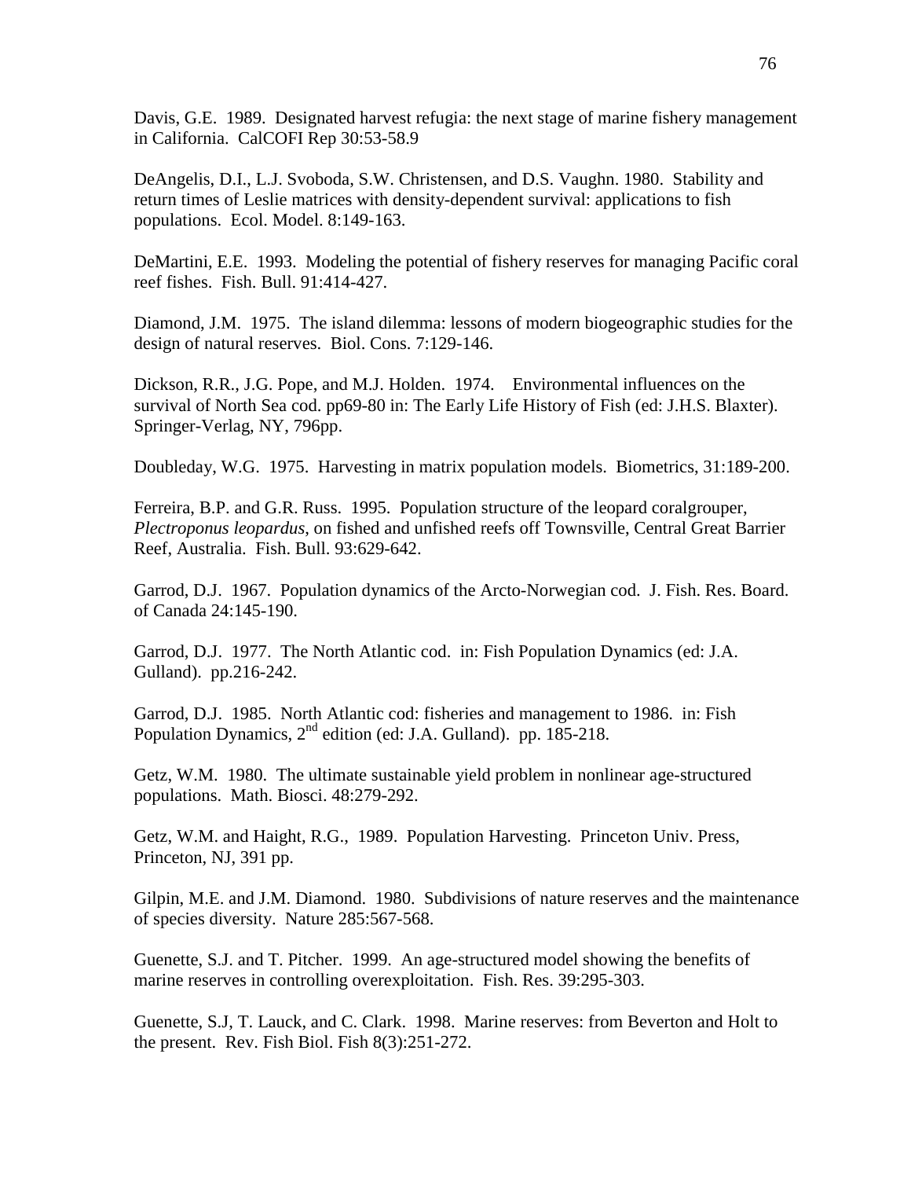Davis, G.E. 1989. Designated harvest refugia: the next stage of marine fishery management in California. CalCOFI Rep 30:53-58.9

DeAngelis, D.I., L.J. Svoboda, S.W. Christensen, and D.S. Vaughn. 1980. Stability and return times of Leslie matrices with density-dependent survival: applications to fish populations. Ecol. Model. 8:149-163.

DeMartini, E.E. 1993. Modeling the potential of fishery reserves for managing Pacific coral reef fishes. Fish. Bull. 91:414-427.

Diamond, J.M. 1975. The island dilemma: lessons of modern biogeographic studies for the design of natural reserves. Biol. Cons. 7:129-146.

Dickson, R.R., J.G. Pope, and M.J. Holden. 1974. Environmental influences on the survival of North Sea cod. pp69-80 in: The Early Life History of Fish (ed: J.H.S. Blaxter). Springer-Verlag, NY, 796pp.

Doubleday, W.G. 1975. Harvesting in matrix population models. Biometrics, 31:189-200.

Ferreira, B.P. and G.R. Russ. 1995. Population structure of the leopard coralgrouper, *Plectroponus leopardus*, on fished and unfished reefs off Townsville, Central Great Barrier Reef, Australia. Fish. Bull. 93:629-642.

Garrod, D.J. 1967. Population dynamics of the Arcto-Norwegian cod. J. Fish. Res. Board. of Canada 24:145-190.

Garrod, D.J. 1977. The North Atlantic cod. in: Fish Population Dynamics (ed: J.A. Gulland). pp.216-242.

Garrod, D.J. 1985. North Atlantic cod: fisheries and management to 1986. in: Fish Population Dynamics, 2nd edition (ed: J.A. Gulland). pp. 185-218.

Getz, W.M. 1980. The ultimate sustainable yield problem in nonlinear age-structured populations. Math. Biosci. 48:279-292.

Getz, W.M. and Haight, R.G., 1989. Population Harvesting. Princeton Univ. Press, Princeton, NJ, 391 pp.

Gilpin, M.E. and J.M. Diamond. 1980. Subdivisions of nature reserves and the maintenance of species diversity. Nature 285:567-568.

Guenette, S.J. and T. Pitcher. 1999. An age-structured model showing the benefits of marine reserves in controlling overexploitation. Fish. Res. 39:295-303.

Guenette, S.J, T. Lauck, and C. Clark. 1998. Marine reserves: from Beverton and Holt to the present. Rev. Fish Biol. Fish 8(3):251-272.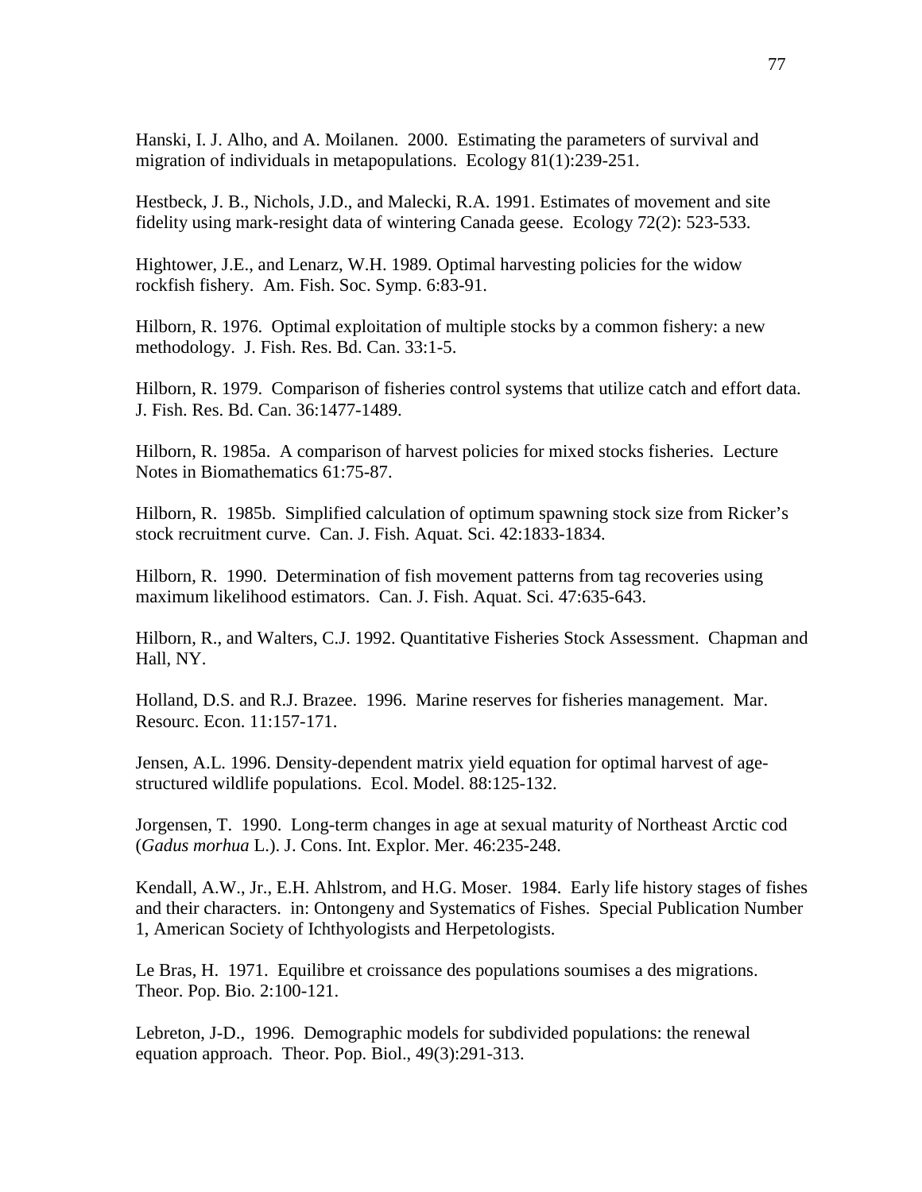Hanski, I. J. Alho, and A. Moilanen. 2000. Estimating the parameters of survival and migration of individuals in metapopulations. Ecology 81(1):239-251.

Hestbeck, J. B., Nichols, J.D., and Malecki, R.A. 1991. Estimates of movement and site fidelity using mark-resight data of wintering Canada geese. Ecology 72(2): 523-533.

Hightower, J.E., and Lenarz, W.H. 1989. Optimal harvesting policies for the widow rockfish fishery. Am. Fish. Soc. Symp. 6:83-91.

Hilborn, R. 1976. Optimal exploitation of multiple stocks by a common fishery: a new methodology. J. Fish. Res. Bd. Can. 33:1-5.

Hilborn, R. 1979. Comparison of fisheries control systems that utilize catch and effort data. J. Fish. Res. Bd. Can. 36:1477-1489.

Hilborn, R. 1985a. A comparison of harvest policies for mixed stocks fisheries. Lecture Notes in Biomathematics 61:75-87.

Hilborn, R. 1985b. Simplified calculation of optimum spawning stock size from Ricker's stock recruitment curve. Can. J. Fish. Aquat. Sci. 42:1833-1834.

Hilborn, R. 1990. Determination of fish movement patterns from tag recoveries using maximum likelihood estimators. Can. J. Fish. Aquat. Sci. 47:635-643.

Hilborn, R., and Walters, C.J. 1992. Quantitative Fisheries Stock Assessment. Chapman and Hall, NY.

Holland, D.S. and R.J. Brazee. 1996. Marine reserves for fisheries management. Mar. Resourc. Econ. 11:157-171.

Jensen, A.L. 1996. Density-dependent matrix yield equation for optimal harvest of age-structured wildlife populations. Ecol. Model. 88:125-132.

Jorgensen, T. 1990. Long-term changes in age at sexual maturity of Northeast Arctic cod (*Gadus morhua* L.). J. Cons. Int. Explor. Mer. 46:235-248.

Kendall, A.W., Jr., E.H. Ahlstrom, and H.G. Moser. 1984. Early life history stages of fishes and their characters. in: Ontongeny and Systematics of Fishes. Special Publication Number 1, American Society of Ichthyologists and Herpetologists.

Le Bras, H. 1971. Equilibre et croissance des populations soumises a des migrations. Theor. Pop. Bio. 2:100-121.

Lebreton, J-D., 1996. Demographic models for subdivided populations: the renewal equation approach. Theor. Pop. Biol., 49(3):291-313.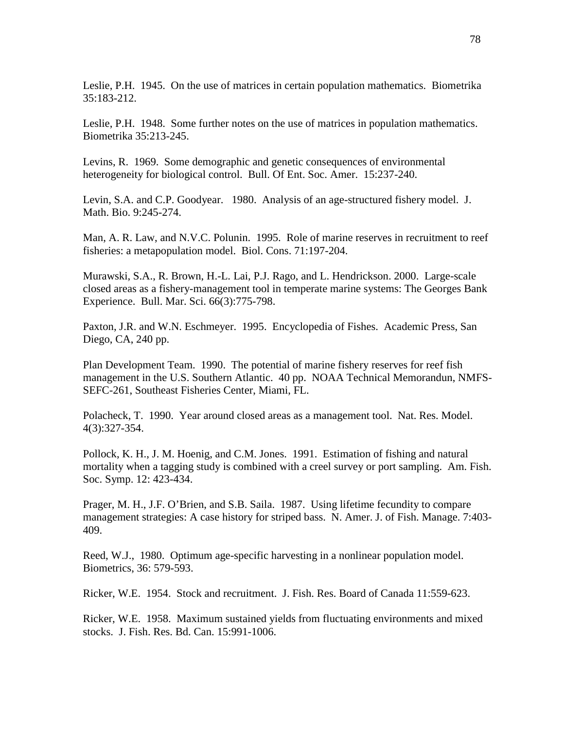Leslie, P.H. 1945. On the use of matrices in certain population mathematics. Biometrika 35:183-212.

Leslie, P.H. 1948. Some further notes on the use of matrices in population mathematics. Biometrika 35:213-245.

Levins, R. 1969. Some demographic and genetic consequences of environmental heterogeneity for biological control. Bull. Of Ent. Soc. Amer. 15:237-240.

Levin, S.A. and C.P. Goodyear. 1980. Analysis of an age-structured fishery model. J. Math. Bio. 9:245-274.

Man, A. R. Law, and N.V.C. Polunin. 1995. Role of marine reserves in recruitment to reef fisheries: a metapopulation model. Biol. Cons. 71:197-204.

Murawski, S.A., R. Brown, H.-L. Lai, P.J. Rago, and L. Hendrickson. 2000. Large-scale closed areas as a fishery-management tool in temperate marine systems: The Georges Bank Experience. Bull. Mar. Sci. 66(3):775-798.

Paxton, J.R. and W.N. Eschmeyer. 1995. Encyclopedia of Fishes. Academic Press, San Diego, CA, 240 pp.

Plan Development Team. 1990. The potential of marine fishery reserves for reef fish management in the U.S. Southern Atlantic. 40 pp. NOAA Technical Memorandun, NMFS-SEFC-261, Southeast Fisheries Center, Miami, FL.

Polacheck, T. 1990. Year around closed areas as a management tool. Nat. Res. Model. 4(3):327-354.

Pollock, K. H., J. M. Hoenig, and C.M. Jones. 1991. Estimation of fishing and natural mortality when a tagging study is combined with a creel survey or port sampling. Am. Fish. Soc. Symp. 12: 423-434.

Prager, M. H., J.F. O'Brien, and S.B. Saila. 1987. Using lifetime fecundity to compare management strategies: A case history for striped bass. N. Amer. J. of Fish. Manage. 7:403-409.

Reed, W.J., 1980. Optimum age-specific harvesting in a nonlinear population model. Biometrics, 36: 579-593.

Ricker, W.E. 1954. Stock and recruitment. J. Fish. Res. Board of Canada 11:559-623.

Ricker, W.E. 1958. Maximum sustained yields from fluctuating environments and mixed stocks. J. Fish. Res. Bd. Can. 15:991-1006.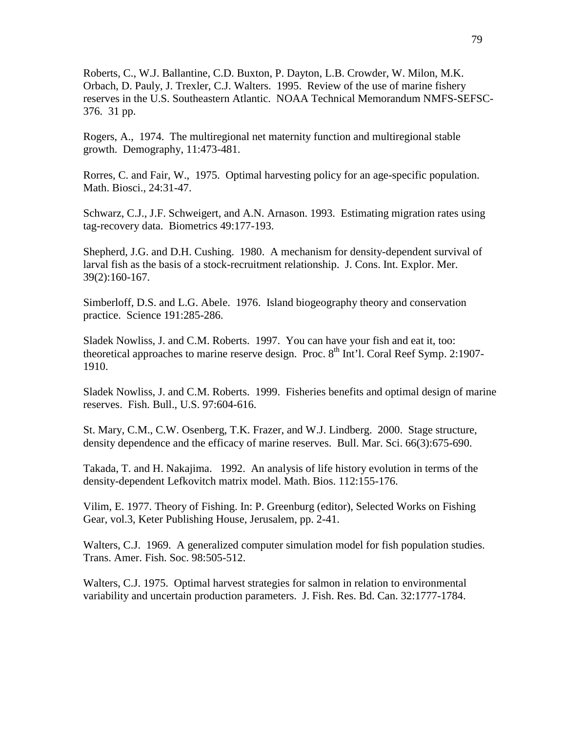Roberts, C., W.J. Ballantine, C.D. Buxton, P. Dayton, L.B. Crowder, W. Milon, M.K. Orbach, D. Pauly, J. Trexler, C.J. Walters. 1995. Review of the use of marine fishery reserves in the U.S. Southeastern Atlantic. NOAA Technical Memorandum NMFS-SEFSC-376. 31 pp.

Rogers, A., 1974. The multiregional net maternity function and multiregional stable growth. Demography, 11:473-481.

Rorres, C. and Fair, W., 1975. Optimal harvesting policy for an age-specific population. Math. Biosci., 24:31-47.

Schwarz, C.J., J.F. Schweigert, and A.N. Arnason. 1993. Estimating migration rates using tag-recovery data. Biometrics 49:177-193.

Shepherd, J.G. and D.H. Cushing. 1980. A mechanism for density-dependent survival of larval fish as the basis of a stock-recruitment relationship. J. Cons. Int. Explor. Mer. 39(2):160-167.

Simberloff, D.S. and L.G. Abele. 1976. Island biogeography theory and conservation practice. Science 191:285-286.

Sladek Nowliss, J. and C.M. Roberts. 1997. You can have your fish and eat it, too: theoretical approaches to marine reserve design. Proc. 8th Int'l. Coral Reef Symp. 2:1907-1910.

Sladek Nowliss, J. and C.M. Roberts. 1999. Fisheries benefits and optimal design of marine reserves. Fish. Bull., U.S. 97:604-616.

St. Mary, C.M., C.W. Osenberg, T.K. Frazer, and W.J. Lindberg. 2000. Stage structure, density dependence and the efficacy of marine reserves. Bull. Mar. Sci. 66(3):675-690.

Takada, T. and H. Nakajima. 1992. An analysis of life history evolution in terms of the density-dependent Lefkovitch matrix model. Math. Bios. 112:155-176.

Vilim, E. 1977. Theory of Fishing. In: P. Greenburg (editor), Selected Works on Fishing Gear, vol.3, Keter Publishing House, Jerusalem, pp. 2-41.

Walters, C.J. 1969. A generalized computer simulation model for fish population studies. Trans. Amer. Fish. Soc. 98:505-512.

Walters, C.J. 1975. Optimal harvest strategies for salmon in relation to environmental variability and uncertain production parameters. J. Fish. Res. Bd. Can. 32:1777-1784.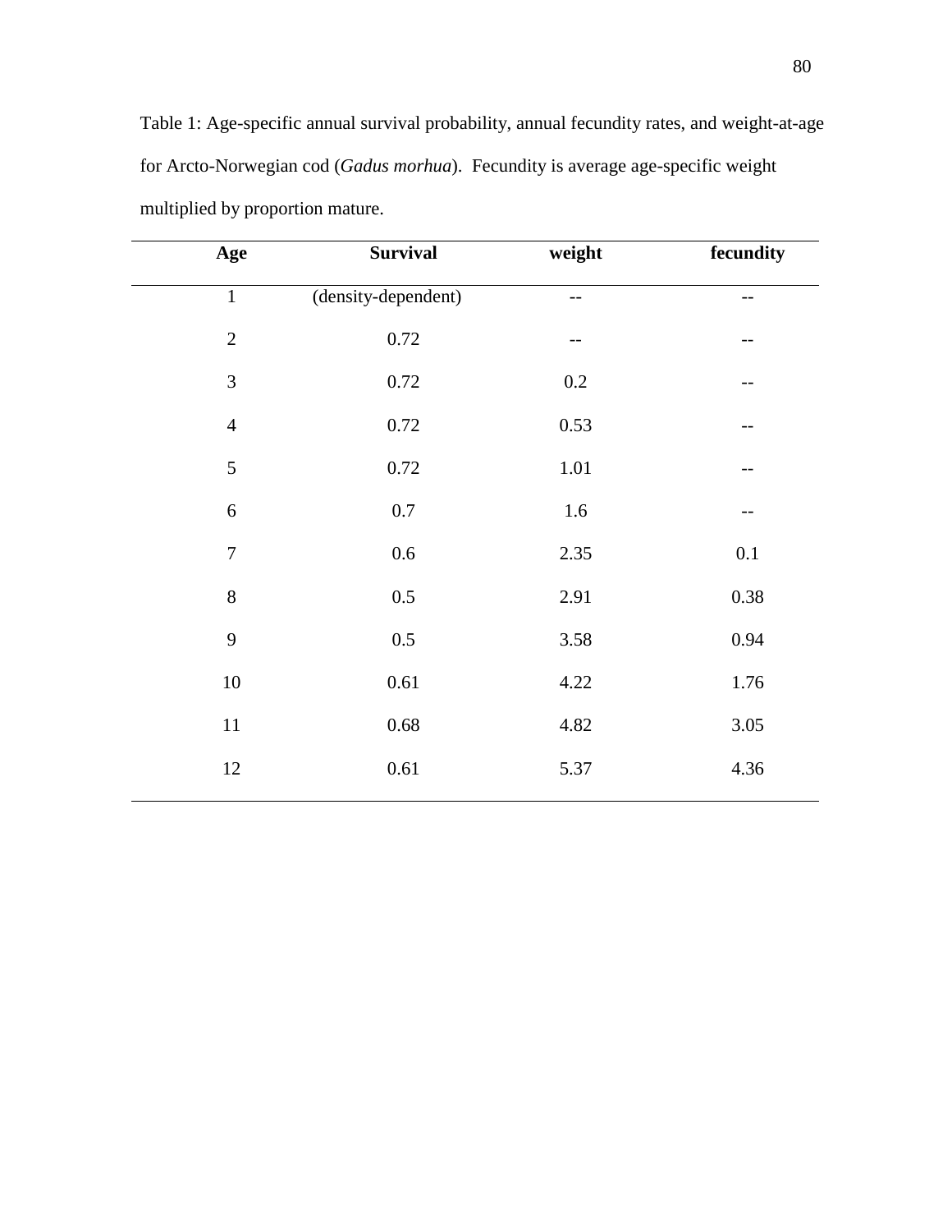Table 1: Age-specific annual survival probability, annual fecundity rates, and weight-at-age for Arcto-Norwegian cod (*Gadus morhua*). Fecundity is average age-specific weight multiplied by proportion mature.

| Age | Survival | weight | fecundity |
|---|---|---|---|
| 1 | (density-dependent) | -- | -- |
| 2 | 0.72 | -- | -- |
| 3 | 0.72 | 0.2 | -- |
| 4 | 0.72 | 0.53 | -- |
| 5 | 0.72 | 1.01 | -- |
| 6 | 0.7 | 1.6 | -- |
| 7 | 0.6 | 2.35 | 0.1 |
| 8 | 0.5 | 2.91 | 0.38 |
| 9 | 0.5 | 3.58 | 0.94 |
| 10 | 0.61 | 4.22 | 1.76 |
| 11 | 0.68 | 4.82 | 3.05 |
| 12 | 0.61 | 5.37 | 4.36 |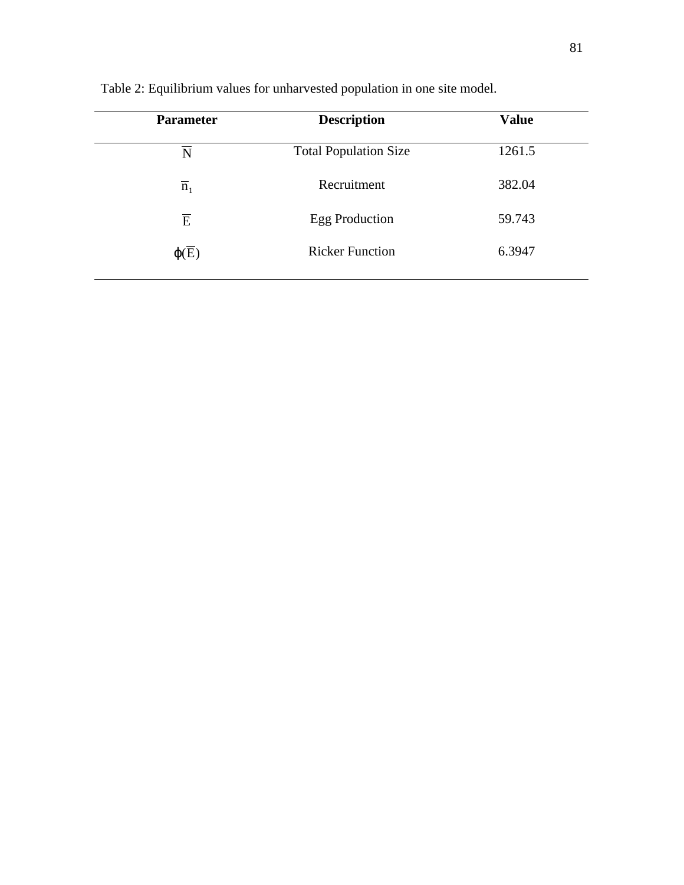Table 2: Equilibrium values for unharvested population in one site model.

| Parameter | Description | Value |
| --- | --- | --- |
| $\overline{N}$ | Total Population Size | 1261.5 |
| $\overline{n}_1$ | Recruitment | 382.04 |
| $\overline{E}$ | Egg Production | 59.743 |
| $\varphi(\overline{E})$ | Ricker Function | 6.3947 |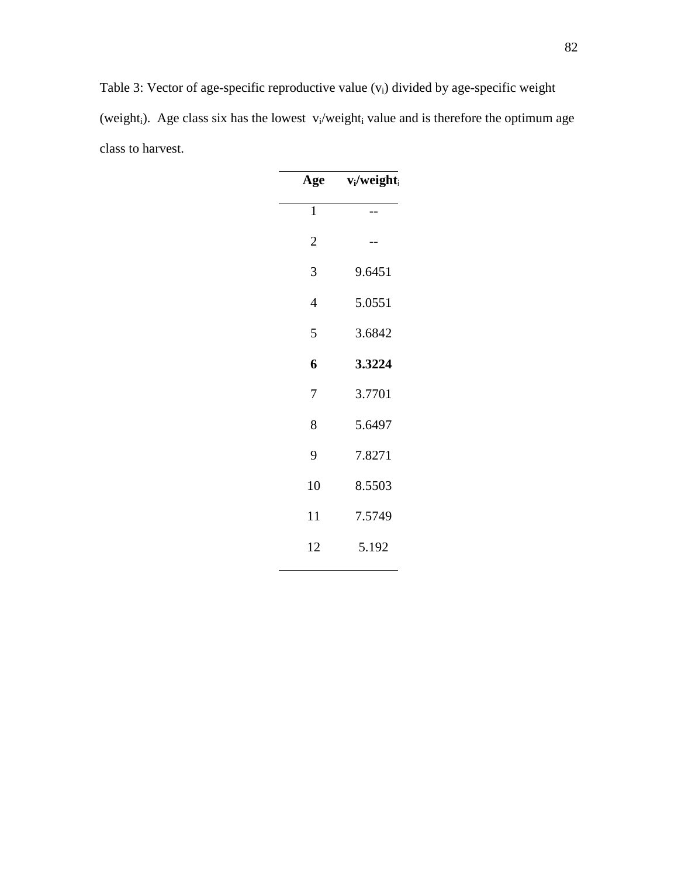Table 3: Vector of age-specific reproductive value ($v_i$) divided by age-specific weight ($weight_i$). Age class six has the lowest $v_i/weight_i$ value and is therefore the optimum age class to harvest.

| **Age** | **$v_i/weight_i$** |
|---|---|
| 1 | -- |
| 2 | -- |
| 3 | 9.6451 |
| 4 | 5.0551 |
| 5 | 3.6842 |
| **6** | **3.3224** |
| 7 | 3.7701 |
| 8 | 5.6497 |
| 9 | 7.8271 |
| 10 | 8.5503 |
| 11 | 7.5749 |
| 12 | 5.192 |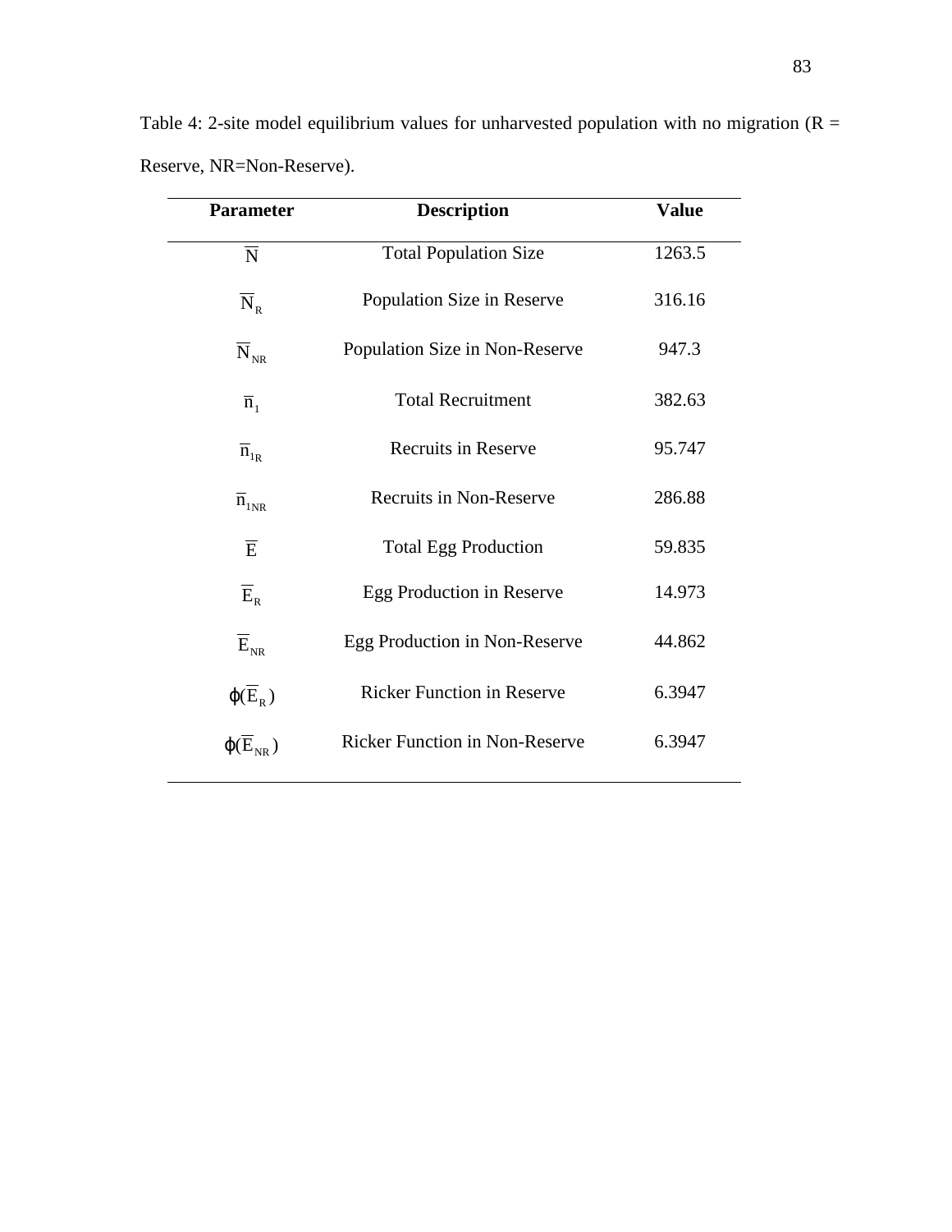Table 4: 2-site model equilibrium values for unharvested population with no migration (R = Reserve, NR=Non-Reserve).

| Parameter | Description | Value |
|---|---|---|
| $\overline{N}$ | Total Population Size | 1263.5 |
| $\overline{N}_R$ | Population Size in Reserve | 316.16 |
| $\overline{N}_{NR}$ | Population Size in Non-Reserve | 947.3 |
| $\overline{n}_1$ | Total Recruitment | 382.63 |
| $\overline{n}_{1R}$ | Recruits in Reserve | 95.747 |
| $\overline{n}_{1NR}$ | Recruits in Non-Reserve | 286.88 |
| $\overline{E}$ | Total Egg Production | 59.835 |
| $\overline{E}_R$ | Egg Production in Reserve | 14.973 |
| $\overline{E}_{NR}$ | Egg Production in Non-Reserve | 44.862 |
| $\varphi(\overline{E}_R)$ | Ricker Function in Reserve | 6.3947 |
| $\varphi(\overline{E}_{NR})$ | Ricker Function in Non-Reserve | 6.3947 |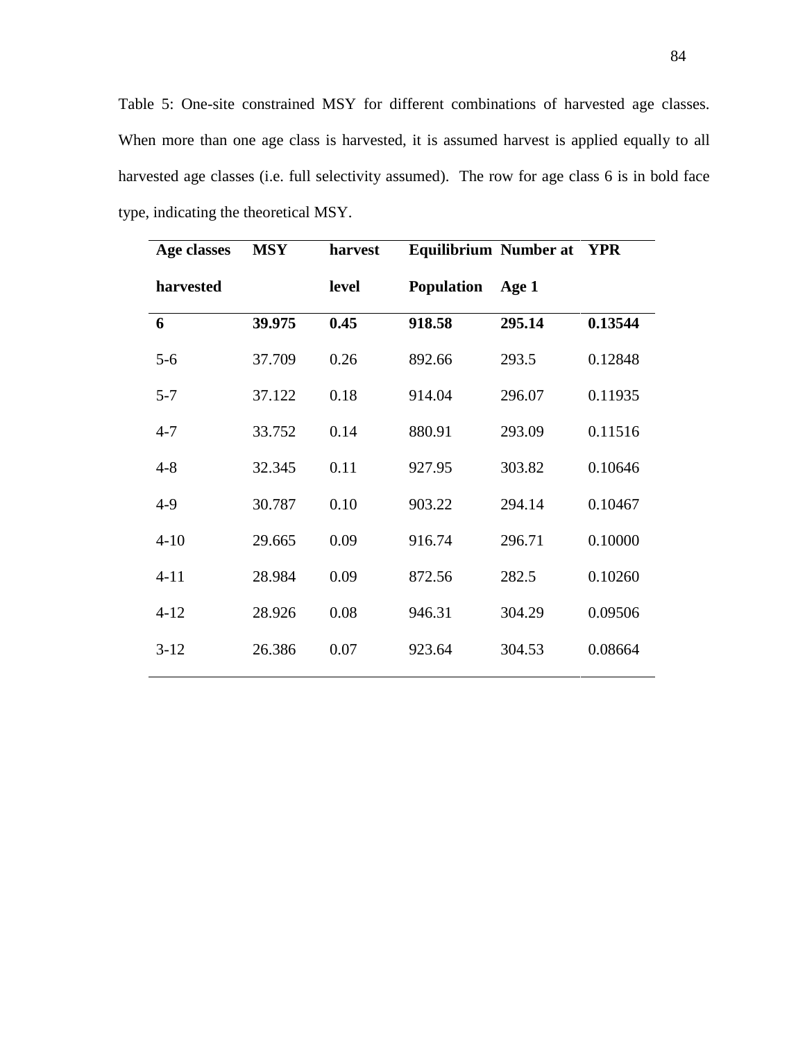Table 5: One-site constrained MSY for different combinations of harvested age classes. When more than one age class is harvested, it is assumed harvest is applied equally to all harvested age classes (i.e. full selectivity assumed). The row for age class 6 is in bold face type, indicating the theoretical MSY.

| Age classes harvested | MSY | harvest level | Equilibrium Population | Number at Age 1 | YPR |
|---|---|---|---|---|---|
| **6** | **39.975** | **0.45** | **918.58** | **295.14** | **0.13544** |
| 5-6 | 37.709 | 0.26 | 892.66 | 293.5 | 0.12848 |
| 5-7 | 37.122 | 0.18 | 914.04 | 296.07 | 0.11935 |
| 4-7 | 33.752 | 0.14 | 880.91 | 293.09 | 0.11516 |
| 4-8 | 32.345 | 0.11 | 927.95 | 303.82 | 0.10646 |
| 4-9 | 30.787 | 0.10 | 903.22 | 294.14 | 0.10467 |
| 4-10 | 29.665 | 0.09 | 916.74 | 296.71 | 0.10000 |
| 4-11 | 28.984 | 0.09 | 872.56 | 282.5 | 0.10260 |
| 4-12 | 28.926 | 0.08 | 946.31 | 304.29 | 0.09506 |
| 3-12 | 26.386 | 0.07 | 923.64 | 304.53 | 0.08664 |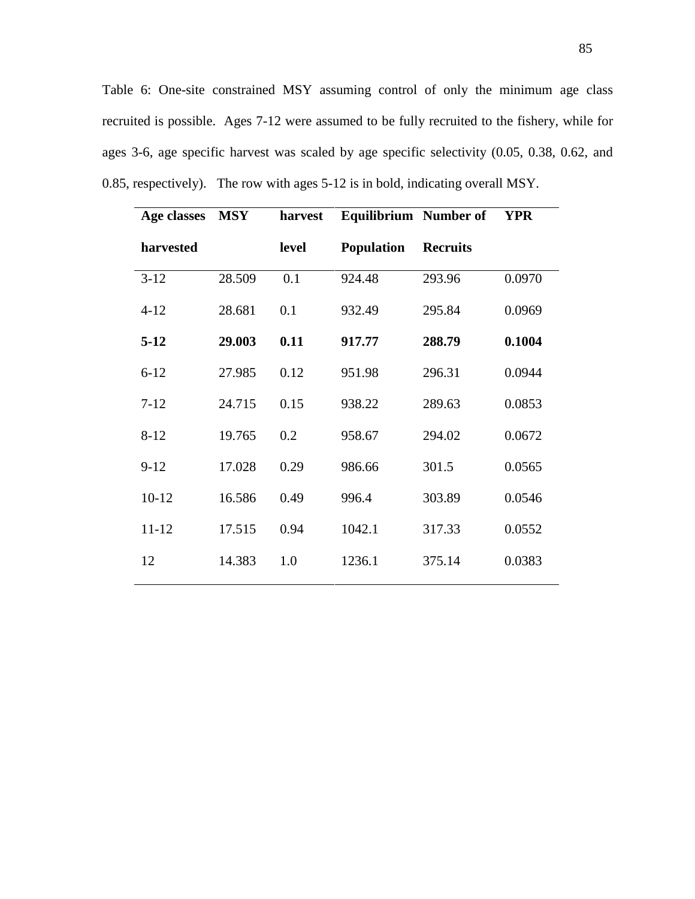Table 6: One-site constrained MSY assuming control of only the minimum age class recruited is possible. Ages 7-12 were assumed to be fully recruited to the fishery, while for ages 3-6, age specific harvest was scaled by age specific selectivity (0.05, 0.38, 0.62, and 0.85, respectively). The row with ages 5-12 is in bold, indicating overall MSY.

| Age classes harvested | MSY | harvest level | Equilibrium Population | Number of Recruits | YPR |
|---|---|---|---|---|---|
| 3-12 | 28.509 | 0.1 | 924.48 | 293.96 | 0.0970 |
| 4-12 | 28.681 | 0.1 | 932.49 | 295.84 | 0.0969 |
| **5-12** | **29.003** | **0.11** | **917.77** | **288.79** | **0.1004** |
| 6-12 | 27.985 | 0.12 | 951.98 | 296.31 | 0.0944 |
| 7-12 | 24.715 | 0.15 | 938.22 | 289.63 | 0.0853 |
| 8-12 | 19.765 | 0.2 | 958.67 | 294.02 | 0.0672 |
| 9-12 | 17.028 | 0.29 | 986.66 | 301.5 | 0.0565 |
| 10-12 | 16.586 | 0.49 | 996.4 | 303.89 | 0.0546 |
| 11-12 | 17.515 | 0.94 | 1042.1 | 317.33 | 0.0552 |
| 12 | 14.383 | 1.0 | 1236.1 | 375.14 | 0.0383 |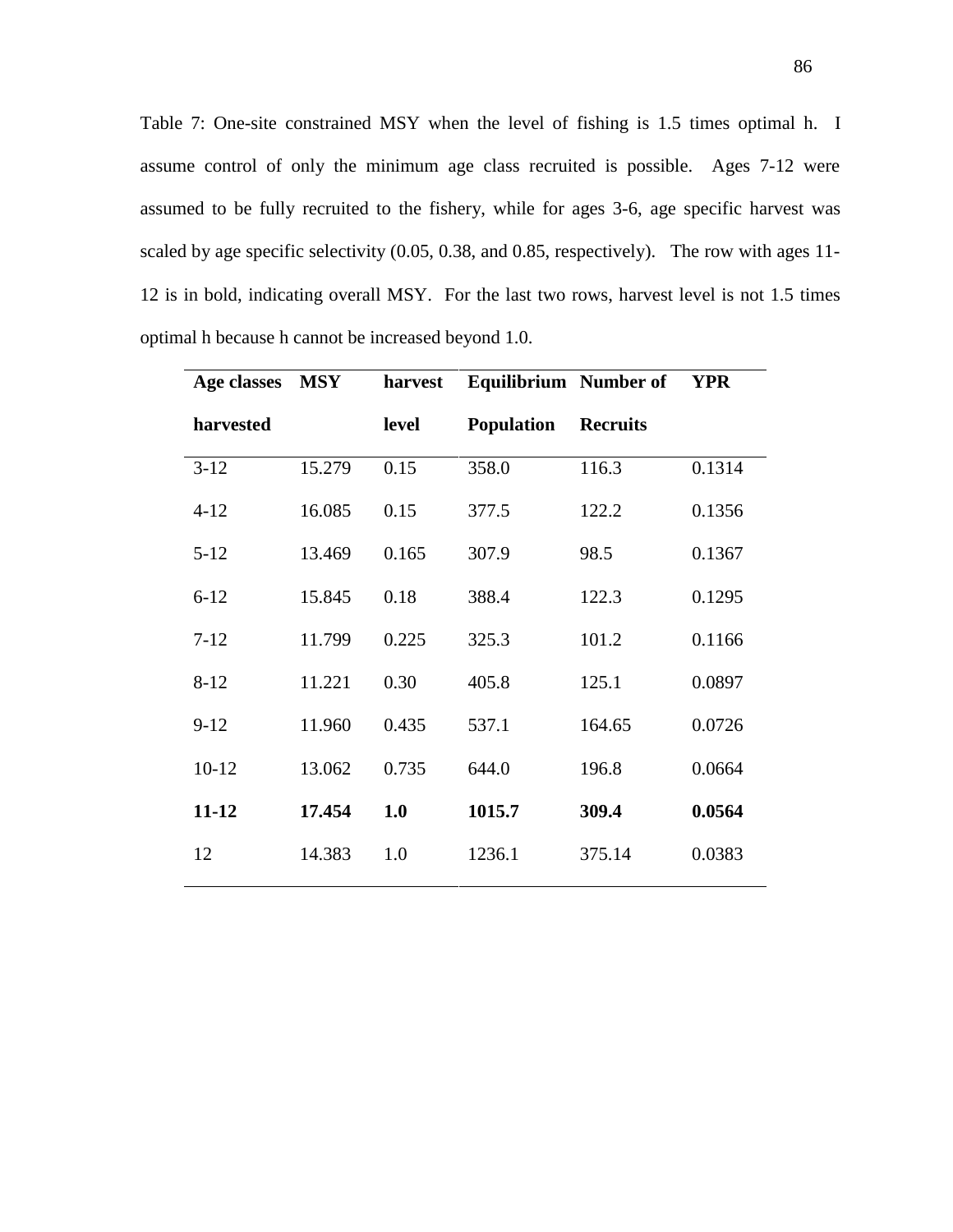Table 7: One-site constrained MSY when the level of fishing is 1.5 times optimal h. I assume control of only the minimum age class recruited is possible. Ages 7-12 were assumed to be fully recruited to the fishery, while for ages 3-6, age specific harvest was scaled by age specific selectivity (0.05, 0.38, and 0.85, respectively). The row with ages 11-12 is in bold, indicating overall MSY. For the last two rows, harvest level is not 1.5 times optimal h because h cannot be increased beyond 1.0.

| **Age classes harvested** | **MSY** | **harvest level** | **Equilibrium Population** | **Number of Recruits** | **YPR** |
|---|---|---|---|---|---|
| 3-12 | 15.279 | 0.15 | 358.0 | 116.3 | 0.1314 |
| 4-12 | 16.085 | 0.15 | 377.5 | 122.2 | 0.1356 |
| 5-12 | 13.469 | 0.165 | 307.9 | 98.5 | 0.1367 |
| 6-12 | 15.845 | 0.18 | 388.4 | 122.3 | 0.1295 |
| 7-12 | 11.799 | 0.225 | 325.3 | 101.2 | 0.1166 |
| 8-12 | 11.221 | 0.30 | 405.8 | 125.1 | 0.0897 |
| 9-12 | 11.960 | 0.435 | 537.1 | 164.65 | 0.0726 |
| 10-12 | 13.062 | 0.735 | 644.0 | 196.8 | 0.0664 |
| **11-12** | **17.454** | **1.0** | **1015.7** | **309.4** | **0.0564** |
| 12 | 14.383 | 1.0 | 1236.1 | 375.14 | 0.0383 |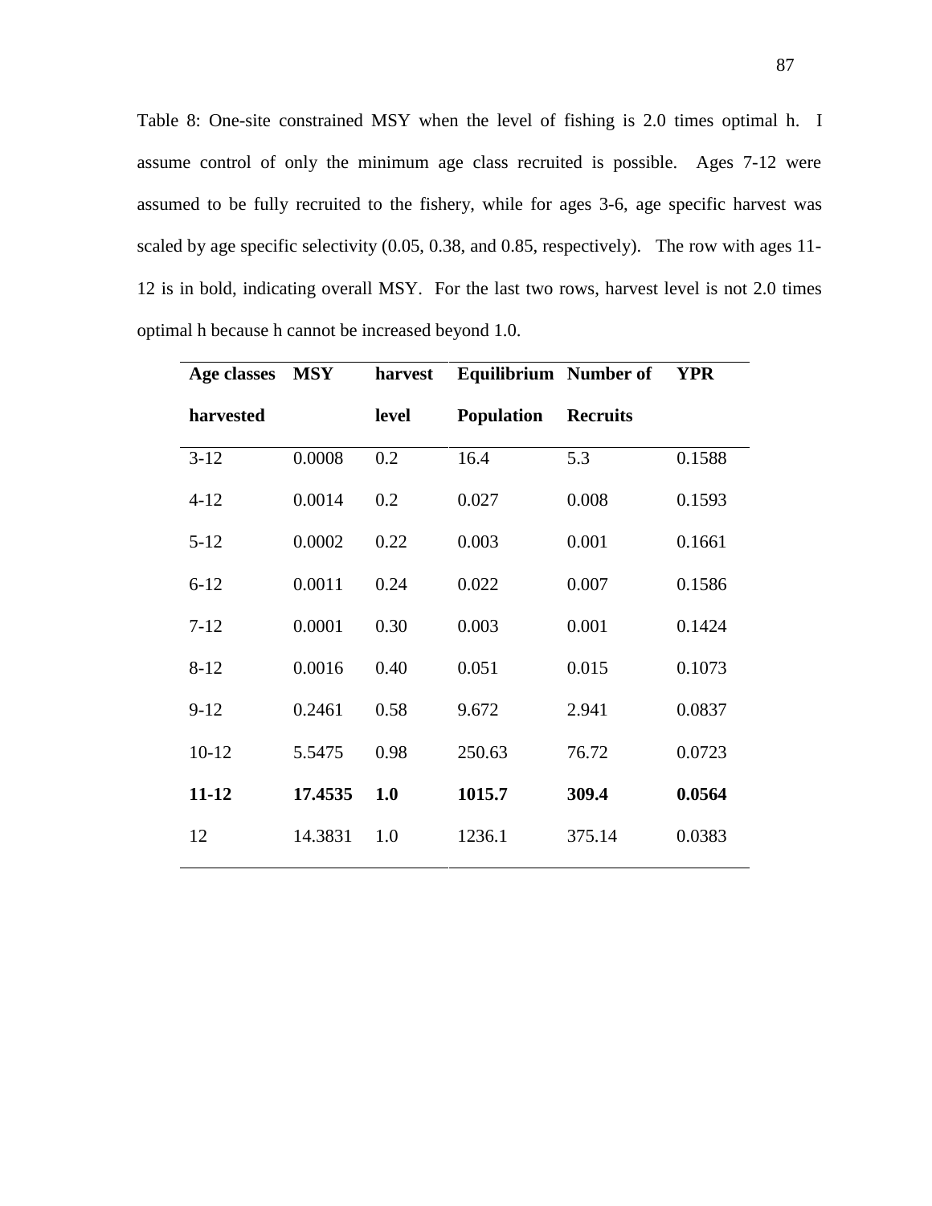Table 8: One-site constrained MSY when the level of fishing is 2.0 times optimal h. I assume control of only the minimum age class recruited is possible. Ages 7-12 were assumed to be fully recruited to the fishery, while for ages 3-6, age specific harvest was scaled by age specific selectivity (0.05, 0.38, and 0.85, respectively). The row with ages 11-12 is in bold, indicating overall MSY. For the last two rows, harvest level is not 2.0 times optimal h because h cannot be increased beyond 1.0.

| **Age classes harvested** | **MSY** | **harvest level** | **Equilibrium Population** | **Number of Recruits** | **YPR** |
|---|---|---|---|---|---|
| 3-12 | 0.0008 | 0.2 | 16.4 | 5.3 | 0.1588 |
| 4-12 | 0.0014 | 0.2 | 0.027 | 0.008 | 0.1593 |
| 5-12 | 0.0002 | 0.22 | 0.003 | 0.001 | 0.1661 |
| 6-12 | 0.0011 | 0.24 | 0.022 | 0.007 | 0.1586 |
| 7-12 | 0.0001 | 0.30 | 0.003 | 0.001 | 0.1424 |
| 8-12 | 0.0016 | 0.40 | 0.051 | 0.015 | 0.1073 |
| 9-12 | 0.2461 | 0.58 | 9.672 | 2.941 | 0.0837 |
| 10-12 | 5.5475 | 0.98 | 250.63 | 76.72 | 0.0723 |
| **11-12** | **17.4535** | **1.0** | **1015.7** | **309.4** | **0.0564** |
| 12 | 14.3831 | 1.0 | 1236.1 | 375.14 | 0.0383 |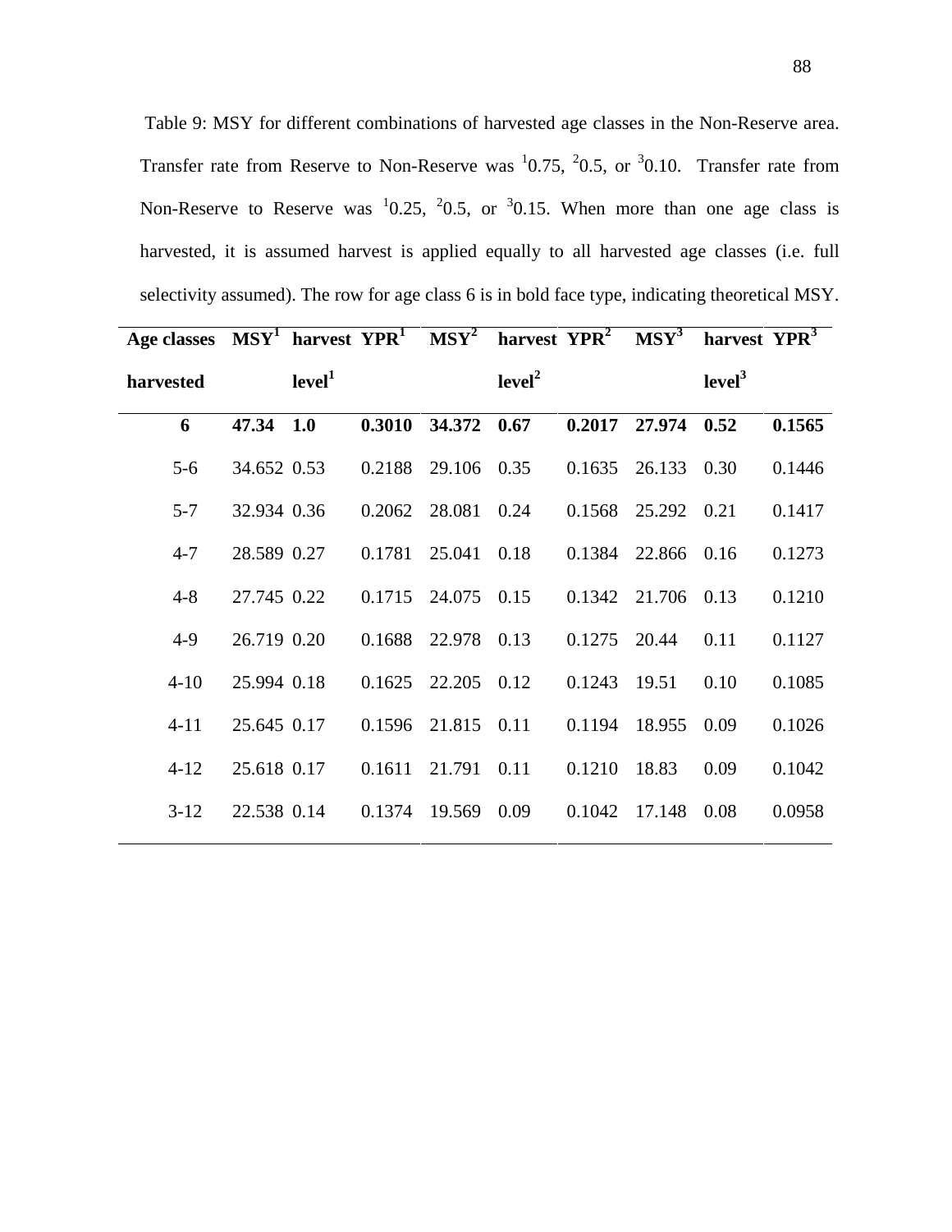Table 9: MSY for different combinations of harvested age classes in the Non-Reserve area. Transfer rate from Reserve to Non-Reserve was [1]0.75, [2]0.5, or [3]0.10. Transfer rate from Non-Reserve to Reserve was [1]0.25, [2]0.5, or [3]0.15. When more than one age class is harvested, it is assumed harvest is applied equally to all harvested age classes (i.e. full selectivity assumed). The row for age class 6 is in bold face type, indicating theoretical MSY.

| Age classes harvested | MSY[1] | harvest level[1] | YPR[1] | MSY[2] | harvest level[2] | YPR[2] | MSY[3] | harvest level[3] | YPR[3] |
|---|---|---|---|---|---|---|---|---|---|
| **6** | **47.34** | **1.0** | **0.3010** | **34.372** | **0.67** | **0.2017** | **27.974** | **0.52** | **0.1565** |
| 5-6 | 34.652 | 0.53 | 0.2188 | 29.106 | 0.35 | 0.1635 | 26.133 | 0.30 | 0.1446 |
| 5-7 | 32.934 | 0.36 | 0.2062 | 28.081 | 0.24 | 0.1568 | 25.292 | 0.21 | 0.1417 |
| 4-7 | 28.589 | 0.27 | 0.1781 | 25.041 | 0.18 | 0.1384 | 22.866 | 0.16 | 0.1273 |
| 4-8 | 27.745 | 0.22 | 0.1715 | 24.075 | 0.15 | 0.1342 | 21.706 | 0.13 | 0.1210 |
| 4-9 | 26.719 | 0.20 | 0.1688 | 22.978 | 0.13 | 0.1275 | 20.44 | 0.11 | 0.1127 |
| 4-10 | 25.994 | 0.18 | 0.1625 | 22.205 | 0.12 | 0.1243 | 19.51 | 0.10 | 0.1085 |
| 4-11 | 25.645 | 0.17 | 0.1596 | 21.815 | 0.11 | 0.1194 | 18.955 | 0.09 | 0.1026 |
| 4-12 | 25.618 | 0.17 | 0.1611 | 21.791 | 0.11 | 0.1210 | 18.83 | 0.09 | 0.1042 |
| 3-12 | 22.538 | 0.14 | 0.1374 | 19.569 | 0.09 | 0.1042 | 17.148 | 0.08 | 0.0958 |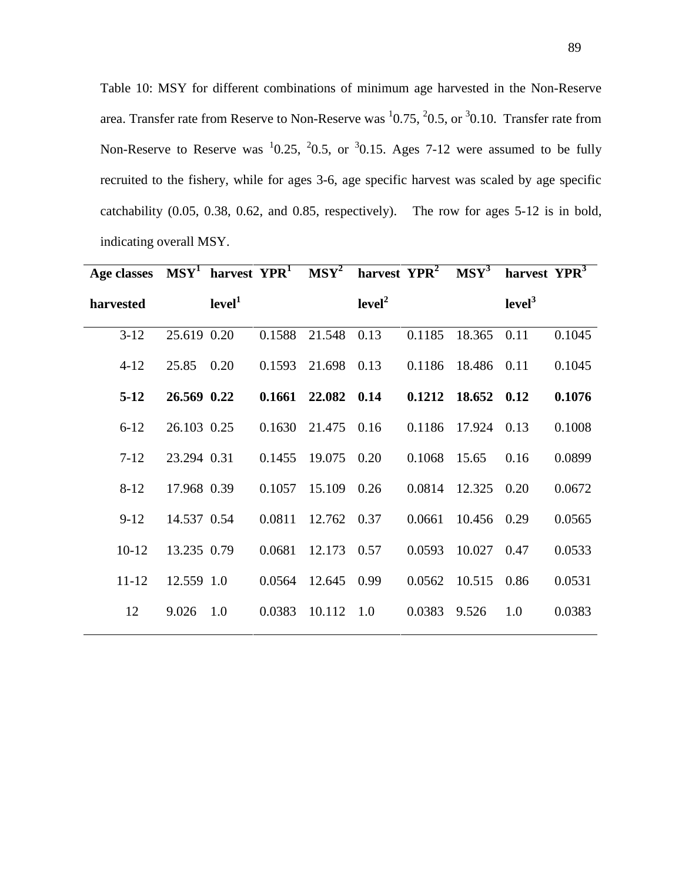Table 10: MSY for different combinations of minimum age harvested in the Non-Reserve area. Transfer rate from Reserve to Non-Reserve was $^{1}$0.75, $^{2}$0.5, or $^{3}$0.10. Transfer rate from Non-Reserve to Reserve was $^{1}$0.25, $^{2}$0.5, or $^{3}$0.15. Ages 7-12 were assumed to be fully recruited to the fishery, while for ages 3-6, age specific harvest was scaled by age specific catchability (0.05, 0.38, 0.62, and 0.85, respectively). The row for ages 5-12 is in bold, indicating overall MSY.

| Age classes harvested | $MSY^1$ | harvest level$^1$ | $YPR^1$ | $MSY^2$ | harvest level$^2$ | $YPR^2$ | $MSY^3$ | harvest level$^3$ | $YPR^3$ |
|---|---|---|---|---|---|---|---|---|---|
| 3-12 | 25.619 | 0.20 | 0.1588 | 21.548 | 0.13 | 0.1185 | 18.365 | 0.11 | 0.1045 |
| 4-12 | 25.85 | 0.20 | 0.1593 | 21.698 | 0.13 | 0.1186 | 18.486 | 0.11 | 0.1045 |
| **5-12** | **26.569** | **0.22** | **0.1661** | **22.082** | **0.14** | **0.1212** | **18.652** | **0.12** | **0.1076** |
| 6-12 | 26.103 | 0.25 | 0.1630 | 21.475 | 0.16 | 0.1186 | 17.924 | 0.13 | 0.1008 |
| 7-12 | 23.294 | 0.31 | 0.1455 | 19.075 | 0.20 | 0.1068 | 15.65 | 0.16 | 0.0899 |
| 8-12 | 17.968 | 0.39 | 0.1057 | 15.109 | 0.26 | 0.0814 | 12.325 | 0.20 | 0.0672 |
| 9-12 | 14.537 | 0.54 | 0.0811 | 12.762 | 0.37 | 0.0661 | 10.456 | 0.29 | 0.0565 |
| 10-12 | 13.235 | 0.79 | 0.0681 | 12.173 | 0.57 | 0.0593 | 10.027 | 0.47 | 0.0533 |
| 11-12 | 12.559 | 1.0 | 0.0564 | 12.645 | 0.99 | 0.0562 | 10.515 | 0.86 | 0.0531 |
| 12 | 9.026 | 1.0 | 0.0383 | 10.112 | 1.0 | 0.0383 | 9.526 | 1.0 | 0.0383 |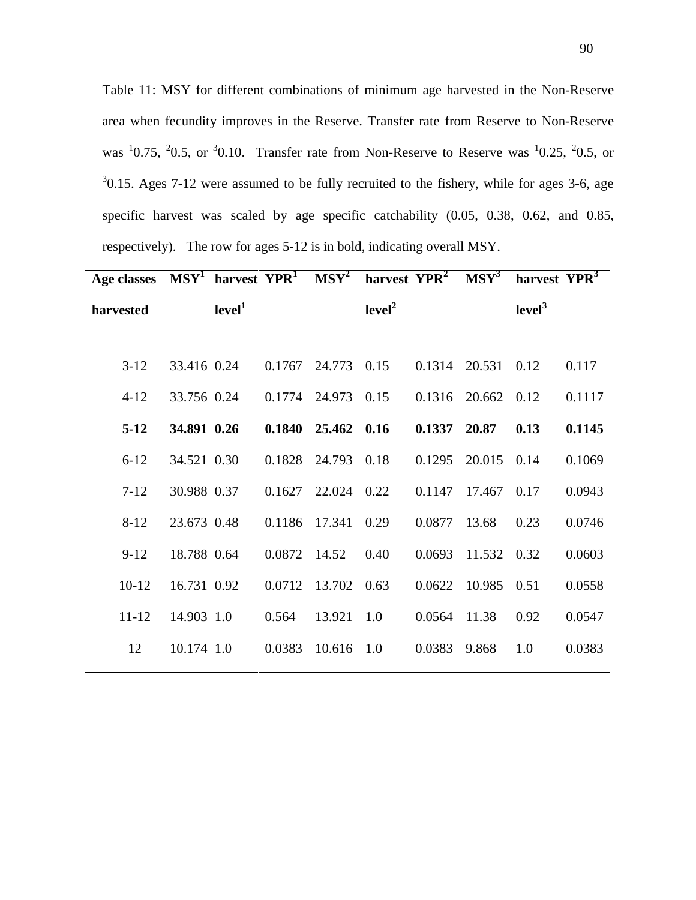Table 11: MSY for different combinations of minimum age harvested in the Non-Reserve area when fecundity improves in the Reserve. Transfer rate from Reserve to Non-Reserve was [1]0.75, [2]0.5, or [3]0.10. Transfer rate from Non-Reserve to Reserve was [1]0.25, [2]0.5, or [3]0.15. Ages 7-12 were assumed to be fully recruited to the fishery, while for ages 3-6, age specific harvest was scaled by age specific catchability (0.05, 0.38, 0.62, and 0.85, respectively). The row for ages 5-12 is in bold, indicating overall MSY.

| **Age classes harvested** | **MSY[1]** | **harvest level[1]** | **YPR[1]** | **MSY[2]** | **harvest level[2]** | **YPR[2]** | **MSY[3]** | **harvest level[3]** | **YPR[3]** |
|---|---|---|---|---|---|---|---|---|---|
| 3-12 | 33.416 | 0.24 | 0.1767 | 24.773 | 0.15 | 0.1314 | 20.531 | 0.12 | 0.117 |
| 4-12 | 33.756 | 0.24 | 0.1774 | 24.973 | 0.15 | 0.1316 | 20.662 | 0.12 | 0.1117 |
| **5-12** | **34.891** | **0.26** | **0.1840** | **25.462** | **0.16** | **0.1337** | **20.87** | **0.13** | **0.1145** |
| 6-12 | 34.521 | 0.30 | 0.1828 | 24.793 | 0.18 | 0.1295 | 20.015 | 0.14 | 0.1069 |
| 7-12 | 30.988 | 0.37 | 0.1627 | 22.024 | 0.22 | 0.1147 | 17.467 | 0.17 | 0.0943 |
| 8-12 | 23.673 | 0.48 | 0.1186 | 17.341 | 0.29 | 0.0877 | 13.68 | 0.23 | 0.0746 |
| 9-12 | 18.788 | 0.64 | 0.0872 | 14.52 | 0.40 | 0.0693 | 11.532 | 0.32 | 0.0603 |
| 10-12 | 16.731 | 0.92 | 0.0712 | 13.702 | 0.63 | 0.0622 | 10.985 | 0.51 | 0.0558 |
| 11-12 | 14.903 | 1.0 | 0.564 | 13.921 | 1.0 | 0.0564 | 11.38 | 0.92 | 0.0547 |
| 12 | 10.174 | 1.0 | 0.0383 | 10.616 | 1.0 | 0.0383 | 9.868 | 1.0 | 0.0383 |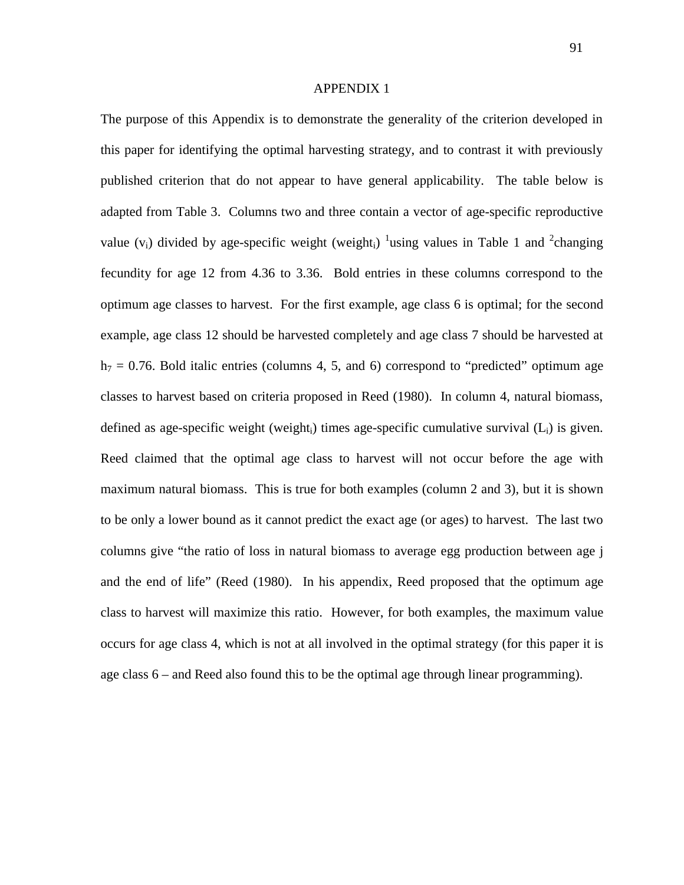# APPENDIX 1

The purpose of this Appendix is to demonstrate the generality of the criterion developed in this paper for identifying the optimal harvesting strategy, and to contrast it with previously published criterion that do not appear to have general applicability. The table below is adapted from Table 3. Columns two and three contain a vector of age-specific reproductive value ($v_i$) divided by age-specific weight ($weight_i$) [1]using values in Table 1 and [2]changing fecundity for age 12 from 4.36 to 3.36. Bold entries in these columns correspond to the optimum age classes to harvest. For the first example, age class 6 is optimal; for the second example, age class 12 should be harvested completely and age class 7 should be harvested at $h_7 = 0.76$. Bold italic entries (columns 4, 5, and 6) correspond to "predicted" optimum age classes to harvest based on criteria proposed in Reed (1980). In column 4, natural biomass, defined as age-specific weight ($weight_i$) times age-specific cumulative survival ($L_i$) is given. Reed claimed that the optimal age class to harvest will not occur before the age with maximum natural biomass. This is true for both examples (column 2 and 3), but it is shown to be only a lower bound as it cannot predict the exact age (or ages) to harvest. The last two columns give "the ratio of loss in natural biomass to average egg production between age j and the end of life" (Reed (1980). In his appendix, Reed proposed that the optimum age class to harvest will maximize this ratio. However, for both examples, the maximum value occurs for age class 4, which is not at all involved in the optimal strategy (for this paper it is age class 6 – and Reed also found this to be the optimal age through linear programming).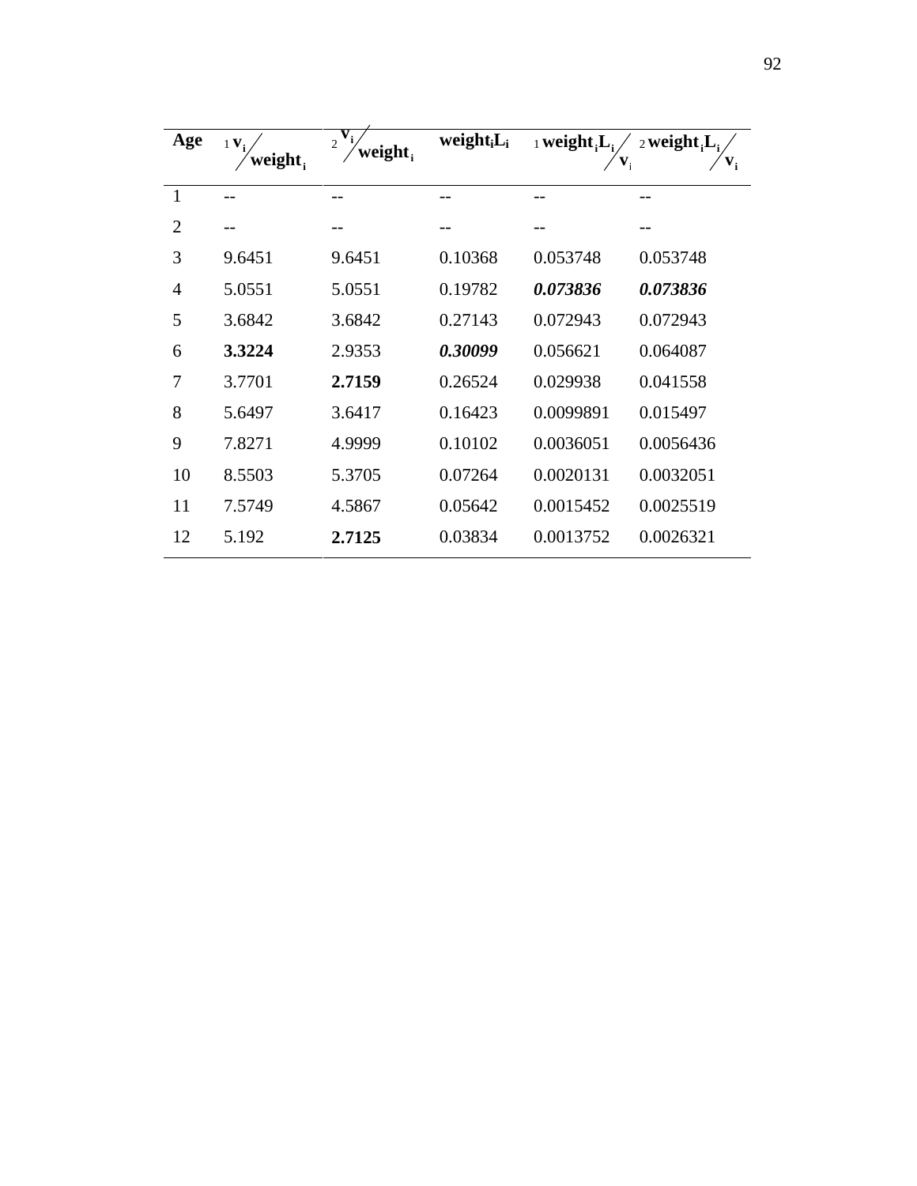| Age | ${}_1 v_i / weight_i$ | ${}_2 v_i / weight_i$ | $weight_i L_i$ | ${}_1 weight_i L_i / v_i$ | ${}_2 weight_i L_i / v_i$ |
|---|---|---|---|---|---|
| 1 | -- | -- | -- | -- | -- |
| 2 | -- | -- | -- | -- | -- |
| 3 | 9.6451 | 9.6451 | 0.10368 | 0.053748 | 0.053748 |
| 4 | 5.0551 | 5.0551 | 0.19782 | ***0.073836*** | ***0.073836*** |
| 5 | 3.6842 | 3.6842 | 0.27143 | 0.072943 | 0.072943 |
| 6 | **3.3224** | 2.9353 | ***0.30099*** | 0.056621 | 0.064087 |
| 7 | 3.7701 | **2.7159** | 0.26524 | 0.029938 | 0.041558 |
| 8 | 5.6497 | 3.6417 | 0.16423 | 0.0099891 | 0.015497 |
| 9 | 7.8271 | 4.9999 | 0.10102 | 0.0036051 | 0.0056436 |
| 10 | 8.5503 | 5.3705 | 0.07264 | 0.0020131 | 0.0032051 |
| 11 | 7.5749 | 4.5867 | 0.05642 | 0.0015452 | 0.0025519 |
| 12 | 5.192 | **2.7125** | 0.03834 | 0.0013752 | 0.0026321 |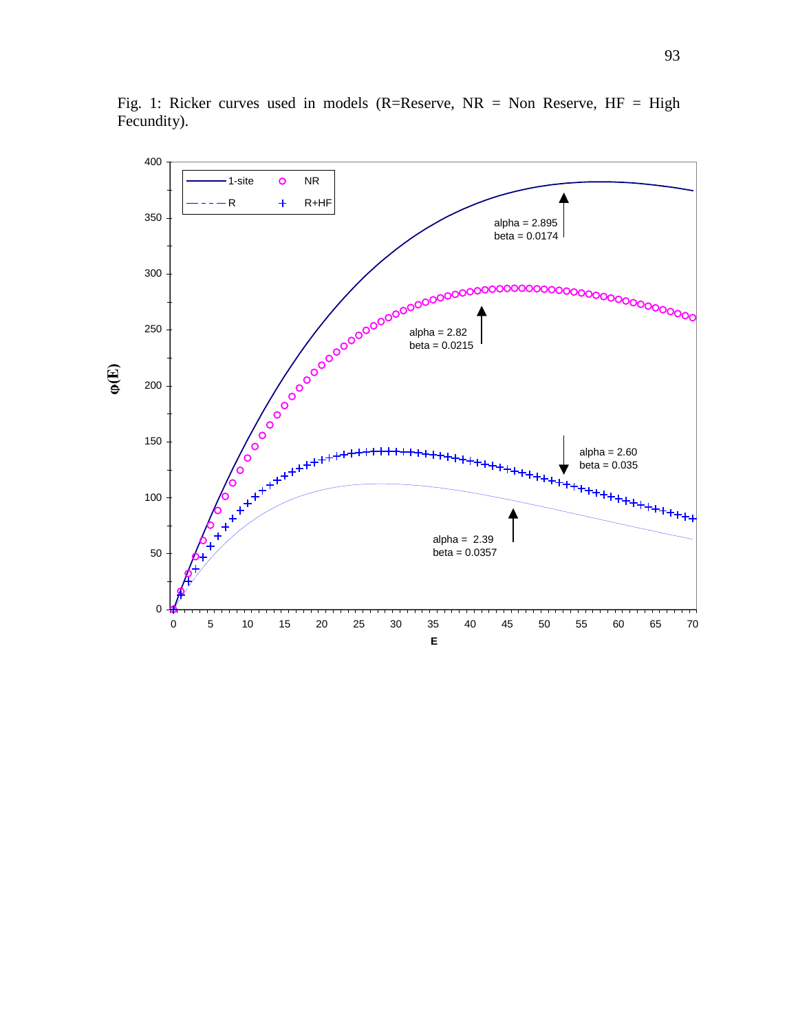Fig. 1: Ricker curves used in models (R=Reserve, NR = Non Reserve, HF = High Fecundity).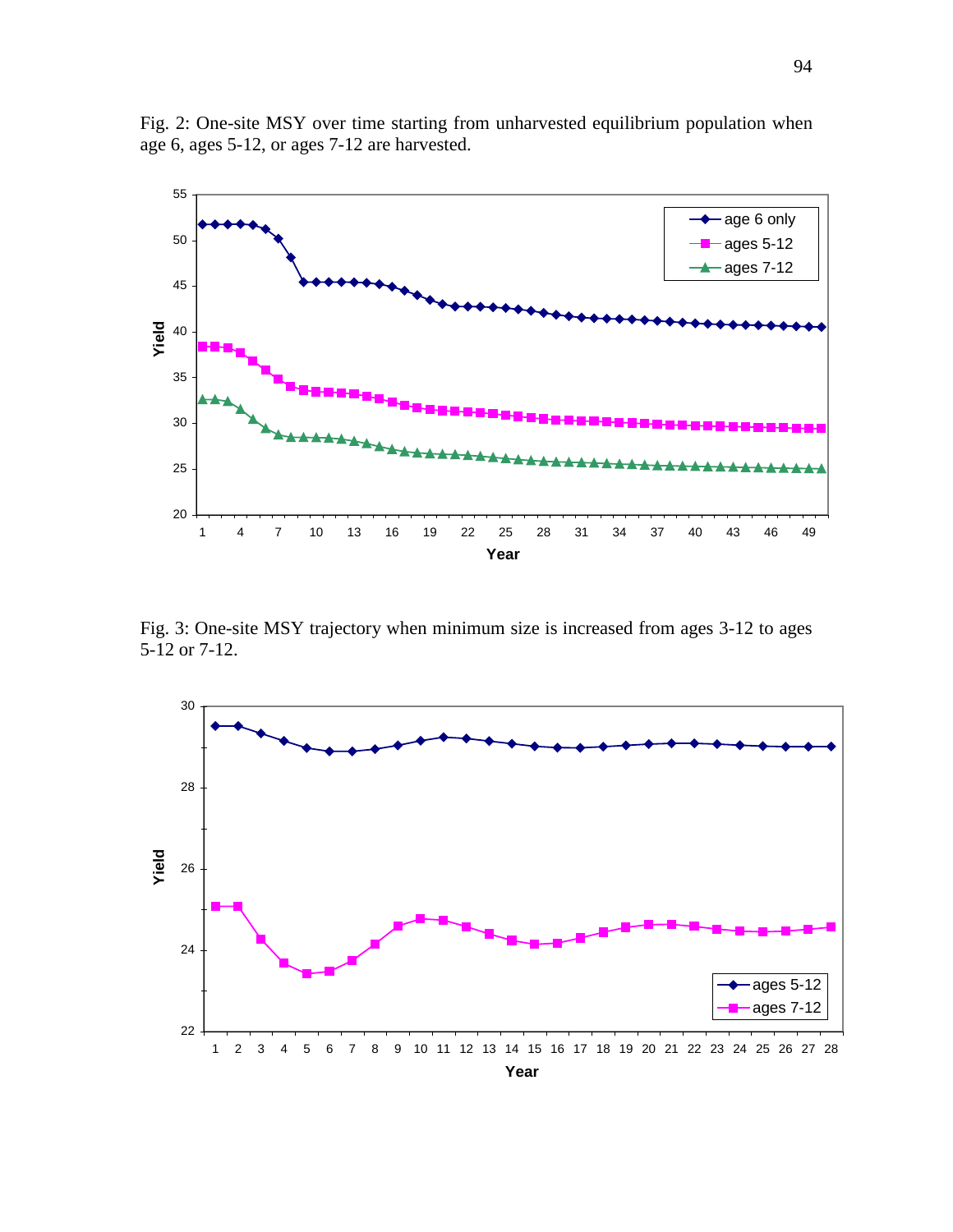Fig. 2: One-site MSY over time starting from unharvested equilibrium population when age 6, ages 5-12, or ages 7-12 are harvested.

Fig. 3: One-site MSY trajectory when minimum size is increased from ages 3-12 to ages 5-12 or 7-12.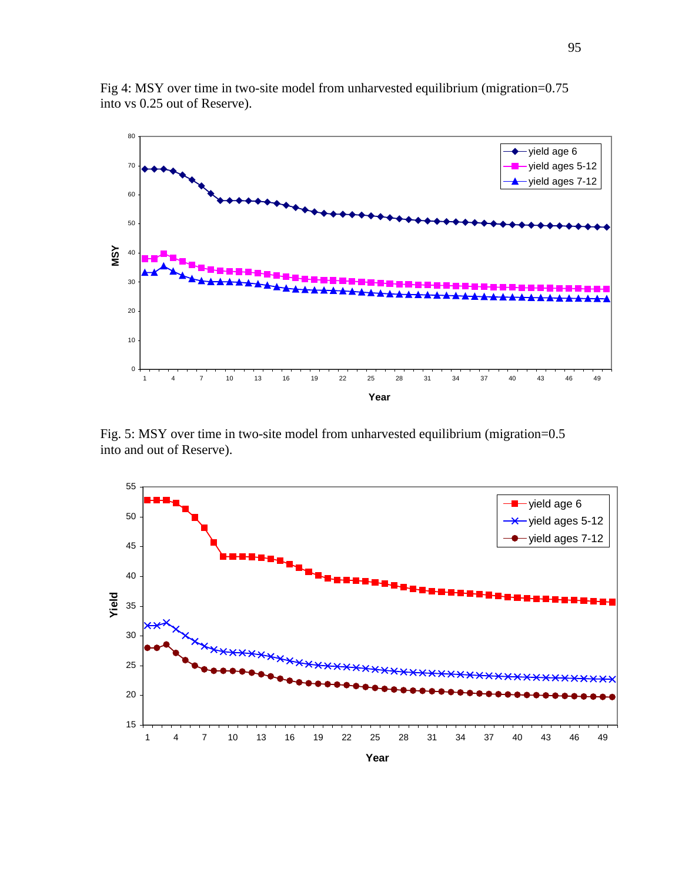Fig 4: MSY over time in two-site model from unharvested equilibrium (migration=0.75 into vs 0.25 out of Reserve).

Fig. 5: MSY over time in two-site model from unharvested equilibrium (migration=0.5 into and out of Reserve).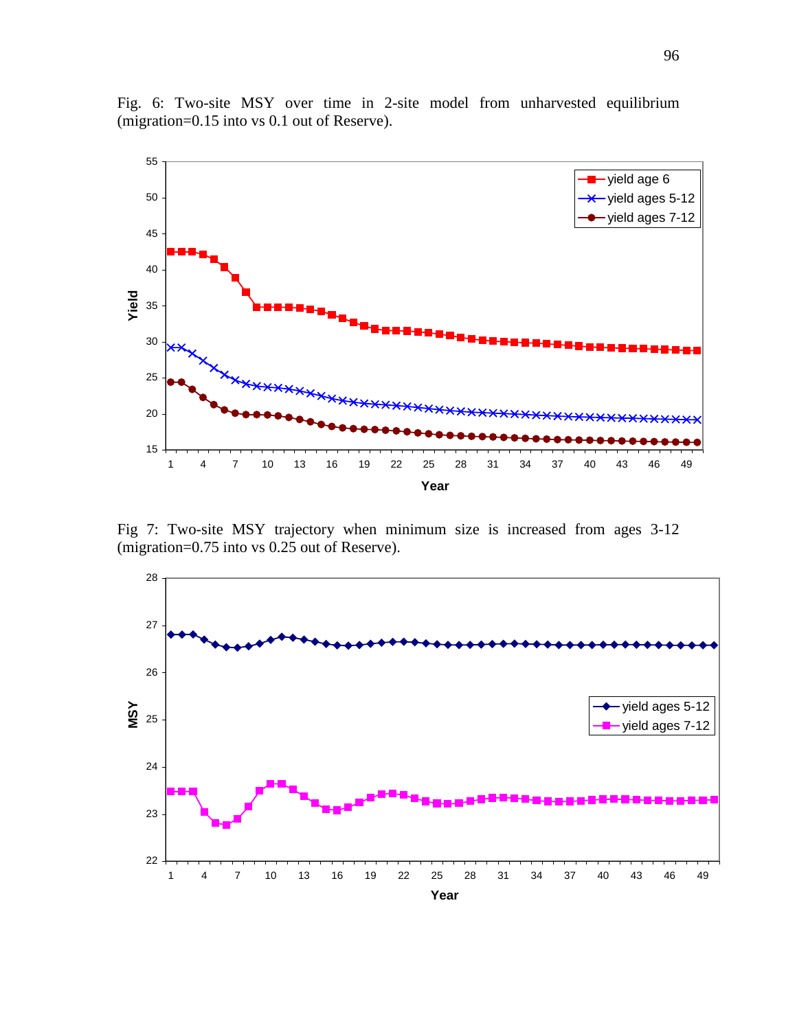Fig. 6: Two-site MSY over time in 2-site model from unharvested equilibrium (migration=0.15 into vs 0.1 out of Reserve).

Fig 7: Two-site MSY trajectory when minimum size is increased from ages 3-12 (migration=0.75 into vs 0.25 out of Reserve).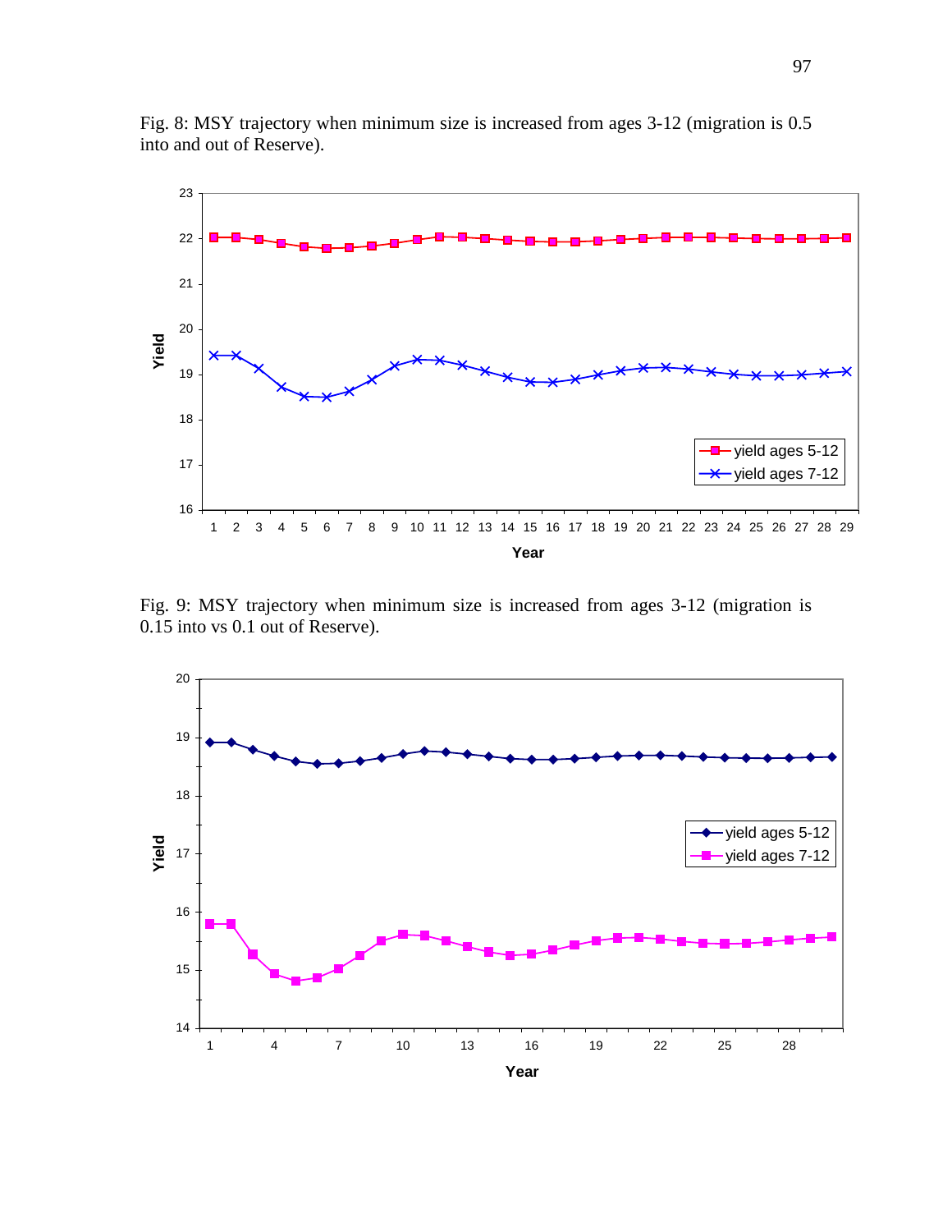Fig. 8: MSY trajectory when minimum size is increased from ages 3-12 (migration is 0.5 into and out of Reserve).

Fig. 9: MSY trajectory when minimum size is increased from ages 3-12 (migration is 0.15 into vs 0.1 out of Reserve).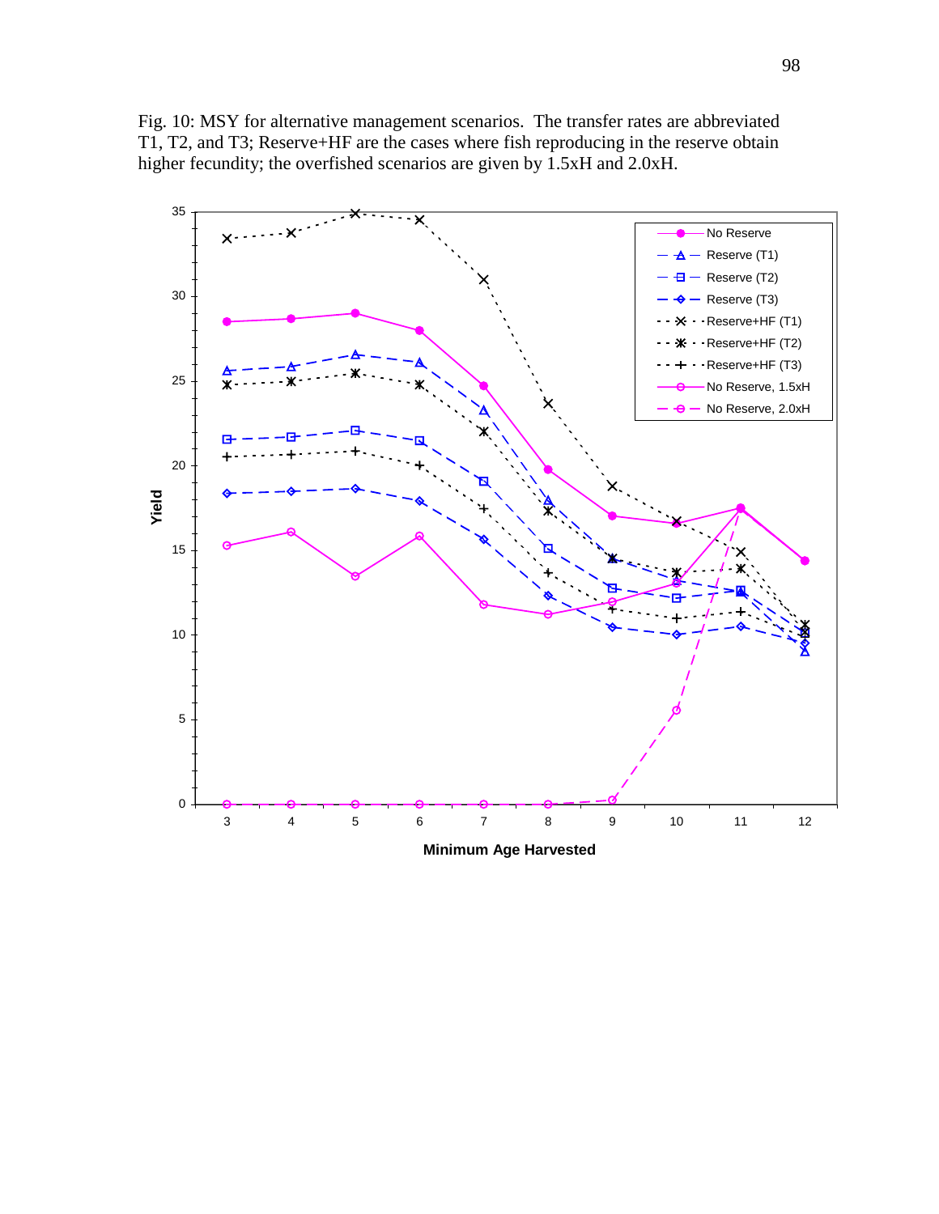Fig. 10: MSY for alternative management scenarios. The transfer rates are abbreviated T1, T2, and T3; Reserve+HF are the cases where fish reproducing in the reserve obtain higher fecundity; the overfished scenarios are given by 1.5xH and 2.0xH.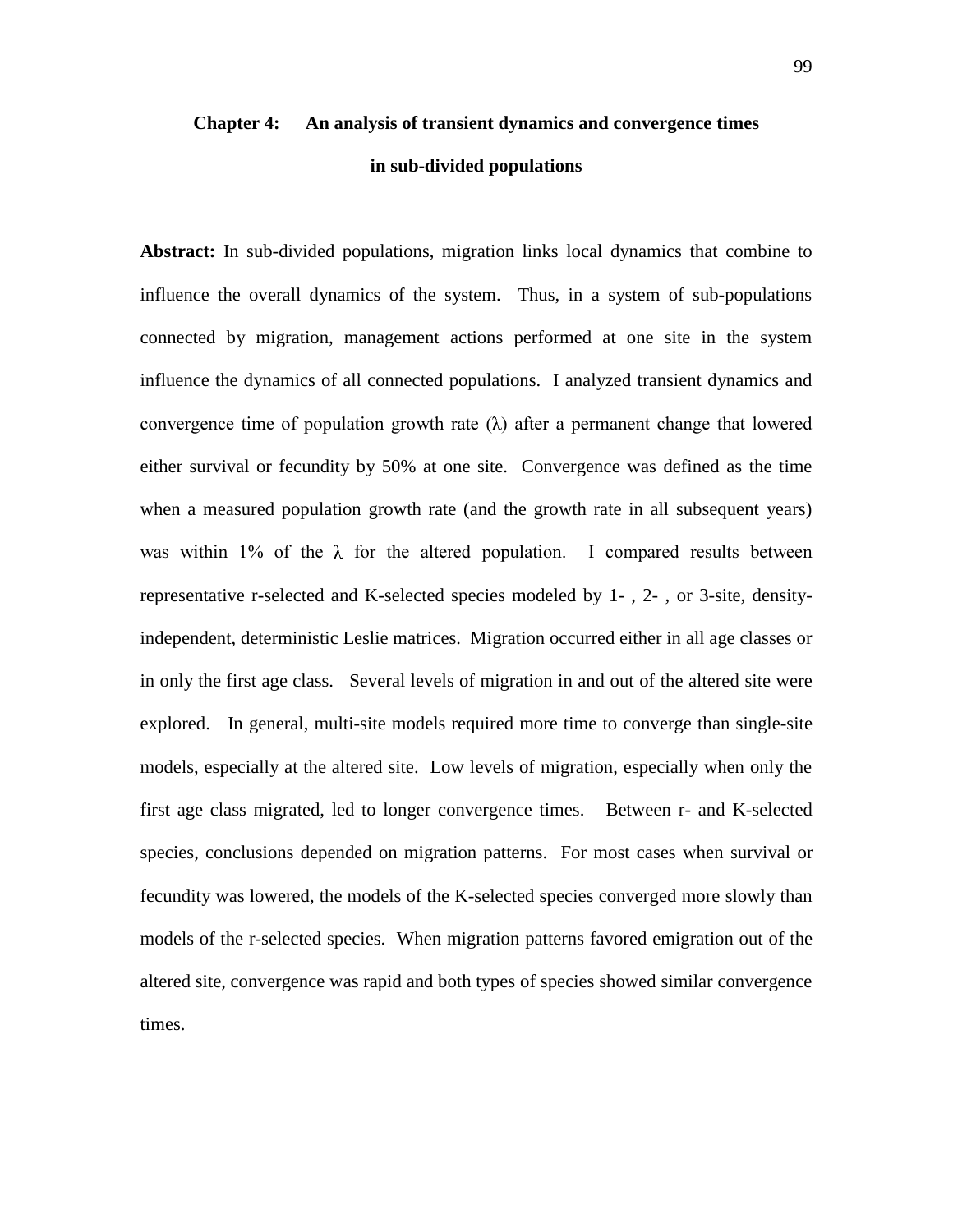# Chapter 4: An analysis of transient dynamics and convergence times in sub-divided populations

**Abstract:** In sub-divided populations, migration links local dynamics that combine to influence the overall dynamics of the system. Thus, in a system of sub-populations connected by migration, management actions performed at one site in the system influence the dynamics of all connected populations. I analyzed transient dynamics and convergence time of population growth rate ($\lambda$) after a permanent change that lowered either survival or fecundity by 50% at one site. Convergence was defined as the time when a measured population growth rate (and the growth rate in all subsequent years) was within 1% of the $\lambda$ for the altered population. I compared results between representative r-selected and K-selected species modeled by 1- , 2- , or 3-site, density-independent, deterministic Leslie matrices. Migration occurred either in all age classes or in only the first age class. Several levels of migration in and out of the altered site were explored. In general, multi-site models required more time to converge than single-site models, especially at the altered site. Low levels of migration, especially when only the first age class migrated, led to longer convergence times. Between r- and K-selected species, conclusions depended on migration patterns. For most cases when survival or fecundity was lowered, the models of the K-selected species converged more slowly than models of the r-selected species. When migration patterns favored emigration out of the altered site, convergence was rapid and both types of species showed similar convergence times.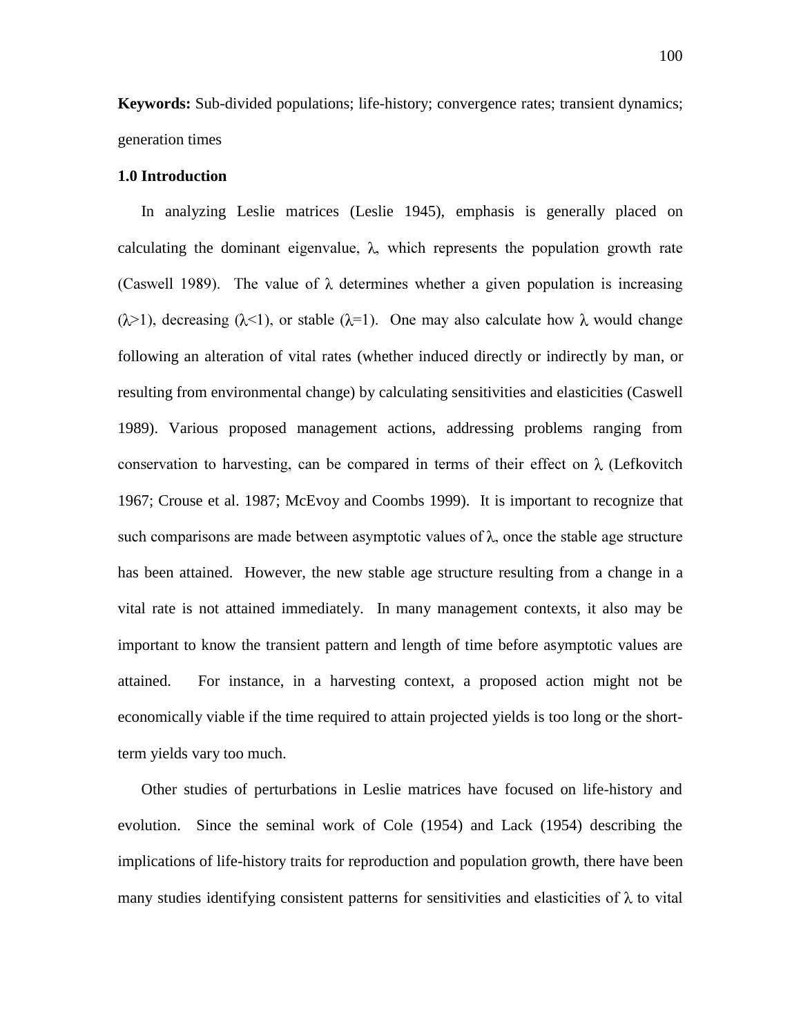**Keywords:** Sub-divided populations; life-history; convergence rates; transient dynamics; generation times

### 1.0 Introduction

In analyzing Leslie matrices (Leslie 1945), emphasis is generally placed on calculating the dominant eigenvalue, $\lambda$, which represents the population growth rate (Caswell 1989). The value of $\lambda$ determines whether a given population is increasing ($\lambda$>1), decreasing ($\lambda$<1), or stable ($\lambda$=1). One may also calculate how $\lambda$ would change following an alteration of vital rates (whether induced directly or indirectly by man, or resulting from environmental change) by calculating sensitivities and elasticities (Caswell 1989). Various proposed management actions, addressing problems ranging from conservation to harvesting, can be compared in terms of their effect on $\lambda$ (Lefkovitch 1967; Crouse et al. 1987; McEvoy and Coombs 1999). It is important to recognize that such comparisons are made between asymptotic values of $\lambda$, once the stable age structure has been attained. However, the new stable age structure resulting from a change in a vital rate is not attained immediately. In many management contexts, it also may be important to know the transient pattern and length of time before asymptotic values are attained. For instance, in a harvesting context, a proposed action might not be economically viable if the time required to attain projected yields is too long or the short-term yields vary too much.

Other studies of perturbations in Leslie matrices have focused on life-history and evolution. Since the seminal work of Cole (1954) and Lack (1954) describing the implications of life-history traits for reproduction and population growth, there have been many studies identifying consistent patterns for sensitivities and elasticities of $\lambda$ to vital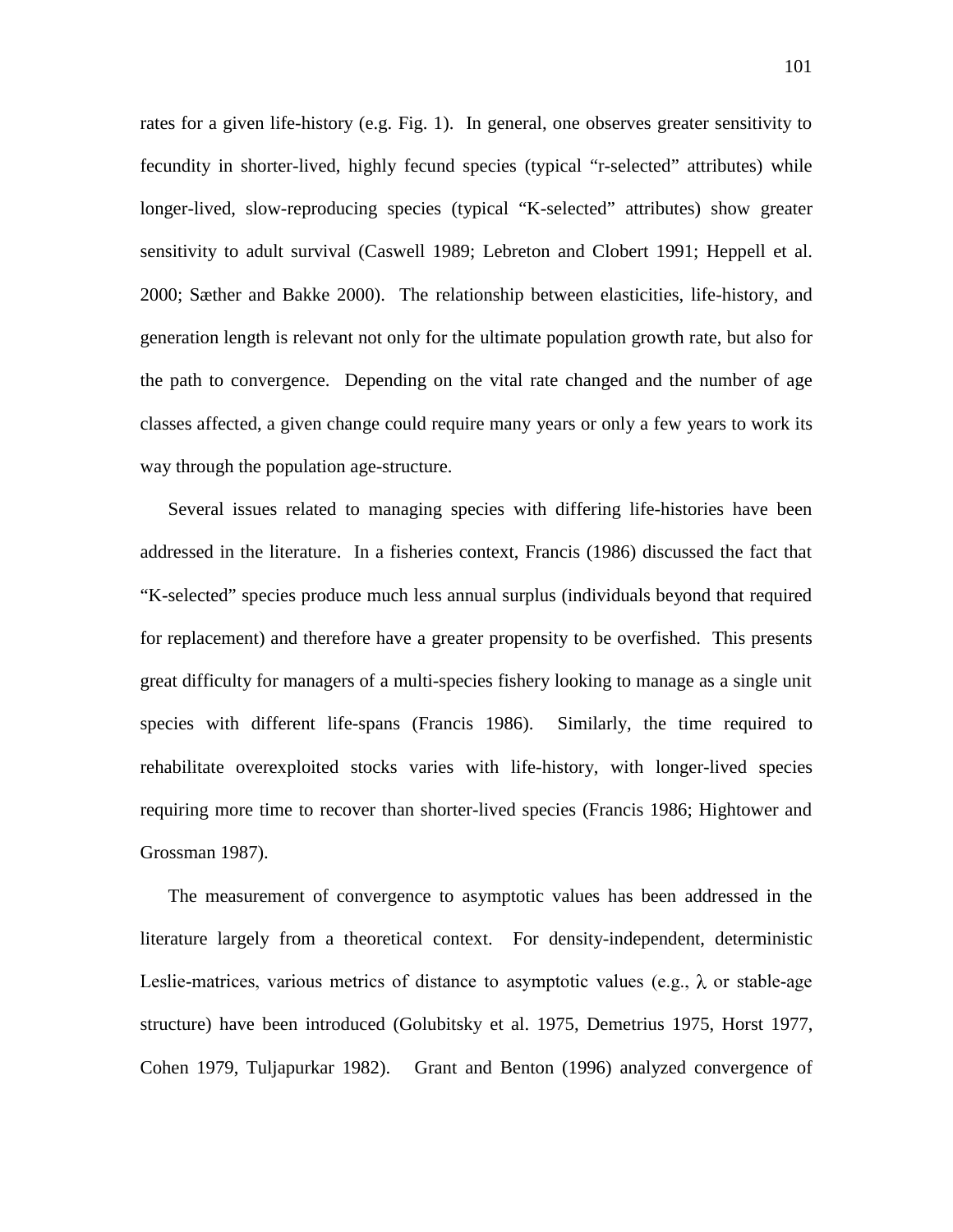rates for a given life-history (e.g. Fig. 1). In general, one observes greater sensitivity to fecundity in shorter-lived, highly fecund species (typical "r-selected" attributes) while longer-lived, slow-reproducing species (typical "K-selected" attributes) show greater sensitivity to adult survival (Caswell 1989; Lebreton and Clobert 1991; Heppell et al. 2000; Sæther and Bakke 2000). The relationship between elasticities, life-history, and generation length is relevant not only for the ultimate population growth rate, but also for the path to convergence. Depending on the vital rate changed and the number of age classes affected, a given change could require many years or only a few years to work its way through the population age-structure.

Several issues related to managing species with differing life-histories have been addressed in the literature. In a fisheries context, Francis (1986) discussed the fact that "K-selected" species produce much less annual surplus (individuals beyond that required for replacement) and therefore have a greater propensity to be overfished. This presents great difficulty for managers of a multi-species fishery looking to manage as a single unit species with different life-spans (Francis 1986). Similarly, the time required to rehabilitate overexploited stocks varies with life-history, with longer-lived species requiring more time to recover than shorter-lived species (Francis 1986; Hightower and Grossman 1987).

The measurement of convergence to asymptotic values has been addressed in the literature largely from a theoretical context. For density-independent, deterministic Leslie-matrices, various metrics of distance to asymptotic values (e.g., $\lambda$ or stable-age structure) have been introduced (Golubitsky et al. 1975, Demetrius 1975, Horst 1977, Cohen 1979, Tuljapurkar 1982). Grant and Benton (1996) analyzed convergence of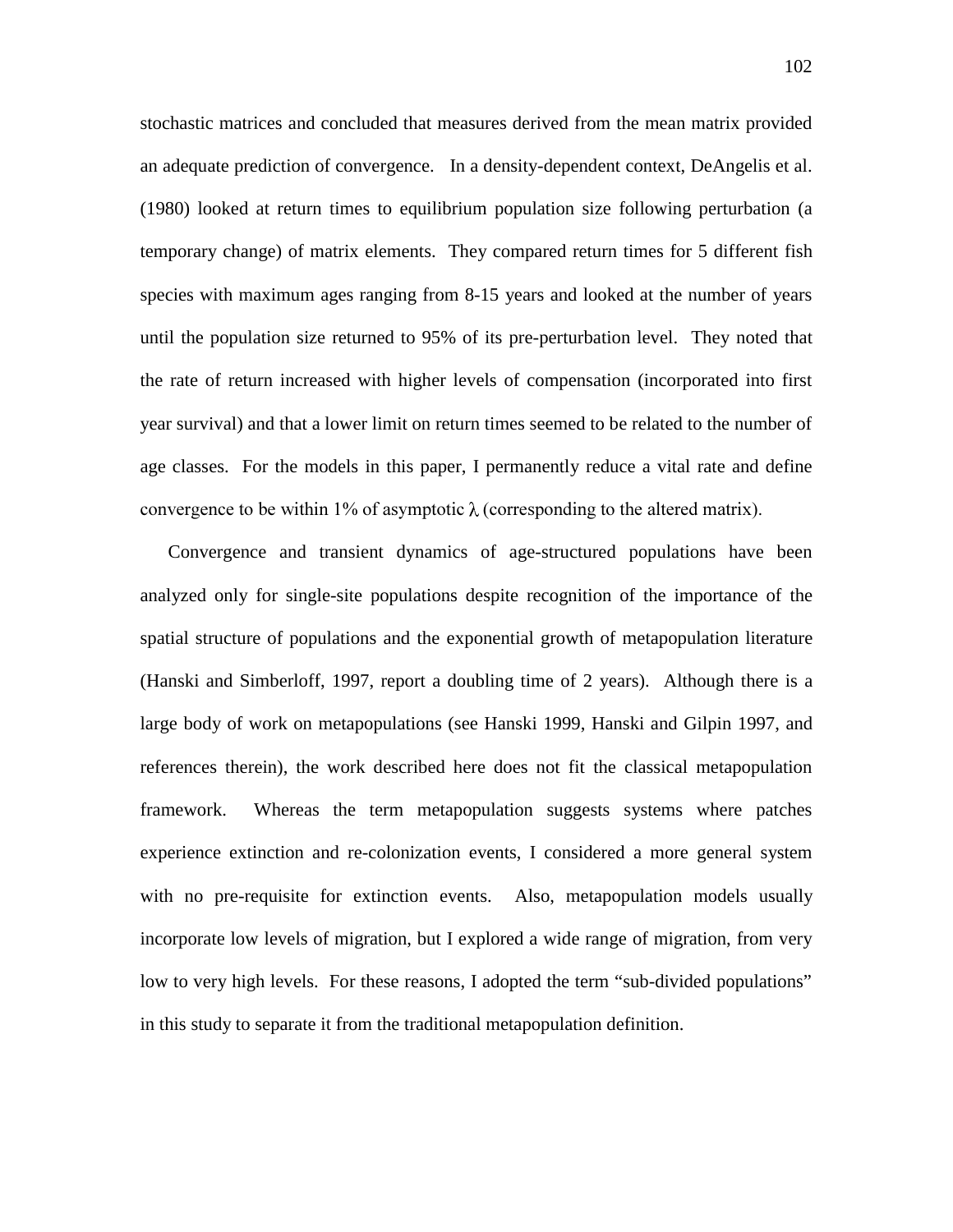stochastic matrices and concluded that measures derived from the mean matrix provided an adequate prediction of convergence. In a density-dependent context, DeAngelis et al. (1980) looked at return times to equilibrium population size following perturbation (a temporary change) of matrix elements. They compared return times for 5 different fish species with maximum ages ranging from 8-15 years and looked at the number of years until the population size returned to 95% of its pre-perturbation level. They noted that the rate of return increased with higher levels of compensation (incorporated into first year survival) and that a lower limit on return times seemed to be related to the number of age classes. For the models in this paper, I permanently reduce a vital rate and define convergence to be within 1% of asymptotic $\lambda$ (corresponding to the altered matrix).

Convergence and transient dynamics of age-structured populations have been analyzed only for single-site populations despite recognition of the importance of the spatial structure of populations and the exponential growth of metapopulation literature (Hanski and Simberloff, 1997, report a doubling time of 2 years). Although there is a large body of work on metapopulations (see Hanski 1999, Hanski and Gilpin 1997, and references therein), the work described here does not fit the classical metapopulation framework. Whereas the term metapopulation suggests systems where patches experience extinction and re-colonization events, I considered a more general system with no pre-requisite for extinction events. Also, metapopulation models usually incorporate low levels of migration, but I explored a wide range of migration, from very low to very high levels. For these reasons, I adopted the term "sub-divided populations" in this study to separate it from the traditional metapopulation definition.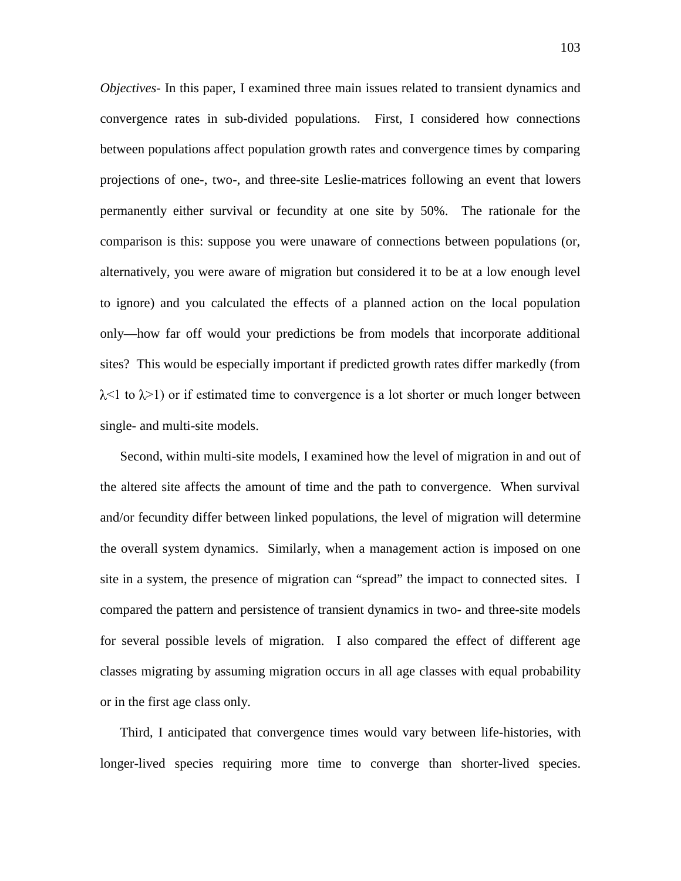*Objectives*- In this paper, I examined three main issues related to transient dynamics and convergence rates in sub-divided populations. First, I considered how connections between populations affect population growth rates and convergence times by comparing projections of one-, two-, and three-site Leslie-matrices following an event that lowers permanently either survival or fecundity at one site by 50%. The rationale for the comparison is this: suppose you were unaware of connections between populations (or, alternatively, you were aware of migration but considered it to be at a low enough level to ignore) and you calculated the effects of a planned action on the local population only—how far off would your predictions be from models that incorporate additional sites? This would be especially important if predicted growth rates differ markedly (from $\lambda<1$ to $\lambda>1$) or if estimated time to convergence is a lot shorter or much longer between single- and multi-site models.

Second, within multi-site models, I examined how the level of migration in and out of the altered site affects the amount of time and the path to convergence. When survival and/or fecundity differ between linked populations, the level of migration will determine the overall system dynamics. Similarly, when a management action is imposed on one site in a system, the presence of migration can "spread" the impact to connected sites. I compared the pattern and persistence of transient dynamics in two- and three-site models for several possible levels of migration. I also compared the effect of different age classes migrating by assuming migration occurs in all age classes with equal probability or in the first age class only.

Third, I anticipated that convergence times would vary between life-histories, with longer-lived species requiring more time to converge than shorter-lived species.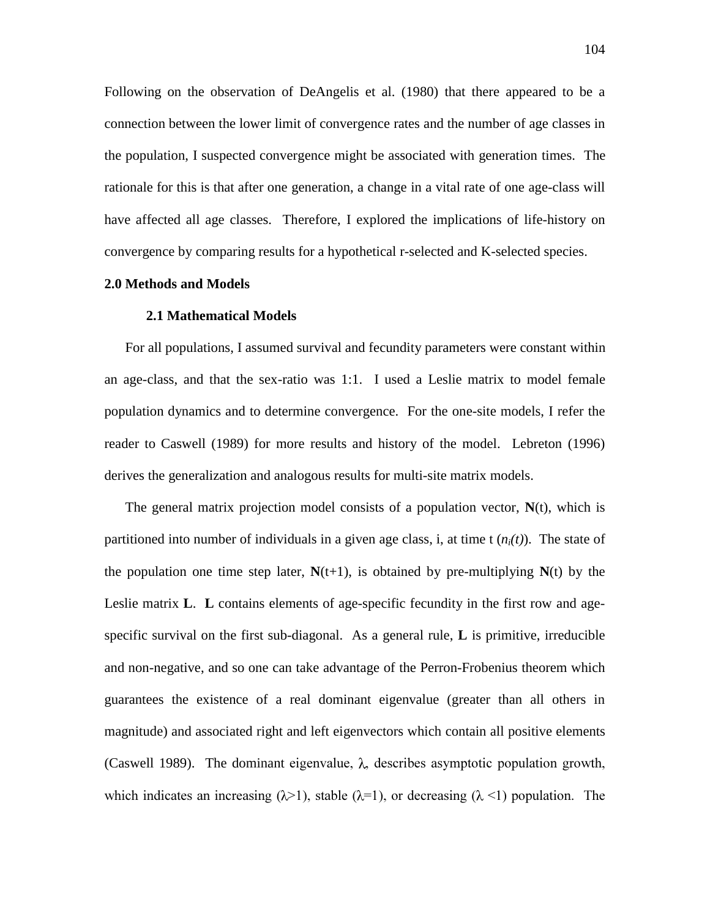Following on the observation of DeAngelis et al. (1980) that there appeared to be a connection between the lower limit of convergence rates and the number of age classes in the population, I suspected convergence might be associated with generation times. The rationale for this is that after one generation, a change in a vital rate of one age-class will have affected all age classes. Therefore, I explored the implications of life-history on convergence by comparing results for a hypothetical r-selected and K-selected species.

## 2.0 Methods and Models

### 2.1 Mathematical Models

For all populations, I assumed survival and fecundity parameters were constant within an age-class, and that the sex-ratio was 1:1. I used a Leslie matrix to model female population dynamics and to determine convergence. For the one-site models, I refer the reader to Caswell (1989) for more results and history of the model. Lebreton (1996) derives the generalization and analogous results for multi-site matrix models.

The general matrix projection model consists of a population vector, $\mathbf{N}(t)$, which is partitioned into number of individuals in a given age class, i, at time t ($n_i(t)$). The state of the population one time step later, $\mathbf{N}(t+1)$, is obtained by pre-multiplying $\mathbf{N}(t)$ by the Leslie matrix $\mathbf{L}$. $\mathbf{L}$ contains elements of age-specific fecundity in the first row and age-specific survival on the first sub-diagonal. As a general rule, $\mathbf{L}$ is primitive, irreducible and non-negative, and so one can take advantage of the Perron-Frobenius theorem which guarantees the existence of a real dominant eigenvalue (greater than all others in magnitude) and associated right and left eigenvectors which contain all positive elements (Caswell 1989). The dominant eigenvalue, $\lambda$, describes asymptotic population growth, which indicates an increasing ($\lambda>1$), stable ($\lambda=1$), or decreasing ($\lambda<1$) population. The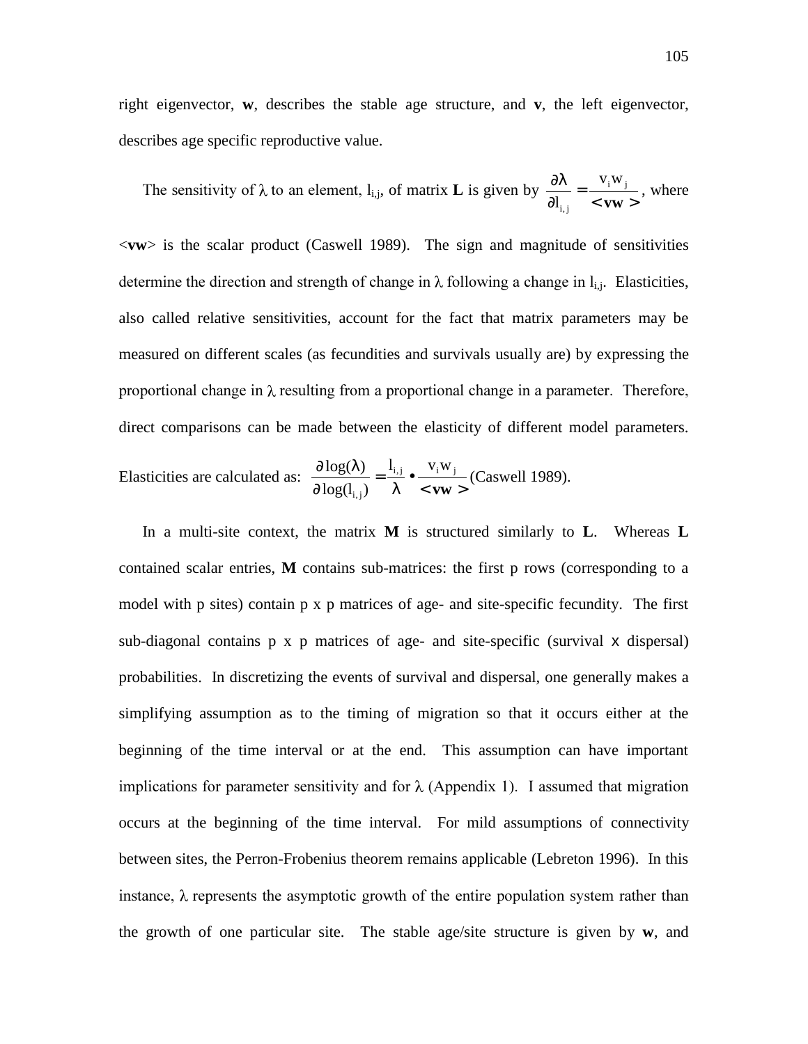right eigenvector, **w**, describes the stable age structure, and **v**, the left eigenvector, describes age specific reproductive value.

The sensitivity of $\lambda$ to an element, $l_{i,j}$, of matrix **L** is given by $\frac{\partial \lambda}{\partial l_{i,j}} = \frac{v_i w_j}{<\mathbf{vw}>}$, where $<\mathbf{vw}>$ is the scalar product (Caswell 1989). The sign and magnitude of sensitivities determine the direction and strength of change in $\lambda$ following a change in $l_{i,j}$. Elasticities, also called relative sensitivities, account for the fact that matrix parameters may be measured on different scales (as fecundities and survivals usually are) by expressing the proportional change in $\lambda$ resulting from a proportional change in a parameter. Therefore, direct comparisons can be made between the elasticity of different model parameters. Elasticities are calculated as: $\frac{\partial \log(\lambda)}{\partial \log(l_{i,j})} = \frac{l_{i,j}}{\lambda} \bullet \frac{v_i w_j}{<\mathbf{vw}>}$ (Caswell 1989).

In a multi-site context, the matrix **M** is structured similarly to **L**. Whereas **L** contained scalar entries, **M** contains sub-matrices: the first p rows (corresponding to a model with p sites) contain p x p matrices of age- and site-specific fecundity. The first sub-diagonal contains p x p matrices of age- and site-specific (survival x dispersal) probabilities. In discretizing the events of survival and dispersal, one generally makes a simplifying assumption as to the timing of migration so that it occurs either at the beginning of the time interval or at the end. This assumption can have important implications for parameter sensitivity and for $\lambda$ (Appendix 1). I assumed that migration occurs at the beginning of the time interval. For mild assumptions of connectivity between sites, the Perron-Frobenius theorem remains applicable (Lebreton 1996). In this instance, $\lambda$ represents the asymptotic growth of the entire population system rather than the growth of one particular site. The stable age/site structure is given by **w**, and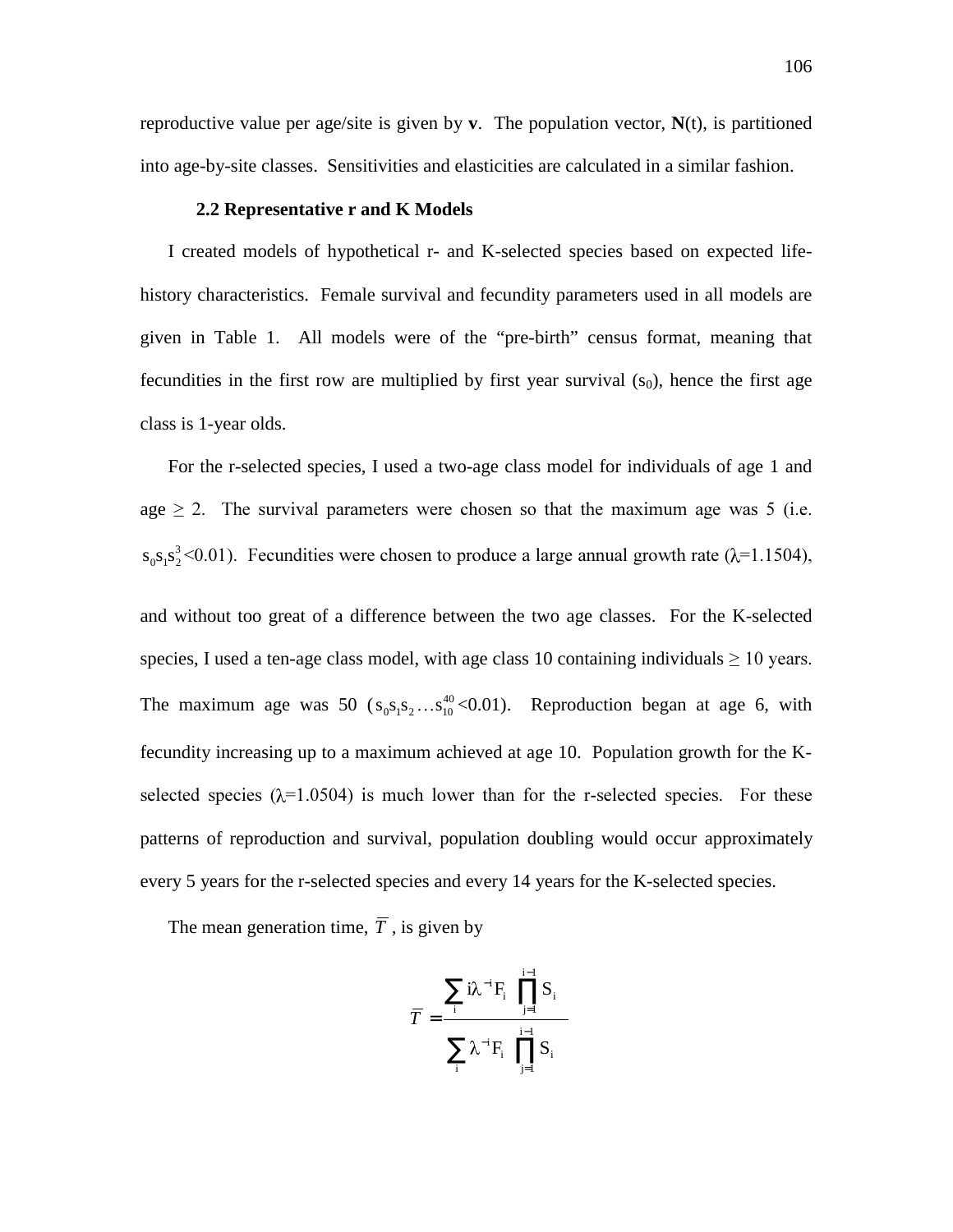reproductive value per age/site is given by **v**. The population vector, **N**(t), is partitioned into age-by-site classes. Sensitivities and elasticities are calculated in a similar fashion.

### 2.2 Representative r and K Models

I created models of hypothetical r- and K-selected species based on expected life-history characteristics. Female survival and fecundity parameters used in all models are given in Table 1. All models were of the "pre-birth" census format, meaning that fecundities in the first row are multiplied by first year survival ($s_0$), hence the first age class is 1-year olds.

For the r-selected species, I used a two-age class model for individuals of age 1 and age ≥ 2. The survival parameters were chosen so that the maximum age was 5 (i.e. $s_0 s_1 s_2^3$<0.01). Fecundities were chosen to produce a large annual growth rate ($\lambda$=1.1504), and without too great of a difference between the two age classes. For the K-selected species, I used a ten-age class model, with age class 10 containing individuals ≥ 10 years. The maximum age was 50 ($s_0 s_1 s_2 \ldots s_{10}^{40}$<0.01). Reproduction began at age 6, with fecundity increasing up to a maximum achieved at age 10. Population growth for the K-selected species ($\lambda$=1.0504) is much lower than for the r-selected species. For these patterns of reproduction and survival, population doubling would occur approximately every 5 years for the r-selected species and every 14 years for the K-selected species.

The mean generation time, $\overline{T}$, is given by

$$\overline{T} = \frac{\sum_i i\lambda^{-i} F_i \prod_{j=1}^{i-1} S_i}{\sum_i \lambda^{-i} F_i \prod_{j=1}^{i-1} S_i}$$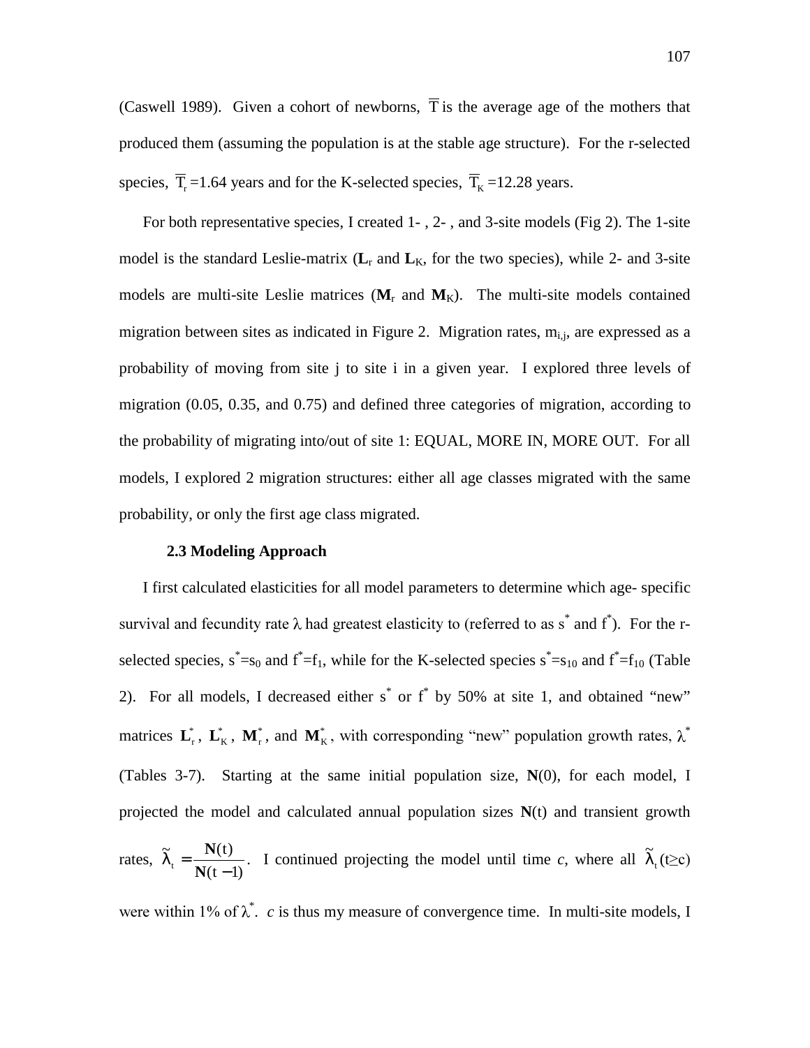(Caswell 1989). Given a cohort of newborns, $\overline{T}$ is the average age of the mothers that produced them (assuming the population is at the stable age structure). For the r-selected species, $\overline{T}_r$ =1.64 years and for the K-selected species, $\overline{T}_K$ =12.28 years.

For both representative species, I created 1- , 2- , and 3-site models (Fig 2). The 1-site model is the standard Leslie-matrix ($\mathbf{L}_r$ and $\mathbf{L}_K$, for the two species), while 2- and 3-site models are multi-site Leslie matrices ($\mathbf{M}_r$ and $\mathbf{M}_K$). The multi-site models contained migration between sites as indicated in Figure 2. Migration rates, $m_{i,j}$, are expressed as a probability of moving from site j to site i in a given year. I explored three levels of migration (0.05, 0.35, and 0.75) and defined three categories of migration, according to the probability of migrating into/out of site 1: EQUAL, MORE IN, MORE OUT. For all models, I explored 2 migration structures: either all age classes migrated with the same probability, or only the first age class migrated.

### 2.3 Modeling Approach

I first calculated elasticities for all model parameters to determine which age- specific survival and fecundity rate $\lambda$ had greatest elasticity to (referred to as $s^*$ and $f^*$). For the r-selected species, $s^*=s_0$ and $f^*=f_1$, while for the K-selected species $s^*=s_{10}$ and $f^*=f_{10}$ (Table 2). For all models, I decreased either $s^*$ or $f^*$ by 50% at site 1, and obtained "new" matrices $\mathbf{L}_r^*$, $\mathbf{L}_K^*$, $\mathbf{M}_r^*$, and $\mathbf{M}_K^*$, with corresponding "new" population growth rates, $\lambda^*$ (Tables 3-7). Starting at the same initial population size, $\mathbf{N}(0)$, for each model, I projected the model and calculated annual population sizes $\mathbf{N}(t)$ and transient growth rates, $\tilde{\lambda}_t = \dfrac{\mathbf{N}(t)}{\mathbf{N}(t-1)}$. I continued projecting the model until time *c*, where all $\tilde{\lambda}_t$ $(t \geq c)$ were within 1% of $\lambda^*$. *c* is thus my measure of convergence time. In multi-site models, I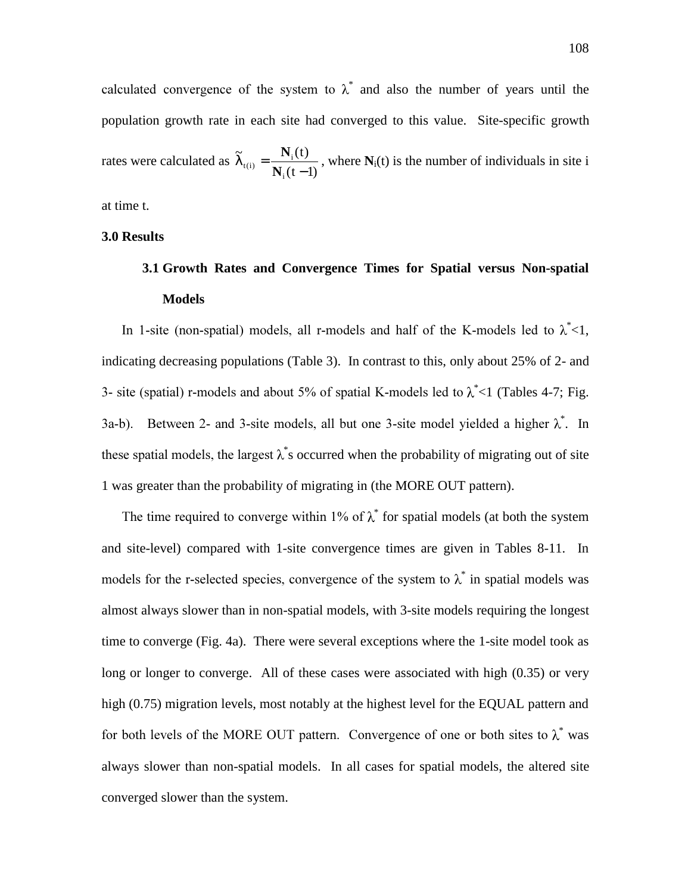calculated convergence of the system to $\lambda^*$ and also the number of years until the population growth rate in each site had converged to this value. Site-specific growth rates were calculated as $\tilde{\lambda}_{t(i)} = \frac{\mathbf{N}_i(t)}{\mathbf{N}_i(t-1)}$, where $\mathbf{N}_i(t)$ is the number of individuals in site i at time t.

## 3.0 Results

### 3.1 Growth Rates and Convergence Times for Spatial versus Non-spatial Models

In 1-site (non-spatial) models, all r-models and half of the K-models led to $\lambda^*<1$, indicating decreasing populations (Table 3). In contrast to this, only about 25% of 2- and 3- site (spatial) r-models and about 5% of spatial K-models led to $\lambda^*<1$ (Tables 4-7; Fig. 3a-b). Between 2- and 3-site models, all but one 3-site model yielded a higher $\lambda^*$. In these spatial models, the largest $\lambda^*$s occurred when the probability of migrating out of site 1 was greater than the probability of migrating in (the MORE OUT pattern).

The time required to converge within 1% of $\lambda^*$ for spatial models (at both the system and site-level) compared with 1-site convergence times are given in Tables 8-11. In models for the r-selected species, convergence of the system to $\lambda^*$ in spatial models was almost always slower than in non-spatial models, with 3-site models requiring the longest time to converge (Fig. 4a). There were several exceptions where the 1-site model took as long or longer to converge. All of these cases were associated with high (0.35) or very high (0.75) migration levels, most notably at the highest level for the EQUAL pattern and for both levels of the MORE OUT pattern. Convergence of one or both sites to $\lambda^*$ was always slower than non-spatial models. In all cases for spatial models, the altered site converged slower than the system.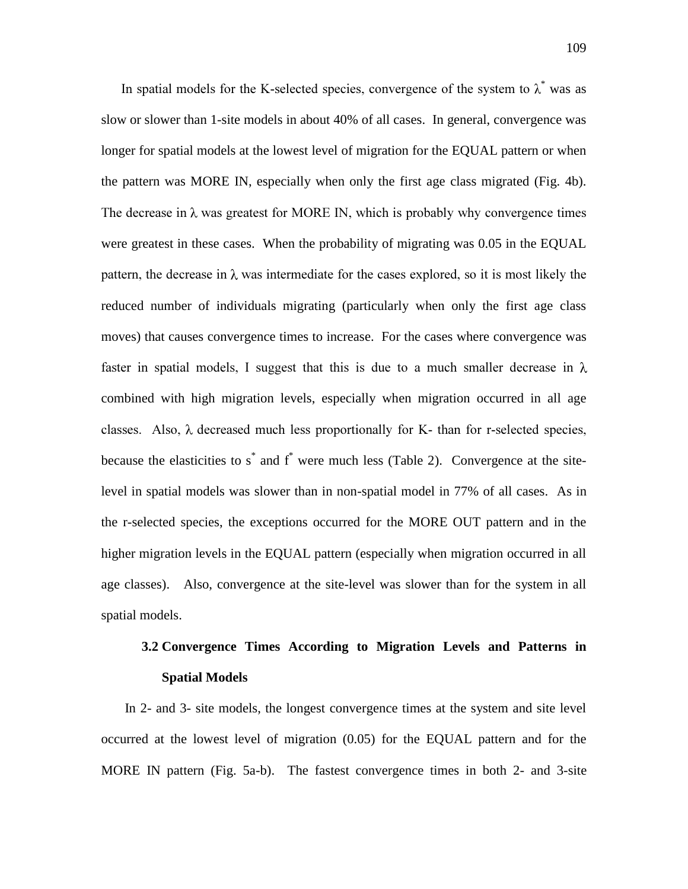In spatial models for the K-selected species, convergence of the system to $\lambda^*$ was as slow or slower than 1-site models in about 40% of all cases. In general, convergence was longer for spatial models at the lowest level of migration for the EQUAL pattern or when the pattern was MORE IN, especially when only the first age class migrated (Fig. 4b). The decrease in $\lambda$ was greatest for MORE IN, which is probably why convergence times were greatest in these cases. When the probability of migrating was 0.05 in the EQUAL pattern, the decrease in $\lambda$ was intermediate for the cases explored, so it is most likely the reduced number of individuals migrating (particularly when only the first age class moves) that causes convergence times to increase. For the cases where convergence was faster in spatial models, I suggest that this is due to a much smaller decrease in $\lambda$ combined with high migration levels, especially when migration occurred in all age classes. Also, $\lambda$ decreased much less proportionally for K- than for r-selected species, because the elasticities to $s^*$ and $f^*$ were much less (Table 2). Convergence at the site-level in spatial models was slower than in non-spatial model in 77% of all cases. As in the r-selected species, the exceptions occurred for the MORE OUT pattern and in the higher migration levels in the EQUAL pattern (especially when migration occurred in all age classes). Also, convergence at the site-level was slower than for the system in all spatial models.

### 3.2 Convergence Times According to Migration Levels and Patterns in Spatial Models

In 2- and 3- site models, the longest convergence times at the system and site level occurred at the lowest level of migration (0.05) for the EQUAL pattern and for the MORE IN pattern (Fig. 5a-b). The fastest convergence times in both 2- and 3-site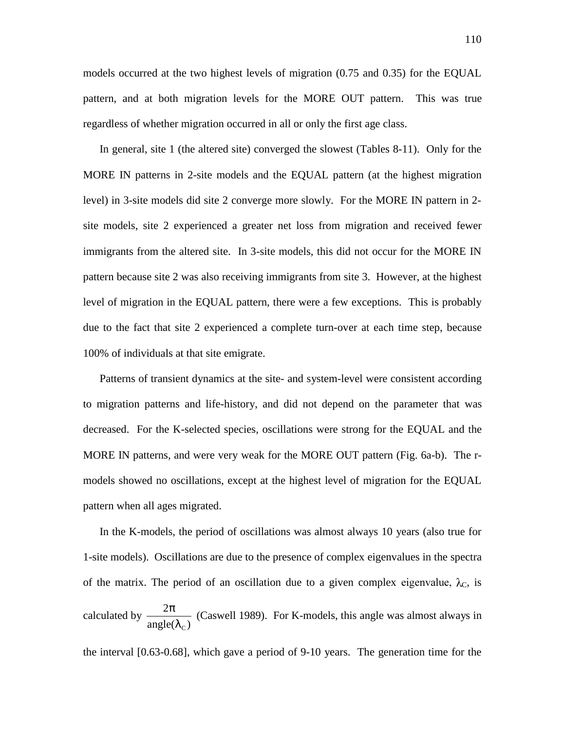models occurred at the two highest levels of migration (0.75 and 0.35) for the EQUAL pattern, and at both migration levels for the MORE OUT pattern. This was true regardless of whether migration occurred in all or only the first age class.

In general, site 1 (the altered site) converged the slowest (Tables 8-11). Only for the MORE IN patterns in 2-site models and the EQUAL pattern (at the highest migration level) in 3-site models did site 2 converge more slowly. For the MORE IN pattern in 2-site models, site 2 experienced a greater net loss from migration and received fewer immigrants from the altered site. In 3-site models, this did not occur for the MORE IN pattern because site 2 was also receiving immigrants from site 3. However, at the highest level of migration in the EQUAL pattern, there were a few exceptions. This is probably due to the fact that site 2 experienced a complete turn-over at each time step, because 100% of individuals at that site emigrate.

Patterns of transient dynamics at the site- and system-level were consistent according to migration patterns and life-history, and did not depend on the parameter that was decreased. For the K-selected species, oscillations were strong for the EQUAL and the MORE IN patterns, and were very weak for the MORE OUT pattern (Fig. 6a-b). The r-models showed no oscillations, except at the highest level of migration for the EQUAL pattern when all ages migrated.

In the K-models, the period of oscillations was almost always 10 years (also true for 1-site models). Oscillations are due to the presence of complex eigenvalues in the spectra of the matrix. The period of an oscillation due to a given complex eigenvalue, $\lambda_C$, is calculated by $\frac{2\pi}{\text{angle}(\lambda_C)}$ (Caswell 1989). For K-models, this angle was almost always in the interval [0.63-0.68], which gave a period of 9-10 years. The generation time for the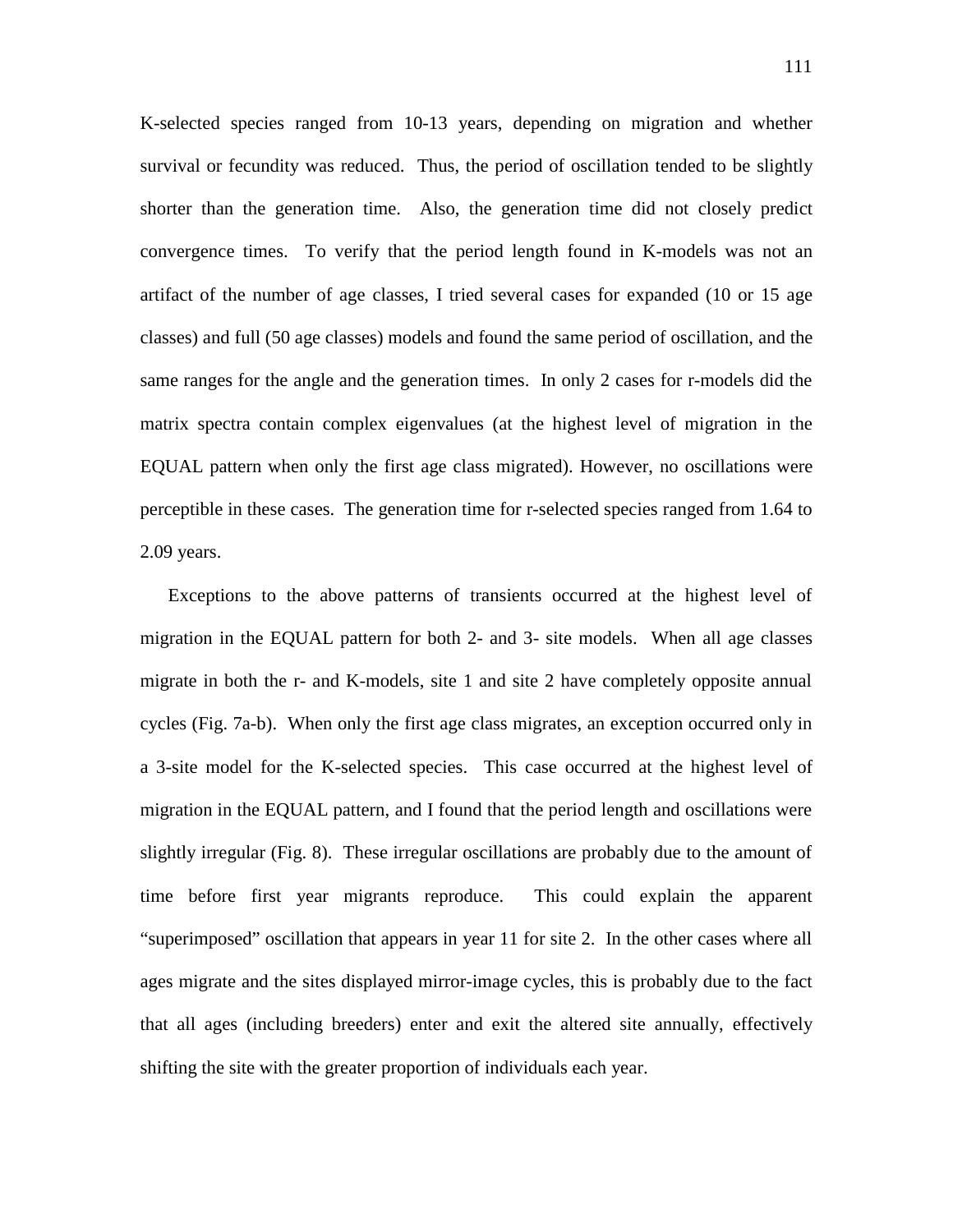K-selected species ranged from 10-13 years, depending on migration and whether survival or fecundity was reduced. Thus, the period of oscillation tended to be slightly shorter than the generation time. Also, the generation time did not closely predict convergence times. To verify that the period length found in K-models was not an artifact of the number of age classes, I tried several cases for expanded (10 or 15 age classes) and full (50 age classes) models and found the same period of oscillation, and the same ranges for the angle and the generation times. In only 2 cases for r-models did the matrix spectra contain complex eigenvalues (at the highest level of migration in the EQUAL pattern when only the first age class migrated). However, no oscillations were perceptible in these cases. The generation time for r-selected species ranged from 1.64 to 2.09 years.

Exceptions to the above patterns of transients occurred at the highest level of migration in the EQUAL pattern for both 2- and 3- site models. When all age classes migrate in both the r- and K-models, site 1 and site 2 have completely opposite annual cycles (Fig. 7a-b). When only the first age class migrates, an exception occurred only in a 3-site model for the K-selected species. This case occurred at the highest level of migration in the EQUAL pattern, and I found that the period length and oscillations were slightly irregular (Fig. 8). These irregular oscillations are probably due to the amount of time before first year migrants reproduce. This could explain the apparent "superimposed" oscillation that appears in year 11 for site 2. In the other cases where all ages migrate and the sites displayed mirror-image cycles, this is probably due to the fact that all ages (including breeders) enter and exit the altered site annually, effectively shifting the site with the greater proportion of individuals each year.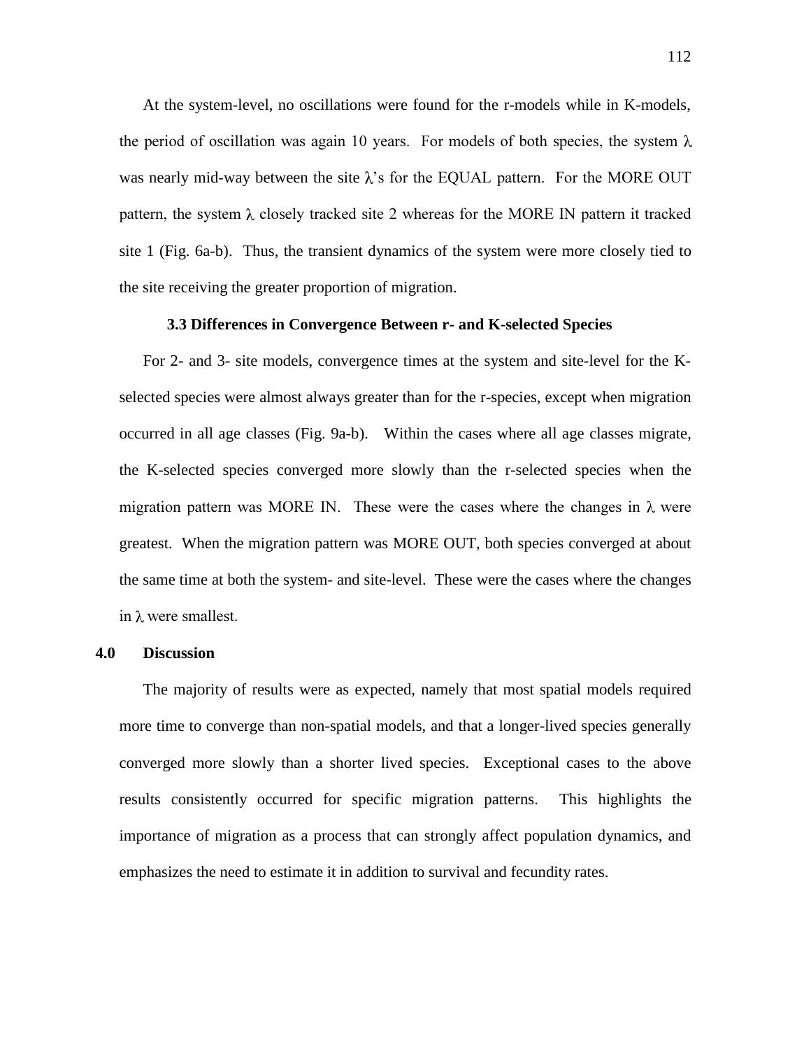At the system-level, no oscillations were found for the r-models while in K-models, the period of oscillation was again 10 years. For models of both species, the system $\lambda$ was nearly mid-way between the site $\lambda$'s for the EQUAL pattern. For the MORE OUT pattern, the system $\lambda$ closely tracked site 2 whereas for the MORE IN pattern it tracked site 1 (Fig. 6a-b). Thus, the transient dynamics of the system were more closely tied to the site receiving the greater proportion of migration.

### 3.3 Differences in Convergence Between r- and K-selected Species

For 2- and 3- site models, convergence times at the system and site-level for the K-selected species were almost always greater than for the r-species, except when migration occurred in all age classes (Fig. 9a-b). Within the cases where all age classes migrate, the K-selected species converged more slowly than the r-selected species when the migration pattern was MORE IN. These were the cases where the changes in $\lambda$ were greatest. When the migration pattern was MORE OUT, both species converged at about the same time at both the system- and site-level. These were the cases where the changes in $\lambda$ were smallest.

## 4.0 Discussion

The majority of results were as expected, namely that most spatial models required more time to converge than non-spatial models, and that a longer-lived species generally converged more slowly than a shorter lived species. Exceptional cases to the above results consistently occurred for specific migration patterns. This highlights the importance of migration as a process that can strongly affect population dynamics, and emphasizes the need to estimate it in addition to survival and fecundity rates.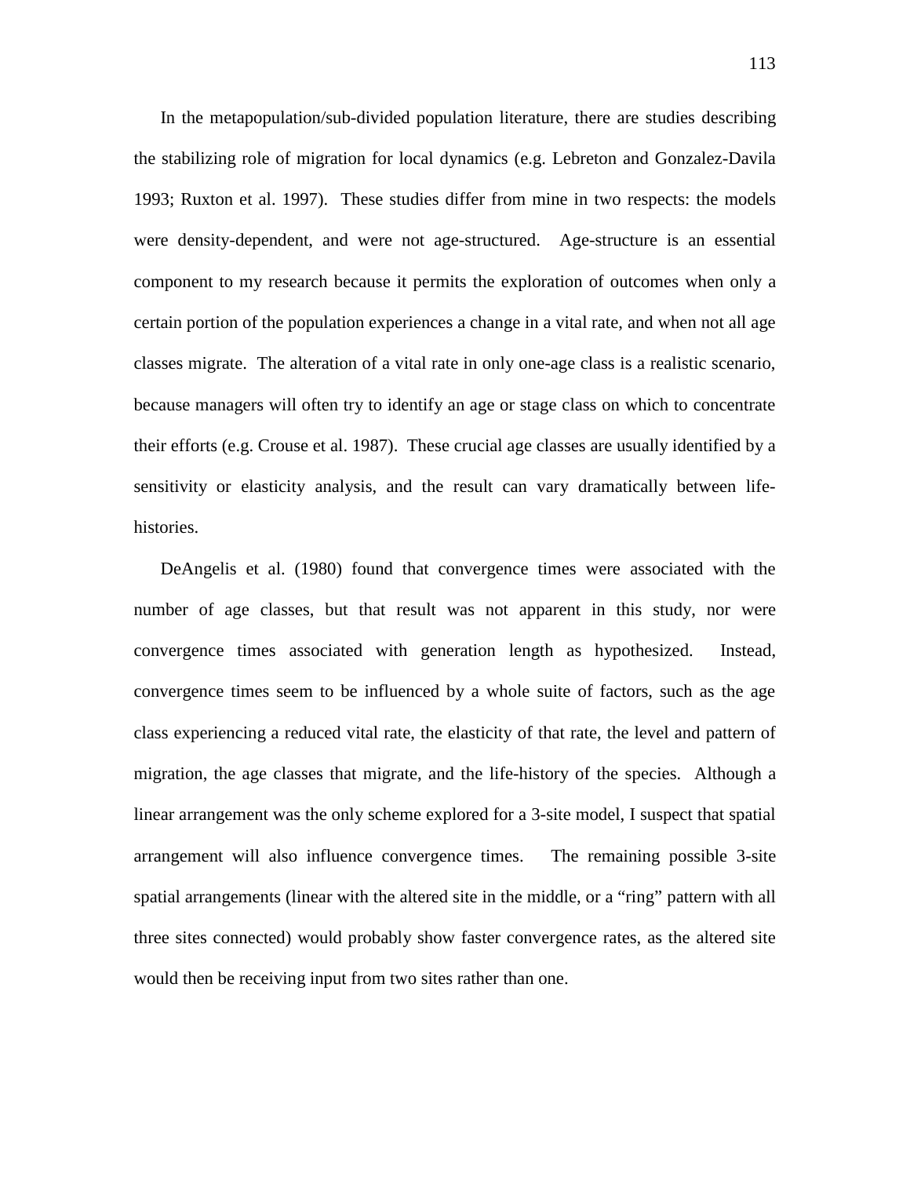In the metapopulation/sub-divided population literature, there are studies describing the stabilizing role of migration for local dynamics (e.g. Lebreton and Gonzalez-Davila 1993; Ruxton et al. 1997). These studies differ from mine in two respects: the models were density-dependent, and were not age-structured. Age-structure is an essential component to my research because it permits the exploration of outcomes when only a certain portion of the population experiences a change in a vital rate, and when not all age classes migrate. The alteration of a vital rate in only one-age class is a realistic scenario, because managers will often try to identify an age or stage class on which to concentrate their efforts (e.g. Crouse et al. 1987). These crucial age classes are usually identified by a sensitivity or elasticity analysis, and the result can vary dramatically between life-histories.

DeAngelis et al. (1980) found that convergence times were associated with the number of age classes, but that result was not apparent in this study, nor were convergence times associated with generation length as hypothesized. Instead, convergence times seem to be influenced by a whole suite of factors, such as the age class experiencing a reduced vital rate, the elasticity of that rate, the level and pattern of migration, the age classes that migrate, and the life-history of the species. Although a linear arrangement was the only scheme explored for a 3-site model, I suspect that spatial arrangement will also influence convergence times. The remaining possible 3-site spatial arrangements (linear with the altered site in the middle, or a "ring" pattern with all three sites connected) would probably show faster convergence rates, as the altered site would then be receiving input from two sites rather than one.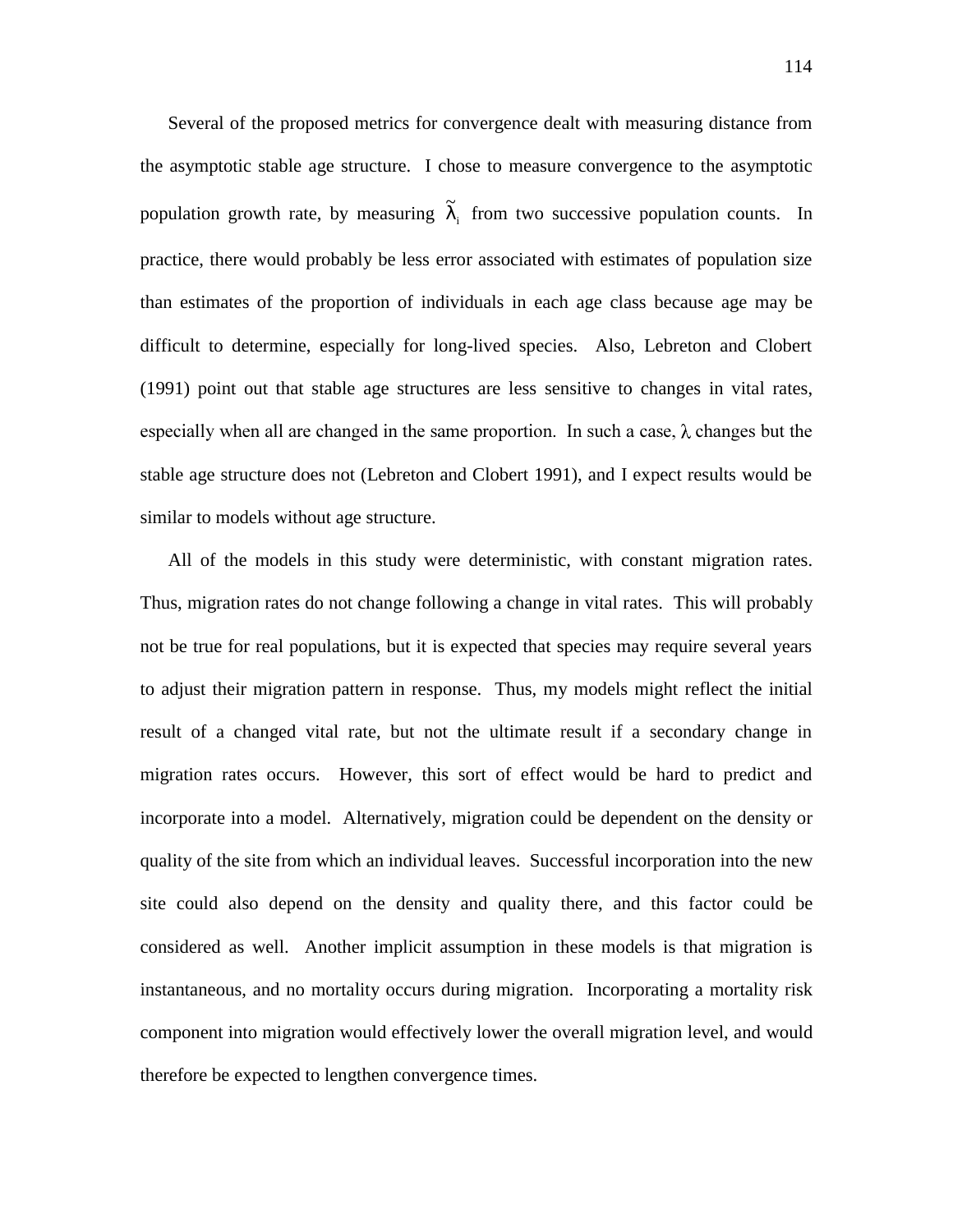Several of the proposed metrics for convergence dealt with measuring distance from the asymptotic stable age structure. I chose to measure convergence to the asymptotic population growth rate, by measuring $\tilde{\lambda}_i$ from two successive population counts. In practice, there would probably be less error associated with estimates of population size than estimates of the proportion of individuals in each age class because age may be difficult to determine, especially for long-lived species. Also, Lebreton and Clobert (1991) point out that stable age structures are less sensitive to changes in vital rates, especially when all are changed in the same proportion. In such a case, $\lambda$ changes but the stable age structure does not (Lebreton and Clobert 1991), and I expect results would be similar to models without age structure.

All of the models in this study were deterministic, with constant migration rates. Thus, migration rates do not change following a change in vital rates. This will probably not be true for real populations, but it is expected that species may require several years to adjust their migration pattern in response. Thus, my models might reflect the initial result of a changed vital rate, but not the ultimate result if a secondary change in migration rates occurs. However, this sort of effect would be hard to predict and incorporate into a model. Alternatively, migration could be dependent on the density or quality of the site from which an individual leaves. Successful incorporation into the new site could also depend on the density and quality there, and this factor could be considered as well. Another implicit assumption in these models is that migration is instantaneous, and no mortality occurs during migration. Incorporating a mortality risk component into migration would effectively lower the overall migration level, and would therefore be expected to lengthen convergence times.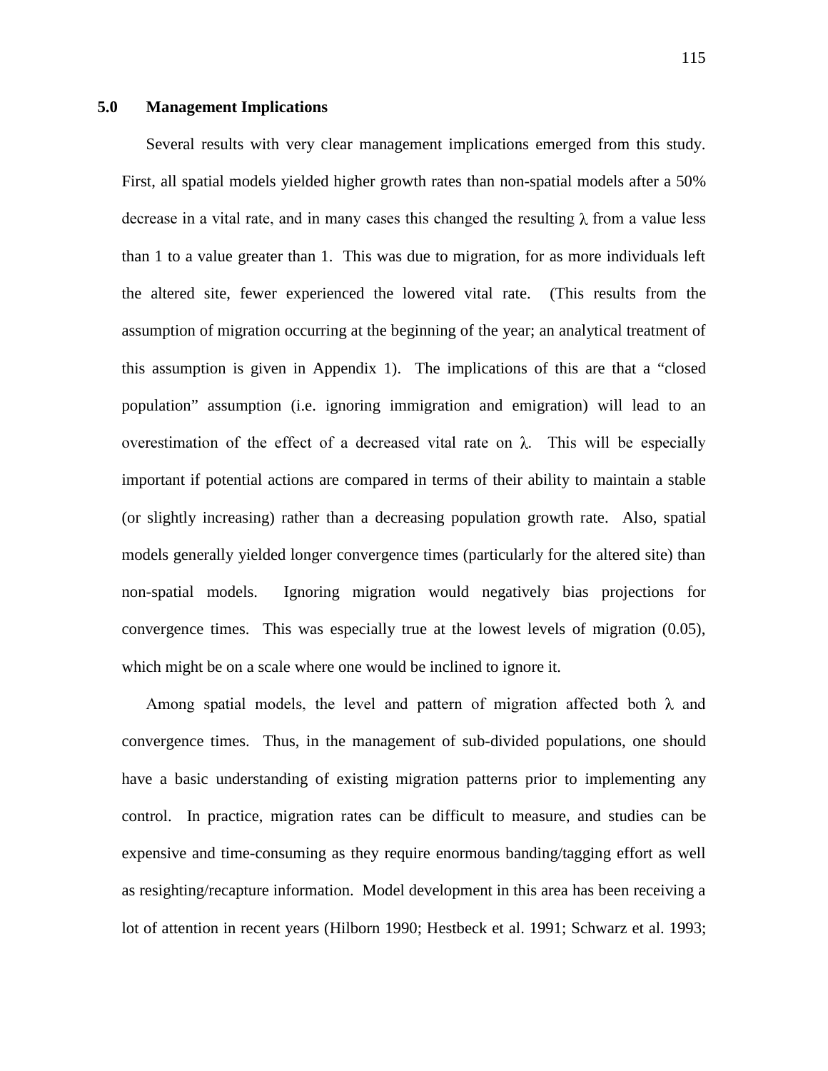## 5.0 Management Implications

Several results with very clear management implications emerged from this study. First, all spatial models yielded higher growth rates than non-spatial models after a 50% decrease in a vital rate, and in many cases this changed the resulting $\lambda$ from a value less than 1 to a value greater than 1. This was due to migration, for as more individuals left the altered site, fewer experienced the lowered vital rate. (This results from the assumption of migration occurring at the beginning of the year; an analytical treatment of this assumption is given in Appendix 1). The implications of this are that a "closed population" assumption (i.e. ignoring immigration and emigration) will lead to an overestimation of the effect of a decreased vital rate on $\lambda$. This will be especially important if potential actions are compared in terms of their ability to maintain a stable (or slightly increasing) rather than a decreasing population growth rate. Also, spatial models generally yielded longer convergence times (particularly for the altered site) than non-spatial models. Ignoring migration would negatively bias projections for convergence times. This was especially true at the lowest levels of migration (0.05), which might be on a scale where one would be inclined to ignore it.

Among spatial models, the level and pattern of migration affected both $\lambda$ and convergence times. Thus, in the management of sub-divided populations, one should have a basic understanding of existing migration patterns prior to implementing any control. In practice, migration rates can be difficult to measure, and studies can be expensive and time-consuming as they require enormous banding/tagging effort as well as resighting/recapture information. Model development in this area has been receiving a lot of attention in recent years (Hilborn 1990; Hestbeck et al. 1991; Schwarz et al. 1993;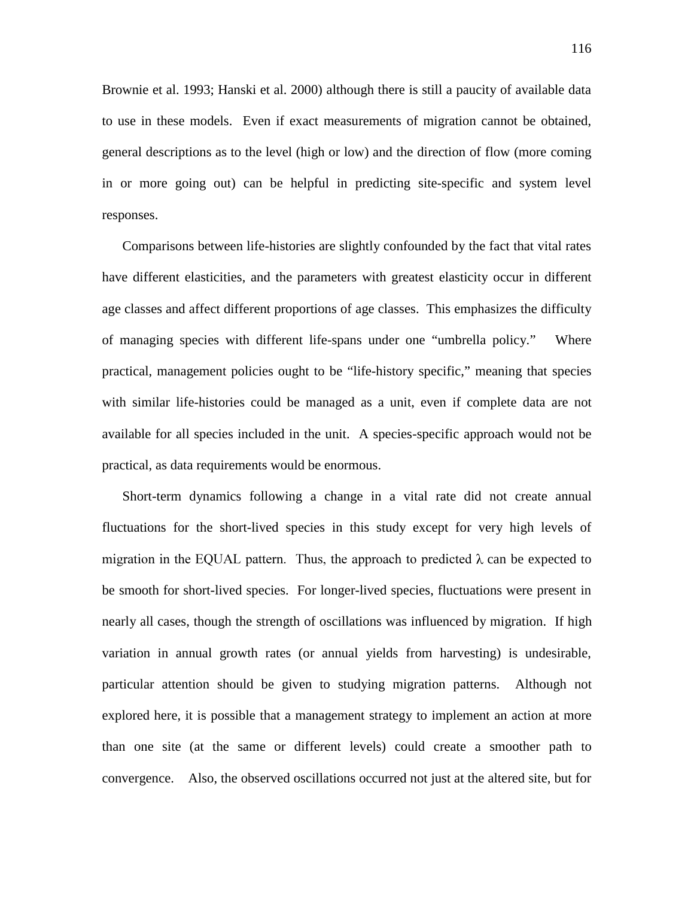Brownie et al. 1993; Hanski et al. 2000) although there is still a paucity of available data to use in these models. Even if exact measurements of migration cannot be obtained, general descriptions as to the level (high or low) and the direction of flow (more coming in or more going out) can be helpful in predicting site-specific and system level responses.

Comparisons between life-histories are slightly confounded by the fact that vital rates have different elasticities, and the parameters with greatest elasticity occur in different age classes and affect different proportions of age classes. This emphasizes the difficulty of managing species with different life-spans under one "umbrella policy." Where practical, management policies ought to be "life-history specific," meaning that species with similar life-histories could be managed as a unit, even if complete data are not available for all species included in the unit. A species-specific approach would not be practical, as data requirements would be enormous.

Short-term dynamics following a change in a vital rate did not create annual fluctuations for the short-lived species in this study except for very high levels of migration in the EQUAL pattern. Thus, the approach to predicted $\lambda$ can be expected to be smooth for short-lived species. For longer-lived species, fluctuations were present in nearly all cases, though the strength of oscillations was influenced by migration. If high variation in annual growth rates (or annual yields from harvesting) is undesirable, particular attention should be given to studying migration patterns. Although not explored here, it is possible that a management strategy to implement an action at more than one site (at the same or different levels) could create a smoother path to convergence. Also, the observed oscillations occurred not just at the altered site, but for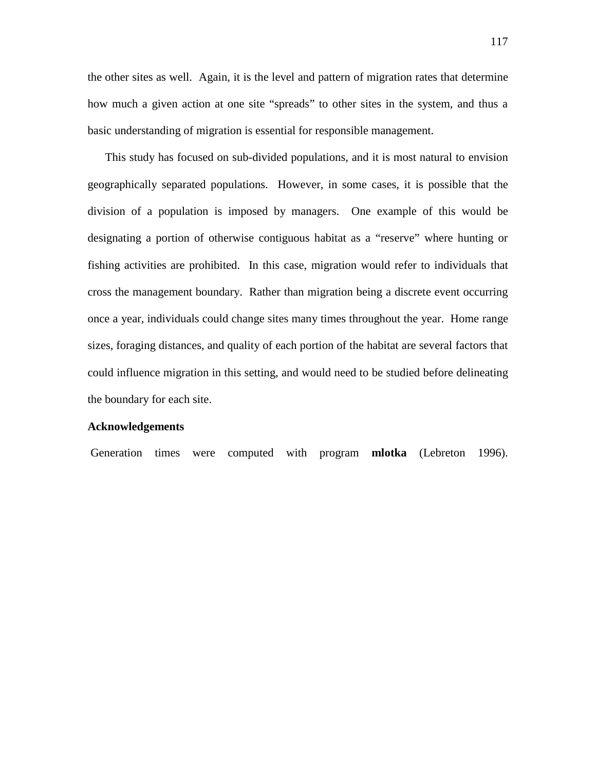the other sites as well.  Again, it is the level and pattern of migration rates that determine how much a given action at one site "spreads" to other sites in the system, and thus a basic understanding of migration is essential for responsible management.

This study has focused on sub-divided populations, and it is most natural to envision geographically separated populations.  However, in some cases, it is possible that the division of a population is imposed by managers.  One example of this would be designating a portion of otherwise contiguous habitat as a "reserve" where hunting or fishing activities are prohibited.  In this case, migration would refer to individuals that cross the management boundary.  Rather than migration being a discrete event occurring once a year, individuals could change sites many times throughout the year.  Home range sizes, foraging distances, and quality of each portion of the habitat are several factors that could influence migration in this setting, and would need to be studied before delineating the boundary for each site.

**Acknowledgements**

Generation times were computed with program **mlotka** (Lebreton 1996).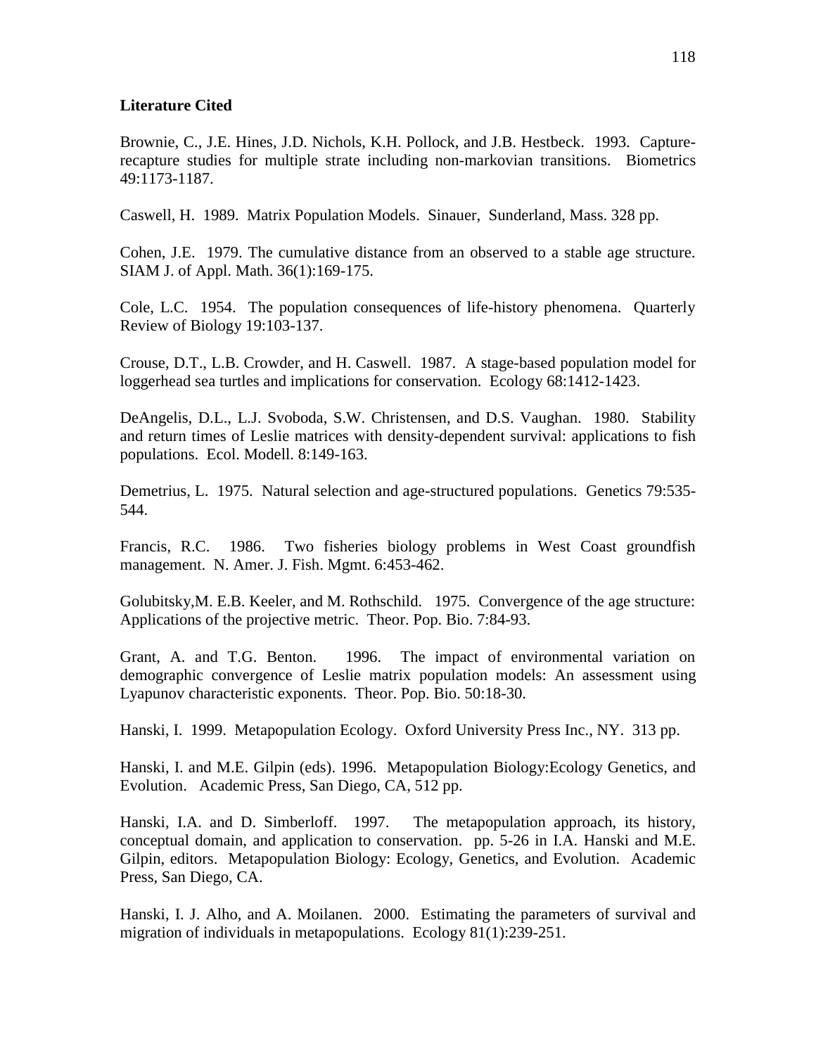**Literature Cited**

Brownie, C., J.E. Hines, J.D. Nichols, K.H. Pollock, and J.B. Hestbeck. 1993. Capture-recapture studies for multiple strate including non-markovian transitions. Biometrics 49:1173-1187.

Caswell, H. 1989. Matrix Population Models. Sinauer, Sunderland, Mass. 328 pp.

Cohen, J.E. 1979. The cumulative distance from an observed to a stable age structure. SIAM J. of Appl. Math. 36(1):169-175.

Cole, L.C. 1954. The population consequences of life-history phenomena. Quarterly Review of Biology 19:103-137.

Crouse, D.T., L.B. Crowder, and H. Caswell. 1987. A stage-based population model for loggerhead sea turtles and implications for conservation. Ecology 68:1412-1423.

DeAngelis, D.L., L.J. Svoboda, S.W. Christensen, and D.S. Vaughan. 1980. Stability and return times of Leslie matrices with density-dependent survival: applications to fish populations. Ecol. Modell. 8:149-163.

Demetrius, L. 1975. Natural selection and age-structured populations. Genetics 79:535-544.

Francis, R.C. 1986. Two fisheries biology problems in West Coast groundfish management. N. Amer. J. Fish. Mgmt. 6:453-462.

Golubitsky,M. E.B. Keeler, and M. Rothschild. 1975. Convergence of the age structure: Applications of the projective metric. Theor. Pop. Bio. 7:84-93.

Grant, A. and T.G. Benton. 1996. The impact of environmental variation on demographic convergence of Leslie matrix population models: An assessment using Lyapunov characteristic exponents. Theor. Pop. Bio. 50:18-30.

Hanski, I. 1999. Metapopulation Ecology. Oxford University Press Inc., NY. 313 pp.

Hanski, I. and M.E. Gilpin (eds). 1996. Metapopulation Biology:Ecology Genetics, and Evolution. Academic Press, San Diego, CA, 512 pp.

Hanski, I.A. and D. Simberloff. 1997. The metapopulation approach, its history, conceptual domain, and application to conservation. pp. 5-26 in I.A. Hanski and M.E. Gilpin, editors. Metapopulation Biology: Ecology, Genetics, and Evolution. Academic Press, San Diego, CA.

Hanski, I. J. Alho, and A. Moilanen. 2000. Estimating the parameters of survival and migration of individuals in metapopulations. Ecology 81(1):239-251.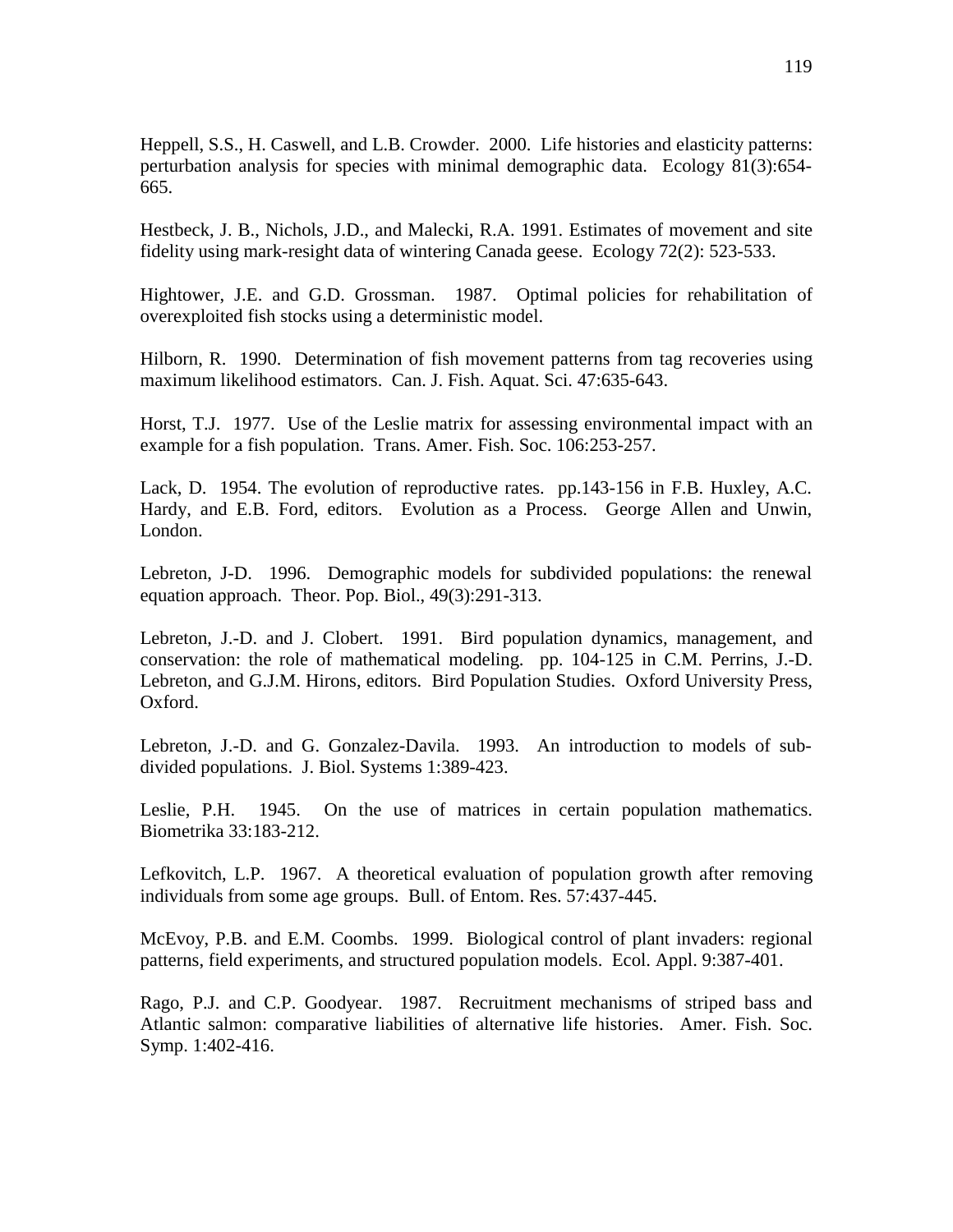Heppell, S.S., H. Caswell, and L.B. Crowder. 2000. Life histories and elasticity patterns: perturbation analysis for species with minimal demographic data. Ecology 81(3):654-665.

Hestbeck, J. B., Nichols, J.D., and Malecki, R.A. 1991. Estimates of movement and site fidelity using mark-resight data of wintering Canada geese. Ecology 72(2): 523-533.

Hightower, J.E. and G.D. Grossman. 1987. Optimal policies for rehabilitation of overexploited fish stocks using a deterministic model.

Hilborn, R. 1990. Determination of fish movement patterns from tag recoveries using maximum likelihood estimators. Can. J. Fish. Aquat. Sci. 47:635-643.

Horst, T.J. 1977. Use of the Leslie matrix for assessing environmental impact with an example for a fish population. Trans. Amer. Fish. Soc. 106:253-257.

Lack, D. 1954. The evolution of reproductive rates. pp.143-156 in F.B. Huxley, A.C. Hardy, and E.B. Ford, editors. Evolution as a Process. George Allen and Unwin, London.

Lebreton, J-D. 1996. Demographic models for subdivided populations: the renewal equation approach. Theor. Pop. Biol., 49(3):291-313.

Lebreton, J.-D. and J. Clobert. 1991. Bird population dynamics, management, and conservation: the role of mathematical modeling. pp. 104-125 in C.M. Perrins, J.-D. Lebreton, and G.J.M. Hirons, editors. Bird Population Studies. Oxford University Press, Oxford.

Lebreton, J.-D. and G. Gonzalez-Davila. 1993. An introduction to models of sub-divided populations. J. Biol. Systems 1:389-423.

Leslie, P.H. 1945. On the use of matrices in certain population mathematics. Biometrika 33:183-212.

Lefkovitch, L.P. 1967. A theoretical evaluation of population growth after removing individuals from some age groups. Bull. of Entom. Res. 57:437-445.

McEvoy, P.B. and E.M. Coombs. 1999. Biological control of plant invaders: regional patterns, field experiments, and structured population models. Ecol. Appl. 9:387-401.

Rago, P.J. and C.P. Goodyear. 1987. Recruitment mechanisms of striped bass and Atlantic salmon: comparative liabilities of alternative life histories. Amer. Fish. Soc. Symp. 1:402-416.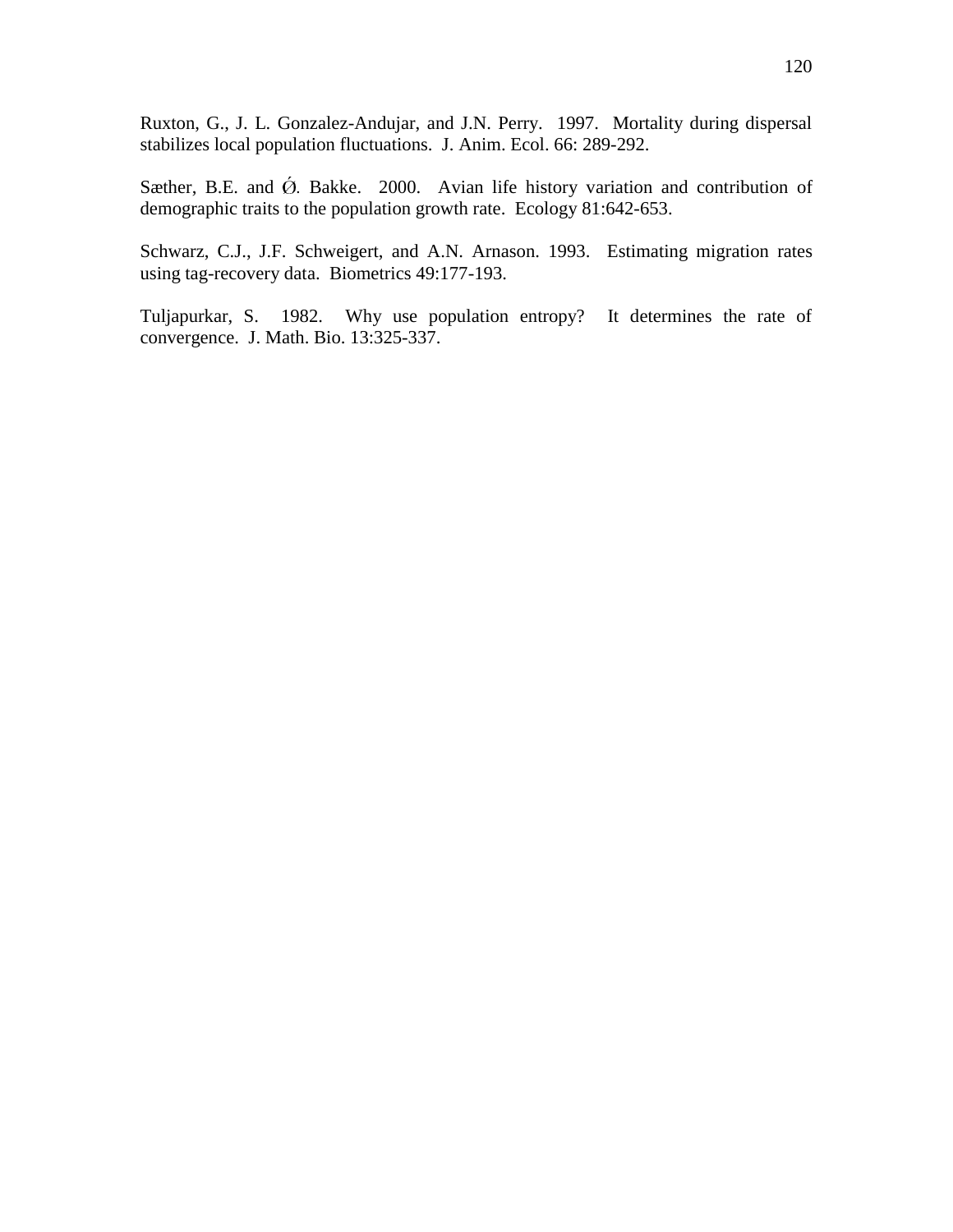Ruxton, G., J. L. Gonzalez-Andujar, and J.N. Perry. 1997. Mortality during dispersal stabilizes local population fluctuations. J. Anim. Ecol. 66: 289-292.

Sæther, B.E. and Ǿ. Bakke. 2000. Avian life history variation and contribution of demographic traits to the population growth rate. Ecology 81:642-653.

Schwarz, C.J., J.F. Schweigert, and A.N. Arnason. 1993. Estimating migration rates using tag-recovery data. Biometrics 49:177-193.

Tuljapurkar, S. 1982. Why use population entropy? It determines the rate of convergence. J. Math. Bio. 13:325-337.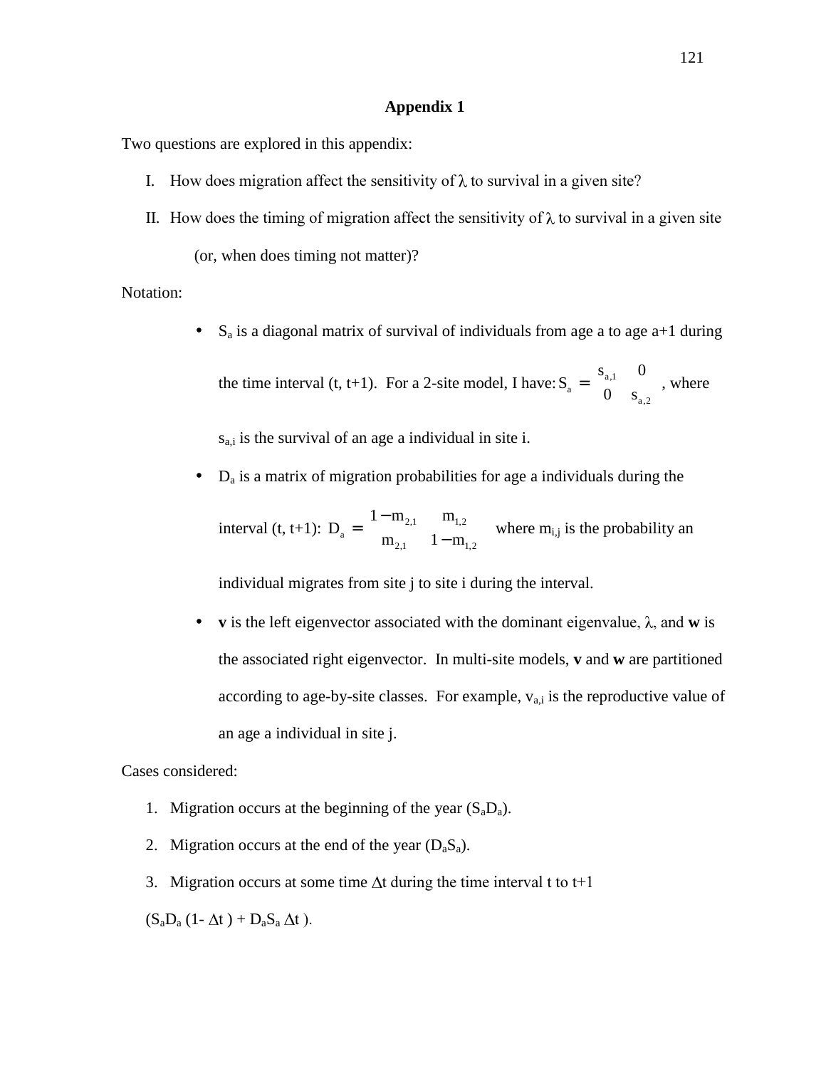# Appendix 1

Two questions are explored in this appendix:

I. How does migration affect the sensitivity of $\lambda$ to survival in a given site?

II. How does the timing of migration affect the sensitivity of $\lambda$ to survival in a given site (or, when does timing not matter)?

Notation:

- $S_a$ is a diagonal matrix of survival of individuals from age a to age a+1 during the time interval (t, t+1). For a 2-site model, I have: $S_a = \begin{bmatrix} s_{a,1} & 0 \\ 0 & s_{a,2} \end{bmatrix}$, where $s_{a,i}$ is the survival of an age a individual in site i.
- $D_a$ is a matrix of migration probabilities for age a individuals during the interval (t, t+1): $D_a = \begin{bmatrix} 1-m_{2,1} & m_{1,2} \\ m_{2,1} & 1-m_{1,2} \end{bmatrix}$ where $m_{i,j}$ is the probability an individual migrates from site j to site i during the interval.
- **v** is the left eigenvector associated with the dominant eigenvalue, $\lambda$, and **w** is the associated right eigenvector. In multi-site models, **v** and **w** are partitioned according to age-by-site classes. For example, $v_{a,i}$ is the reproductive value of an age a individual in site j.

Cases considered:

1. Migration occurs at the beginning of the year ($S_aD_a$).
2. Migration occurs at the end of the year ($D_aS_a$).
3. Migration occurs at some time $\Delta t$ during the time interval t to t+1 ($S_aD_a (1- \Delta t ) + D_aS_a \Delta t$ ).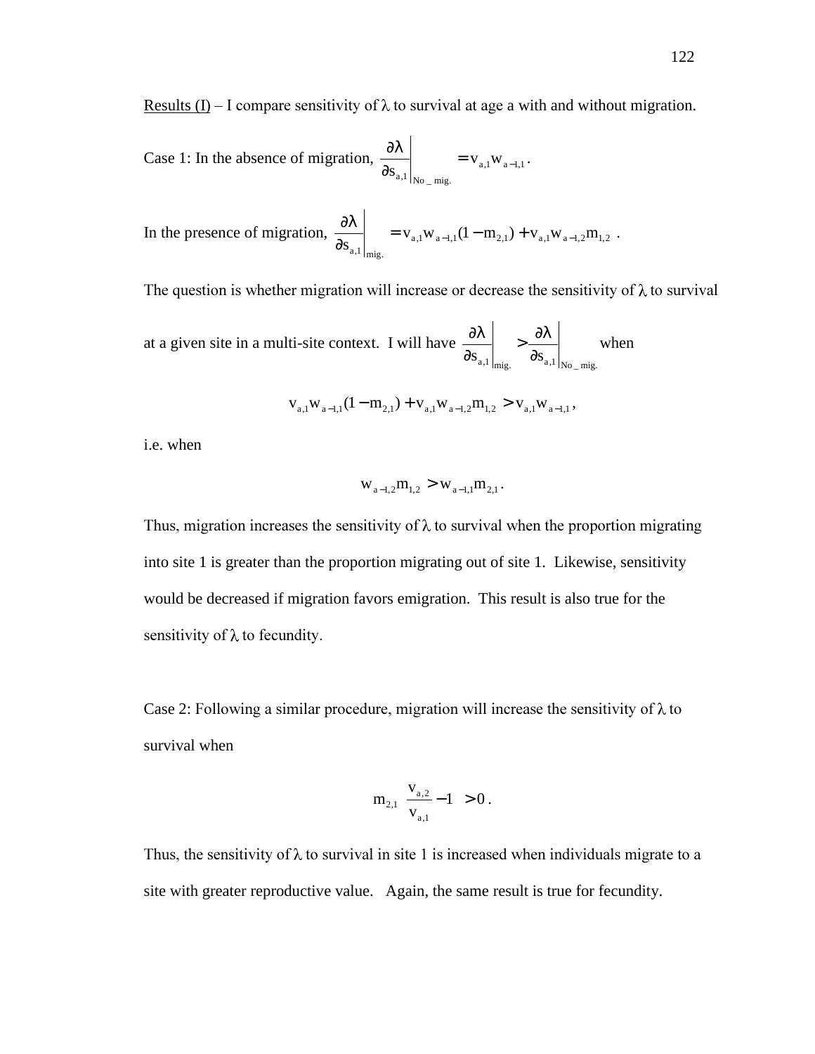<u>Results (I)</u> – I compare sensitivity of $\lambda$ to survival at age a with and without migration.

Case 1: In the absence of migration, $\left.\dfrac{\partial\lambda}{\partial s_{a,1}}\right|_{No\_mig.} = v_{a,1}w_{a-1,1}$.

In the presence of migration, $\left.\dfrac{\partial\lambda}{\partial s_{a,1}}\right|_{mig.} = v_{a,1}w_{a-1,1}(1-m_{2,1}) + v_{a,1}w_{a-1,2}m_{1,2}$ .

The question is whether migration will increase or decrease the sensitivity of $\lambda$ to survival at a given site in a multi-site context. I will have $\left.\dfrac{\partial\lambda}{\partial s_{a,1}}\right|_{mig.} > \left.\dfrac{\partial\lambda}{\partial s_{a,1}}\right|_{No\_mig.}$ when

$$v_{a,1}w_{a-1,1}(1-m_{2,1}) + v_{a,1}w_{a-1,2}m_{1,2} > v_{a,1}w_{a-1,1},$$

i.e. when

$$w_{a-1,2}m_{1,2} > w_{a-1,1}m_{2,1}.$$

Thus, migration increases the sensitivity of $\lambda$ to survival when the proportion migrating into site 1 is greater than the proportion migrating out of site 1. Likewise, sensitivity would be decreased if migration favors emigration. This result is also true for the sensitivity of $\lambda$ to fecundity.

Case 2: Following a similar procedure, migration will increase the sensitivity of $\lambda$ to survival when

$$m_{2,1}\left(\frac{v_{a,2}}{v_{a,1}} - 1\right) > 0.$$

Thus, the sensitivity of $\lambda$ to survival in site 1 is increased when individuals migrate to a site with greater reproductive value. Again, the same result is true for fecundity.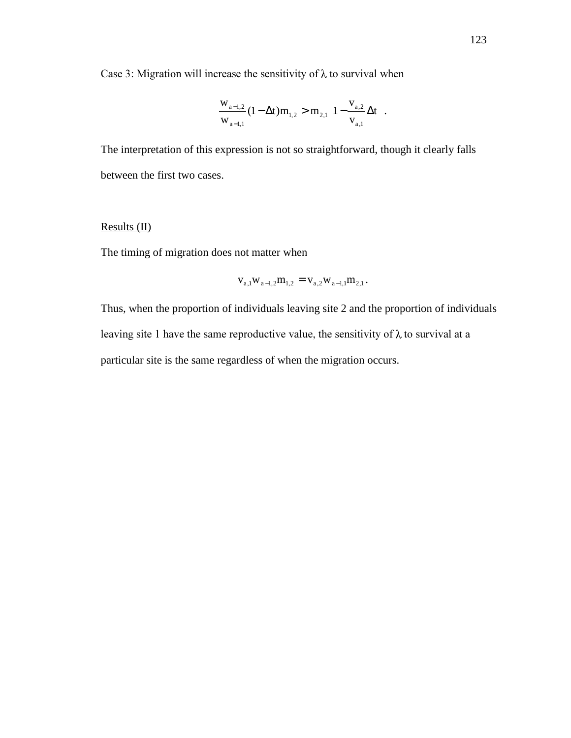Case 3: Migration will increase the sensitivity of $\lambda$ to survival when

$$\frac{w_{a-1,2}}{w_{a-1,1}}(1-\Delta t)m_{1,2} > m_{2,1}\left(1-\frac{v_{a,2}}{v_{a,1}}\Delta t\right).$$

The interpretation of this expression is not so straightforward, though it clearly falls between the first two cases.

<u>Results (II)</u>

The timing of migration does not matter when

$$v_{a,1}w_{a-1,2}m_{1,2} = v_{a,2}w_{a-1,1}m_{2,1}.$$

Thus, when the proportion of individuals leaving site 2 and the proportion of individuals leaving site 1 have the same reproductive value, the sensitivity of $\lambda$ to survival at a particular site is the same regardless of when the migration occurs.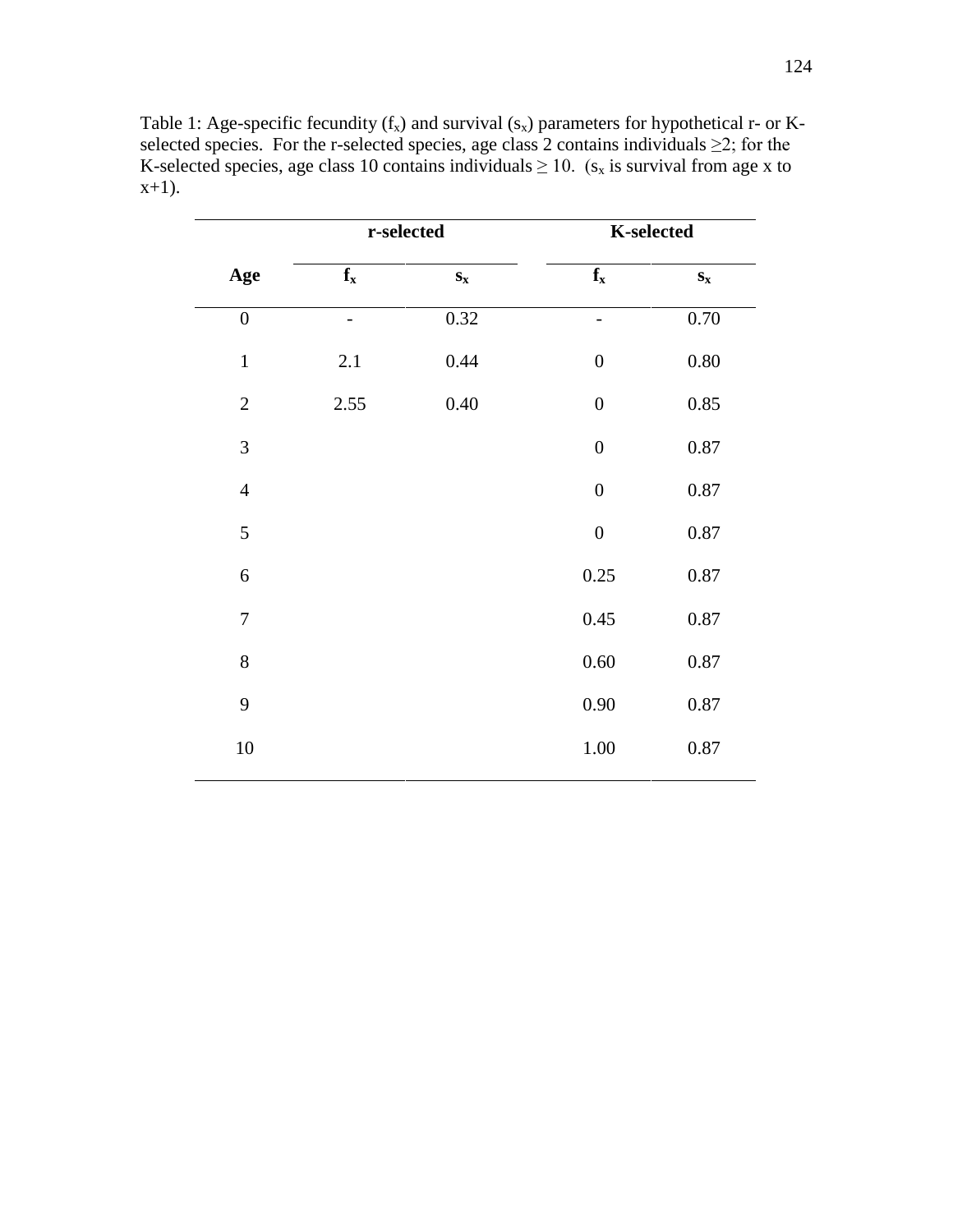Table 1: Age-specific fecundity ($f_x$) and survival ($s_x$) parameters for hypothetical r- or K-selected species. For the r-selected species, age class 2 contains individuals ≥2; for the K-selected species, age class 10 contains individuals ≥ 10. ($s_x$ is survival from age x to x+1).

| | **r-selected** | | **K-selected** | |
|---|---|---|---|---|
| **Age** | $f_x$ | $s_x$ | $f_x$ | $s_x$ |
| 0 | - | 0.32 | - | 0.70 |
| 1 | 2.1 | 0.44 | 0 | 0.80 |
| 2 | 2.55 | 0.40 | 0 | 0.85 |
| 3 | | | 0 | 0.87 |
| 4 | | | 0 | 0.87 |
| 5 | | | 0 | 0.87 |
| 6 | | | 0.25 | 0.87 |
| 7 | | | 0.45 | 0.87 |
| 8 | | | 0.60 | 0.87 |
| 9 | | | 0.90 | 0.87 |
| 10 | | | 1.00 | 0.87 |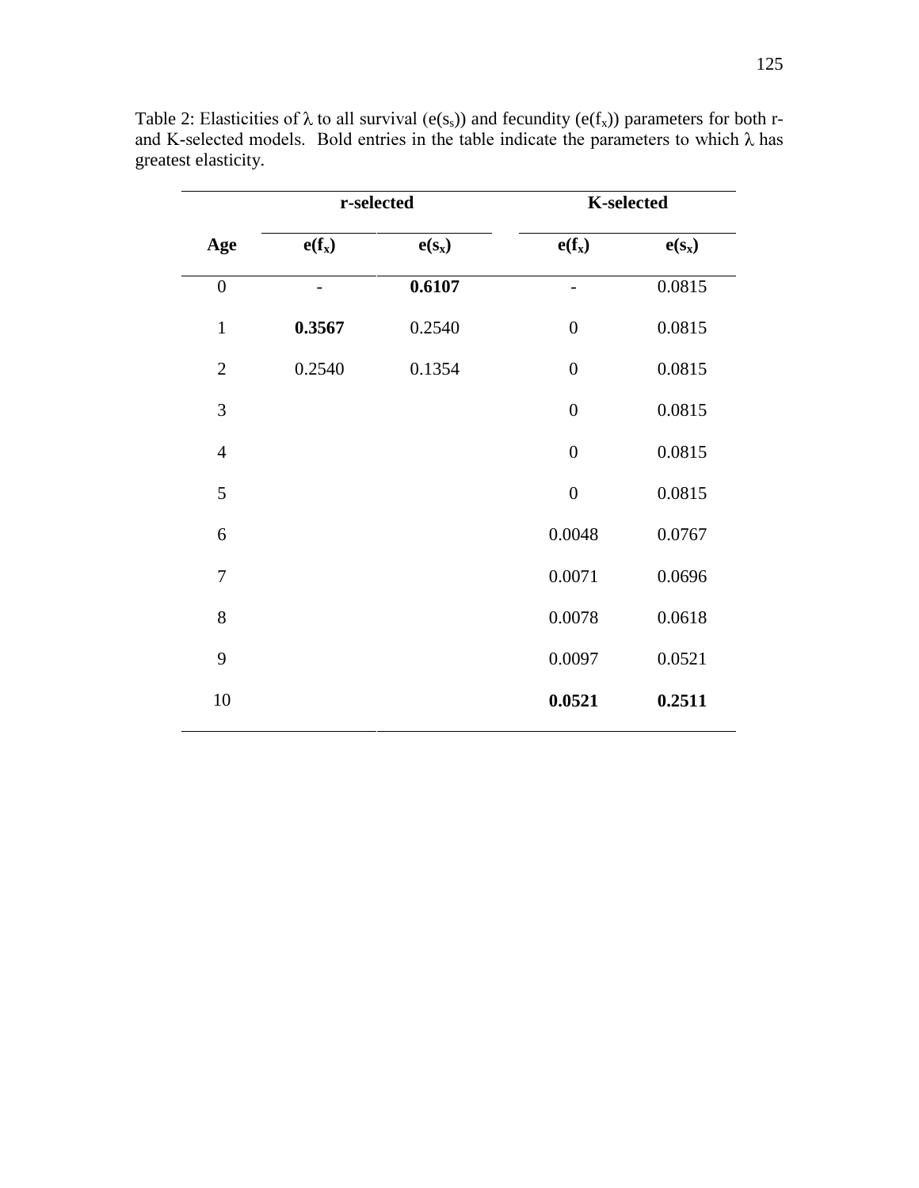Table 2: Elasticities of λ to all survival ($e(s_s)$) and fecundity ($e(f_x)$) parameters for both r- and K-selected models. Bold entries in the table indicate the parameters to which λ has greatest elasticity.

| | **r-selected** | | **K-selected** | |
|---|---|---|---|---|
| **Age** | **$e(f_x)$** | **$e(s_x)$** | **$e(f_x)$** | **$e(s_x)$** |
| 0 | - | **0.6107** | - | 0.0815 |
| 1 | **0.3567** | 0.2540 | 0 | 0.0815 |
| 2 | 0.2540 | 0.1354 | 0 | 0.0815 |
| 3 | | | 0 | 0.0815 |
| 4 | | | 0 | 0.0815 |
| 5 | | | 0 | 0.0815 |
| 6 | | | 0.0048 | 0.0767 |
| 7 | | | 0.0071 | 0.0696 |
| 8 | | | 0.0078 | 0.0618 |
| 9 | | | 0.0097 | 0.0521 |
| 10 | | | **0.0521** | **0.2511** |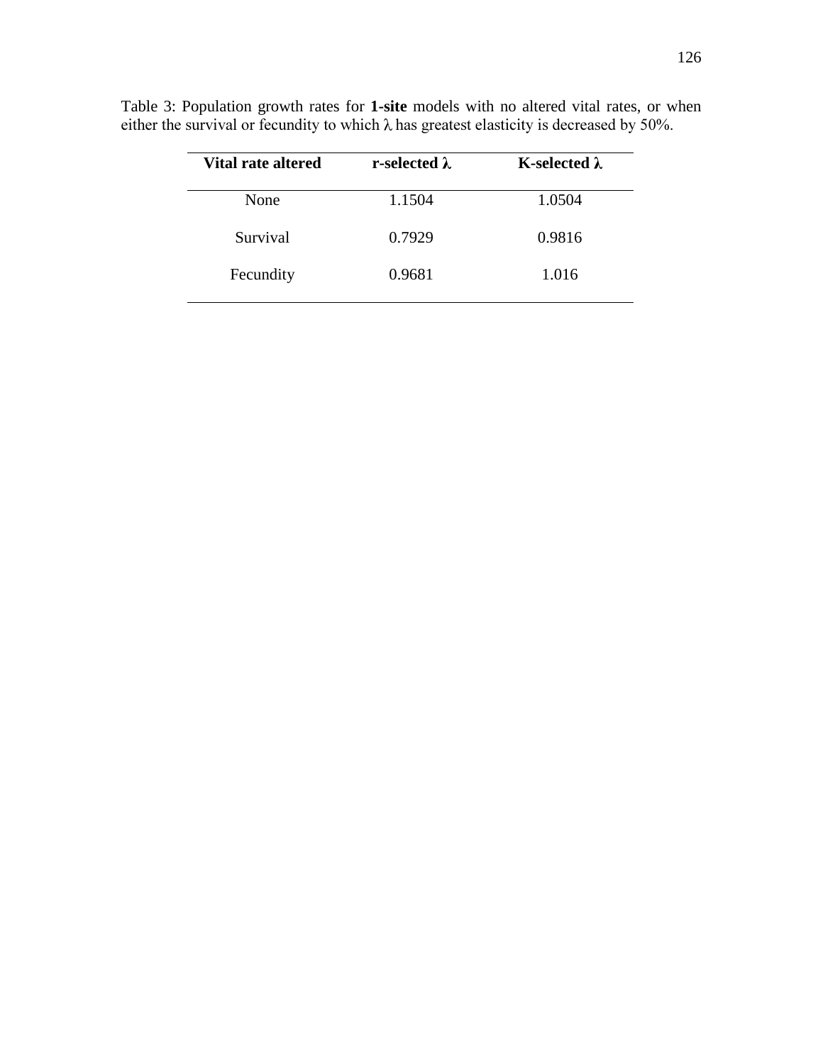Table 3: Population growth rates for **1-site** models with no altered vital rates, or when either the survival or fecundity to which λ has greatest elasticity is decreased by 50%.

| **Vital rate altered** | **r-selected λ** | **K-selected λ** |
|---|---|---|
| None | 1.1504 | 1.0504 |
| Survival | 0.7929 | 0.9816 |
| Fecundity | 0.9681 | 1.016 |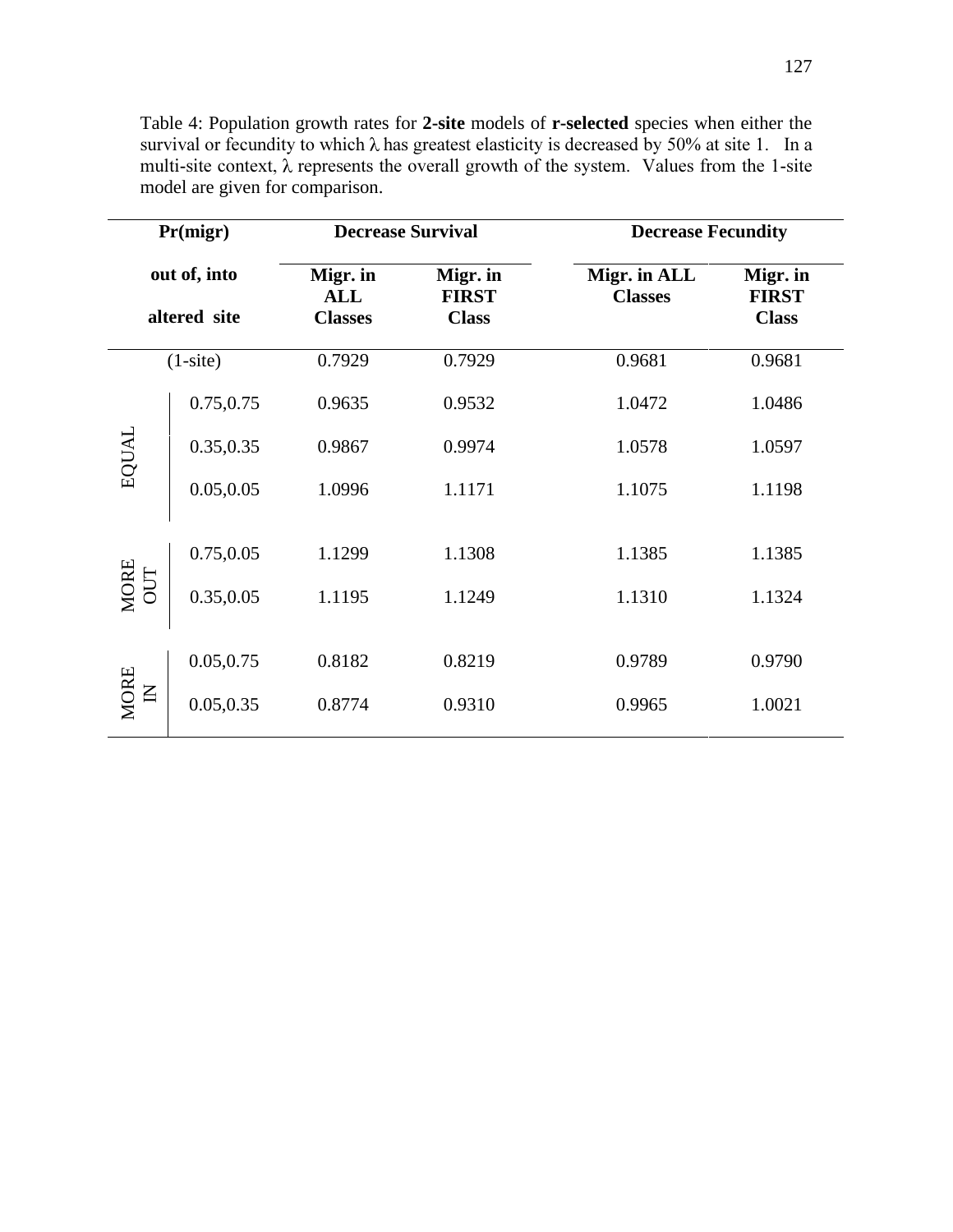Table 4: Population growth rates for **2-site** models of **r-selected** species when either the survival or fecundity to which $\lambda$ has greatest elasticity is decreased by 50% at site 1. In a multi-site context, $\lambda$ represents the overall growth of the system. Values from the 1-site model are given for comparison.

| | Pr(migr) out of, into altered site | Decrease Survival | | Decrease Fecundity | |
|---|---|---|---|---|---|
| | | **Migr. in ALL Classes** | **Migr. in FIRST Class** | **Migr. in ALL Classes** | **Migr. in FIRST Class** |
| | (1-site) | 0.7929 | 0.7929 | 0.9681 | 0.9681 |
| EQUAL | 0.75,0.75 | 0.9635 | 0.9532 | 1.0472 | 1.0486 |
| EQUAL | 0.35,0.35 | 0.9867 | 0.9974 | 1.0578 | 1.0597 |
| EQUAL | 0.05,0.05 | 1.0996 | 1.1171 | 1.1075 | 1.1198 |
| MORE OUT | 0.75,0.05 | 1.1299 | 1.1308 | 1.1385 | 1.1385 |
| MORE OUT | 0.35,0.05 | 1.1195 | 1.1249 | 1.1310 | 1.1324 |
| MORE IN | 0.05,0.75 | 0.8182 | 0.8219 | 0.9789 | 0.9790 |
| MORE IN | 0.05,0.35 | 0.8774 | 0.9310 | 0.9965 | 1.0021 |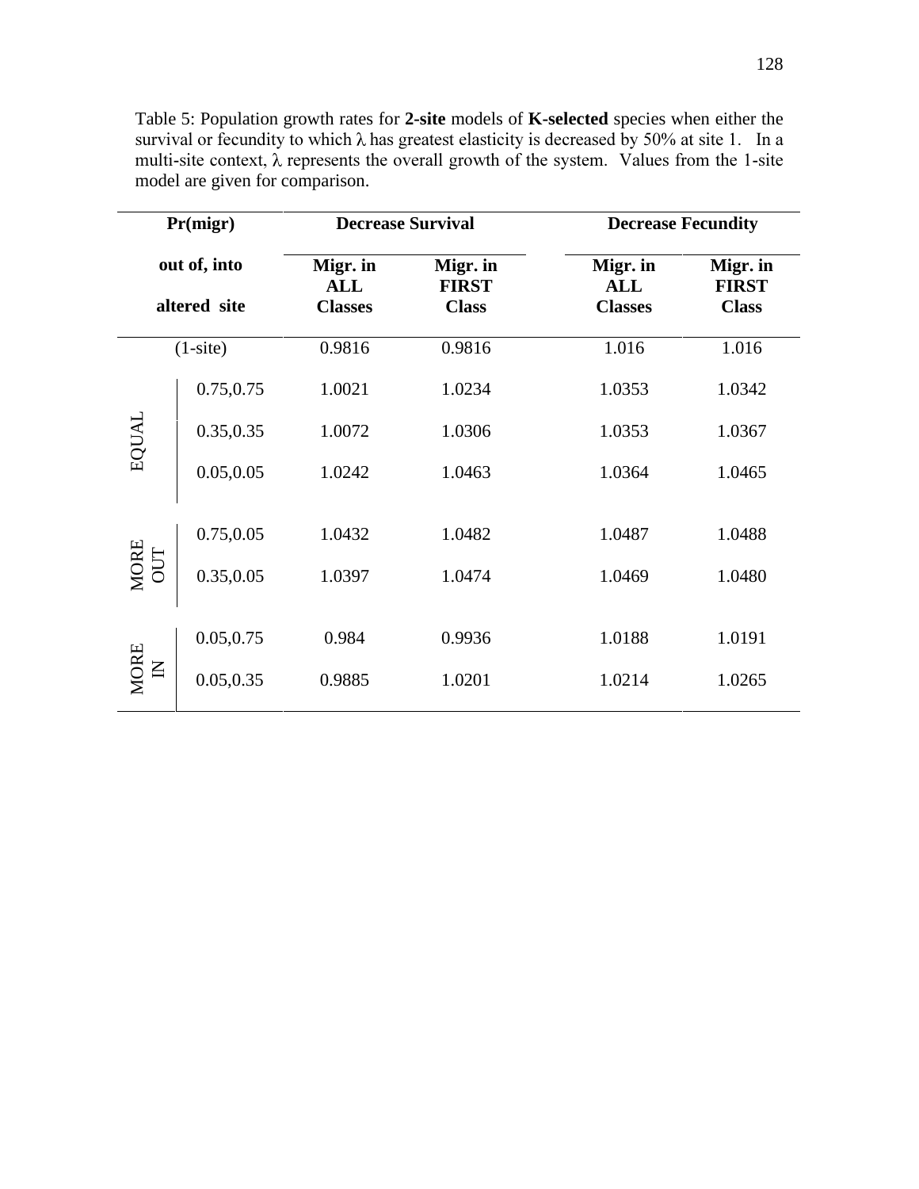Table 5: Population growth rates for **2-site** models of **K-selected** species when either the survival or fecundity to which λ has greatest elasticity is decreased by 50% at site 1. In a multi-site context, λ represents the overall growth of the system. Values from the 1-site model are given for comparison.

| Pr(migr) out of, into altered site | | Decrease Survival | | Decrease Fecundity | |
|---|---|---|---|---|---|
| | | **Migr. in ALL Classes** | **Migr. in FIRST Class** | **Migr. in ALL Classes** | **Migr. in FIRST Class** |
| (1-site) | | 0.9816 | 0.9816 | 1.016 | 1.016 |
| EQUAL | 0.75,0.75 | 1.0021 | 1.0234 | 1.0353 | 1.0342 |
| | 0.35,0.35 | 1.0072 | 1.0306 | 1.0353 | 1.0367 |
| | 0.05,0.05 | 1.0242 | 1.0463 | 1.0364 | 1.0465 |
| MORE OUT | 0.75,0.05 | 1.0432 | 1.0482 | 1.0487 | 1.0488 |
| | 0.35,0.05 | 1.0397 | 1.0474 | 1.0469 | 1.0480 |
| MORE IN | 0.05,0.75 | 0.984 | 0.9936 | 1.0188 | 1.0191 |
| | 0.05,0.35 | 0.9885 | 1.0201 | 1.0214 | 1.0265 |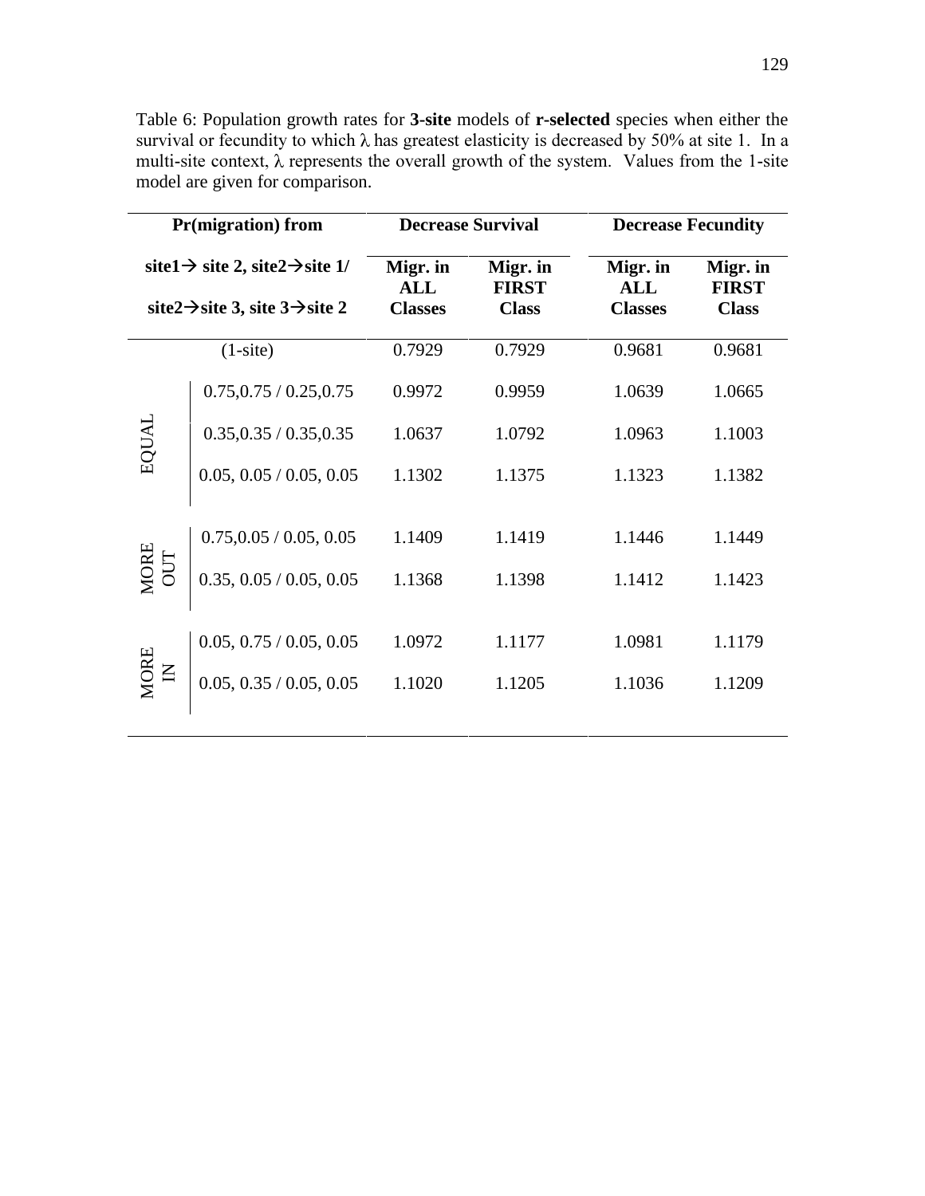Table 6: Population growth rates for **3-site** models of **r-selected** species when either the survival or fecundity to which $\lambda$ has greatest elasticity is decreased by 50% at site 1. In a multi-site context, $\lambda$ represents the overall growth of the system. Values from the 1-site model are given for comparison.

| | Pr(migration) from site1→ site 2, site2→site 1/ site2→site 3, site 3→site 2 | Decrease Survival | | Decrease Fecundity | |
|---|---|---|---|---|---|
| | | **Migr. in ALL Classes** | **Migr. in FIRST Class** | **Migr. in ALL Classes** | **Migr. in FIRST Class** |
| | (1-site) | 0.7929 | 0.7929 | 0.9681 | 0.9681 |
| EQUAL | 0.75,0.75 / 0.25,0.75 | 0.9972 | 0.9959 | 1.0639 | 1.0665 |
| | 0.35,0.35 / 0.35,0.35 | 1.0637 | 1.0792 | 1.0963 | 1.1003 |
| | 0.05, 0.05 / 0.05, 0.05 | 1.1302 | 1.1375 | 1.1323 | 1.1382 |
| MORE OUT | 0.75,0.05 / 0.05, 0.05 | 1.1409 | 1.1419 | 1.1446 | 1.1449 |
| | 0.35, 0.05 / 0.05, 0.05 | 1.1368 | 1.1398 | 1.1412 | 1.1423 |
| MORE IN | 0.05, 0.75 / 0.05, 0.05 | 1.0972 | 1.1177 | 1.0981 | 1.1179 |
| | 0.05, 0.35 / 0.05, 0.05 | 1.1020 | 1.1205 | 1.1036 | 1.1209 |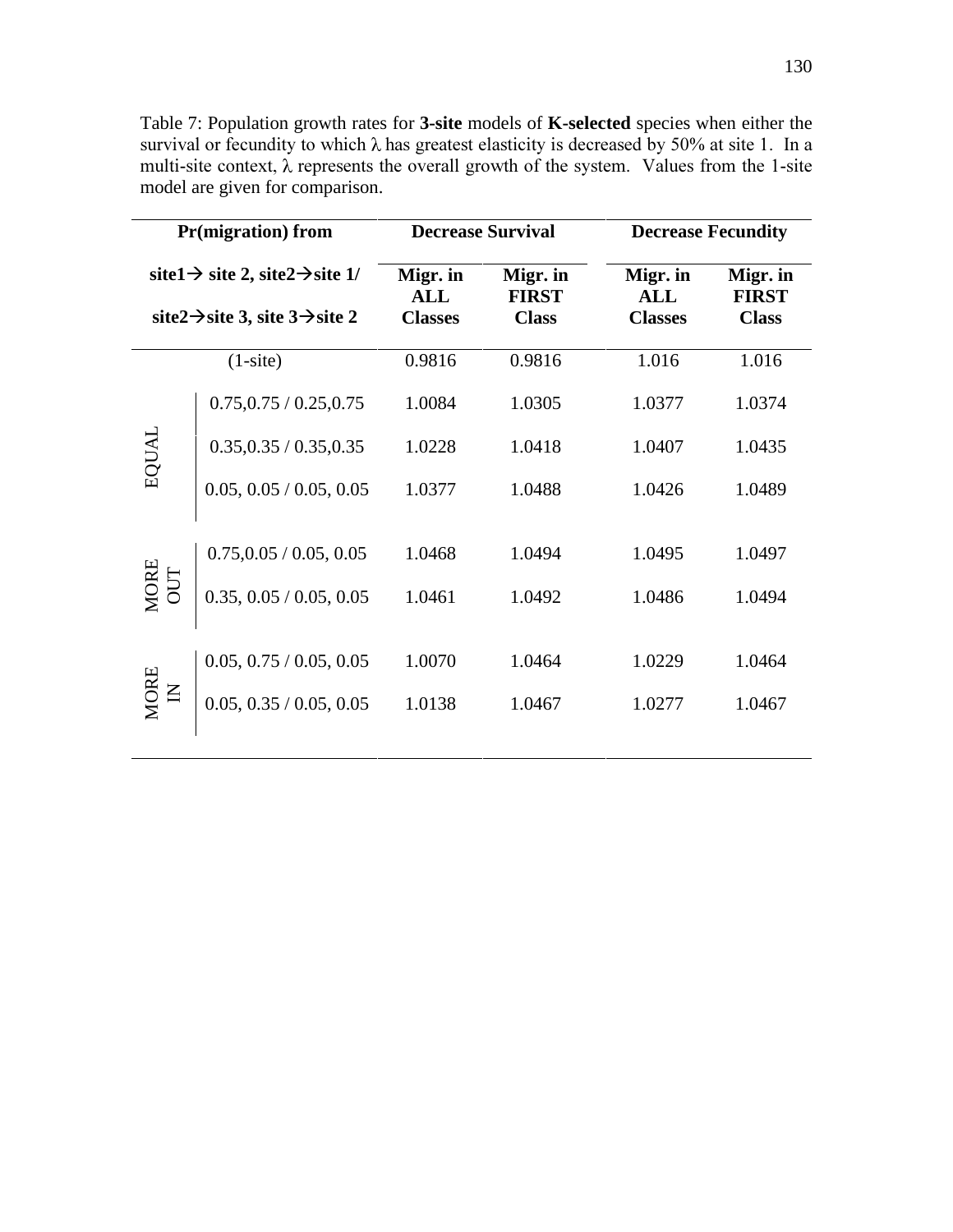Table 7: Population growth rates for **3-site** models of **K-selected** species when either the survival or fecundity to which $\lambda$ has greatest elasticity is decreased by 50% at site 1. In a multi-site context, $\lambda$ represents the overall growth of the system. Values from the 1-site model are given for comparison.

| | Pr(migration) from site1→ site 2, site2→site 1/ site2→site 3, site 3→site 2 | Decrease Survival | | Decrease Fecundity | |
|---|---|---|---|---|---|
| | | Migr. in ALL Classes | Migr. in FIRST Class | Migr. in ALL Classes | Migr. in FIRST Class |
| | (1-site) | 0.9816 | 0.9816 | 1.016 | 1.016 |
| EQUAL | 0.75,0.75 / 0.25,0.75 | 1.0084 | 1.0305 | 1.0377 | 1.0374 |
| EQUAL | 0.35,0.35 / 0.35,0.35 | 1.0228 | 1.0418 | 1.0407 | 1.0435 |
| EQUAL | 0.05, 0.05 / 0.05, 0.05 | 1.0377 | 1.0488 | 1.0426 | 1.0489 |
| MORE OUT | 0.75,0.05 / 0.05, 0.05 | 1.0468 | 1.0494 | 1.0495 | 1.0497 |
| MORE OUT | 0.35, 0.05 / 0.05, 0.05 | 1.0461 | 1.0492 | 1.0486 | 1.0494 |
| MORE IN | 0.05, 0.75 / 0.05, 0.05 | 1.0070 | 1.0464 | 1.0229 | 1.0464 |
| MORE IN | 0.05, 0.35 / 0.05, 0.05 | 1.0138 | 1.0467 | 1.0277 | 1.0467 |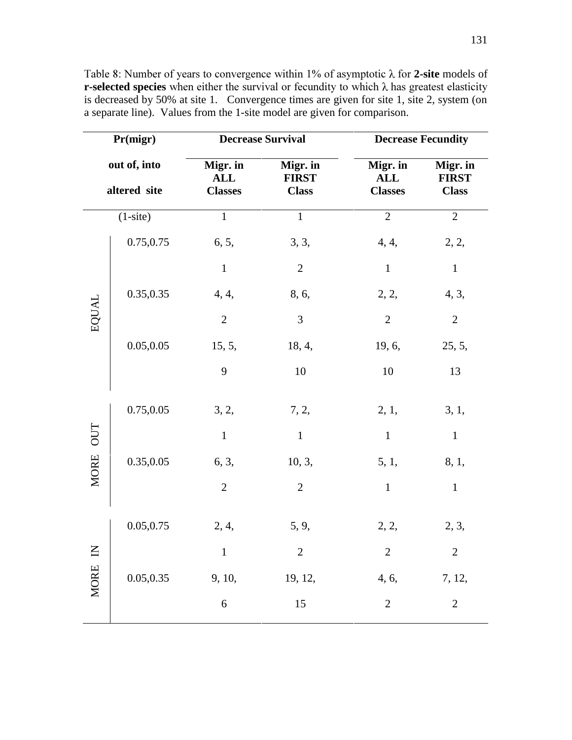Table 8: Number of years to convergence within 1% of asymptotic λ for **2-site** models of **r-selected species** when either the survival or fecundity to which λ has greatest elasticity is decreased by 50% at site 1. Convergence times are given for site 1, site 2, system (on a separate line). Values from the 1-site model are given for comparison.

| | **Pr(migr)** | **Decrease Survival** | | **Decrease Fecundity** | |
|---|---|---|---|---|---|
| | **out of, into altered site** | **Migr. in ALL Classes** | **Migr. in FIRST Class** | **Migr. in ALL Classes** | **Migr. in FIRST Class** |
| | (1-site) | 1 | 1 | 2 | 2 |
| EQUAL | 0.75,0.75 | 6, 5, | 3, 3, | 4, 4, | 2, 2, |
| | | 1 | 2 | 1 | 1 |
| | 0.35,0.35 | 4, 4, | 8, 6, | 2, 2, | 4, 3, |
| | | 2 | 3 | 2 | 2 |
| | 0.05,0.05 | 15, 5, | 18, 4, | 19, 6, | 25, 5, |
| | | 9 | 10 | 10 | 13 |
| MORE OUT | 0.75,0.05 | 3, 2, | 7, 2, | 2, 1, | 3, 1, |
| | | 1 | 1 | 1 | 1 |
| | 0.35,0.05 | 6, 3, | 10, 3, | 5, 1, | 8, 1, |
| | | 2 | 2 | 1 | 1 |
| MORE IN | 0.05,0.75 | 2, 4, | 5, 9, | 2, 2, | 2, 3, |
| | | 1 | 2 | 2 | 2 |
| | 0.05,0.35 | 9, 10, | 19, 12, | 4, 6, | 7, 12, |
| | | 6 | 15 | 2 | 2 |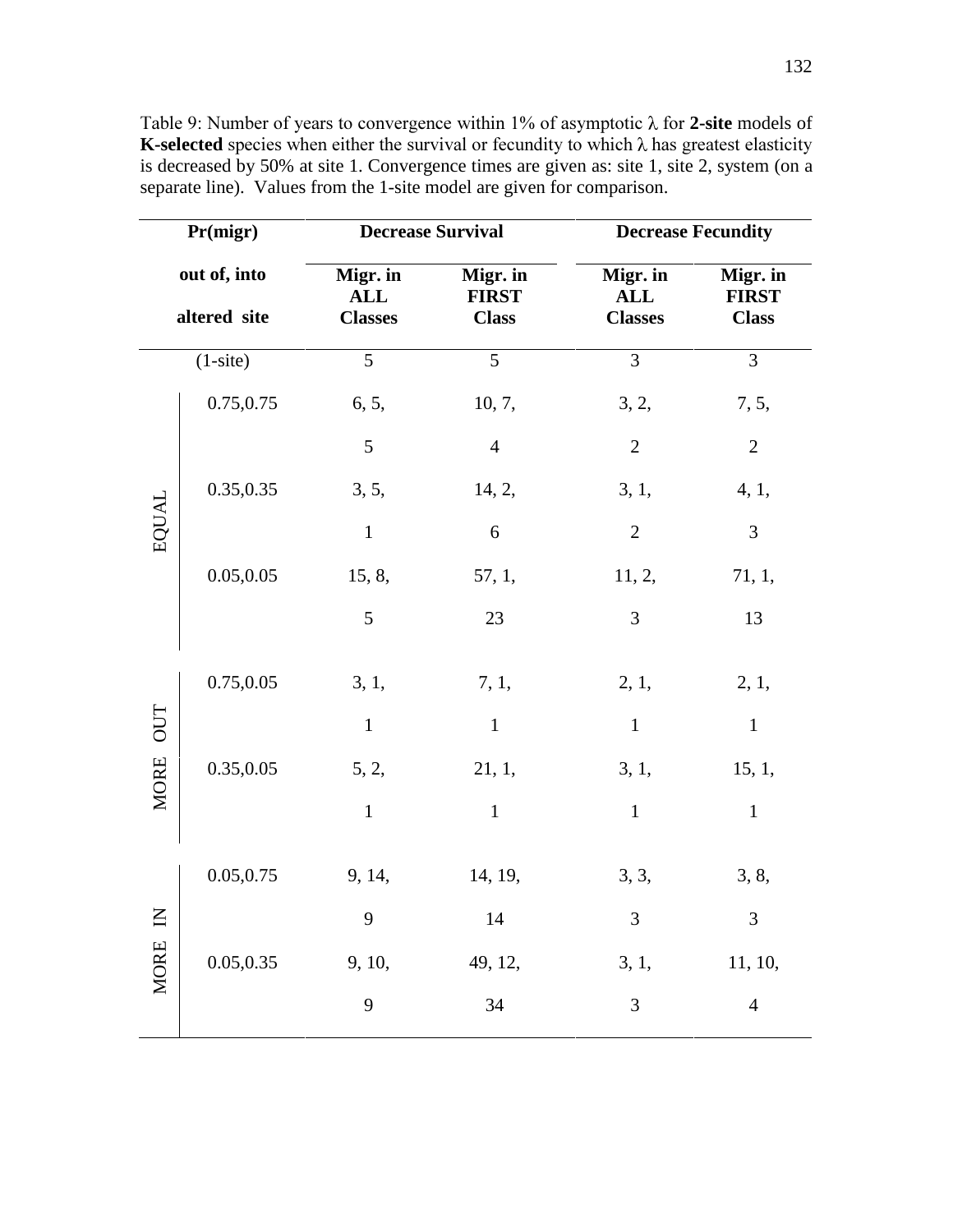Table 9: Number of years to convergence within 1% of asymptotic λ for **2-site** models of **K-selected** species when either the survival or fecundity to which λ has greatest elasticity is decreased by 50% at site 1. Convergence times are given as: site 1, site 2, system (on a separate line). Values from the 1-site model are given for comparison.

| | **Pr(migr)** | **Decrease Survival** | | **Decrease Fecundity** | |
|---|---|---|---|---|---|
| | **out of, into altered site** | **Migr. in ALL Classes** | **Migr. in FIRST Class** | **Migr. in ALL Classes** | **Migr. in FIRST Class** |
| | (1-site) | 5 | 5 | 3 | 3 |
| EQUAL | 0.75,0.75 | 6, 5, | 10, 7, | 3, 2, | 7, 5, |
| | | 5 | 4 | 2 | 2 |
| | 0.35,0.35 | 3, 5, | 14, 2, | 3, 1, | 4, 1, |
| | | 1 | 6 | 2 | 3 |
| | 0.05,0.05 | 15, 8, | 57, 1, | 11, 2, | 71, 1, |
| | | 5 | 23 | 3 | 13 |
| MORE OUT | 0.75,0.05 | 3, 1, | 7, 1, | 2, 1, | 2, 1, |
| | | 1 | 1 | 1 | 1 |
| | 0.35,0.05 | 5, 2, | 21, 1, | 3, 1, | 15, 1, |
| | | 1 | 1 | 1 | 1 |
| MORE IN | 0.05,0.75 | 9, 14, | 14, 19, | 3, 3, | 3, 8, |
| | | 9 | 14 | 3 | 3 |
| | 0.05,0.35 | 9, 10, | 49, 12, | 3, 1, | 11, 10, |
| | | 9 | 34 | 3 | 4 |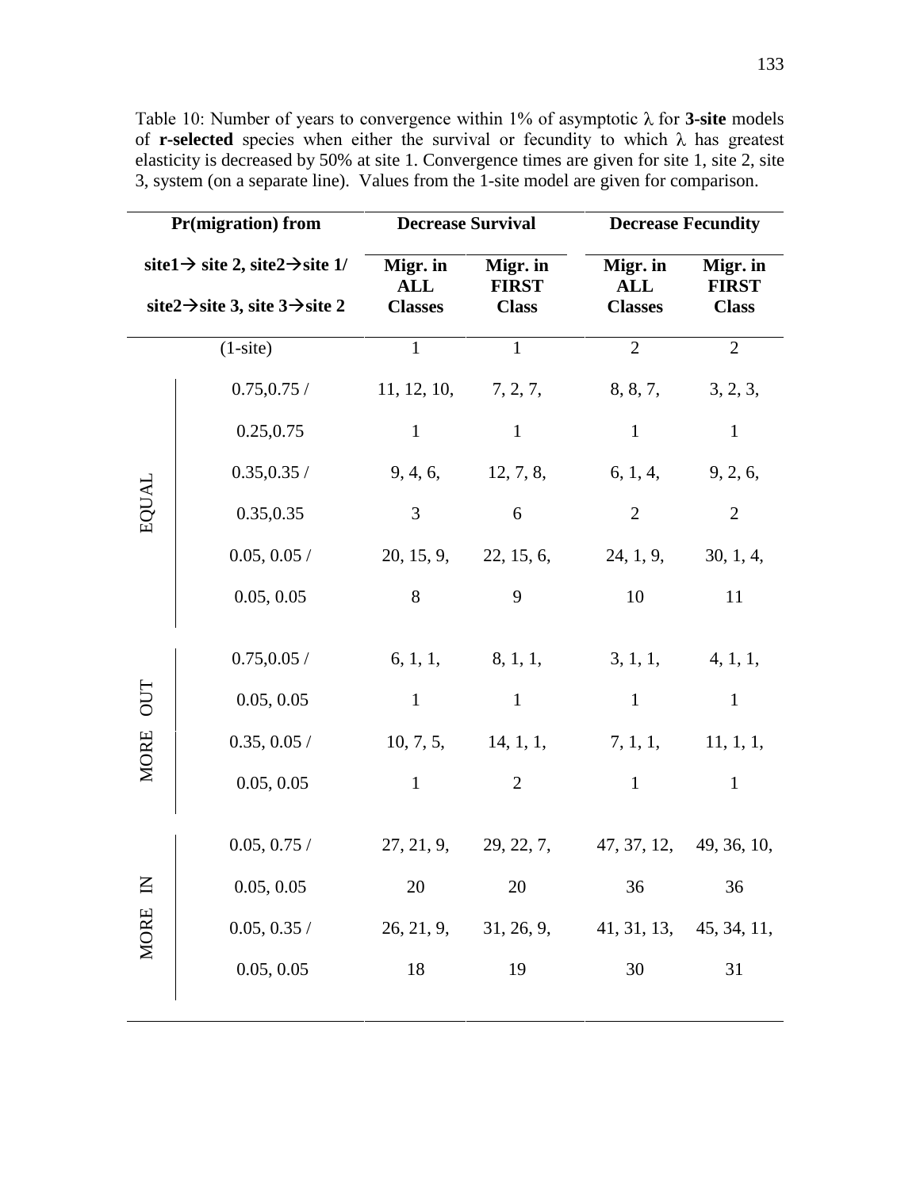Table 10: Number of years to convergence within 1% of asymptotic λ for **3-site** models of **r-selected** species when either the survival or fecundity to which λ has greatest elasticity is decreased by 50% at site 1. Convergence times are given for site 1, site 2, site 3, system (on a separate line). Values from the 1-site model are given for comparison.

| | Pr(migration) from site1→ site 2, site2→site 1/ site2→site 3, site 3→site 2 | Decrease Survival | | Decrease Fecundity | |
|---|---|---|---|---|---|
| | | Migr. in ALL Classes | Migr. in FIRST Class | Migr. in ALL Classes | Migr. in FIRST Class |
| | (1-site) | 1 | 1 | 2 | 2 |
| EQUAL | 0.75,0.75 / | 11, 12, 10, | 7, 2, 7, | 8, 8, 7, | 3, 2, 3, |
| | 0.25,0.75 | 1 | 1 | 1 | 1 |
| | 0.35,0.35 / | 9, 4, 6, | 12, 7, 8, | 6, 1, 4, | 9, 2, 6, |
| | 0.35,0.35 | 3 | 6 | 2 | 2 |
| | 0.05, 0.05 / | 20, 15, 9, | 22, 15, 6, | 24, 1, 9, | 30, 1, 4, |
| | 0.05, 0.05 | 8 | 9 | 10 | 11 |
| MORE OUT | 0.75,0.05 / | 6, 1, 1, | 8, 1, 1, | 3, 1, 1, | 4, 1, 1, |
| | 0.05, 0.05 | 1 | 1 | 1 | 1 |
| | 0.35, 0.05 / | 10, 7, 5, | 14, 1, 1, | 7, 1, 1, | 11, 1, 1, |
| | 0.05, 0.05 | 1 | 2 | 1 | 1 |
| MORE IN | 0.05, 0.75 / | 27, 21, 9, | 29, 22, 7, | 47, 37, 12, | 49, 36, 10, |
| | 0.05, 0.05 | 20 | 20 | 36 | 36 |
| | 0.05, 0.35 / | 26, 21, 9, | 31, 26, 9, | 41, 31, 13, | 45, 34, 11, |
| | 0.05, 0.05 | 18 | 19 | 30 | 31 |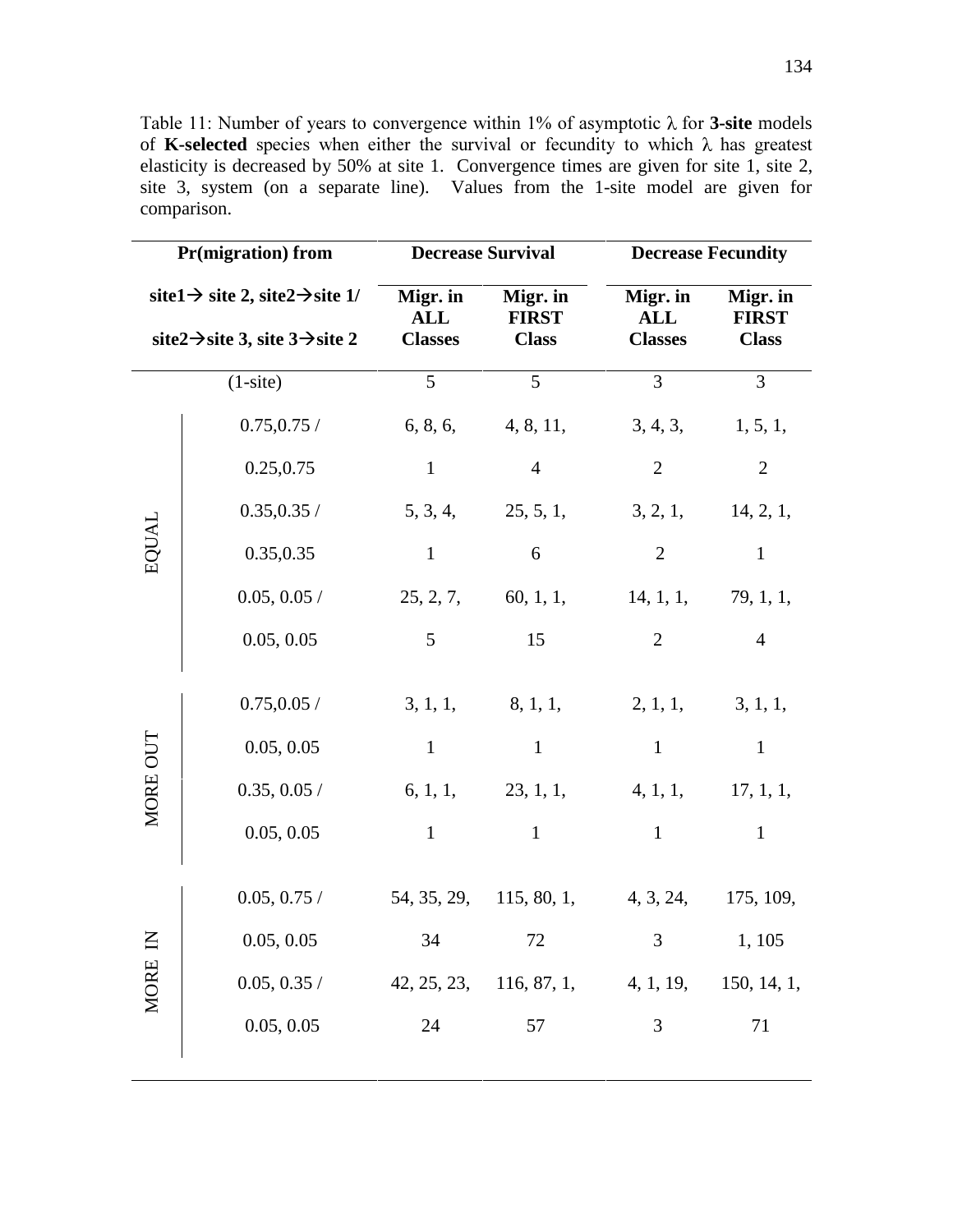Table 11: Number of years to convergence within 1% of asymptotic λ for **3-site** models of **K-selected** species when either the survival or fecundity to which λ has greatest elasticity is decreased by 50% at site 1. Convergence times are given for site 1, site 2, site 3, system (on a separate line). Values from the 1-site model are given for comparison.

| | Pr(migration) from site1→ site 2, site2→site 1/ site2→site 3, site 3→site 2 | Decrease Survival | | Decrease Fecundity | |
|---|---|---|---|---|---|
| | | **Migr. in ALL Classes** | **Migr. in FIRST Class** | **Migr. in ALL Classes** | **Migr. in FIRST Class** |
| | (1-site) | 5 | 5 | 3 | 3 |
| EQUAL | 0.75,0.75 / | 6, 8, 6, | 4, 8, 11, | 3, 4, 3, | 1, 5, 1, |
| | 0.25,0.75 | 1 | 4 | 2 | 2 |
| | 0.35,0.35 / | 5, 3, 4, | 25, 5, 1, | 3, 2, 1, | 14, 2, 1, |
| | 0.35,0.35 | 1 | 6 | 2 | 1 |
| | 0.05, 0.05 / | 25, 2, 7, | 60, 1, 1, | 14, 1, 1, | 79, 1, 1, |
| | 0.05, 0.05 | 5 | 15 | 2 | 4 |
| MORE OUT | 0.75,0.05 / | 3, 1, 1, | 8, 1, 1, | 2, 1, 1, | 3, 1, 1, |
| | 0.05, 0.05 | 1 | 1 | 1 | 1 |
| | 0.35, 0.05 / | 6, 1, 1, | 23, 1, 1, | 4, 1, 1, | 17, 1, 1, |
| | 0.05, 0.05 | 1 | 1 | 1 | 1 |
| MORE IN | 0.05, 0.75 / | 54, 35, 29, | 115, 80, 1, | 4, 3, 24, | 175, 109, |
| | 0.05, 0.05 | 34 | 72 | 3 | 1, 105 |
| | 0.05, 0.35 / | 42, 25, 23, | 116, 87, 1, | 4, 1, 19, | 150, 14, 1, |
| | 0.05, 0.05 | 24 | 57 | 3 | 71 |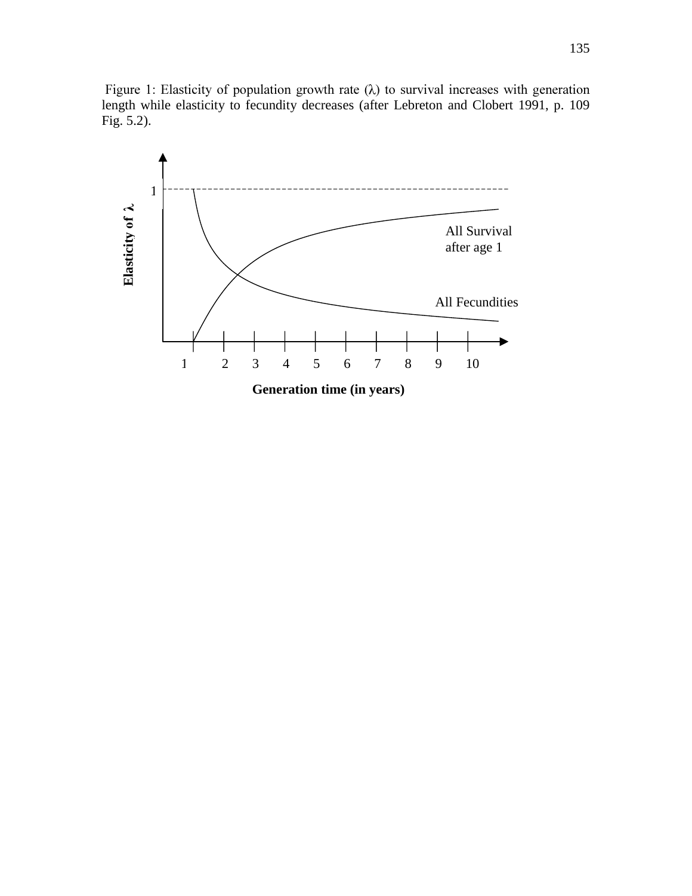Figure 1: Elasticity of population growth rate (λ) to survival increases with generation length while elasticity to fecundity decreases (after Lebreton and Clobert 1991, p. 109 Fig. 5.2).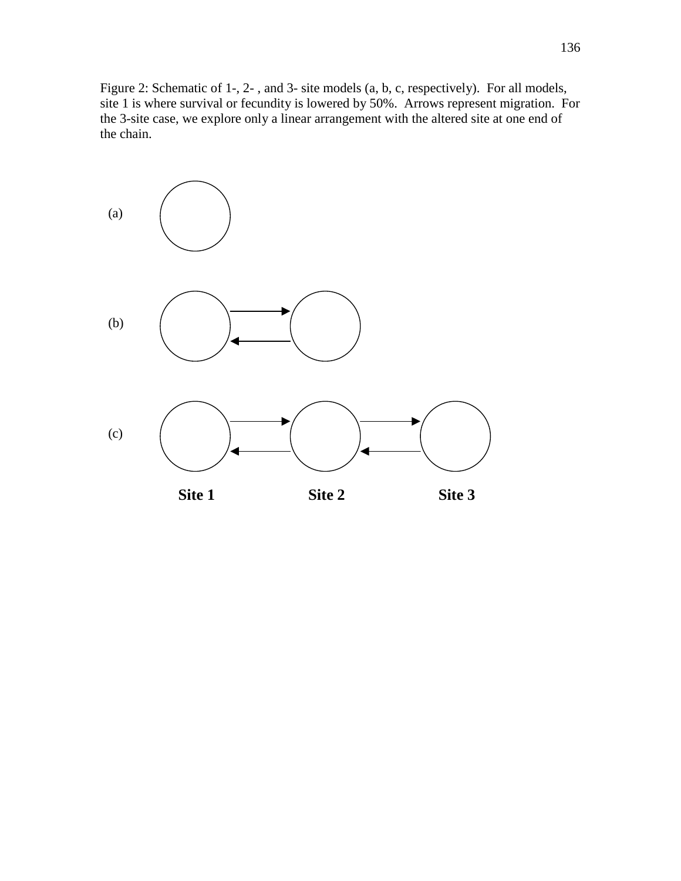Figure 2: Schematic of 1-, 2- , and 3- site models (a, b, c, respectively). For all models, site 1 is where survival or fecundity is lowered by 50%. Arrows represent migration. For the 3-site case, we explore only a linear arrangement with the altered site at one end of the chain.

(a)

(b)

(c)

**Site 1** **Site 2** **Site 3**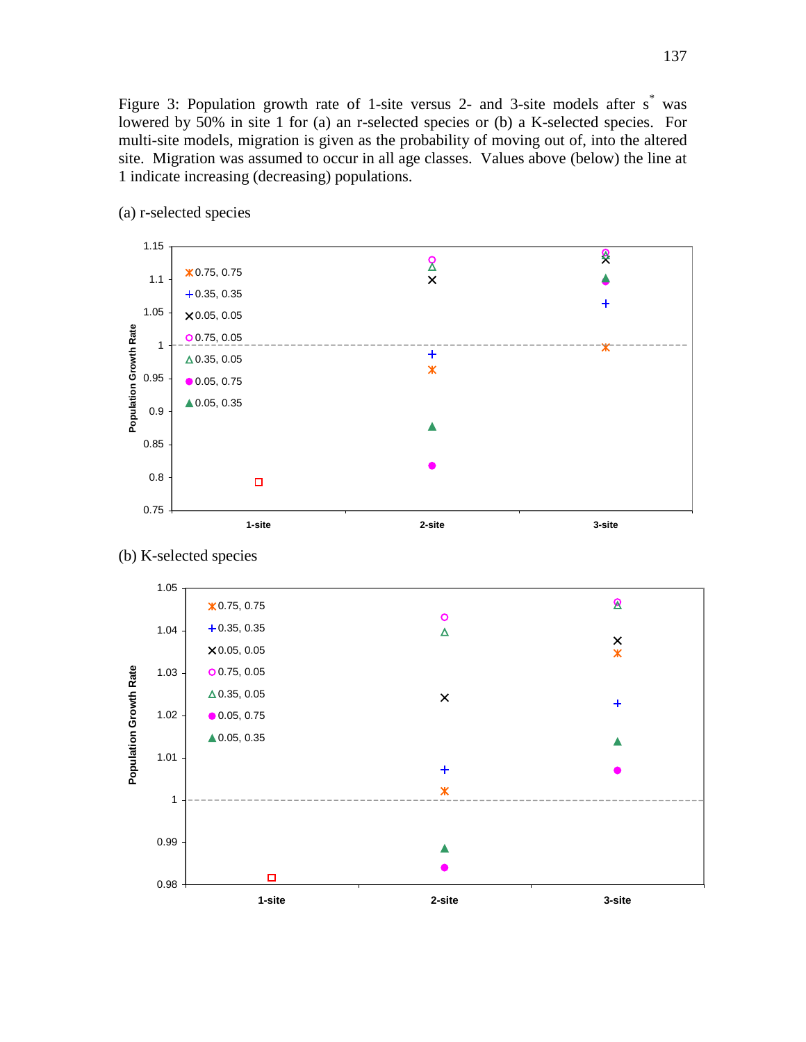Figure 3: Population growth rate of 1-site versus 2- and 3-site models after $s^*$ was lowered by 50% in site 1 for (a) an r-selected species or (b) a K-selected species. For multi-site models, migration is given as the probability of moving out of, into the altered site. Migration was assumed to occur in all age classes. Values above (below) the line at 1 indicate increasing (decreasing) populations.

(a) r-selected species

(b) K-selected species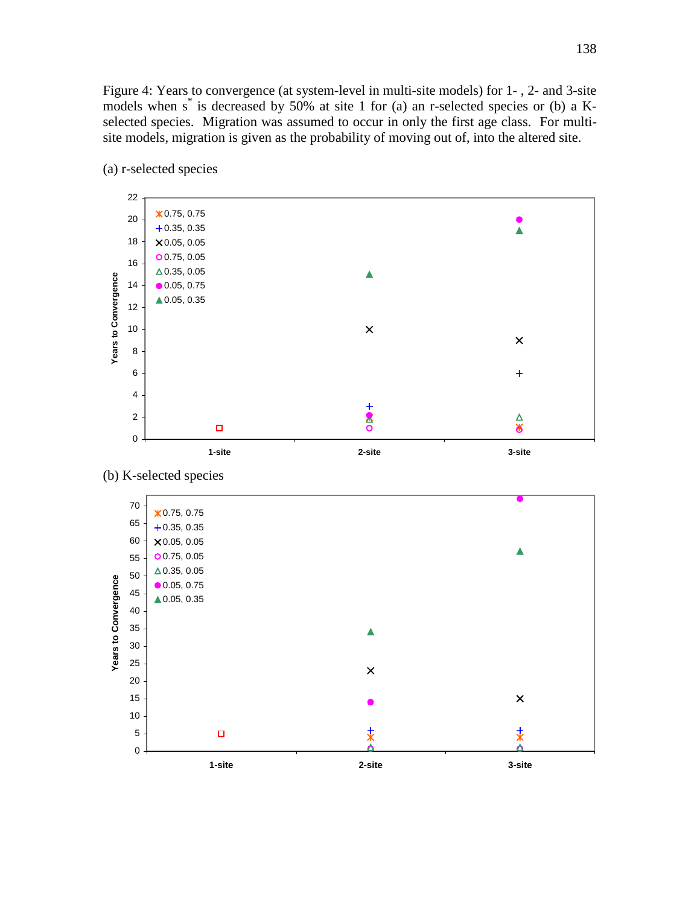Figure 4: Years to convergence (at system-level in multi-site models) for 1- , 2- and 3-site models when $s^*$ is decreased by 50% at site 1 for (a) an r-selected species or (b) a K-selected species. Migration was assumed to occur in only the first age class. For multi-site models, migration is given as the probability of moving out of, into the altered site.

(a) r-selected species

(b) K-selected species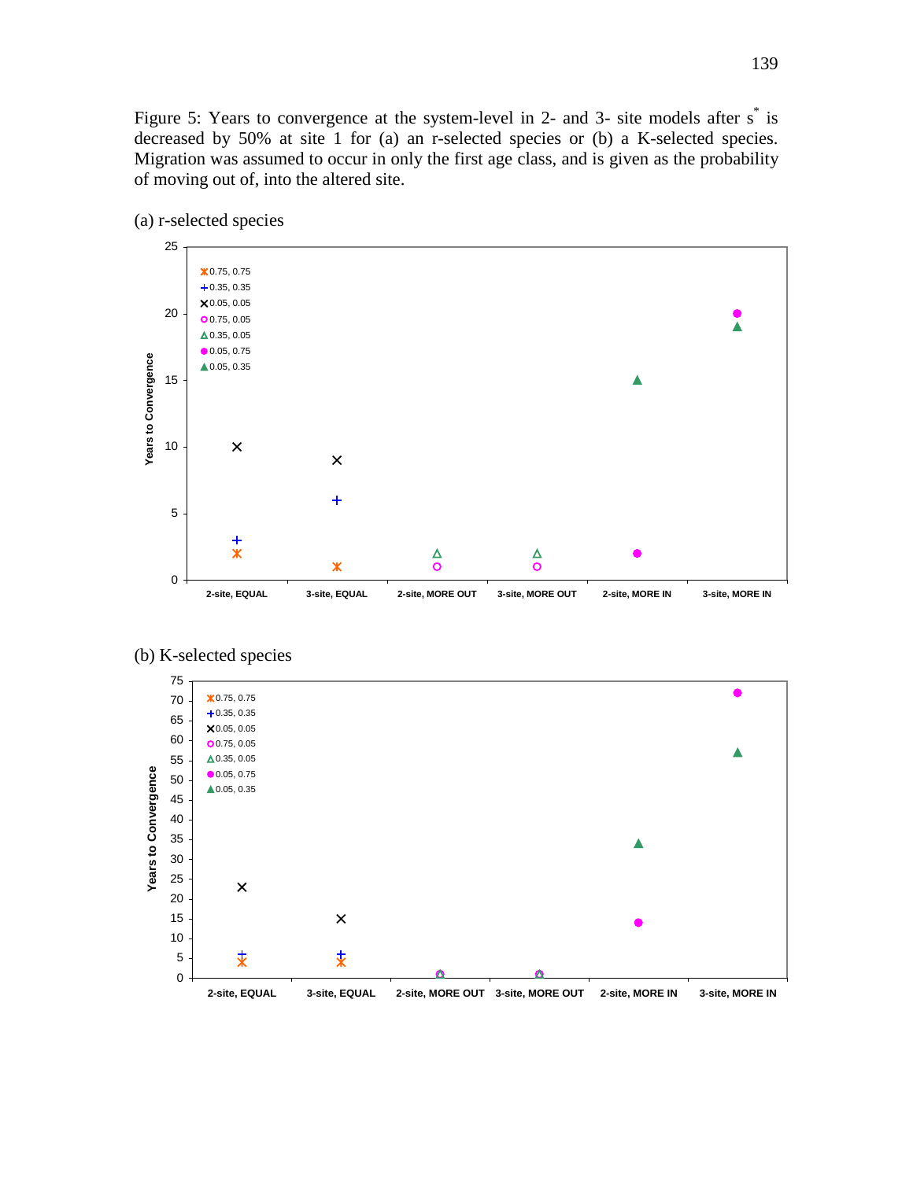Figure 5: Years to convergence at the system-level in 2- and 3- site models after $s^*$ is decreased by 50% at site 1 for (a) an r-selected species or (b) a K-selected species. Migration was assumed to occur in only the first age class, and is given as the probability of moving out of, into the altered site.

(a) r-selected species

(b) K-selected species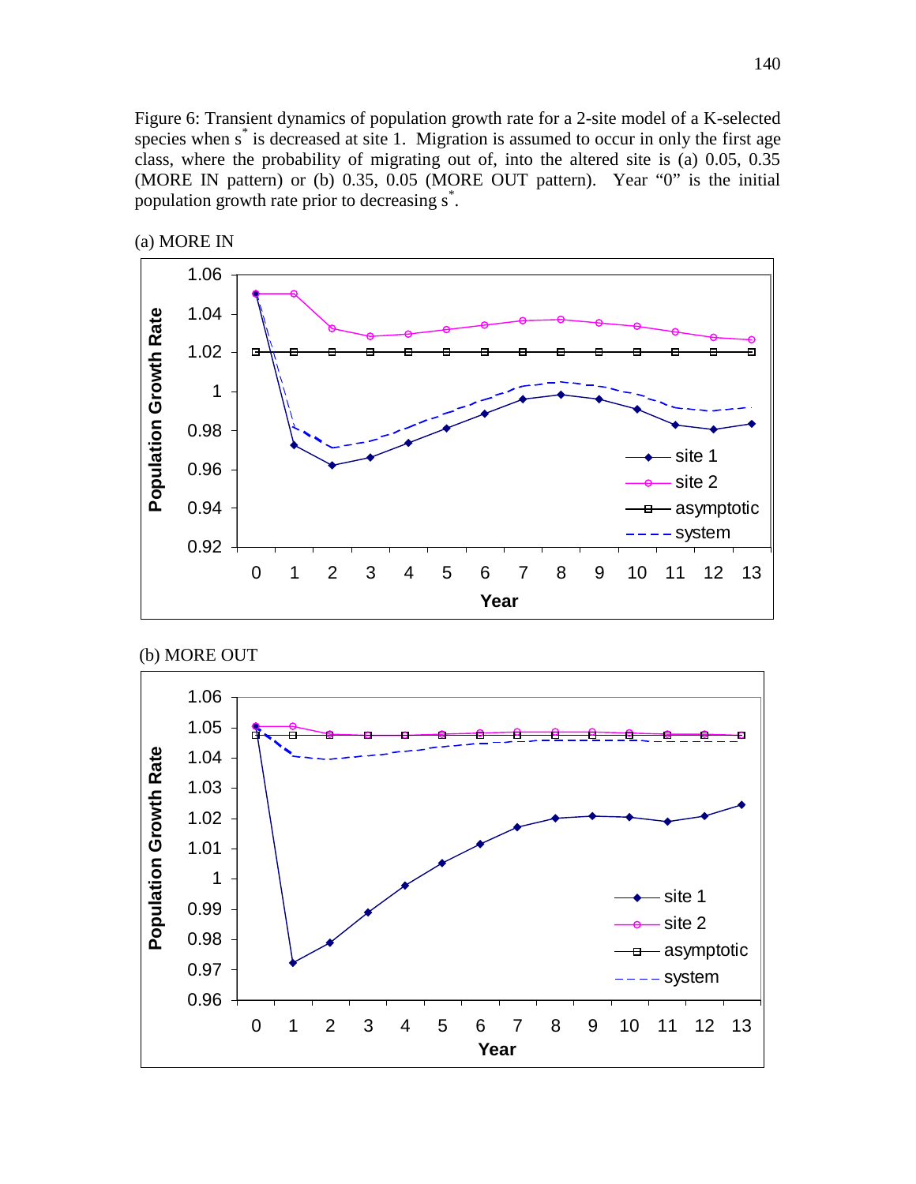Figure 6: Transient dynamics of population growth rate for a 2-site model of a K-selected species when $s^*$ is decreased at site 1. Migration is assumed to occur in only the first age class, where the probability of migrating out of, into the altered site is (a) 0.05, 0.35 (MORE IN pattern) or (b) 0.35, 0.05 (MORE OUT pattern). Year "0" is the initial population growth rate prior to decreasing $s^*$.

(a) MORE IN

(b) MORE OUT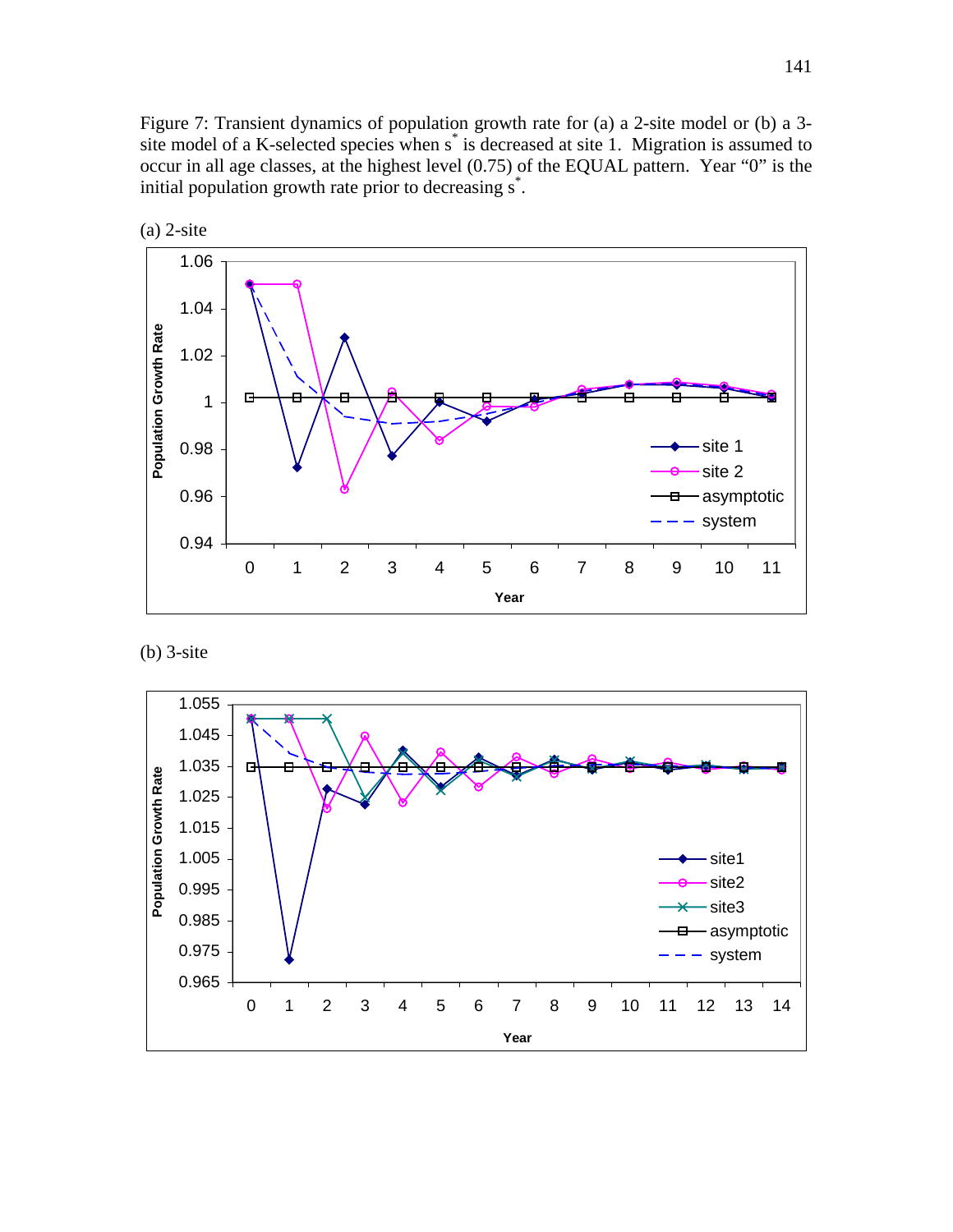Figure 7: Transient dynamics of population growth rate for (a) a 2-site model or (b) a 3-site model of a K-selected species when $s^*$ is decreased at site 1. Migration is assumed to occur in all age classes, at the highest level (0.75) of the EQUAL pattern. Year "0" is the initial population growth rate prior to decreasing $s^*$.

(a) 2-site

(b) 3-site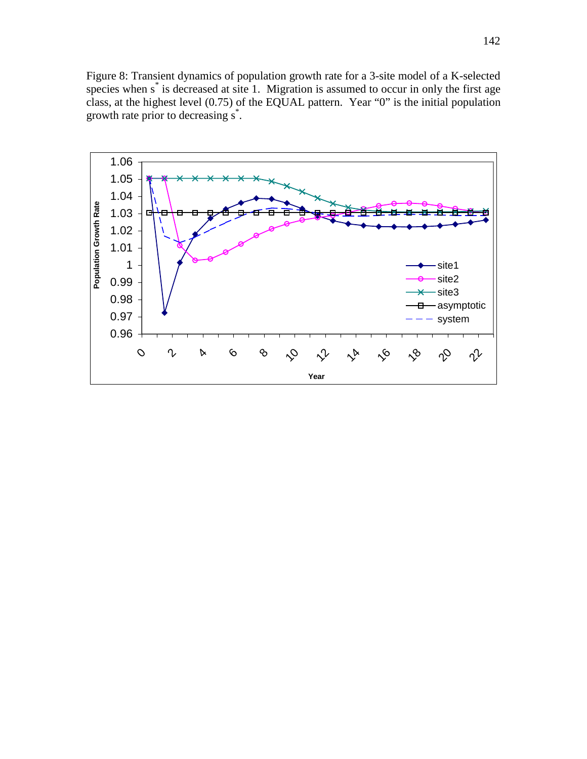Figure 8: Transient dynamics of population growth rate for a 3-site model of a K-selected species when $s^*$ is decreased at site 1. Migration is assumed to occur in only the first age class, at the highest level (0.75) of the EQUAL pattern. Year "0" is the initial population growth rate prior to decreasing $s^*$.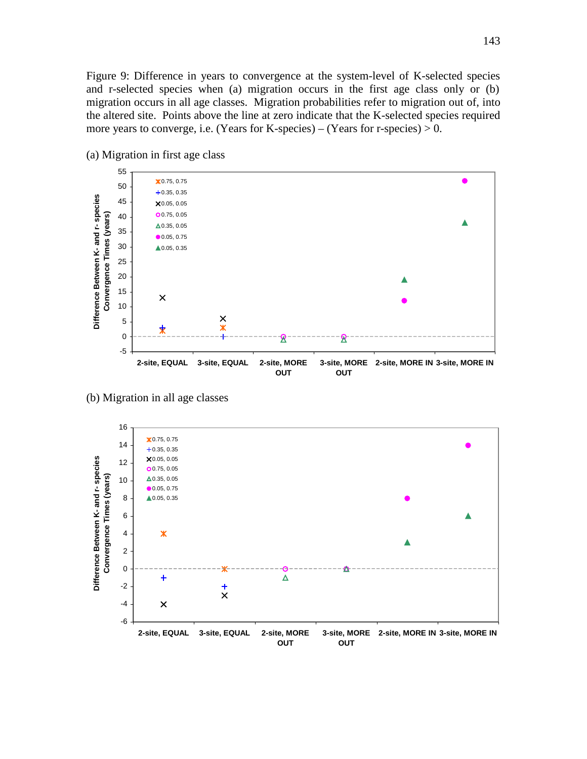Figure 9: Difference in years to convergence at the system-level of K-selected species and r-selected species when (a) migration occurs in the first age class only or (b) migration occurs in all age classes. Migration probabilities refer to migration out of, into the altered site. Points above the line at zero indicate that the K-selected species required more years to converge, i.e. (Years for K-species) – (Years for r-species) > 0.

(a) Migration in first age class

(b) Migration in all age classes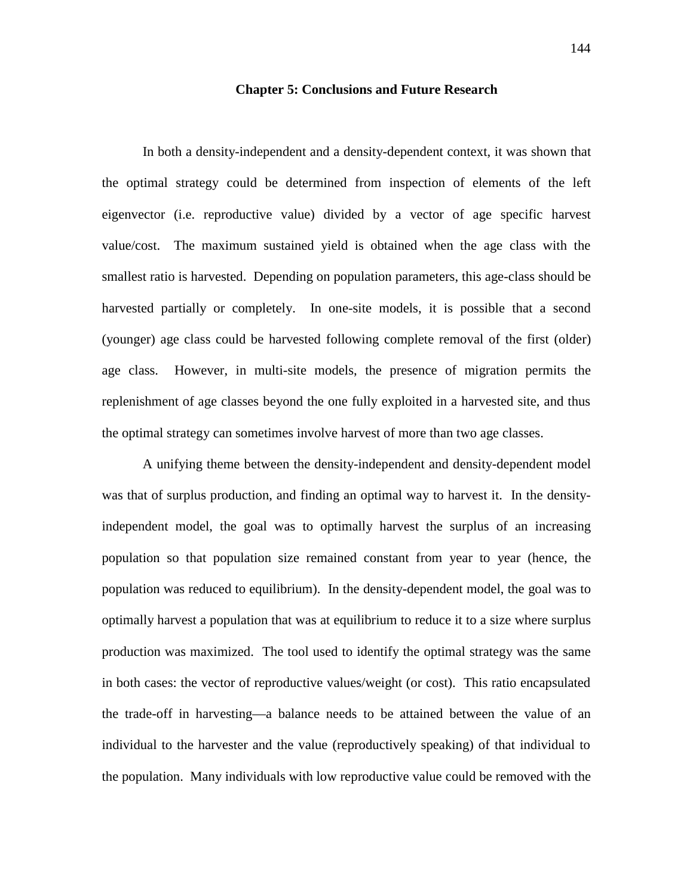# Chapter 5: Conclusions and Future Research

In both a density-independent and a density-dependent context, it was shown that the optimal strategy could be determined from inspection of elements of the left eigenvector (i.e. reproductive value) divided by a vector of age specific harvest value/cost. The maximum sustained yield is obtained when the age class with the smallest ratio is harvested. Depending on population parameters, this age-class should be harvested partially or completely. In one-site models, it is possible that a second (younger) age class could be harvested following complete removal of the first (older) age class. However, in multi-site models, the presence of migration permits the replenishment of age classes beyond the one fully exploited in a harvested site, and thus the optimal strategy can sometimes involve harvest of more than two age classes.

A unifying theme between the density-independent and density-dependent model was that of surplus production, and finding an optimal way to harvest it. In the density-independent model, the goal was to optimally harvest the surplus of an increasing population so that population size remained constant from year to year (hence, the population was reduced to equilibrium). In the density-dependent model, the goal was to optimally harvest a population that was at equilibrium to reduce it to a size where surplus production was maximized. The tool used to identify the optimal strategy was the same in both cases: the vector of reproductive values/weight (or cost). This ratio encapsulated the trade-off in harvesting—a balance needs to be attained between the value of an individual to the harvester and the value (reproductively speaking) of that individual to the population. Many individuals with low reproductive value could be removed with the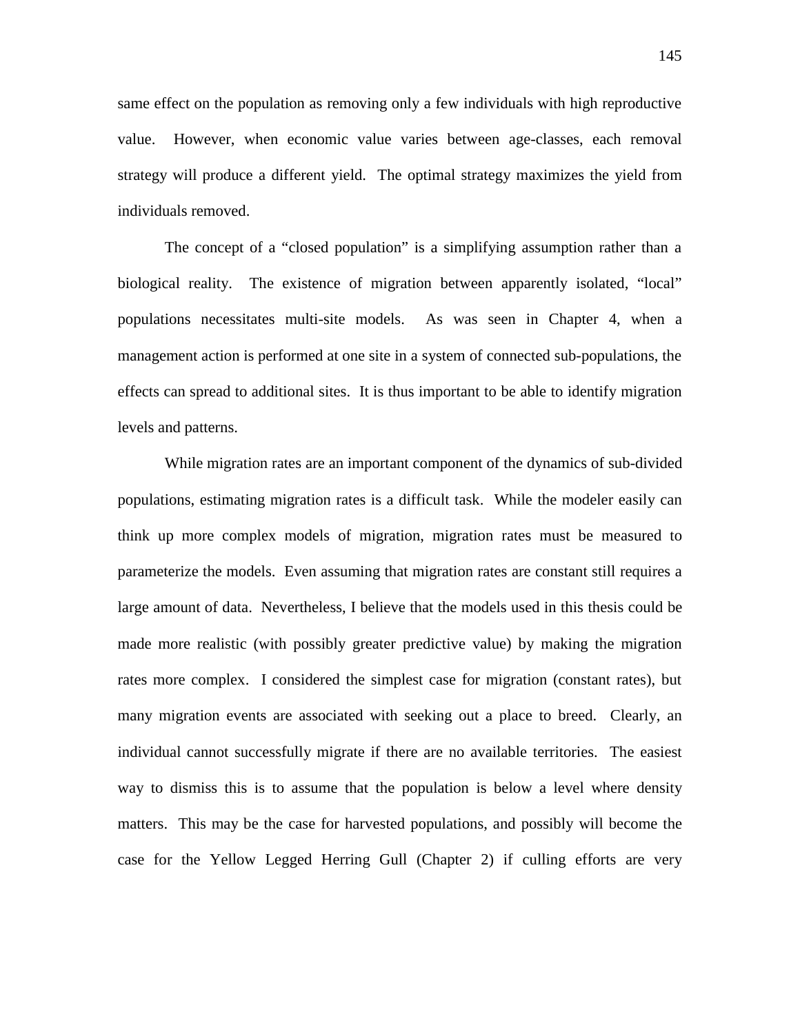same effect on the population as removing only a few individuals with high reproductive value. However, when economic value varies between age-classes, each removal strategy will produce a different yield. The optimal strategy maximizes the yield from individuals removed.

The concept of a "closed population" is a simplifying assumption rather than a biological reality. The existence of migration between apparently isolated, "local" populations necessitates multi-site models. As was seen in Chapter 4, when a management action is performed at one site in a system of connected sub-populations, the effects can spread to additional sites. It is thus important to be able to identify migration levels and patterns.

While migration rates are an important component of the dynamics of sub-divided populations, estimating migration rates is a difficult task. While the modeler easily can think up more complex models of migration, migration rates must be measured to parameterize the models. Even assuming that migration rates are constant still requires a large amount of data. Nevertheless, I believe that the models used in this thesis could be made more realistic (with possibly greater predictive value) by making the migration rates more complex. I considered the simplest case for migration (constant rates), but many migration events are associated with seeking out a place to breed. Clearly, an individual cannot successfully migrate if there are no available territories. The easiest way to dismiss this is to assume that the population is below a level where density matters. This may be the case for harvested populations, and possibly will become the case for the Yellow Legged Herring Gull (Chapter 2) if culling efforts are very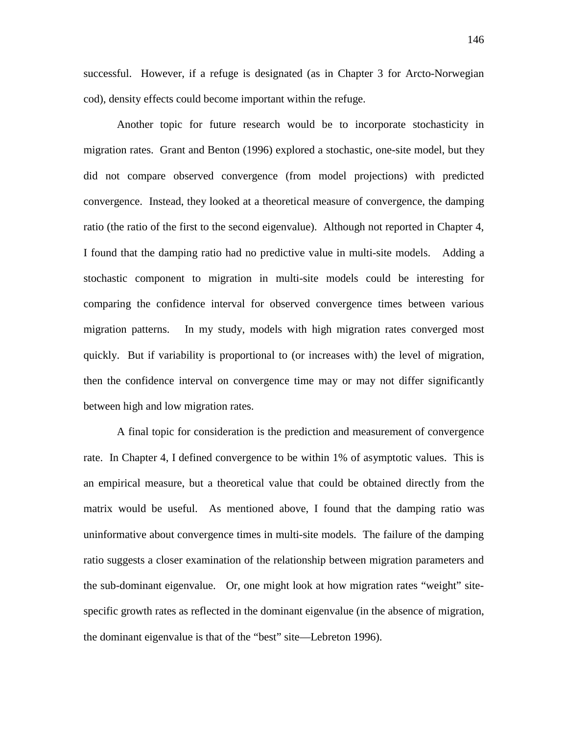successful. However, if a refuge is designated (as in Chapter 3 for Arcto-Norwegian cod), density effects could become important within the refuge.

Another topic for future research would be to incorporate stochasticity in migration rates. Grant and Benton (1996) explored a stochastic, one-site model, but they did not compare observed convergence (from model projections) with predicted convergence. Instead, they looked at a theoretical measure of convergence, the damping ratio (the ratio of the first to the second eigenvalue). Although not reported in Chapter 4, I found that the damping ratio had no predictive value in multi-site models. Adding a stochastic component to migration in multi-site models could be interesting for comparing the confidence interval for observed convergence times between various migration patterns. In my study, models with high migration rates converged most quickly. But if variability is proportional to (or increases with) the level of migration, then the confidence interval on convergence time may or may not differ significantly between high and low migration rates.

A final topic for consideration is the prediction and measurement of convergence rate. In Chapter 4, I defined convergence to be within 1% of asymptotic values. This is an empirical measure, but a theoretical value that could be obtained directly from the matrix would be useful. As mentioned above, I found that the damping ratio was uninformative about convergence times in multi-site models. The failure of the damping ratio suggests a closer examination of the relationship between migration parameters and the sub-dominant eigenvalue. Or, one might look at how migration rates "weight" site-specific growth rates as reflected in the dominant eigenvalue (in the absence of migration, the dominant eigenvalue is that of the "best" site—Lebreton 1996).